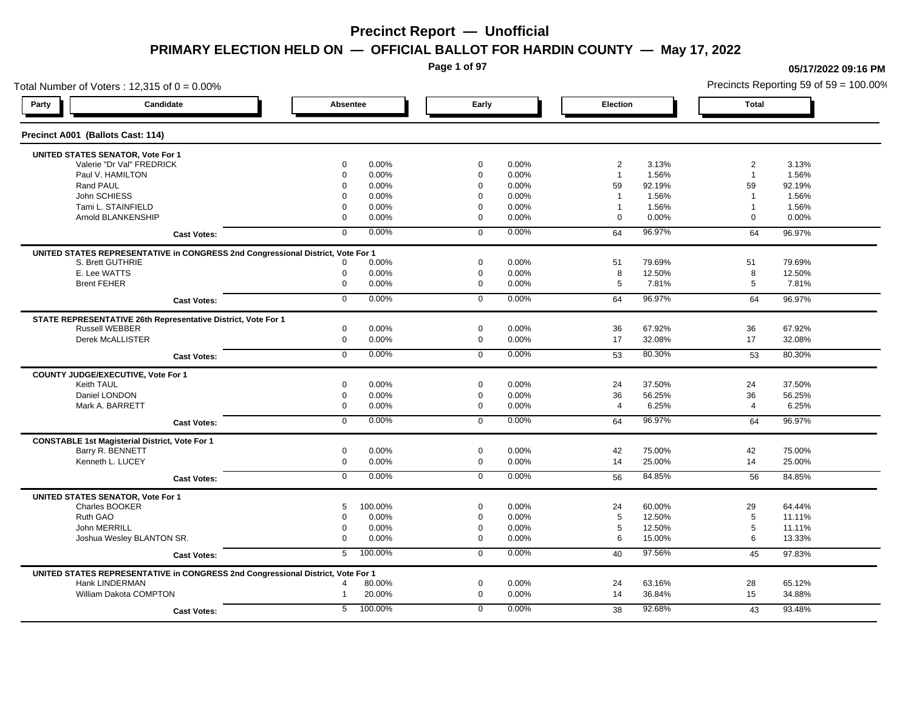# Precinct Report — Unofficial

## PRIMARY ELECTION HELD ON — OFFICIAL BALLOT FOR HARDIN COUNTY — May 17, 2022

05/17/2022 09:16 PM

Total Number of Voters : 12,315 of 0 = 0.00%

Precincts Reporting 59 of 59 = 100.00%

### Precinct A001 (Ballots Cast: 114)

| Party | Candidate | Absentee | | Early | | Election | | Total | |
|---|---|---|---|---|---|---|---|---|---|
| **UNITED STATES SENATOR, Vote For 1** | | | | | | | | | |
| | Valerie "Dr Val" FREDRICK | 0 | 0.00% | 0 | 0.00% | 2 | 3.13% | 2 | 3.13% |
| | Paul V. HAMILTON | 0 | 0.00% | 0 | 0.00% | 1 | 1.56% | 1 | 1.56% |
| | Rand PAUL | 0 | 0.00% | 0 | 0.00% | 59 | 92.19% | 59 | 92.19% |
| | John SCHIESS | 0 | 0.00% | 0 | 0.00% | 1 | 1.56% | 1 | 1.56% |
| | Tami L. STAINFIELD | 0 | 0.00% | 0 | 0.00% | 1 | 1.56% | 1 | 1.56% |
| | Arnold BLANKENSHIP | 0 | 0.00% | 0 | 0.00% | 0 | 0.00% | 0 | 0.00% |
| | **Cast Votes:** | 0 | 0.00% | 0 | 0.00% | 64 | 96.97% | 64 | 96.97% |
| **UNITED STATES REPRESENTATIVE in CONGRESS 2nd Congressional District, Vote For 1** | | | | | | | | | |
| | S. Brett GUTHRIE | 0 | 0.00% | 0 | 0.00% | 51 | 79.69% | 51 | 79.69% |
| | E. Lee WATTS | 0 | 0.00% | 0 | 0.00% | 8 | 12.50% | 8 | 12.50% |
| | Brent FEHER | 0 | 0.00% | 0 | 0.00% | 5 | 7.81% | 5 | 7.81% |
| | **Cast Votes:** | 0 | 0.00% | 0 | 0.00% | 64 | 96.97% | 64 | 96.97% |
| **STATE REPRESENTATIVE 26th Representative District, Vote For 1** | | | | | | | | | |
| | Russell WEBBER | 0 | 0.00% | 0 | 0.00% | 36 | 67.92% | 36 | 67.92% |
| | Derek McALLISTER | 0 | 0.00% | 0 | 0.00% | 17 | 32.08% | 17 | 32.08% |
| | **Cast Votes:** | 0 | 0.00% | 0 | 0.00% | 53 | 80.30% | 53 | 80.30% |
| **COUNTY JUDGE/EXECUTIVE, Vote For 1** | | | | | | | | | |
| | Keith TAUL | 0 | 0.00% | 0 | 0.00% | 24 | 37.50% | 24 | 37.50% |
| | Daniel LONDON | 0 | 0.00% | 0 | 0.00% | 36 | 56.25% | 36 | 56.25% |
| | Mark A. BARRETT | 0 | 0.00% | 0 | 0.00% | 4 | 6.25% | 4 | 6.25% |
| | **Cast Votes:** | 0 | 0.00% | 0 | 0.00% | 64 | 96.97% | 64 | 96.97% |
| **CONSTABLE 1st Magisterial District, Vote For 1** | | | | | | | | | |
| | Barry R. BENNETT | 0 | 0.00% | 0 | 0.00% | 42 | 75.00% | 42 | 75.00% |
| | Kenneth L. LUCEY | 0 | 0.00% | 0 | 0.00% | 14 | 25.00% | 14 | 25.00% |
| | **Cast Votes:** | 0 | 0.00% | 0 | 0.00% | 56 | 84.85% | 56 | 84.85% |
| **UNITED STATES SENATOR, Vote For 1** | | | | | | | | | |
| | Charles BOOKER | 5 | 100.00% | 0 | 0.00% | 24 | 60.00% | 29 | 64.44% |
| | Ruth GAO | 0 | 0.00% | 0 | 0.00% | 5 | 12.50% | 5 | 11.11% |
| | John MERRILL | 0 | 0.00% | 0 | 0.00% | 5 | 12.50% | 5 | 11.11% |
| | Joshua Wesley BLANTON SR. | 0 | 0.00% | 0 | 0.00% | 6 | 15.00% | 6 | 13.33% |
| | **Cast Votes:** | 5 | 100.00% | 0 | 0.00% | 40 | 97.56% | 45 | 97.83% |
| **UNITED STATES REPRESENTATIVE in CONGRESS 2nd Congressional District, Vote For 1** | | | | | | | | | |
| | Hank LINDERMAN | 4 | 80.00% | 0 | 0.00% | 24 | 63.16% | 28 | 65.12% |
| | William Dakota COMPTON | 1 | 20.00% | 0 | 0.00% | 14 | 36.84% | 15 | 34.88% |
| | **Cast Votes:** | 5 | 100.00% | 0 | 0.00% | 38 | 92.68% | 43 | 93.48% |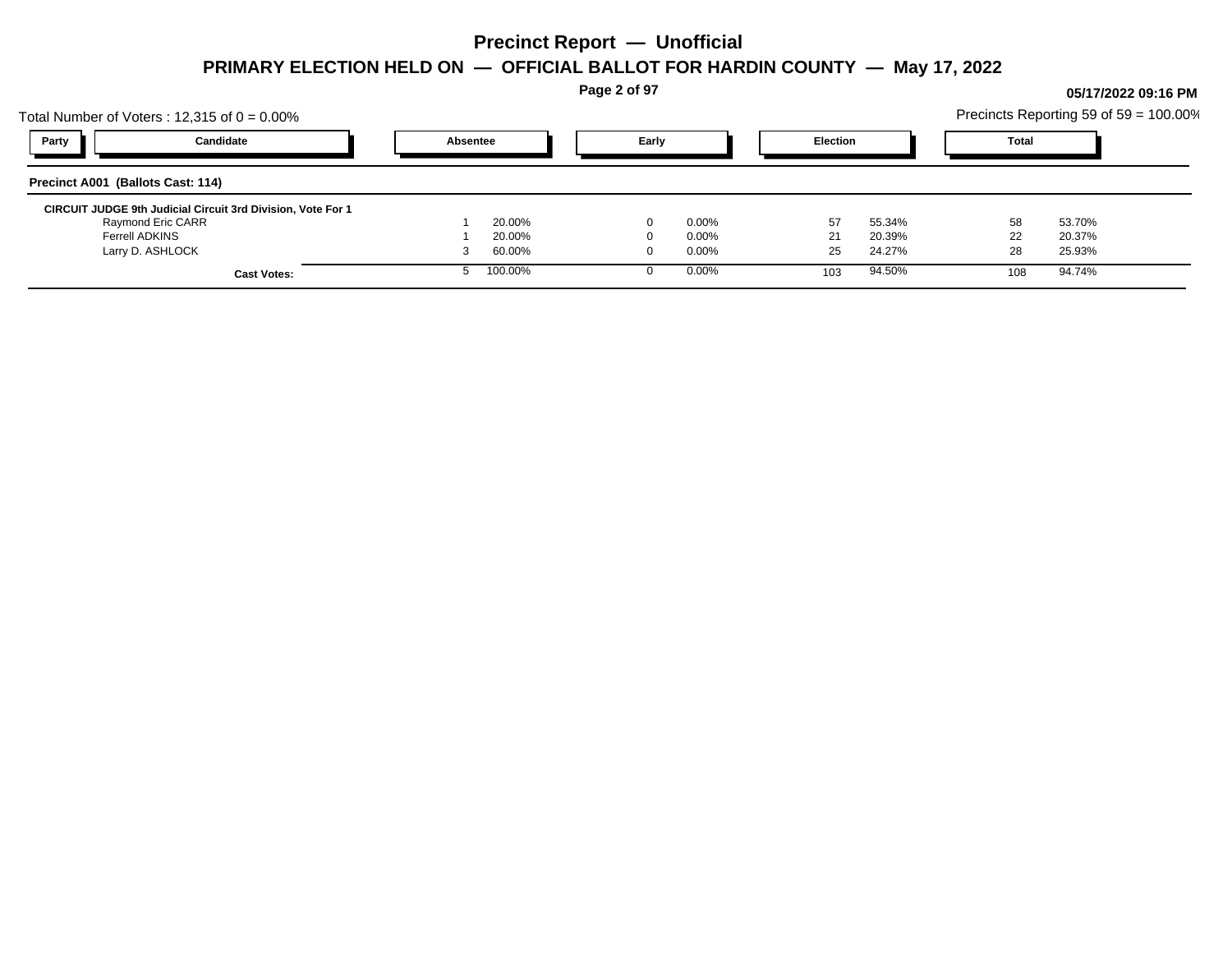# Precinct Report — Unofficial

## PRIMARY ELECTION HELD ON — OFFICIAL BALLOT FOR HARDIN COUNTY — May 17, 2022

**05/17/2022 09:16 PM**

Total Number of Voters : 12,315 of 0 = 0.00%

Precincts Reporting 59 of 59 = 100.00%

| Party | Candidate | Absentee | | Early | | Election | | Total | |
|---|---|---|---|---|---|---|---|---|---|
| **Precinct A001 (Ballots Cast: 114)** | | | | | | | | | |
| **CIRCUIT JUDGE 9th Judicial Circuit 3rd Division, Vote For 1** | | | | | | | | | |
| | Raymond Eric CARR | 1 | 20.00% | 0 | 0.00% | 57 | 55.34% | 58 | 53.70% |
| | Ferrell ADKINS | 1 | 20.00% | 0 | 0.00% | 21 | 20.39% | 22 | 20.37% |
| | Larry D. ASHLOCK | 3 | 60.00% | 0 | 0.00% | 25 | 24.27% | 28 | 25.93% |
| | **Cast Votes:** | 5 | 100.00% | 0 | 0.00% | 103 | 94.50% | 108 | 94.74% |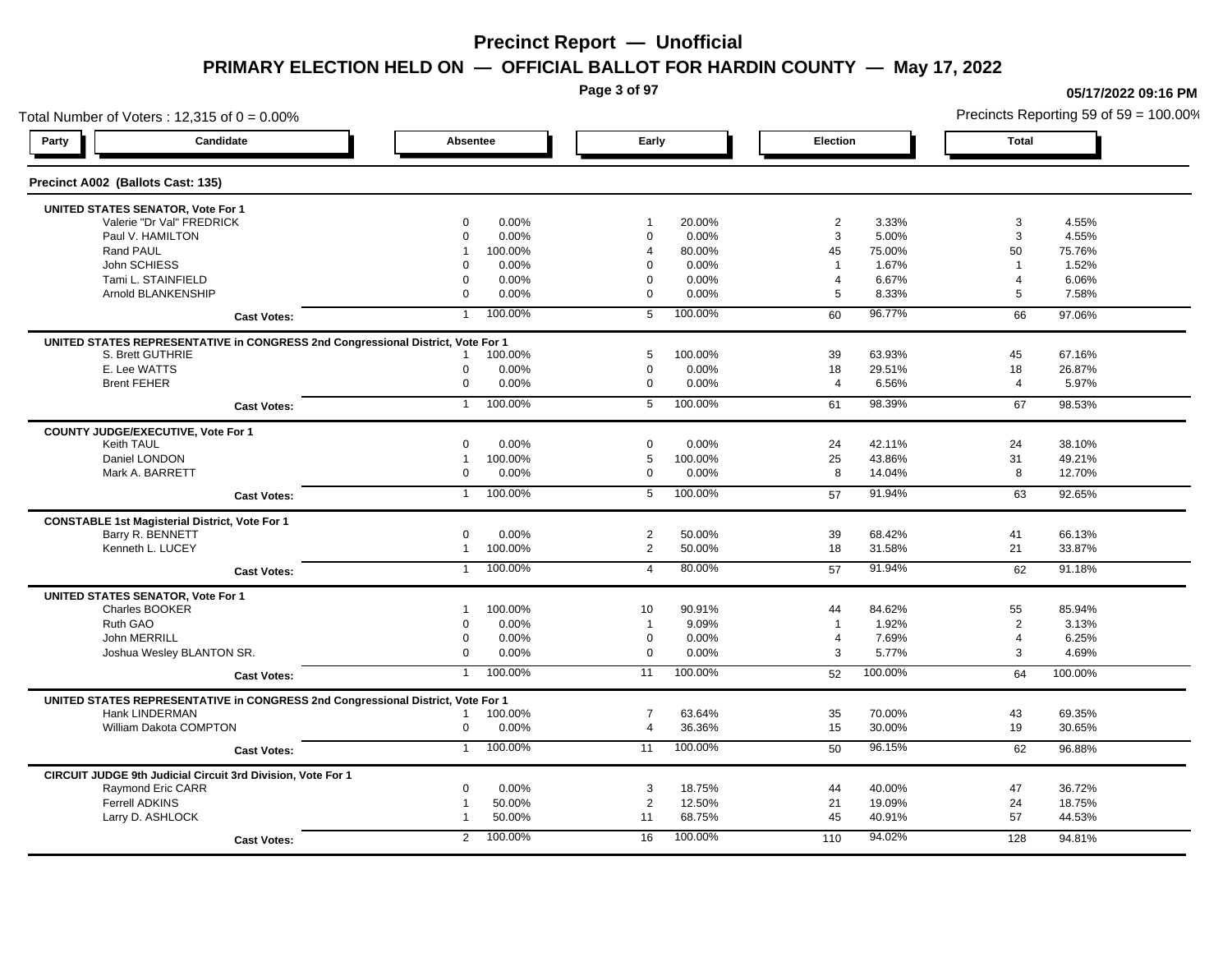# Precinct Report — Unofficial

## PRIMARY ELECTION HELD ON — OFFICIAL BALLOT FOR HARDIN COUNTY — May 17, 2022

05/17/2022 09:16 PM

Total Number of Voters : 12,315 of 0 = 0.00%

Precincts Reporting 59 of 59 = 100.00%

### Precinct A002 (Ballots Cast: 135)

| Party | Candidate | Absentee | | Early | | Election | | Total | |
|---|---|---|---|---|---|---|---|---|---|
| | **UNITED STATES SENATOR, Vote For 1** | | | | | | | | |
| | Valerie "Dr Val" FREDRICK | 0 | 0.00% | 1 | 20.00% | 2 | 3.33% | 3 | 4.55% |
| | Paul V. HAMILTON | 0 | 0.00% | 0 | 0.00% | 3 | 5.00% | 3 | 4.55% |
| | Rand PAUL | 1 | 100.00% | 4 | 80.00% | 45 | 75.00% | 50 | 75.76% |
| | John SCHIESS | 0 | 0.00% | 0 | 0.00% | 1 | 1.67% | 1 | 1.52% |
| | Tami L. STAINFIELD | 0 | 0.00% | 0 | 0.00% | 4 | 6.67% | 4 | 6.06% |
| | Arnold BLANKENSHIP | 0 | 0.00% | 0 | 0.00% | 5 | 8.33% | 5 | 7.58% |
| | **Cast Votes:** | 1 | 100.00% | 5 | 100.00% | 60 | 96.77% | 66 | 97.06% |
| | **UNITED STATES REPRESENTATIVE in CONGRESS 2nd Congressional District, Vote For 1** | | | | | | | | |
| | S. Brett GUTHRIE | 1 | 100.00% | 5 | 100.00% | 39 | 63.93% | 45 | 67.16% |
| | E. Lee WATTS | 0 | 0.00% | 0 | 0.00% | 18 | 29.51% | 18 | 26.87% |
| | Brent FEHER | 0 | 0.00% | 0 | 0.00% | 4 | 6.56% | 4 | 5.97% |
| | **Cast Votes:** | 1 | 100.00% | 5 | 100.00% | 61 | 98.39% | 67 | 98.53% |
| | **COUNTY JUDGE/EXECUTIVE, Vote For 1** | | | | | | | | |
| | Keith TAUL | 0 | 0.00% | 0 | 0.00% | 24 | 42.11% | 24 | 38.10% |
| | Daniel LONDON | 1 | 100.00% | 5 | 100.00% | 25 | 43.86% | 31 | 49.21% |
| | Mark A. BARRETT | 0 | 0.00% | 0 | 0.00% | 8 | 14.04% | 8 | 12.70% |
| | **Cast Votes:** | 1 | 100.00% | 5 | 100.00% | 57 | 91.94% | 63 | 92.65% |
| | **CONSTABLE 1st Magisterial District, Vote For 1** | | | | | | | | |
| | Barry R. BENNETT | 0 | 0.00% | 2 | 50.00% | 39 | 68.42% | 41 | 66.13% |
| | Kenneth L. LUCEY | 1 | 100.00% | 2 | 50.00% | 18 | 31.58% | 21 | 33.87% |
| | **Cast Votes:** | 1 | 100.00% | 4 | 80.00% | 57 | 91.94% | 62 | 91.18% |
| | **UNITED STATES SENATOR, Vote For 1** | | | | | | | | |
| | Charles BOOKER | 1 | 100.00% | 10 | 90.91% | 44 | 84.62% | 55 | 85.94% |
| | Ruth GAO | 0 | 0.00% | 1 | 9.09% | 1 | 1.92% | 2 | 3.13% |
| | John MERRILL | 0 | 0.00% | 0 | 0.00% | 4 | 7.69% | 4 | 6.25% |
| | Joshua Wesley BLANTON SR. | 0 | 0.00% | 0 | 0.00% | 3 | 5.77% | 3 | 4.69% |
| | **Cast Votes:** | 1 | 100.00% | 11 | 100.00% | 52 | 100.00% | 64 | 100.00% |
| | **UNITED STATES REPRESENTATIVE in CONGRESS 2nd Congressional District, Vote For 1** | | | | | | | | |
| | Hank LINDERMAN | 1 | 100.00% | 7 | 63.64% | 35 | 70.00% | 43 | 69.35% |
| | William Dakota COMPTON | 0 | 0.00% | 4 | 36.36% | 15 | 30.00% | 19 | 30.65% |
| | **Cast Votes:** | 1 | 100.00% | 11 | 100.00% | 50 | 96.15% | 62 | 96.88% |
| | **CIRCUIT JUDGE 9th Judicial Circuit 3rd Division, Vote For 1** | | | | | | | | |
| | Raymond Eric CARR | 0 | 0.00% | 3 | 18.75% | 44 | 40.00% | 47 | 36.72% |
| | Ferrell ADKINS | 1 | 50.00% | 2 | 12.50% | 21 | 19.09% | 24 | 18.75% |
| | Larry D. ASHLOCK | 1 | 50.00% | 11 | 68.75% | 45 | 40.91% | 57 | 44.53% |
| | **Cast Votes:** | 2 | 100.00% | 16 | 100.00% | 110 | 94.02% | 128 | 94.81% |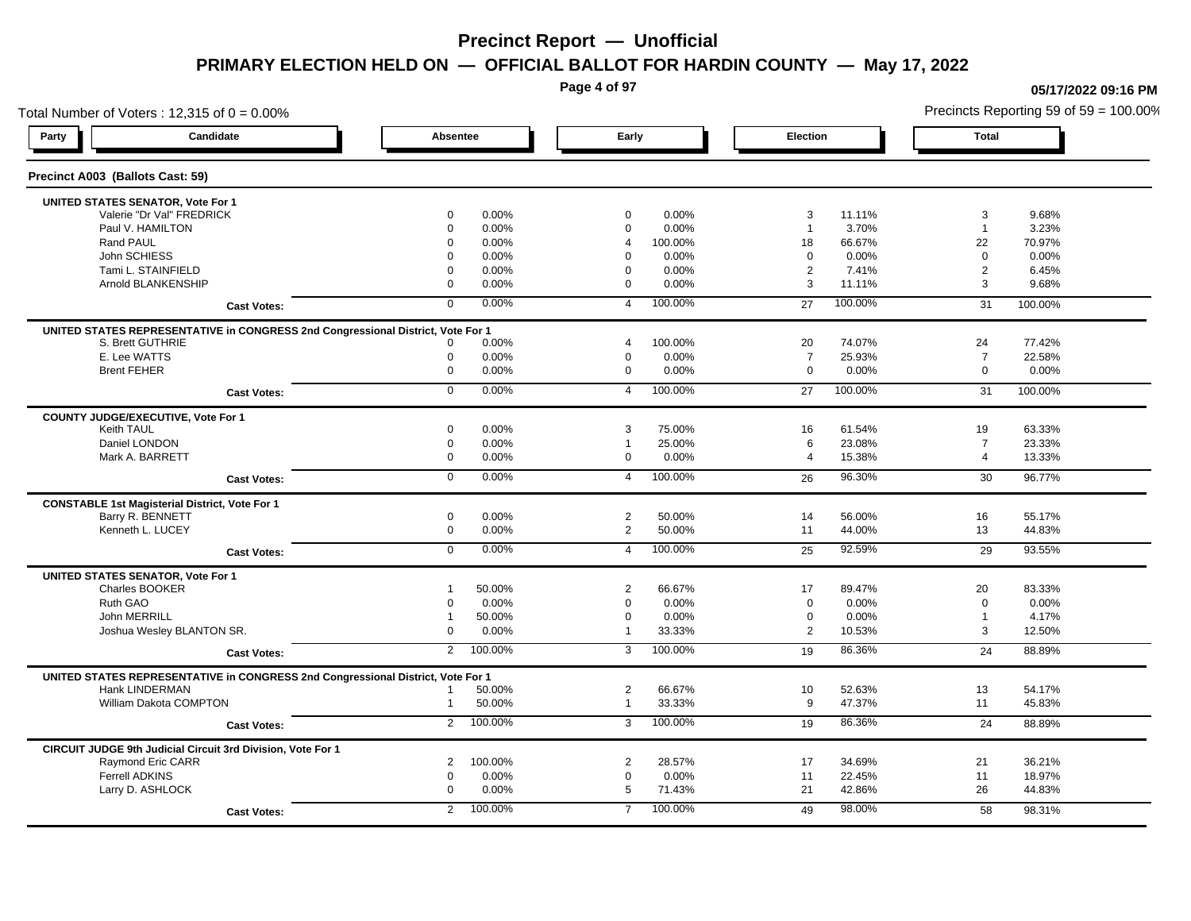# Precinct Report — Unofficial

## PRIMARY ELECTION HELD ON — OFFICIAL BALLOT FOR HARDIN COUNTY — May 17, 2022

05/17/2022 09:16 PM

Total Number of Voters : 12,315 of 0 = 0.00%

Precincts Reporting 59 of 59 = 100.00%

### Precinct A003 (Ballots Cast: 59)

| Party | Candidate | Absentee | | Early | | Election | | Total | |
|---|---|---|---|---|---|---|---|---|---|
| | **UNITED STATES SENATOR, Vote For 1** | | | | | | | | |
| | Valerie "Dr Val" FREDRICK | 0 | 0.00% | 0 | 0.00% | 3 | 11.11% | 3 | 9.68% |
| | Paul V. HAMILTON | 0 | 0.00% | 0 | 0.00% | 1 | 3.70% | 1 | 3.23% |
| | Rand PAUL | 0 | 0.00% | 4 | 100.00% | 18 | 66.67% | 22 | 70.97% |
| | John SCHIESS | 0 | 0.00% | 0 | 0.00% | 0 | 0.00% | 0 | 0.00% |
| | Tami L. STAINFIELD | 0 | 0.00% | 0 | 0.00% | 2 | 7.41% | 2 | 6.45% |
| | Arnold BLANKENSHIP | 0 | 0.00% | 0 | 0.00% | 3 | 11.11% | 3 | 9.68% |
| | **Cast Votes:** | 0 | 0.00% | 4 | 100.00% | 27 | 100.00% | 31 | 100.00% |
| | **UNITED STATES REPRESENTATIVE in CONGRESS 2nd Congressional District, Vote For 1** | | | | | | | | |
| | S. Brett GUTHRIE | 0 | 0.00% | 4 | 100.00% | 20 | 74.07% | 24 | 77.42% |
| | E. Lee WATTS | 0 | 0.00% | 0 | 0.00% | 7 | 25.93% | 7 | 22.58% |
| | Brent FEHER | 0 | 0.00% | 0 | 0.00% | 0 | 0.00% | 0 | 0.00% |
| | **Cast Votes:** | 0 | 0.00% | 4 | 100.00% | 27 | 100.00% | 31 | 100.00% |
| | **COUNTY JUDGE/EXECUTIVE, Vote For 1** | | | | | | | | |
| | Keith TAUL | 0 | 0.00% | 3 | 75.00% | 16 | 61.54% | 19 | 63.33% |
| | Daniel LONDON | 0 | 0.00% | 1 | 25.00% | 6 | 23.08% | 7 | 23.33% |
| | Mark A. BARRETT | 0 | 0.00% | 0 | 0.00% | 4 | 15.38% | 4 | 13.33% |
| | **Cast Votes:** | 0 | 0.00% | 4 | 100.00% | 26 | 96.30% | 30 | 96.77% |
| | **CONSTABLE 1st Magisterial District, Vote For 1** | | | | | | | | |
| | Barry R. BENNETT | 0 | 0.00% | 2 | 50.00% | 14 | 56.00% | 16 | 55.17% |
| | Kenneth L. LUCEY | 0 | 0.00% | 2 | 50.00% | 11 | 44.00% | 13 | 44.83% |
| | **Cast Votes:** | 0 | 0.00% | 4 | 100.00% | 25 | 92.59% | 29 | 93.55% |
| | **UNITED STATES SENATOR, Vote For 1** | | | | | | | | |
| | Charles BOOKER | 1 | 50.00% | 2 | 66.67% | 17 | 89.47% | 20 | 83.33% |
| | Ruth GAO | 0 | 0.00% | 0 | 0.00% | 0 | 0.00% | 0 | 0.00% |
| | John MERRILL | 1 | 50.00% | 0 | 0.00% | 0 | 0.00% | 1 | 4.17% |
| | Joshua Wesley BLANTON SR. | 0 | 0.00% | 1 | 33.33% | 2 | 10.53% | 3 | 12.50% |
| | **Cast Votes:** | 2 | 100.00% | 3 | 100.00% | 19 | 86.36% | 24 | 88.89% |
| | **UNITED STATES REPRESENTATIVE in CONGRESS 2nd Congressional District, Vote For 1** | | | | | | | | |
| | Hank LINDERMAN | 1 | 50.00% | 2 | 66.67% | 10 | 52.63% | 13 | 54.17% |
| | William Dakota COMPTON | 1 | 50.00% | 1 | 33.33% | 9 | 47.37% | 11 | 45.83% |
| | **Cast Votes:** | 2 | 100.00% | 3 | 100.00% | 19 | 86.36% | 24 | 88.89% |
| | **CIRCUIT JUDGE 9th Judicial Circuit 3rd Division, Vote For 1** | | | | | | | | |
| | Raymond Eric CARR | 2 | 100.00% | 2 | 28.57% | 17 | 34.69% | 21 | 36.21% |
| | Ferrell ADKINS | 0 | 0.00% | 0 | 0.00% | 11 | 22.45% | 11 | 18.97% |
| | Larry D. ASHLOCK | 0 | 0.00% | 5 | 71.43% | 21 | 42.86% | 26 | 44.83% |
| | **Cast Votes:** | 2 | 100.00% | 7 | 100.00% | 49 | 98.00% | 58 | 98.31% |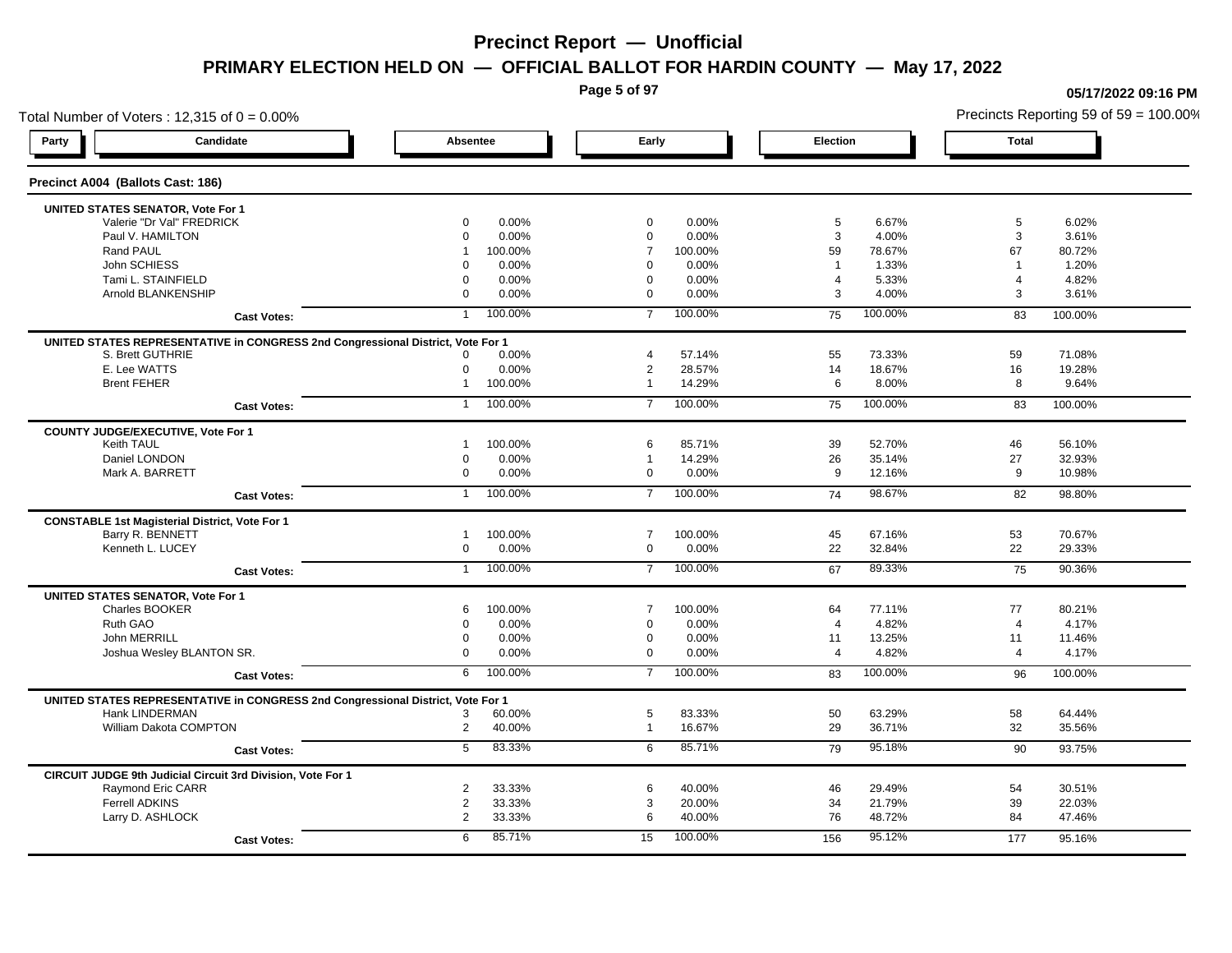# Precinct Report — Unofficial

## PRIMARY ELECTION HELD ON — OFFICIAL BALLOT FOR HARDIN COUNTY — May 17, 2022

05/17/2022 09:16 PM

Total Number of Voters : 12,315 of 0 = 0.00%

Precincts Reporting 59 of 59 = 100.00%

### Precinct A004 (Ballots Cast: 186)

| Party | Candidate | Absentee | | Early | | Election | | Total | |
|---|---|---|---|---|---|---|---|---|---|
| | **UNITED STATES SENATOR, Vote For 1** | | | | | | | | |
| | Valerie "Dr Val" FREDRICK | 0 | 0.00% | 0 | 0.00% | 5 | 6.67% | 5 | 6.02% |
| | Paul V. HAMILTON | 0 | 0.00% | 0 | 0.00% | 3 | 4.00% | 3 | 3.61% |
| | Rand PAUL | 1 | 100.00% | 7 | 100.00% | 59 | 78.67% | 67 | 80.72% |
| | John SCHIESS | 0 | 0.00% | 0 | 0.00% | 1 | 1.33% | 1 | 1.20% |
| | Tami L. STAINFIELD | 0 | 0.00% | 0 | 0.00% | 4 | 5.33% | 4 | 4.82% |
| | Arnold BLANKENSHIP | 0 | 0.00% | 0 | 0.00% | 3 | 4.00% | 3 | 3.61% |
| | **Cast Votes:** | 1 | 100.00% | 7 | 100.00% | 75 | 100.00% | 83 | 100.00% |
| | **UNITED STATES REPRESENTATIVE in CONGRESS 2nd Congressional District, Vote For 1** | | | | | | | | |
| | S. Brett GUTHRIE | 0 | 0.00% | 4 | 57.14% | 55 | 73.33% | 59 | 71.08% |
| | E. Lee WATTS | 0 | 0.00% | 2 | 28.57% | 14 | 18.67% | 16 | 19.28% |
| | Brent FEHER | 1 | 100.00% | 1 | 14.29% | 6 | 8.00% | 8 | 9.64% |
| | **Cast Votes:** | 1 | 100.00% | 7 | 100.00% | 75 | 100.00% | 83 | 100.00% |
| | **COUNTY JUDGE/EXECUTIVE, Vote For 1** | | | | | | | | |
| | Keith TAUL | 1 | 100.00% | 6 | 85.71% | 39 | 52.70% | 46 | 56.10% |
| | Daniel LONDON | 0 | 0.00% | 1 | 14.29% | 26 | 35.14% | 27 | 32.93% |
| | Mark A. BARRETT | 0 | 0.00% | 0 | 0.00% | 9 | 12.16% | 9 | 10.98% |
| | **Cast Votes:** | 1 | 100.00% | 7 | 100.00% | 74 | 98.67% | 82 | 98.80% |
| | **CONSTABLE 1st Magisterial District, Vote For 1** | | | | | | | | |
| | Barry R. BENNETT | 1 | 100.00% | 7 | 100.00% | 45 | 67.16% | 53 | 70.67% |
| | Kenneth L. LUCEY | 0 | 0.00% | 0 | 0.00% | 22 | 32.84% | 22 | 29.33% |
| | **Cast Votes:** | 1 | 100.00% | 7 | 100.00% | 67 | 89.33% | 75 | 90.36% |
| | **UNITED STATES SENATOR, Vote For 1** | | | | | | | | |
| | Charles BOOKER | 6 | 100.00% | 7 | 100.00% | 64 | 77.11% | 77 | 80.21% |
| | Ruth GAO | 0 | 0.00% | 0 | 0.00% | 4 | 4.82% | 4 | 4.17% |
| | John MERRILL | 0 | 0.00% | 0 | 0.00% | 11 | 13.25% | 11 | 11.46% |
| | Joshua Wesley BLANTON SR. | 0 | 0.00% | 0 | 0.00% | 4 | 4.82% | 4 | 4.17% |
| | **Cast Votes:** | 6 | 100.00% | 7 | 100.00% | 83 | 100.00% | 96 | 100.00% |
| | **UNITED STATES REPRESENTATIVE in CONGRESS 2nd Congressional District, Vote For 1** | | | | | | | | |
| | Hank LINDERMAN | 3 | 60.00% | 5 | 83.33% | 50 | 63.29% | 58 | 64.44% |
| | William Dakota COMPTON | 2 | 40.00% | 1 | 16.67% | 29 | 36.71% | 32 | 35.56% |
| | **Cast Votes:** | 5 | 83.33% | 6 | 85.71% | 79 | 95.18% | 90 | 93.75% |
| | **CIRCUIT JUDGE 9th Judicial Circuit 3rd Division, Vote For 1** | | | | | | | | |
| | Raymond Eric CARR | 2 | 33.33% | 6 | 40.00% | 46 | 29.49% | 54 | 30.51% |
| | Ferrell ADKINS | 2 | 33.33% | 3 | 20.00% | 34 | 21.79% | 39 | 22.03% |
| | Larry D. ASHLOCK | 2 | 33.33% | 6 | 40.00% | 76 | 48.72% | 84 | 47.46% |
| | **Cast Votes:** | 6 | 85.71% | 15 | 100.00% | 156 | 95.12% | 177 | 95.16% |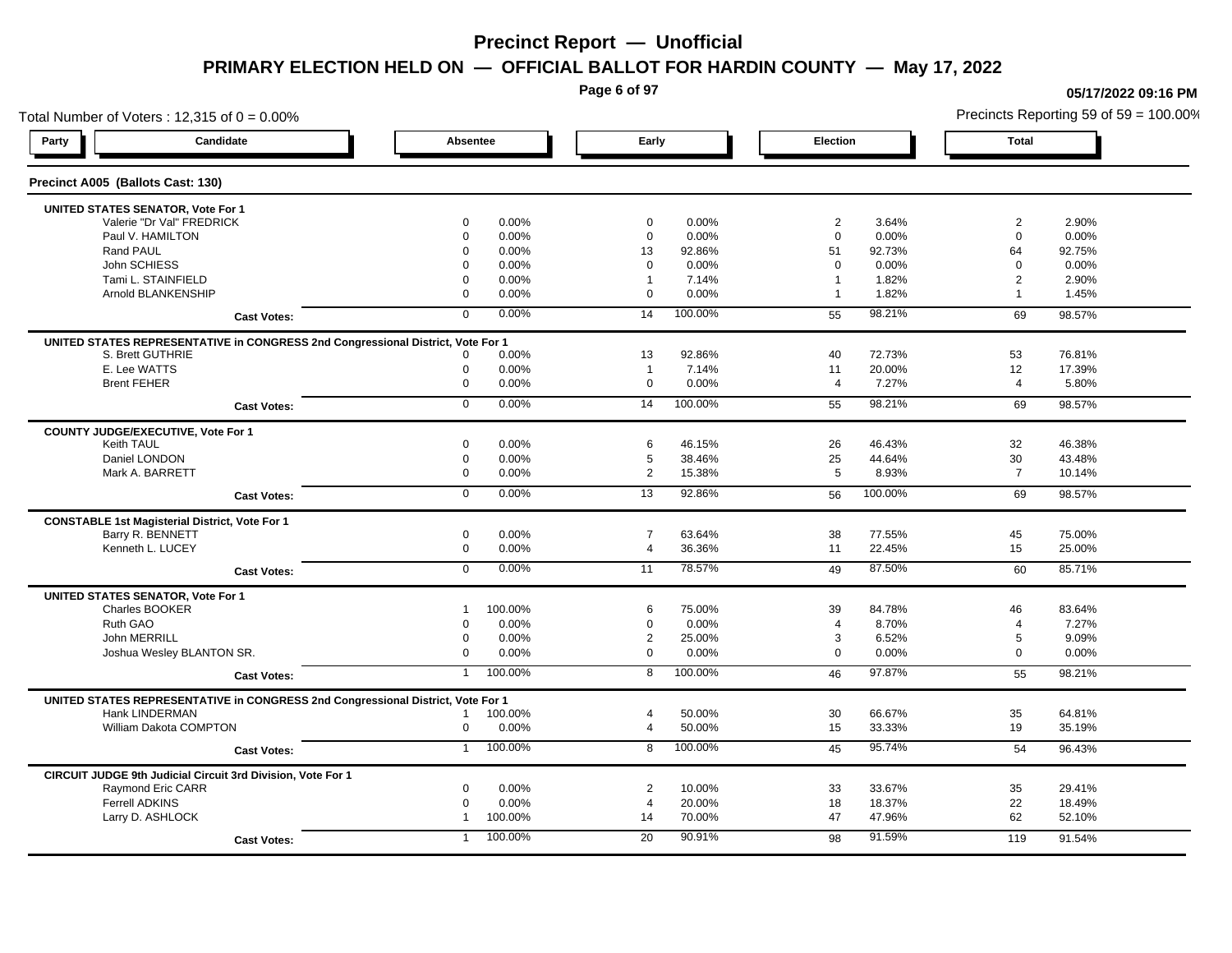# Precinct Report — Unofficial

## PRIMARY ELECTION HELD ON — OFFICIAL BALLOT FOR HARDIN COUNTY — May 17, 2022

05/17/2022 09:16 PM

Total Number of Voters : 12,315 of 0 = 0.00%

Precincts Reporting 59 of 59 = 100.00%

### Precinct A005 (Ballots Cast: 130)

| Party | Candidate | Absentee | | Early | | Election | | Total | |
|---|---|---|---|---|---|---|---|---|---|
| | **UNITED STATES SENATOR, Vote For 1** | | | | | | | | |
| | Valerie "Dr Val" FREDRICK | 0 | 0.00% | 0 | 0.00% | 2 | 3.64% | 2 | 2.90% |
| | Paul V. HAMILTON | 0 | 0.00% | 0 | 0.00% | 0 | 0.00% | 0 | 0.00% |
| | Rand PAUL | 0 | 0.00% | 13 | 92.86% | 51 | 92.73% | 64 | 92.75% |
| | John SCHIESS | 0 | 0.00% | 0 | 0.00% | 0 | 0.00% | 0 | 0.00% |
| | Tami L. STAINFIELD | 0 | 0.00% | 1 | 7.14% | 1 | 1.82% | 2 | 2.90% |
| | Arnold BLANKENSHIP | 0 | 0.00% | 0 | 0.00% | 1 | 1.82% | 1 | 1.45% |
| | **Cast Votes:** | 0 | 0.00% | 14 | 100.00% | 55 | 98.21% | 69 | 98.57% |
| | **UNITED STATES REPRESENTATIVE in CONGRESS 2nd Congressional District, Vote For 1** | | | | | | | | |
| | S. Brett GUTHRIE | 0 | 0.00% | 13 | 92.86% | 40 | 72.73% | 53 | 76.81% |
| | E. Lee WATTS | 0 | 0.00% | 1 | 7.14% | 11 | 20.00% | 12 | 17.39% |
| | Brent FEHER | 0 | 0.00% | 0 | 0.00% | 4 | 7.27% | 4 | 5.80% |
| | **Cast Votes:** | 0 | 0.00% | 14 | 100.00% | 55 | 98.21% | 69 | 98.57% |
| | **COUNTY JUDGE/EXECUTIVE, Vote For 1** | | | | | | | | |
| | Keith TAUL | 0 | 0.00% | 6 | 46.15% | 26 | 46.43% | 32 | 46.38% |
| | Daniel LONDON | 0 | 0.00% | 5 | 38.46% | 25 | 44.64% | 30 | 43.48% |
| | Mark A. BARRETT | 0 | 0.00% | 2 | 15.38% | 5 | 8.93% | 7 | 10.14% |
| | **Cast Votes:** | 0 | 0.00% | 13 | 92.86% | 56 | 100.00% | 69 | 98.57% |
| | **CONSTABLE 1st Magisterial District, Vote For 1** | | | | | | | | |
| | Barry R. BENNETT | 0 | 0.00% | 7 | 63.64% | 38 | 77.55% | 45 | 75.00% |
| | Kenneth L. LUCEY | 0 | 0.00% | 4 | 36.36% | 11 | 22.45% | 15 | 25.00% |
| | **Cast Votes:** | 0 | 0.00% | 11 | 78.57% | 49 | 87.50% | 60 | 85.71% |
| | **UNITED STATES SENATOR, Vote For 1** | | | | | | | | |
| | Charles BOOKER | 1 | 100.00% | 6 | 75.00% | 39 | 84.78% | 46 | 83.64% |
| | Ruth GAO | 0 | 0.00% | 0 | 0.00% | 4 | 8.70% | 4 | 7.27% |
| | John MERRILL | 0 | 0.00% | 2 | 25.00% | 3 | 6.52% | 5 | 9.09% |
| | Joshua Wesley BLANTON SR. | 0 | 0.00% | 0 | 0.00% | 0 | 0.00% | 0 | 0.00% |
| | **Cast Votes:** | 1 | 100.00% | 8 | 100.00% | 46 | 97.87% | 55 | 98.21% |
| | **UNITED STATES REPRESENTATIVE in CONGRESS 2nd Congressional District, Vote For 1** | | | | | | | | |
| | Hank LINDERMAN | 1 | 100.00% | 4 | 50.00% | 30 | 66.67% | 35 | 64.81% |
| | William Dakota COMPTON | 0 | 0.00% | 4 | 50.00% | 15 | 33.33% | 19 | 35.19% |
| | **Cast Votes:** | 1 | 100.00% | 8 | 100.00% | 45 | 95.74% | 54 | 96.43% |
| | **CIRCUIT JUDGE 9th Judicial Circuit 3rd Division, Vote For 1** | | | | | | | | |
| | Raymond Eric CARR | 0 | 0.00% | 2 | 10.00% | 33 | 33.67% | 35 | 29.41% |
| | Ferrell ADKINS | 0 | 0.00% | 4 | 20.00% | 18 | 18.37% | 22 | 18.49% |
| | Larry D. ASHLOCK | 1 | 100.00% | 14 | 70.00% | 47 | 47.96% | 62 | 52.10% |
| | **Cast Votes:** | 1 | 100.00% | 20 | 90.91% | 98 | 91.59% | 119 | 91.54% |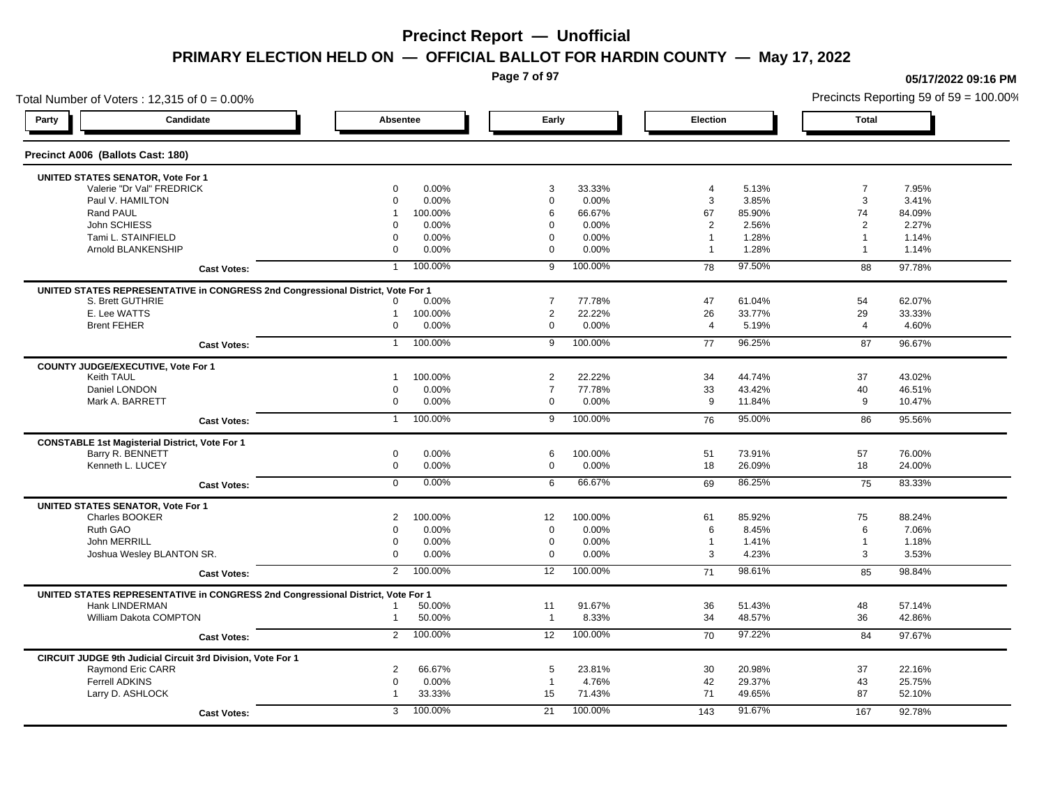# Precinct Report — Unofficial

## PRIMARY ELECTION HELD ON — OFFICIAL BALLOT FOR HARDIN COUNTY — May 17, 2022

05/17/2022 09:16 PM

Total Number of Voters : 12,315 of 0 = 0.00%

Precincts Reporting 59 of 59 = 100.00%

### Precinct A006 (Ballots Cast: 180)

| Party | Candidate | Absentee | | Early | | Election | | Total | |
|---|---|---|---|---|---|---|---|---|---|
| | **UNITED STATES SENATOR, Vote For 1** | | | | | | | | |
| | Valerie "Dr Val" FREDRICK | 0 | 0.00% | 3 | 33.33% | 4 | 5.13% | 7 | 7.95% |
| | Paul V. HAMILTON | 0 | 0.00% | 0 | 0.00% | 3 | 3.85% | 3 | 3.41% |
| | Rand PAUL | 1 | 100.00% | 6 | 66.67% | 67 | 85.90% | 74 | 84.09% |
| | John SCHIESS | 0 | 0.00% | 0 | 0.00% | 2 | 2.56% | 2 | 2.27% |
| | Tami L. STAINFIELD | 0 | 0.00% | 0 | 0.00% | 1 | 1.28% | 1 | 1.14% |
| | Arnold BLANKENSHIP | 0 | 0.00% | 0 | 0.00% | 1 | 1.28% | 1 | 1.14% |
| | **Cast Votes:** | 1 | 100.00% | 9 | 100.00% | 78 | 97.50% | 88 | 97.78% |
| | **UNITED STATES REPRESENTATIVE in CONGRESS 2nd Congressional District, Vote For 1** | | | | | | | | |
| | S. Brett GUTHRIE | 0 | 0.00% | 7 | 77.78% | 47 | 61.04% | 54 | 62.07% |
| | E. Lee WATTS | 1 | 100.00% | 2 | 22.22% | 26 | 33.77% | 29 | 33.33% |
| | Brent FEHER | 0 | 0.00% | 0 | 0.00% | 4 | 5.19% | 4 | 4.60% |
| | **Cast Votes:** | 1 | 100.00% | 9 | 100.00% | 77 | 96.25% | 87 | 96.67% |
| | **COUNTY JUDGE/EXECUTIVE, Vote For 1** | | | | | | | | |
| | Keith TAUL | 1 | 100.00% | 2 | 22.22% | 34 | 44.74% | 37 | 43.02% |
| | Daniel LONDON | 0 | 0.00% | 7 | 77.78% | 33 | 43.42% | 40 | 46.51% |
| | Mark A. BARRETT | 0 | 0.00% | 0 | 0.00% | 9 | 11.84% | 9 | 10.47% |
| | **Cast Votes:** | 1 | 100.00% | 9 | 100.00% | 76 | 95.00% | 86 | 95.56% |
| | **CONSTABLE 1st Magisterial District, Vote For 1** | | | | | | | | |
| | Barry R. BENNETT | 0 | 0.00% | 6 | 100.00% | 51 | 73.91% | 57 | 76.00% |
| | Kenneth L. LUCEY | 0 | 0.00% | 0 | 0.00% | 18 | 26.09% | 18 | 24.00% |
| | **Cast Votes:** | 0 | 0.00% | 6 | 66.67% | 69 | 86.25% | 75 | 83.33% |
| | **UNITED STATES SENATOR, Vote For 1** | | | | | | | | |
| | Charles BOOKER | 2 | 100.00% | 12 | 100.00% | 61 | 85.92% | 75 | 88.24% |
| | Ruth GAO | 0 | 0.00% | 0 | 0.00% | 6 | 8.45% | 6 | 7.06% |
| | John MERRILL | 0 | 0.00% | 0 | 0.00% | 1 | 1.41% | 1 | 1.18% |
| | Joshua Wesley BLANTON SR. | 0 | 0.00% | 0 | 0.00% | 3 | 4.23% | 3 | 3.53% |
| | **Cast Votes:** | 2 | 100.00% | 12 | 100.00% | 71 | 98.61% | 85 | 98.84% |
| | **UNITED STATES REPRESENTATIVE in CONGRESS 2nd Congressional District, Vote For 1** | | | | | | | | |
| | Hank LINDERMAN | 1 | 50.00% | 11 | 91.67% | 36 | 51.43% | 48 | 57.14% |
| | William Dakota COMPTON | 1 | 50.00% | 1 | 8.33% | 34 | 48.57% | 36 | 42.86% |
| | **Cast Votes:** | 2 | 100.00% | 12 | 100.00% | 70 | 97.22% | 84 | 97.67% |
| | **CIRCUIT JUDGE 9th Judicial Circuit 3rd Division, Vote For 1** | | | | | | | | |
| | Raymond Eric CARR | 2 | 66.67% | 5 | 23.81% | 30 | 20.98% | 37 | 22.16% |
| | Ferrell ADKINS | 0 | 0.00% | 1 | 4.76% | 42 | 29.37% | 43 | 25.75% |
| | Larry D. ASHLOCK | 1 | 33.33% | 15 | 71.43% | 71 | 49.65% | 87 | 52.10% |
| | **Cast Votes:** | 3 | 100.00% | 21 | 100.00% | 143 | 91.67% | 167 | 92.78% |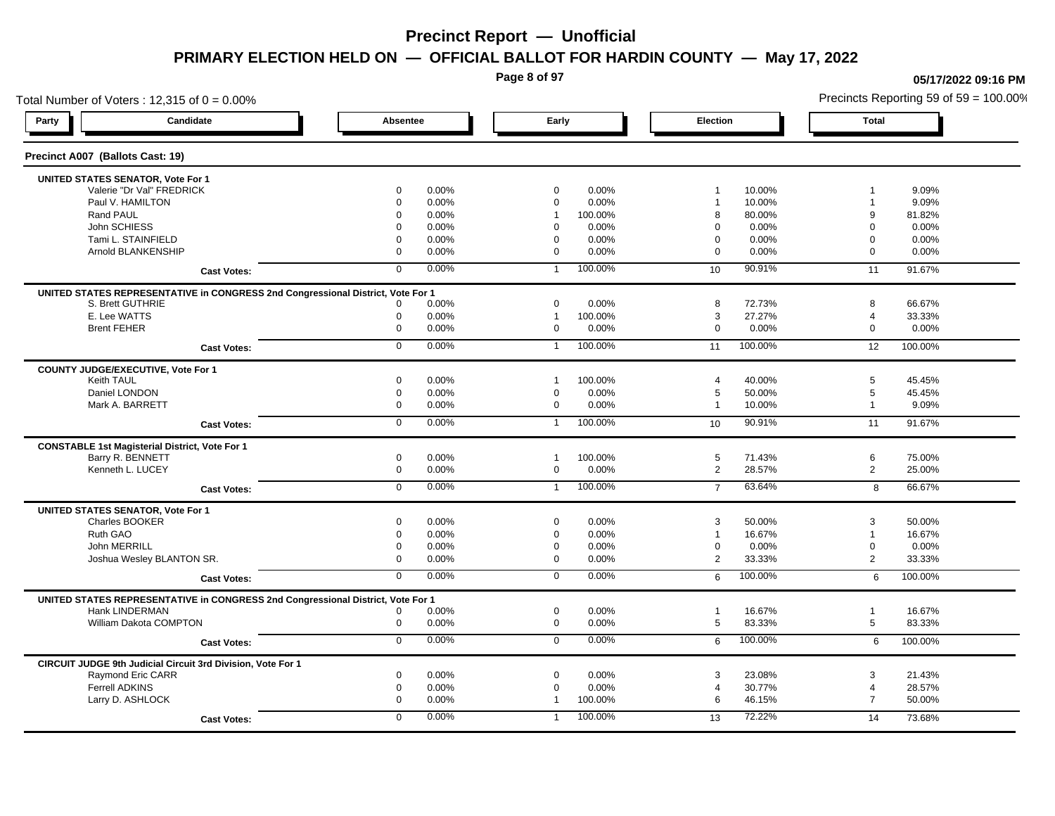# Precinct Report — Unofficial

## PRIMARY ELECTION HELD ON — OFFICIAL BALLOT FOR HARDIN COUNTY — May 17, 2022

05/17/2022 09:16 PM

Total Number of Voters : 12,315 of 0 = 0.00%

Precincts Reporting 59 of 59 = 100.00%

### Precinct A007 (Ballots Cast: 19)

| Party | Candidate | Absentee | | Early | | Election | | Total | |
|---|---|---|---|---|---|---|---|---|---|
| | **UNITED STATES SENATOR, Vote For 1** | | | | | | | | |
| | Valerie "Dr Val" FREDRICK | 0 | 0.00% | 0 | 0.00% | 1 | 10.00% | 1 | 9.09% |
| | Paul V. HAMILTON | 0 | 0.00% | 0 | 0.00% | 1 | 10.00% | 1 | 9.09% |
| | Rand PAUL | 0 | 0.00% | 1 | 100.00% | 8 | 80.00% | 9 | 81.82% |
| | John SCHIESS | 0 | 0.00% | 0 | 0.00% | 0 | 0.00% | 0 | 0.00% |
| | Tami L. STAINFIELD | 0 | 0.00% | 0 | 0.00% | 0 | 0.00% | 0 | 0.00% |
| | Arnold BLANKENSHIP | 0 | 0.00% | 0 | 0.00% | 0 | 0.00% | 0 | 0.00% |
| | **Cast Votes:** | 0 | 0.00% | 1 | 100.00% | 10 | 90.91% | 11 | 91.67% |
| | **UNITED STATES REPRESENTATIVE in CONGRESS 2nd Congressional District, Vote For 1** | | | | | | | | |
| | S. Brett GUTHRIE | 0 | 0.00% | 0 | 0.00% | 8 | 72.73% | 8 | 66.67% |
| | E. Lee WATTS | 0 | 0.00% | 1 | 100.00% | 3 | 27.27% | 4 | 33.33% |
| | Brent FEHER | 0 | 0.00% | 0 | 0.00% | 0 | 0.00% | 0 | 0.00% |
| | **Cast Votes:** | 0 | 0.00% | 1 | 100.00% | 11 | 100.00% | 12 | 100.00% |
| | **COUNTY JUDGE/EXECUTIVE, Vote For 1** | | | | | | | | |
| | Keith TAUL | 0 | 0.00% | 1 | 100.00% | 4 | 40.00% | 5 | 45.45% |
| | Daniel LONDON | 0 | 0.00% | 0 | 0.00% | 5 | 50.00% | 5 | 45.45% |
| | Mark A. BARRETT | 0 | 0.00% | 0 | 0.00% | 1 | 10.00% | 1 | 9.09% |
| | **Cast Votes:** | 0 | 0.00% | 1 | 100.00% | 10 | 90.91% | 11 | 91.67% |
| | **CONSTABLE 1st Magisterial District, Vote For 1** | | | | | | | | |
| | Barry R. BENNETT | 0 | 0.00% | 1 | 100.00% | 5 | 71.43% | 6 | 75.00% |
| | Kenneth L. LUCEY | 0 | 0.00% | 0 | 0.00% | 2 | 28.57% | 2 | 25.00% |
| | **Cast Votes:** | 0 | 0.00% | 1 | 100.00% | 7 | 63.64% | 8 | 66.67% |
| | **UNITED STATES SENATOR, Vote For 1** | | | | | | | | |
| | Charles BOOKER | 0 | 0.00% | 0 | 0.00% | 3 | 50.00% | 3 | 50.00% |
| | Ruth GAO | 0 | 0.00% | 0 | 0.00% | 1 | 16.67% | 1 | 16.67% |
| | John MERRILL | 0 | 0.00% | 0 | 0.00% | 0 | 0.00% | 0 | 0.00% |
| | Joshua Wesley BLANTON SR. | 0 | 0.00% | 0 | 0.00% | 2 | 33.33% | 2 | 33.33% |
| | **Cast Votes:** | 0 | 0.00% | 0 | 0.00% | 6 | 100.00% | 6 | 100.00% |
| | **UNITED STATES REPRESENTATIVE in CONGRESS 2nd Congressional District, Vote For 1** | | | | | | | | |
| | Hank LINDERMAN | 0 | 0.00% | 0 | 0.00% | 1 | 16.67% | 1 | 16.67% |
| | William Dakota COMPTON | 0 | 0.00% | 0 | 0.00% | 5 | 83.33% | 5 | 83.33% |
| | **Cast Votes:** | 0 | 0.00% | 0 | 0.00% | 6 | 100.00% | 6 | 100.00% |
| | **CIRCUIT JUDGE 9th Judicial Circuit 3rd Division, Vote For 1** | | | | | | | | |
| | Raymond Eric CARR | 0 | 0.00% | 0 | 0.00% | 3 | 23.08% | 3 | 21.43% |
| | Ferrell ADKINS | 0 | 0.00% | 0 | 0.00% | 4 | 30.77% | 4 | 28.57% |
| | Larry D. ASHLOCK | 0 | 0.00% | 1 | 100.00% | 6 | 46.15% | 7 | 50.00% |
| | **Cast Votes:** | 0 | 0.00% | 1 | 100.00% | 13 | 72.22% | 14 | 73.68% |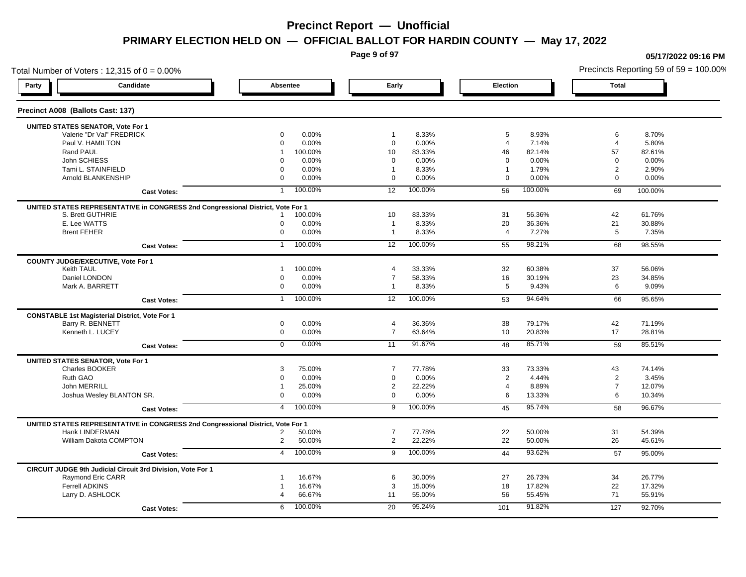# Precinct Report — Unofficial

## PRIMARY ELECTION HELD ON — OFFICIAL BALLOT FOR HARDIN COUNTY — May 17, 2022

05/17/2022 09:16 PM

Total Number of Voters : 12,315 of 0 = 0.00%

Precincts Reporting 59 of 59 = 100.00%

### Precinct A008 (Ballots Cast: 137)

| Party | Candidate | Absentee | | Early | | Election | | Total | |
|---|---|---|---|---|---|---|---|---|---|
| **UNITED STATES SENATOR, Vote For 1** | | | | | | | | | |
| | Valerie "Dr Val" FREDRICK | 0 | 0.00% | 1 | 8.33% | 5 | 8.93% | 6 | 8.70% |
| | Paul V. HAMILTON | 0 | 0.00% | 0 | 0.00% | 4 | 7.14% | 4 | 5.80% |
| | Rand PAUL | 1 | 100.00% | 10 | 83.33% | 46 | 82.14% | 57 | 82.61% |
| | John SCHIESS | 0 | 0.00% | 0 | 0.00% | 0 | 0.00% | 0 | 0.00% |
| | Tami L. STAINFIELD | 0 | 0.00% | 1 | 8.33% | 1 | 1.79% | 2 | 2.90% |
| | Arnold BLANKENSHIP | 0 | 0.00% | 0 | 0.00% | 0 | 0.00% | 0 | 0.00% |
| | **Cast Votes:** | 1 | 100.00% | 12 | 100.00% | 56 | 100.00% | 69 | 100.00% |
| **UNITED STATES REPRESENTATIVE in CONGRESS 2nd Congressional District, Vote For 1** | | | | | | | | | |
| | S. Brett GUTHRIE | 1 | 100.00% | 10 | 83.33% | 31 | 56.36% | 42 | 61.76% |
| | E. Lee WATTS | 0 | 0.00% | 1 | 8.33% | 20 | 36.36% | 21 | 30.88% |
| | Brent FEHER | 0 | 0.00% | 1 | 8.33% | 4 | 7.27% | 5 | 7.35% |
| | **Cast Votes:** | 1 | 100.00% | 12 | 100.00% | 55 | 98.21% | 68 | 98.55% |
| **COUNTY JUDGE/EXECUTIVE, Vote For 1** | | | | | | | | | |
| | Keith TAUL | 1 | 100.00% | 4 | 33.33% | 32 | 60.38% | 37 | 56.06% |
| | Daniel LONDON | 0 | 0.00% | 7 | 58.33% | 16 | 30.19% | 23 | 34.85% |
| | Mark A. BARRETT | 0 | 0.00% | 1 | 8.33% | 5 | 9.43% | 6 | 9.09% |
| | **Cast Votes:** | 1 | 100.00% | 12 | 100.00% | 53 | 94.64% | 66 | 95.65% |
| **CONSTABLE 1st Magisterial District, Vote For 1** | | | | | | | | | |
| | Barry R. BENNETT | 0 | 0.00% | 4 | 36.36% | 38 | 79.17% | 42 | 71.19% |
| | Kenneth L. LUCEY | 0 | 0.00% | 7 | 63.64% | 10 | 20.83% | 17 | 28.81% |
| | **Cast Votes:** | 0 | 0.00% | 11 | 91.67% | 48 | 85.71% | 59 | 85.51% |
| **UNITED STATES SENATOR, Vote For 1** | | | | | | | | | |
| | Charles BOOKER | 3 | 75.00% | 7 | 77.78% | 33 | 73.33% | 43 | 74.14% |
| | Ruth GAO | 0 | 0.00% | 0 | 0.00% | 2 | 4.44% | 2 | 3.45% |
| | John MERRILL | 1 | 25.00% | 2 | 22.22% | 4 | 8.89% | 7 | 12.07% |
| | Joshua Wesley BLANTON SR. | 0 | 0.00% | 0 | 0.00% | 6 | 13.33% | 6 | 10.34% |
| | **Cast Votes:** | 4 | 100.00% | 9 | 100.00% | 45 | 95.74% | 58 | 96.67% |
| **UNITED STATES REPRESENTATIVE in CONGRESS 2nd Congressional District, Vote For 1** | | | | | | | | | |
| | Hank LINDERMAN | 2 | 50.00% | 7 | 77.78% | 22 | 50.00% | 31 | 54.39% |
| | William Dakota COMPTON | 2 | 50.00% | 2 | 22.22% | 22 | 50.00% | 26 | 45.61% |
| | **Cast Votes:** | 4 | 100.00% | 9 | 100.00% | 44 | 93.62% | 57 | 95.00% |
| **CIRCUIT JUDGE 9th Judicial Circuit 3rd Division, Vote For 1** | | | | | | | | | |
| | Raymond Eric CARR | 1 | 16.67% | 6 | 30.00% | 27 | 26.73% | 34 | 26.77% |
| | Ferrell ADKINS | 1 | 16.67% | 3 | 15.00% | 18 | 17.82% | 22 | 17.32% |
| | Larry D. ASHLOCK | 4 | 66.67% | 11 | 55.00% | 56 | 55.45% | 71 | 55.91% |
| | **Cast Votes:** | 6 | 100.00% | 20 | 95.24% | 101 | 91.82% | 127 | 92.70% |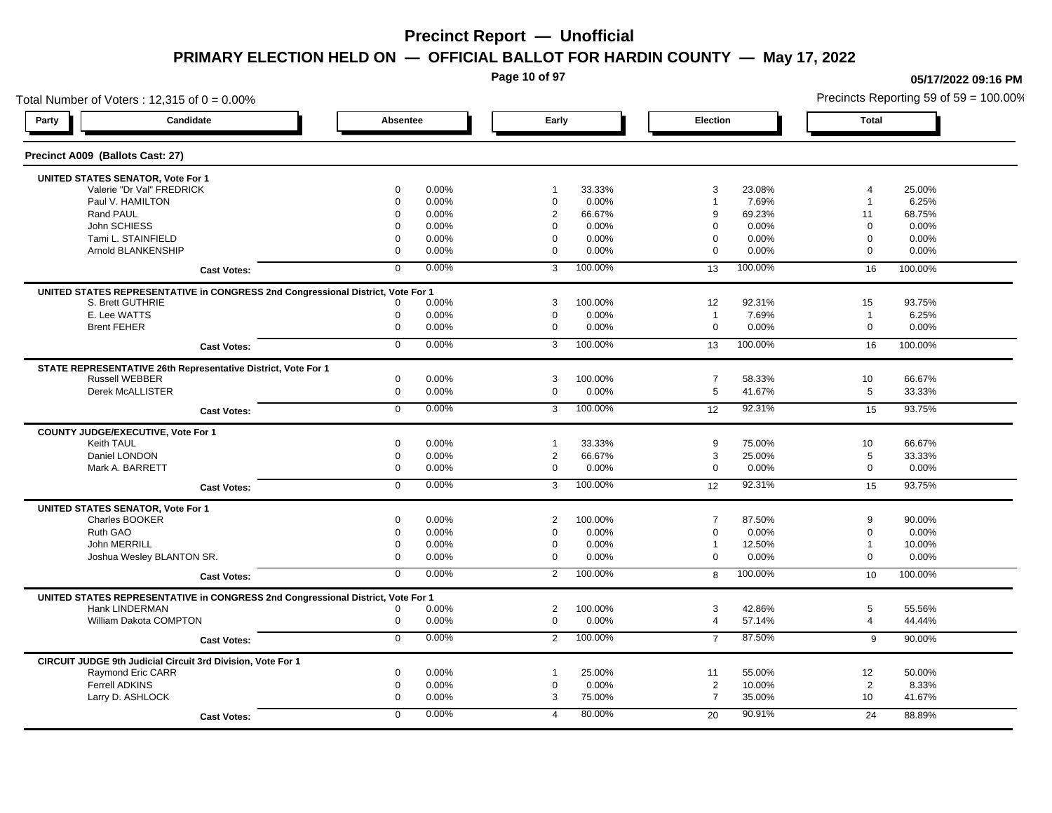# Precinct Report — Unofficial

## PRIMARY ELECTION HELD ON — OFFICIAL BALLOT FOR HARDIN COUNTY — May 17, 2022

05/17/2022 09:16 PM

Total Number of Voters : 12,315 of 0 = 0.00%

Precincts Reporting 59 of 59 = 100.00%

### Precinct A009 (Ballots Cast: 27)

| Party | Candidate | Absentee | | Early | | Election | | Total | |
|---|---|---|---|---|---|---|---|---|---|
| | **UNITED STATES SENATOR, Vote For 1** | | | | | | | | |
| | Valerie "Dr Val" FREDRICK | 0 | 0.00% | 1 | 33.33% | 3 | 23.08% | 4 | 25.00% |
| | Paul V. HAMILTON | 0 | 0.00% | 0 | 0.00% | 1 | 7.69% | 1 | 6.25% |
| | Rand PAUL | 0 | 0.00% | 2 | 66.67% | 9 | 69.23% | 11 | 68.75% |
| | John SCHIESS | 0 | 0.00% | 0 | 0.00% | 0 | 0.00% | 0 | 0.00% |
| | Tami L. STAINFIELD | 0 | 0.00% | 0 | 0.00% | 0 | 0.00% | 0 | 0.00% |
| | Arnold BLANKENSHIP | 0 | 0.00% | 0 | 0.00% | 0 | 0.00% | 0 | 0.00% |
| | **Cast Votes:** | 0 | 0.00% | 3 | 100.00% | 13 | 100.00% | 16 | 100.00% |
| | **UNITED STATES REPRESENTATIVE in CONGRESS 2nd Congressional District, Vote For 1** | | | | | | | | |
| | S. Brett GUTHRIE | 0 | 0.00% | 3 | 100.00% | 12 | 92.31% | 15 | 93.75% |
| | E. Lee WATTS | 0 | 0.00% | 0 | 0.00% | 1 | 7.69% | 1 | 6.25% |
| | Brent FEHER | 0 | 0.00% | 0 | 0.00% | 0 | 0.00% | 0 | 0.00% |
| | **Cast Votes:** | 0 | 0.00% | 3 | 100.00% | 13 | 100.00% | 16 | 100.00% |
| | **STATE REPRESENTATIVE 26th Representative District, Vote For 1** | | | | | | | | |
| | Russell WEBBER | 0 | 0.00% | 3 | 100.00% | 7 | 58.33% | 10 | 66.67% |
| | Derek McALLISTER | 0 | 0.00% | 0 | 0.00% | 5 | 41.67% | 5 | 33.33% |
| | **Cast Votes:** | 0 | 0.00% | 3 | 100.00% | 12 | 92.31% | 15 | 93.75% |
| | **COUNTY JUDGE/EXECUTIVE, Vote For 1** | | | | | | | | |
| | Keith TAUL | 0 | 0.00% | 1 | 33.33% | 9 | 75.00% | 10 | 66.67% |
| | Daniel LONDON | 0 | 0.00% | 2 | 66.67% | 3 | 25.00% | 5 | 33.33% |
| | Mark A. BARRETT | 0 | 0.00% | 0 | 0.00% | 0 | 0.00% | 0 | 0.00% |
| | **Cast Votes:** | 0 | 0.00% | 3 | 100.00% | 12 | 92.31% | 15 | 93.75% |
| | **UNITED STATES SENATOR, Vote For 1** | | | | | | | | |
| | Charles BOOKER | 0 | 0.00% | 2 | 100.00% | 7 | 87.50% | 9 | 90.00% |
| | Ruth GAO | 0 | 0.00% | 0 | 0.00% | 0 | 0.00% | 0 | 0.00% |
| | John MERRILL | 0 | 0.00% | 0 | 0.00% | 1 | 12.50% | 1 | 10.00% |
| | Joshua Wesley BLANTON SR. | 0 | 0.00% | 0 | 0.00% | 0 | 0.00% | 0 | 0.00% |
| | **Cast Votes:** | 0 | 0.00% | 2 | 100.00% | 8 | 100.00% | 10 | 100.00% |
| | **UNITED STATES REPRESENTATIVE in CONGRESS 2nd Congressional District, Vote For 1** | | | | | | | | |
| | Hank LINDERMAN | 0 | 0.00% | 2 | 100.00% | 3 | 42.86% | 5 | 55.56% |
| | William Dakota COMPTON | 0 | 0.00% | 0 | 0.00% | 4 | 57.14% | 4 | 44.44% |
| | **Cast Votes:** | 0 | 0.00% | 2 | 100.00% | 7 | 87.50% | 9 | 90.00% |
| | **CIRCUIT JUDGE 9th Judicial Circuit 3rd Division, Vote For 1** | | | | | | | | |
| | Raymond Eric CARR | 0 | 0.00% | 1 | 25.00% | 11 | 55.00% | 12 | 50.00% |
| | Ferrell ADKINS | 0 | 0.00% | 0 | 0.00% | 2 | 10.00% | 2 | 8.33% |
| | Larry D. ASHLOCK | 0 | 0.00% | 3 | 75.00% | 7 | 35.00% | 10 | 41.67% |
| | **Cast Votes:** | 0 | 0.00% | 4 | 80.00% | 20 | 90.91% | 24 | 88.89% |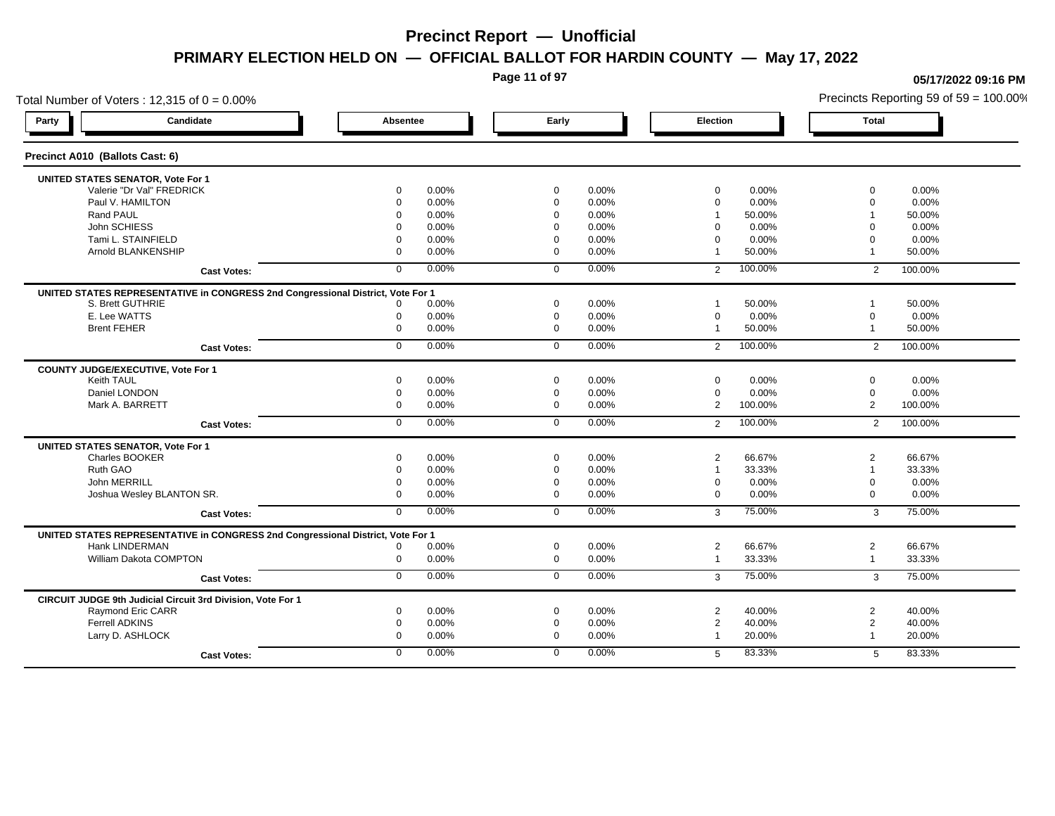# Precinct Report — Unofficial

## PRIMARY ELECTION HELD ON — OFFICIAL BALLOT FOR HARDIN COUNTY — May 17, 2022

05/17/2022 09:16 PM

Total Number of Voters : 12,315 of 0 = 0.00%

Precincts Reporting 59 of 59 = 100.00%

### Precinct A010 (Ballots Cast: 6)

| Party | Candidate | Absentee | | Early | | Election | | Total | |
|---|---|---|---|---|---|---|---|---|---|
| | **UNITED STATES SENATOR, Vote For 1** | | | | | | | | |
| | Valerie "Dr Val" FREDRICK | 0 | 0.00% | 0 | 0.00% | 0 | 0.00% | 0 | 0.00% |
| | Paul V. HAMILTON | 0 | 0.00% | 0 | 0.00% | 0 | 0.00% | 0 | 0.00% |
| | Rand PAUL | 0 | 0.00% | 0 | 0.00% | 1 | 50.00% | 1 | 50.00% |
| | John SCHIESS | 0 | 0.00% | 0 | 0.00% | 0 | 0.00% | 0 | 0.00% |
| | Tami L. STAINFIELD | 0 | 0.00% | 0 | 0.00% | 0 | 0.00% | 0 | 0.00% |
| | Arnold BLANKENSHIP | 0 | 0.00% | 0 | 0.00% | 1 | 50.00% | 1 | 50.00% |
| | **Cast Votes:** | 0 | 0.00% | 0 | 0.00% | 2 | 100.00% | 2 | 100.00% |
| | **UNITED STATES REPRESENTATIVE in CONGRESS 2nd Congressional District, Vote For 1** | | | | | | | | |
| | S. Brett GUTHRIE | 0 | 0.00% | 0 | 0.00% | 1 | 50.00% | 1 | 50.00% |
| | E. Lee WATTS | 0 | 0.00% | 0 | 0.00% | 0 | 0.00% | 0 | 0.00% |
| | Brent FEHER | 0 | 0.00% | 0 | 0.00% | 1 | 50.00% | 1 | 50.00% |
| | **Cast Votes:** | 0 | 0.00% | 0 | 0.00% | 2 | 100.00% | 2 | 100.00% |
| | **COUNTY JUDGE/EXECUTIVE, Vote For 1** | | | | | | | | |
| | Keith TAUL | 0 | 0.00% | 0 | 0.00% | 0 | 0.00% | 0 | 0.00% |
| | Daniel LONDON | 0 | 0.00% | 0 | 0.00% | 0 | 0.00% | 0 | 0.00% |
| | Mark A. BARRETT | 0 | 0.00% | 0 | 0.00% | 2 | 100.00% | 2 | 100.00% |
| | **Cast Votes:** | 0 | 0.00% | 0 | 0.00% | 2 | 100.00% | 2 | 100.00% |
| | **UNITED STATES SENATOR, Vote For 1** | | | | | | | | |
| | Charles BOOKER | 0 | 0.00% | 0 | 0.00% | 2 | 66.67% | 2 | 66.67% |
| | Ruth GAO | 0 | 0.00% | 0 | 0.00% | 1 | 33.33% | 1 | 33.33% |
| | John MERRILL | 0 | 0.00% | 0 | 0.00% | 0 | 0.00% | 0 | 0.00% |
| | Joshua Wesley BLANTON SR. | 0 | 0.00% | 0 | 0.00% | 0 | 0.00% | 0 | 0.00% |
| | **Cast Votes:** | 0 | 0.00% | 0 | 0.00% | 3 | 75.00% | 3 | 75.00% |
| | **UNITED STATES REPRESENTATIVE in CONGRESS 2nd Congressional District, Vote For 1** | | | | | | | | |
| | Hank LINDERMAN | 0 | 0.00% | 0 | 0.00% | 2 | 66.67% | 2 | 66.67% |
| | William Dakota COMPTON | 0 | 0.00% | 0 | 0.00% | 1 | 33.33% | 1 | 33.33% |
| | **Cast Votes:** | 0 | 0.00% | 0 | 0.00% | 3 | 75.00% | 3 | 75.00% |
| | **CIRCUIT JUDGE 9th Judicial Circuit 3rd Division, Vote For 1** | | | | | | | | |
| | Raymond Eric CARR | 0 | 0.00% | 0 | 0.00% | 2 | 40.00% | 2 | 40.00% |
| | Ferrell ADKINS | 0 | 0.00% | 0 | 0.00% | 2 | 40.00% | 2 | 40.00% |
| | Larry D. ASHLOCK | 0 | 0.00% | 0 | 0.00% | 1 | 20.00% | 1 | 20.00% |
| | **Cast Votes:** | 0 | 0.00% | 0 | 0.00% | 5 | 83.33% | 5 | 83.33% |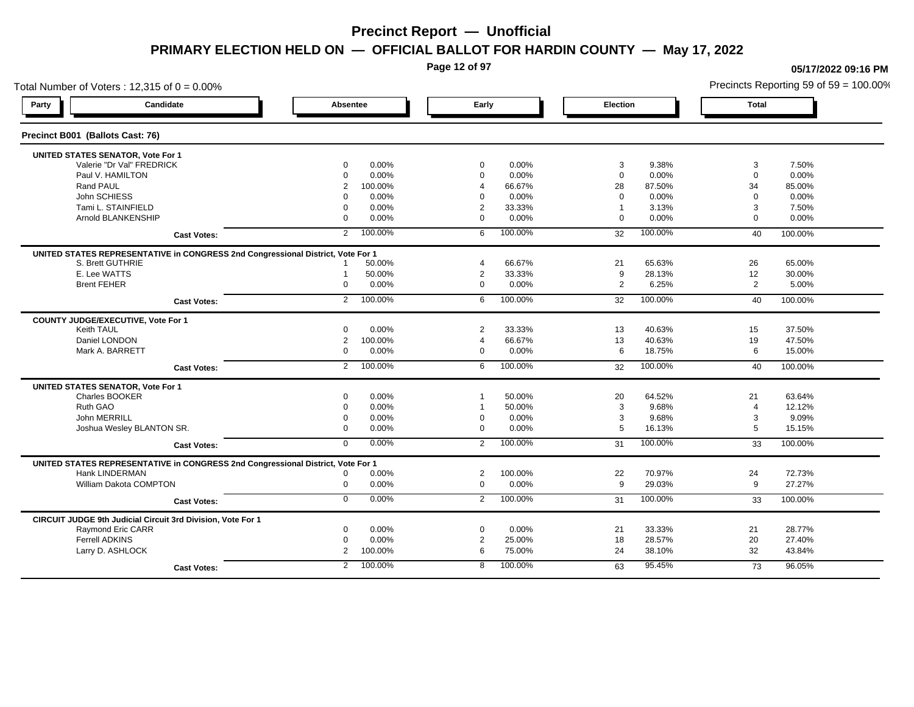# Precinct Report — Unofficial

## PRIMARY ELECTION HELD ON — OFFICIAL BALLOT FOR HARDIN COUNTY — May 17, 2022

05/17/2022 09:16 PM

Total Number of Voters : 12,315 of 0 = 0.00%

Precincts Reporting 59 of 59 = 100.00%

### Precinct B001 (Ballots Cast: 76)

| Party | Candidate | Absentee | | Early | | Election | | Total | |
|---|---|---|---|---|---|---|---|---|---|
| **UNITED STATES SENATOR, Vote For 1** | | | | | | | | | |
| | Valerie "Dr Val" FREDRICK | 0 | 0.00% | 0 | 0.00% | 3 | 9.38% | 3 | 7.50% |
| | Paul V. HAMILTON | 0 | 0.00% | 0 | 0.00% | 0 | 0.00% | 0 | 0.00% |
| | Rand PAUL | 2 | 100.00% | 4 | 66.67% | 28 | 87.50% | 34 | 85.00% |
| | John SCHIESS | 0 | 0.00% | 0 | 0.00% | 0 | 0.00% | 0 | 0.00% |
| | Tami L. STAINFIELD | 0 | 0.00% | 2 | 33.33% | 1 | 3.13% | 3 | 7.50% |
| | Arnold BLANKENSHIP | 0 | 0.00% | 0 | 0.00% | 0 | 0.00% | 0 | 0.00% |
| | **Cast Votes:** | 2 | 100.00% | 6 | 100.00% | 32 | 100.00% | 40 | 100.00% |
| **UNITED STATES REPRESENTATIVE in CONGRESS 2nd Congressional District, Vote For 1** | | | | | | | | | |
| | S. Brett GUTHRIE | 1 | 50.00% | 4 | 66.67% | 21 | 65.63% | 26 | 65.00% |
| | E. Lee WATTS | 1 | 50.00% | 2 | 33.33% | 9 | 28.13% | 12 | 30.00% |
| | Brent FEHER | 0 | 0.00% | 0 | 0.00% | 2 | 6.25% | 2 | 5.00% |
| | **Cast Votes:** | 2 | 100.00% | 6 | 100.00% | 32 | 100.00% | 40 | 100.00% |
| **COUNTY JUDGE/EXECUTIVE, Vote For 1** | | | | | | | | | |
| | Keith TAUL | 0 | 0.00% | 2 | 33.33% | 13 | 40.63% | 15 | 37.50% |
| | Daniel LONDON | 2 | 100.00% | 4 | 66.67% | 13 | 40.63% | 19 | 47.50% |
| | Mark A. BARRETT | 0 | 0.00% | 0 | 0.00% | 6 | 18.75% | 6 | 15.00% |
| | **Cast Votes:** | 2 | 100.00% | 6 | 100.00% | 32 | 100.00% | 40 | 100.00% |
| **UNITED STATES SENATOR, Vote For 1** | | | | | | | | | |
| | Charles BOOKER | 0 | 0.00% | 1 | 50.00% | 20 | 64.52% | 21 | 63.64% |
| | Ruth GAO | 0 | 0.00% | 1 | 50.00% | 3 | 9.68% | 4 | 12.12% |
| | John MERRILL | 0 | 0.00% | 0 | 0.00% | 3 | 9.68% | 3 | 9.09% |
| | Joshua Wesley BLANTON SR. | 0 | 0.00% | 0 | 0.00% | 5 | 16.13% | 5 | 15.15% |
| | **Cast Votes:** | 0 | 0.00% | 2 | 100.00% | 31 | 100.00% | 33 | 100.00% |
| **UNITED STATES REPRESENTATIVE in CONGRESS 2nd Congressional District, Vote For 1** | | | | | | | | | |
| | Hank LINDERMAN | 0 | 0.00% | 2 | 100.00% | 22 | 70.97% | 24 | 72.73% |
| | William Dakota COMPTON | 0 | 0.00% | 0 | 0.00% | 9 | 29.03% | 9 | 27.27% |
| | **Cast Votes:** | 0 | 0.00% | 2 | 100.00% | 31 | 100.00% | 33 | 100.00% |
| **CIRCUIT JUDGE 9th Judicial Circuit 3rd Division, Vote For 1** | | | | | | | | | |
| | Raymond Eric CARR | 0 | 0.00% | 0 | 0.00% | 21 | 33.33% | 21 | 28.77% |
| | Ferrell ADKINS | 0 | 0.00% | 2 | 25.00% | 18 | 28.57% | 20 | 27.40% |
| | Larry D. ASHLOCK | 2 | 100.00% | 6 | 75.00% | 24 | 38.10% | 32 | 43.84% |
| | **Cast Votes:** | 2 | 100.00% | 8 | 100.00% | 63 | 95.45% | 73 | 96.05% |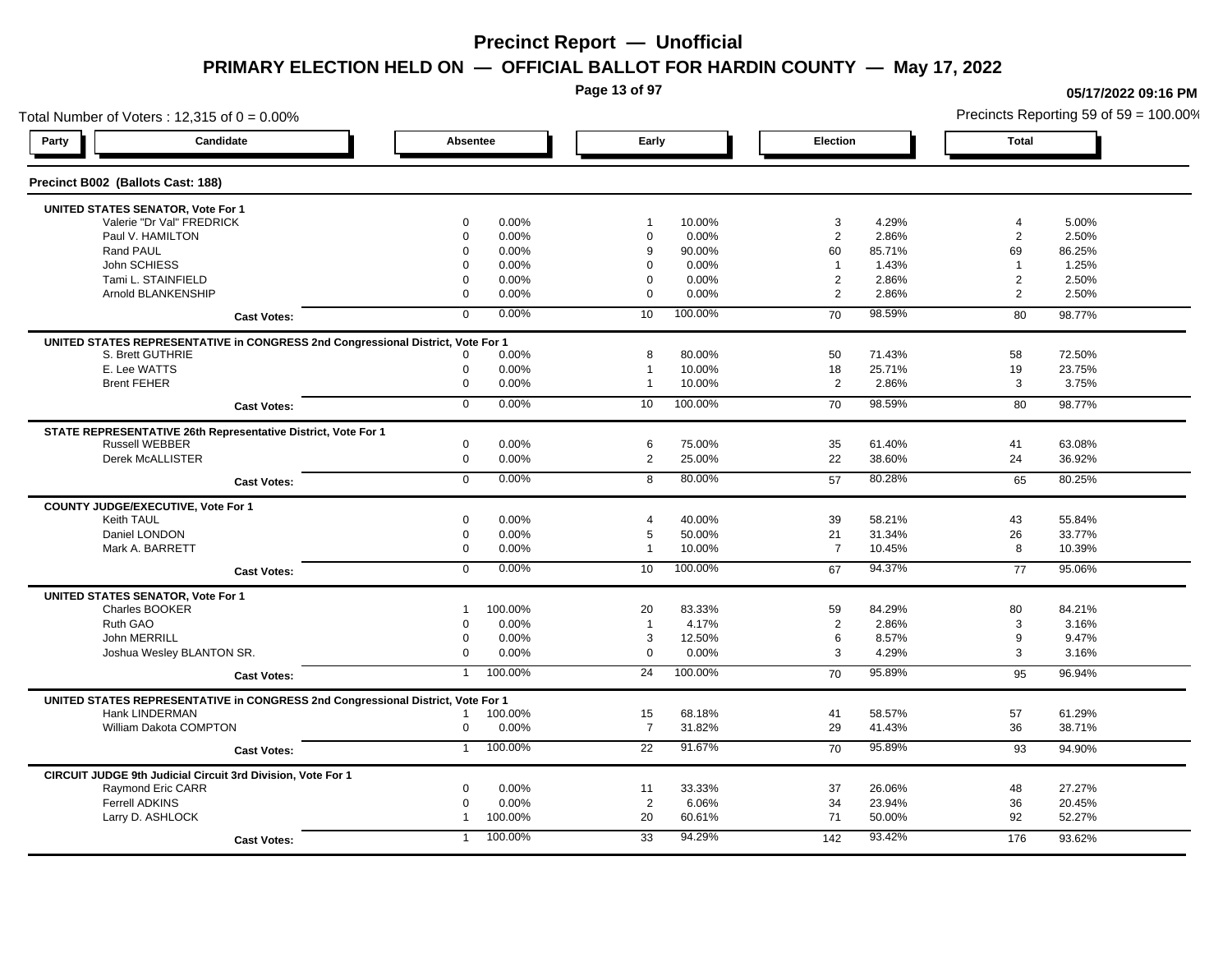# Precinct Report — Unofficial

## PRIMARY ELECTION HELD ON — OFFICIAL BALLOT FOR HARDIN COUNTY — May 17, 2022

05/17/2022 09:16 PM

Total Number of Voters : 12,315 of 0 = 0.00%

Precincts Reporting 59 of 59 = 100.00%

### Precinct B002 (Ballots Cast: 188)

| Party | Candidate | Absentee | | Early | | Election | | Total | |
|---|---|---|---|---|---|---|---|---|---|
| **UNITED STATES SENATOR, Vote For 1** | | | | | | | | | |
| | Valerie "Dr Val" FREDRICK | 0 | 0.00% | 1 | 10.00% | 3 | 4.29% | 4 | 5.00% |
| | Paul V. HAMILTON | 0 | 0.00% | 0 | 0.00% | 2 | 2.86% | 2 | 2.50% |
| | Rand PAUL | 0 | 0.00% | 9 | 90.00% | 60 | 85.71% | 69 | 86.25% |
| | John SCHIESS | 0 | 0.00% | 0 | 0.00% | 1 | 1.43% | 1 | 1.25% |
| | Tami L. STAINFIELD | 0 | 0.00% | 0 | 0.00% | 2 | 2.86% | 2 | 2.50% |
| | Arnold BLANKENSHIP | 0 | 0.00% | 0 | 0.00% | 2 | 2.86% | 2 | 2.50% |
| | **Cast Votes:** | 0 | 0.00% | 10 | 100.00% | 70 | 98.59% | 80 | 98.77% |
| **UNITED STATES REPRESENTATIVE in CONGRESS 2nd Congressional District, Vote For 1** | | | | | | | | | |
| | S. Brett GUTHRIE | 0 | 0.00% | 8 | 80.00% | 50 | 71.43% | 58 | 72.50% |
| | E. Lee WATTS | 0 | 0.00% | 1 | 10.00% | 18 | 25.71% | 19 | 23.75% |
| | Brent FEHER | 0 | 0.00% | 1 | 10.00% | 2 | 2.86% | 3 | 3.75% |
| | **Cast Votes:** | 0 | 0.00% | 10 | 100.00% | 70 | 98.59% | 80 | 98.77% |
| **STATE REPRESENTATIVE 26th Representative District, Vote For 1** | | | | | | | | | |
| | Russell WEBBER | 0 | 0.00% | 6 | 75.00% | 35 | 61.40% | 41 | 63.08% |
| | Derek McALLISTER | 0 | 0.00% | 2 | 25.00% | 22 | 38.60% | 24 | 36.92% |
| | **Cast Votes:** | 0 | 0.00% | 8 | 80.00% | 57 | 80.28% | 65 | 80.25% |
| **COUNTY JUDGE/EXECUTIVE, Vote For 1** | | | | | | | | | |
| | Keith TAUL | 0 | 0.00% | 4 | 40.00% | 39 | 58.21% | 43 | 55.84% |
| | Daniel LONDON | 0 | 0.00% | 5 | 50.00% | 21 | 31.34% | 26 | 33.77% |
| | Mark A. BARRETT | 0 | 0.00% | 1 | 10.00% | 7 | 10.45% | 8 | 10.39% |
| | **Cast Votes:** | 0 | 0.00% | 10 | 100.00% | 67 | 94.37% | 77 | 95.06% |
| **UNITED STATES SENATOR, Vote For 1** | | | | | | | | | |
| | Charles BOOKER | 1 | 100.00% | 20 | 83.33% | 59 | 84.29% | 80 | 84.21% |
| | Ruth GAO | 0 | 0.00% | 1 | 4.17% | 2 | 2.86% | 3 | 3.16% |
| | John MERRILL | 0 | 0.00% | 3 | 12.50% | 6 | 8.57% | 9 | 9.47% |
| | Joshua Wesley BLANTON SR. | 0 | 0.00% | 0 | 0.00% | 3 | 4.29% | 3 | 3.16% |
| | **Cast Votes:** | 1 | 100.00% | 24 | 100.00% | 70 | 95.89% | 95 | 96.94% |
| **UNITED STATES REPRESENTATIVE in CONGRESS 2nd Congressional District, Vote For 1** | | | | | | | | | |
| | Hank LINDERMAN | 1 | 100.00% | 15 | 68.18% | 41 | 58.57% | 57 | 61.29% |
| | William Dakota COMPTON | 0 | 0.00% | 7 | 31.82% | 29 | 41.43% | 36 | 38.71% |
| | **Cast Votes:** | 1 | 100.00% | 22 | 91.67% | 70 | 95.89% | 93 | 94.90% |
| **CIRCUIT JUDGE 9th Judicial Circuit 3rd Division, Vote For 1** | | | | | | | | | |
| | Raymond Eric CARR | 0 | 0.00% | 11 | 33.33% | 37 | 26.06% | 48 | 27.27% |
| | Ferrell ADKINS | 0 | 0.00% | 2 | 6.06% | 34 | 23.94% | 36 | 20.45% |
| | Larry D. ASHLOCK | 1 | 100.00% | 20 | 60.61% | 71 | 50.00% | 92 | 52.27% |
| | **Cast Votes:** | 1 | 100.00% | 33 | 94.29% | 142 | 93.42% | 176 | 93.62% |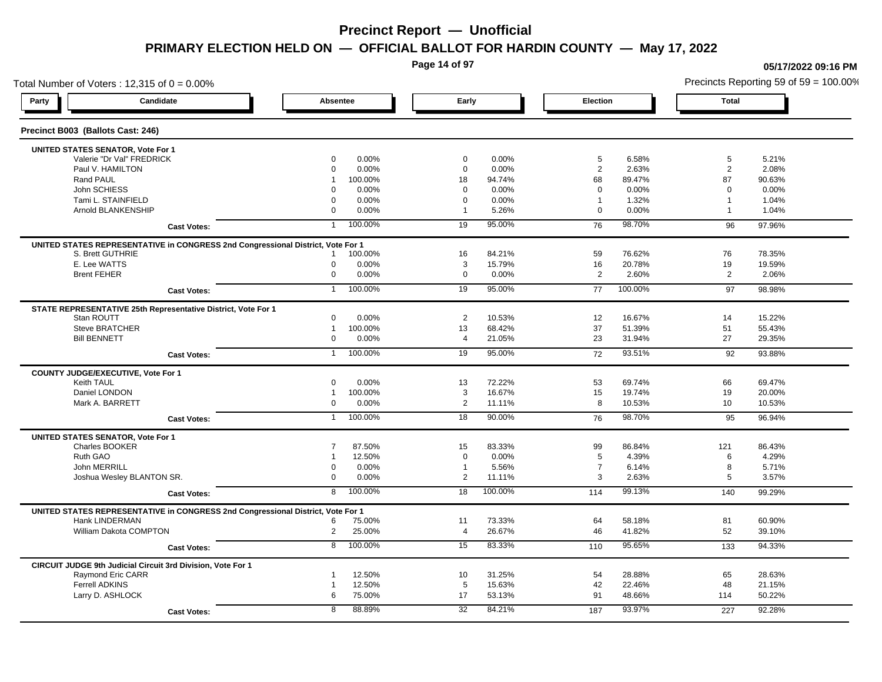# Precinct Report — Unofficial

## PRIMARY ELECTION HELD ON — OFFICIAL BALLOT FOR HARDIN COUNTY — May 17, 2022

05/17/2022 09:16 PM

Total Number of Voters : 12,315 of 0 = 0.00%

Precincts Reporting 59 of 59 = 100.00%

### Precinct B003 (Ballots Cast: 246)

| Party | Candidate | Absentee | | Early | | Election | | Total | |
|---|---|---|---|---|---|---|---|---|---|
| **UNITED STATES SENATOR, Vote For 1** | | | | | | | | | |
| | Valerie "Dr Val" FREDRICK | 0 | 0.00% | 0 | 0.00% | 5 | 6.58% | 5 | 5.21% |
| | Paul V. HAMILTON | 0 | 0.00% | 0 | 0.00% | 2 | 2.63% | 2 | 2.08% |
| | Rand PAUL | 1 | 100.00% | 18 | 94.74% | 68 | 89.47% | 87 | 90.63% |
| | John SCHIESS | 0 | 0.00% | 0 | 0.00% | 0 | 0.00% | 0 | 0.00% |
| | Tami L. STAINFIELD | 0 | 0.00% | 0 | 0.00% | 1 | 1.32% | 1 | 1.04% |
| | Arnold BLANKENSHIP | 0 | 0.00% | 1 | 5.26% | 0 | 0.00% | 1 | 1.04% |
| | **Cast Votes:** | 1 | 100.00% | 19 | 95.00% | 76 | 98.70% | 96 | 97.96% |
| **UNITED STATES REPRESENTATIVE in CONGRESS 2nd Congressional District, Vote For 1** | | | | | | | | | |
| | S. Brett GUTHRIE | 1 | 100.00% | 16 | 84.21% | 59 | 76.62% | 76 | 78.35% |
| | E. Lee WATTS | 0 | 0.00% | 3 | 15.79% | 16 | 20.78% | 19 | 19.59% |
| | Brent FEHER | 0 | 0.00% | 0 | 0.00% | 2 | 2.60% | 2 | 2.06% |
| | **Cast Votes:** | 1 | 100.00% | 19 | 95.00% | 77 | 100.00% | 97 | 98.98% |
| **STATE REPRESENTATIVE 25th Representative District, Vote For 1** | | | | | | | | | |
| | Stan ROUTT | 0 | 0.00% | 2 | 10.53% | 12 | 16.67% | 14 | 15.22% |
| | Steve BRATCHER | 1 | 100.00% | 13 | 68.42% | 37 | 51.39% | 51 | 55.43% |
| | Bill BENNETT | 0 | 0.00% | 4 | 21.05% | 23 | 31.94% | 27 | 29.35% |
| | **Cast Votes:** | 1 | 100.00% | 19 | 95.00% | 72 | 93.51% | 92 | 93.88% |
| **COUNTY JUDGE/EXECUTIVE, Vote For 1** | | | | | | | | | |
| | Keith TAUL | 0 | 0.00% | 13 | 72.22% | 53 | 69.74% | 66 | 69.47% |
| | Daniel LONDON | 1 | 100.00% | 3 | 16.67% | 15 | 19.74% | 19 | 20.00% |
| | Mark A. BARRETT | 0 | 0.00% | 2 | 11.11% | 8 | 10.53% | 10 | 10.53% |
| | **Cast Votes:** | 1 | 100.00% | 18 | 90.00% | 76 | 98.70% | 95 | 96.94% |
| **UNITED STATES SENATOR, Vote For 1** | | | | | | | | | |
| | Charles BOOKER | 7 | 87.50% | 15 | 83.33% | 99 | 86.84% | 121 | 86.43% |
| | Ruth GAO | 1 | 12.50% | 0 | 0.00% | 5 | 4.39% | 6 | 4.29% |
| | John MERRILL | 0 | 0.00% | 1 | 5.56% | 7 | 6.14% | 8 | 5.71% |
| | Joshua Wesley BLANTON SR. | 0 | 0.00% | 2 | 11.11% | 3 | 2.63% | 5 | 3.57% |
| | **Cast Votes:** | 8 | 100.00% | 18 | 100.00% | 114 | 99.13% | 140 | 99.29% |
| **UNITED STATES REPRESENTATIVE in CONGRESS 2nd Congressional District, Vote For 1** | | | | | | | | | |
| | Hank LINDERMAN | 6 | 75.00% | 11 | 73.33% | 64 | 58.18% | 81 | 60.90% |
| | William Dakota COMPTON | 2 | 25.00% | 4 | 26.67% | 46 | 41.82% | 52 | 39.10% |
| | **Cast Votes:** | 8 | 100.00% | 15 | 83.33% | 110 | 95.65% | 133 | 94.33% |
| **CIRCUIT JUDGE 9th Judicial Circuit 3rd Division, Vote For 1** | | | | | | | | | |
| | Raymond Eric CARR | 1 | 12.50% | 10 | 31.25% | 54 | 28.88% | 65 | 28.63% |
| | Ferrell ADKINS | 1 | 12.50% | 5 | 15.63% | 42 | 22.46% | 48 | 21.15% |
| | Larry D. ASHLOCK | 6 | 75.00% | 17 | 53.13% | 91 | 48.66% | 114 | 50.22% |
| | **Cast Votes:** | 8 | 88.89% | 32 | 84.21% | 187 | 93.97% | 227 | 92.28% |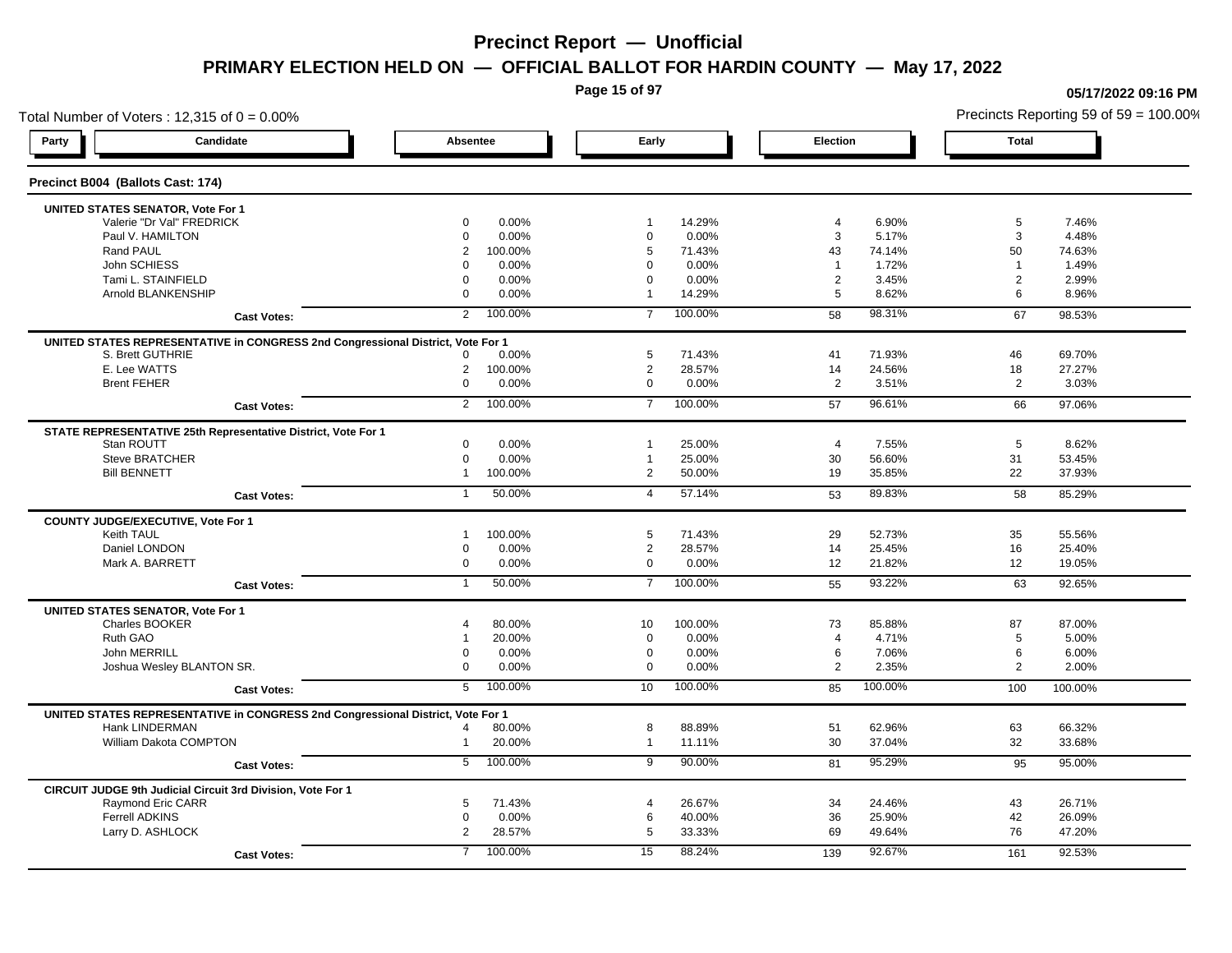# Precinct Report — Unofficial

## PRIMARY ELECTION HELD ON — OFFICIAL BALLOT FOR HARDIN COUNTY — May 17, 2022

05/17/2022 09:16 PM

Total Number of Voters : 12,315 of 0 = 0.00%

Precincts Reporting 59 of 59 = 100.00%

### Precinct B004 (Ballots Cast: 174)

| Party | Candidate | Absentee | | Early | | Election | | Total | |
|---|---|---|---|---|---|---|---|---|---|
| **UNITED STATES SENATOR, Vote For 1** | | | | | | | | | |
| | Valerie "Dr Val" FREDRICK | 0 | 0.00% | 1 | 14.29% | 4 | 6.90% | 5 | 7.46% |
| | Paul V. HAMILTON | 0 | 0.00% | 0 | 0.00% | 3 | 5.17% | 3 | 4.48% |
| | Rand PAUL | 2 | 100.00% | 5 | 71.43% | 43 | 74.14% | 50 | 74.63% |
| | John SCHIESS | 0 | 0.00% | 0 | 0.00% | 1 | 1.72% | 1 | 1.49% |
| | Tami L. STAINFIELD | 0 | 0.00% | 0 | 0.00% | 2 | 3.45% | 2 | 2.99% |
| | Arnold BLANKENSHIP | 0 | 0.00% | 1 | 14.29% | 5 | 8.62% | 6 | 8.96% |
| | **Cast Votes:** | 2 | 100.00% | 7 | 100.00% | 58 | 98.31% | 67 | 98.53% |
| **UNITED STATES REPRESENTATIVE in CONGRESS 2nd Congressional District, Vote For 1** | | | | | | | | | |
| | S. Brett GUTHRIE | 0 | 0.00% | 5 | 71.43% | 41 | 71.93% | 46 | 69.70% |
| | E. Lee WATTS | 2 | 100.00% | 2 | 28.57% | 14 | 24.56% | 18 | 27.27% |
| | Brent FEHER | 0 | 0.00% | 0 | 0.00% | 2 | 3.51% | 2 | 3.03% |
| | **Cast Votes:** | 2 | 100.00% | 7 | 100.00% | 57 | 96.61% | 66 | 97.06% |
| **STATE REPRESENTATIVE 25th Representative District, Vote For 1** | | | | | | | | | |
| | Stan ROUTT | 0 | 0.00% | 1 | 25.00% | 4 | 7.55% | 5 | 8.62% |
| | Steve BRATCHER | 0 | 0.00% | 1 | 25.00% | 30 | 56.60% | 31 | 53.45% |
| | Bill BENNETT | 1 | 100.00% | 2 | 50.00% | 19 | 35.85% | 22 | 37.93% |
| | **Cast Votes:** | 1 | 50.00% | 4 | 57.14% | 53 | 89.83% | 58 | 85.29% |
| **COUNTY JUDGE/EXECUTIVE, Vote For 1** | | | | | | | | | |
| | Keith TAUL | 1 | 100.00% | 5 | 71.43% | 29 | 52.73% | 35 | 55.56% |
| | Daniel LONDON | 0 | 0.00% | 2 | 28.57% | 14 | 25.45% | 16 | 25.40% |
| | Mark A. BARRETT | 0 | 0.00% | 0 | 0.00% | 12 | 21.82% | 12 | 19.05% |
| | **Cast Votes:** | 1 | 50.00% | 7 | 100.00% | 55 | 93.22% | 63 | 92.65% |
| **UNITED STATES SENATOR, Vote For 1** | | | | | | | | | |
| | Charles BOOKER | 4 | 80.00% | 10 | 100.00% | 73 | 85.88% | 87 | 87.00% |
| | Ruth GAO | 1 | 20.00% | 0 | 0.00% | 4 | 4.71% | 5 | 5.00% |
| | John MERRILL | 0 | 0.00% | 0 | 0.00% | 6 | 7.06% | 6 | 6.00% |
| | Joshua Wesley BLANTON SR. | 0 | 0.00% | 0 | 0.00% | 2 | 2.35% | 2 | 2.00% |
| | **Cast Votes:** | 5 | 100.00% | 10 | 100.00% | 85 | 100.00% | 100 | 100.00% |
| **UNITED STATES REPRESENTATIVE in CONGRESS 2nd Congressional District, Vote For 1** | | | | | | | | | |
| | Hank LINDERMAN | 4 | 80.00% | 8 | 88.89% | 51 | 62.96% | 63 | 66.32% |
| | William Dakota COMPTON | 1 | 20.00% | 1 | 11.11% | 30 | 37.04% | 32 | 33.68% |
| | **Cast Votes:** | 5 | 100.00% | 9 | 90.00% | 81 | 95.29% | 95 | 95.00% |
| **CIRCUIT JUDGE 9th Judicial Circuit 3rd Division, Vote For 1** | | | | | | | | | |
| | Raymond Eric CARR | 5 | 71.43% | 4 | 26.67% | 34 | 24.46% | 43 | 26.71% |
| | Ferrell ADKINS | 0 | 0.00% | 6 | 40.00% | 36 | 25.90% | 42 | 26.09% |
| | Larry D. ASHLOCK | 2 | 28.57% | 5 | 33.33% | 69 | 49.64% | 76 | 47.20% |
| | **Cast Votes:** | 7 | 100.00% | 15 | 88.24% | 139 | 92.67% | 161 | 92.53% |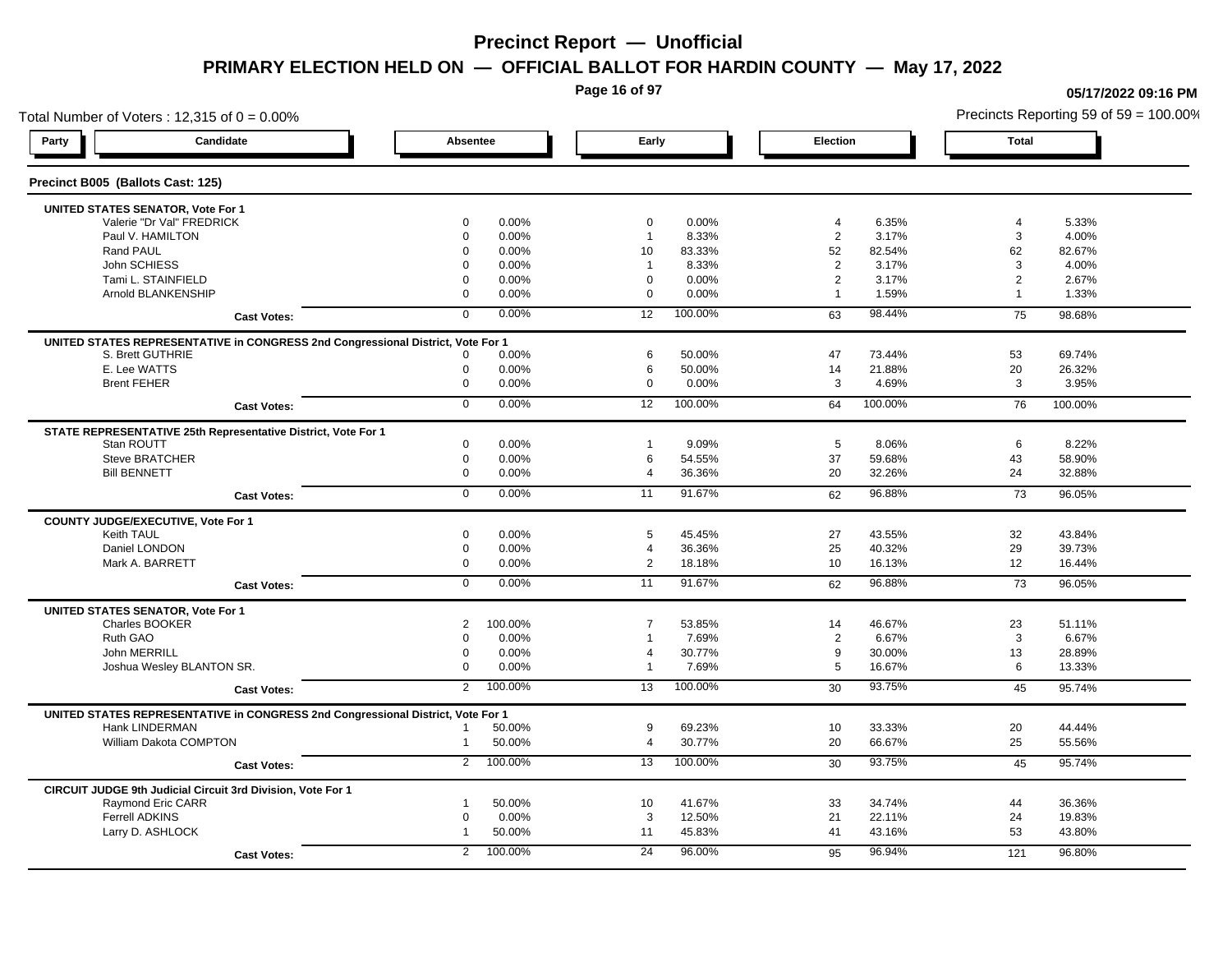# Precinct Report — Unofficial

## PRIMARY ELECTION HELD ON — OFFICIAL BALLOT FOR HARDIN COUNTY — May 17, 2022

05/17/2022 09:16 PM

Total Number of Voters : 12,315 of 0 = 0.00%

Precincts Reporting 59 of 59 = 100.00%

### Precinct B005 (Ballots Cast: 125)

| Party | Candidate | Absentee | | Early | | Election | | Total | |
|---|---|---|---|---|---|---|---|---|---|
| | **UNITED STATES SENATOR, Vote For 1** | | | | | | | | |
| | Valerie "Dr Val" FREDRICK | 0 | 0.00% | 0 | 0.00% | 4 | 6.35% | 4 | 5.33% |
| | Paul V. HAMILTON | 0 | 0.00% | 1 | 8.33% | 2 | 3.17% | 3 | 4.00% |
| | Rand PAUL | 0 | 0.00% | 10 | 83.33% | 52 | 82.54% | 62 | 82.67% |
| | John SCHIESS | 0 | 0.00% | 1 | 8.33% | 2 | 3.17% | 3 | 4.00% |
| | Tami L. STAINFIELD | 0 | 0.00% | 0 | 0.00% | 2 | 3.17% | 2 | 2.67% |
| | Arnold BLANKENSHIP | 0 | 0.00% | 0 | 0.00% | 1 | 1.59% | 1 | 1.33% |
| | **Cast Votes:** | 0 | 0.00% | 12 | 100.00% | 63 | 98.44% | 75 | 98.68% |
| | **UNITED STATES REPRESENTATIVE in CONGRESS 2nd Congressional District, Vote For 1** | | | | | | | | |
| | S. Brett GUTHRIE | 0 | 0.00% | 6 | 50.00% | 47 | 73.44% | 53 | 69.74% |
| | E. Lee WATTS | 0 | 0.00% | 6 | 50.00% | 14 | 21.88% | 20 | 26.32% |
| | Brent FEHER | 0 | 0.00% | 0 | 0.00% | 3 | 4.69% | 3 | 3.95% |
| | **Cast Votes:** | 0 | 0.00% | 12 | 100.00% | 64 | 100.00% | 76 | 100.00% |
| | **STATE REPRESENTATIVE 25th Representative District, Vote For 1** | | | | | | | | |
| | Stan ROUTT | 0 | 0.00% | 1 | 9.09% | 5 | 8.06% | 6 | 8.22% |
| | Steve BRATCHER | 0 | 0.00% | 6 | 54.55% | 37 | 59.68% | 43 | 58.90% |
| | Bill BENNETT | 0 | 0.00% | 4 | 36.36% | 20 | 32.26% | 24 | 32.88% |
| | **Cast Votes:** | 0 | 0.00% | 11 | 91.67% | 62 | 96.88% | 73 | 96.05% |
| | **COUNTY JUDGE/EXECUTIVE, Vote For 1** | | | | | | | | |
| | Keith TAUL | 0 | 0.00% | 5 | 45.45% | 27 | 43.55% | 32 | 43.84% |
| | Daniel LONDON | 0 | 0.00% | 4 | 36.36% | 25 | 40.32% | 29 | 39.73% |
| | Mark A. BARRETT | 0 | 0.00% | 2 | 18.18% | 10 | 16.13% | 12 | 16.44% |
| | **Cast Votes:** | 0 | 0.00% | 11 | 91.67% | 62 | 96.88% | 73 | 96.05% |
| | **UNITED STATES SENATOR, Vote For 1** | | | | | | | | |
| | Charles BOOKER | 2 | 100.00% | 7 | 53.85% | 14 | 46.67% | 23 | 51.11% |
| | Ruth GAO | 0 | 0.00% | 1 | 7.69% | 2 | 6.67% | 3 | 6.67% |
| | John MERRILL | 0 | 0.00% | 4 | 30.77% | 9 | 30.00% | 13 | 28.89% |
| | Joshua Wesley BLANTON SR. | 0 | 0.00% | 1 | 7.69% | 5 | 16.67% | 6 | 13.33% |
| | **Cast Votes:** | 2 | 100.00% | 13 | 100.00% | 30 | 93.75% | 45 | 95.74% |
| | **UNITED STATES REPRESENTATIVE in CONGRESS 2nd Congressional District, Vote For 1** | | | | | | | | |
| | Hank LINDERMAN | 1 | 50.00% | 9 | 69.23% | 10 | 33.33% | 20 | 44.44% |
| | William Dakota COMPTON | 1 | 50.00% | 4 | 30.77% | 20 | 66.67% | 25 | 55.56% |
| | **Cast Votes:** | 2 | 100.00% | 13 | 100.00% | 30 | 93.75% | 45 | 95.74% |
| | **CIRCUIT JUDGE 9th Judicial Circuit 3rd Division, Vote For 1** | | | | | | | | |
| | Raymond Eric CARR | 1 | 50.00% | 10 | 41.67% | 33 | 34.74% | 44 | 36.36% |
| | Ferrell ADKINS | 0 | 0.00% | 3 | 12.50% | 21 | 22.11% | 24 | 19.83% |
| | Larry D. ASHLOCK | 1 | 50.00% | 11 | 45.83% | 41 | 43.16% | 53 | 43.80% |
| | **Cast Votes:** | 2 | 100.00% | 24 | 96.00% | 95 | 96.94% | 121 | 96.80% |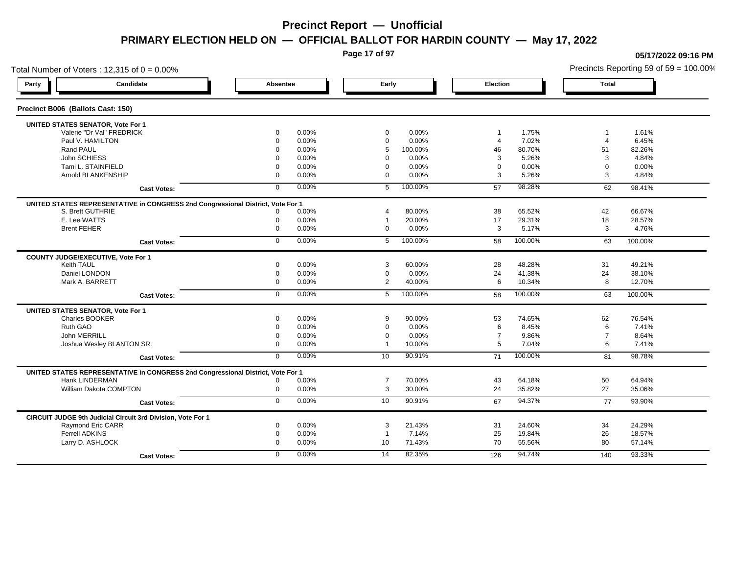# Precinct Report — Unofficial

## PRIMARY ELECTION HELD ON — OFFICIAL BALLOT FOR HARDIN COUNTY — May 17, 2022

05/17/2022 09:16 PM

Total Number of Voters : 12,315 of 0 = 0.00%

Precincts Reporting 59 of 59 = 100.00%

### Precinct B006 (Ballots Cast: 150)

| Party | Candidate | Absentee | | Early | | Election | | Total | |
|---|---|---|---|---|---|---|---|---|---|
| | **UNITED STATES SENATOR, Vote For 1** | | | | | | | | |
| | Valerie "Dr Val" FREDRICK | 0 | 0.00% | 0 | 0.00% | 1 | 1.75% | 1 | 1.61% |
| | Paul V. HAMILTON | 0 | 0.00% | 0 | 0.00% | 4 | 7.02% | 4 | 6.45% |
| | Rand PAUL | 0 | 0.00% | 5 | 100.00% | 46 | 80.70% | 51 | 82.26% |
| | John SCHIESS | 0 | 0.00% | 0 | 0.00% | 3 | 5.26% | 3 | 4.84% |
| | Tami L. STAINFIELD | 0 | 0.00% | 0 | 0.00% | 0 | 0.00% | 0 | 0.00% |
| | Arnold BLANKENSHIP | 0 | 0.00% | 0 | 0.00% | 3 | 5.26% | 3 | 4.84% |
| | **Cast Votes:** | 0 | 0.00% | 5 | 100.00% | 57 | 98.28% | 62 | 98.41% |
| | **UNITED STATES REPRESENTATIVE in CONGRESS 2nd Congressional District, Vote For 1** | | | | | | | | |
| | S. Brett GUTHRIE | 0 | 0.00% | 4 | 80.00% | 38 | 65.52% | 42 | 66.67% |
| | E. Lee WATTS | 0 | 0.00% | 1 | 20.00% | 17 | 29.31% | 18 | 28.57% |
| | Brent FEHER | 0 | 0.00% | 0 | 0.00% | 3 | 5.17% | 3 | 4.76% |
| | **Cast Votes:** | 0 | 0.00% | 5 | 100.00% | 58 | 100.00% | 63 | 100.00% |
| | **COUNTY JUDGE/EXECUTIVE, Vote For 1** | | | | | | | | |
| | Keith TAUL | 0 | 0.00% | 3 | 60.00% | 28 | 48.28% | 31 | 49.21% |
| | Daniel LONDON | 0 | 0.00% | 0 | 0.00% | 24 | 41.38% | 24 | 38.10% |
| | Mark A. BARRETT | 0 | 0.00% | 2 | 40.00% | 6 | 10.34% | 8 | 12.70% |
| | **Cast Votes:** | 0 | 0.00% | 5 | 100.00% | 58 | 100.00% | 63 | 100.00% |
| | **UNITED STATES SENATOR, Vote For 1** | | | | | | | | |
| | Charles BOOKER | 0 | 0.00% | 9 | 90.00% | 53 | 74.65% | 62 | 76.54% |
| | Ruth GAO | 0 | 0.00% | 0 | 0.00% | 6 | 8.45% | 6 | 7.41% |
| | John MERRILL | 0 | 0.00% | 0 | 0.00% | 7 | 9.86% | 7 | 8.64% |
| | Joshua Wesley BLANTON SR. | 0 | 0.00% | 1 | 10.00% | 5 | 7.04% | 6 | 7.41% |
| | **Cast Votes:** | 0 | 0.00% | 10 | 90.91% | 71 | 100.00% | 81 | 98.78% |
| | **UNITED STATES REPRESENTATIVE in CONGRESS 2nd Congressional District, Vote For 1** | | | | | | | | |
| | Hank LINDERMAN | 0 | 0.00% | 7 | 70.00% | 43 | 64.18% | 50 | 64.94% |
| | William Dakota COMPTON | 0 | 0.00% | 3 | 30.00% | 24 | 35.82% | 27 | 35.06% |
| | **Cast Votes:** | 0 | 0.00% | 10 | 90.91% | 67 | 94.37% | 77 | 93.90% |
| | **CIRCUIT JUDGE 9th Judicial Circuit 3rd Division, Vote For 1** | | | | | | | | |
| | Raymond Eric CARR | 0 | 0.00% | 3 | 21.43% | 31 | 24.60% | 34 | 24.29% |
| | Ferrell ADKINS | 0 | 0.00% | 1 | 7.14% | 25 | 19.84% | 26 | 18.57% |
| | Larry D. ASHLOCK | 0 | 0.00% | 10 | 71.43% | 70 | 55.56% | 80 | 57.14% |
| | **Cast Votes:** | 0 | 0.00% | 14 | 82.35% | 126 | 94.74% | 140 | 93.33% |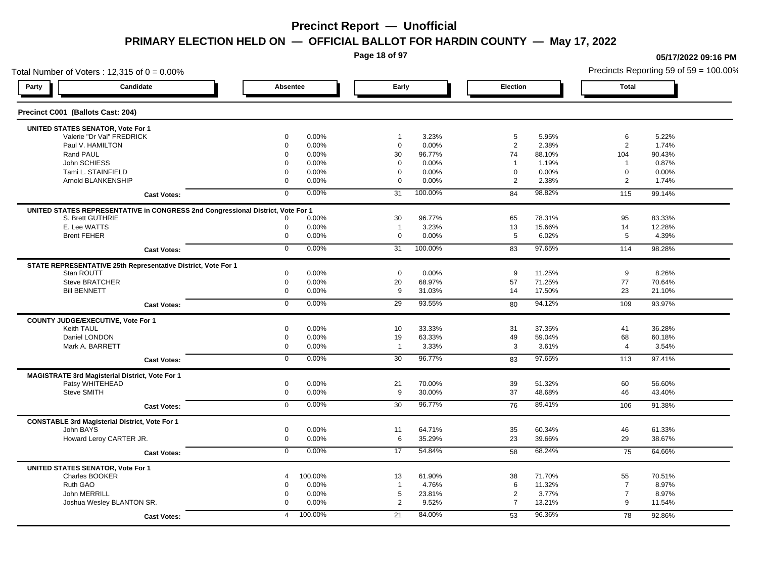# Precinct Report — Unofficial

## PRIMARY ELECTION HELD ON — OFFICIAL BALLOT FOR HARDIN COUNTY — May 17, 2022

05/17/2022 09:16 PM

Total Number of Voters : 12,315 of 0 = 0.00%

Precincts Reporting 59 of 59 = 100.00%

### Precinct C001 (Ballots Cast: 204)

| Party | Candidate | Absentee | | Early | | Election | | Total | |
|---|---|---|---|---|---|---|---|---|---|
| **UNITED STATES SENATOR, Vote For 1** | | | | | | | | | |
| | Valerie "Dr Val" FREDRICK | 0 | 0.00% | 1 | 3.23% | 5 | 5.95% | 6 | 5.22% |
| | Paul V. HAMILTON | 0 | 0.00% | 0 | 0.00% | 2 | 2.38% | 2 | 1.74% |
| | Rand PAUL | 0 | 0.00% | 30 | 96.77% | 74 | 88.10% | 104 | 90.43% |
| | John SCHIESS | 0 | 0.00% | 0 | 0.00% | 1 | 1.19% | 1 | 0.87% |
| | Tami L. STAINFIELD | 0 | 0.00% | 0 | 0.00% | 0 | 0.00% | 0 | 0.00% |
| | Arnold BLANKENSHIP | 0 | 0.00% | 0 | 0.00% | 2 | 2.38% | 2 | 1.74% |
| | **Cast Votes:** | 0 | 0.00% | 31 | 100.00% | 84 | 98.82% | 115 | 99.14% |
| **UNITED STATES REPRESENTATIVE in CONGRESS 2nd Congressional District, Vote For 1** | | | | | | | | | |
| | S. Brett GUTHRIE | 0 | 0.00% | 30 | 96.77% | 65 | 78.31% | 95 | 83.33% |
| | E. Lee WATTS | 0 | 0.00% | 1 | 3.23% | 13 | 15.66% | 14 | 12.28% |
| | Brent FEHER | 0 | 0.00% | 0 | 0.00% | 5 | 6.02% | 5 | 4.39% |
| | **Cast Votes:** | 0 | 0.00% | 31 | 100.00% | 83 | 97.65% | 114 | 98.28% |
| **STATE REPRESENTATIVE 25th Representative District, Vote For 1** | | | | | | | | | |
| | Stan ROUTT | 0 | 0.00% | 0 | 0.00% | 9 | 11.25% | 9 | 8.26% |
| | Steve BRATCHER | 0 | 0.00% | 20 | 68.97% | 57 | 71.25% | 77 | 70.64% |
| | Bill BENNETT | 0 | 0.00% | 9 | 31.03% | 14 | 17.50% | 23 | 21.10% |
| | **Cast Votes:** | 0 | 0.00% | 29 | 93.55% | 80 | 94.12% | 109 | 93.97% |
| **COUNTY JUDGE/EXECUTIVE, Vote For 1** | | | | | | | | | |
| | Keith TAUL | 0 | 0.00% | 10 | 33.33% | 31 | 37.35% | 41 | 36.28% |
| | Daniel LONDON | 0 | 0.00% | 19 | 63.33% | 49 | 59.04% | 68 | 60.18% |
| | Mark A. BARRETT | 0 | 0.00% | 1 | 3.33% | 3 | 3.61% | 4 | 3.54% |
| | **Cast Votes:** | 0 | 0.00% | 30 | 96.77% | 83 | 97.65% | 113 | 97.41% |
| **MAGISTRATE 3rd Magisterial District, Vote For 1** | | | | | | | | | |
| | Patsy WHITEHEAD | 0 | 0.00% | 21 | 70.00% | 39 | 51.32% | 60 | 56.60% |
| | Steve SMITH | 0 | 0.00% | 9 | 30.00% | 37 | 48.68% | 46 | 43.40% |
| | **Cast Votes:** | 0 | 0.00% | 30 | 96.77% | 76 | 89.41% | 106 | 91.38% |
| **CONSTABLE 3rd Magisterial District, Vote For 1** | | | | | | | | | |
| | John BAYS | 0 | 0.00% | 11 | 64.71% | 35 | 60.34% | 46 | 61.33% |
| | Howard Leroy CARTER JR. | 0 | 0.00% | 6 | 35.29% | 23 | 39.66% | 29 | 38.67% |
| | **Cast Votes:** | 0 | 0.00% | 17 | 54.84% | 58 | 68.24% | 75 | 64.66% |
| **UNITED STATES SENATOR, Vote For 1** | | | | | | | | | |
| | Charles BOOKER | 4 | 100.00% | 13 | 61.90% | 38 | 71.70% | 55 | 70.51% |
| | Ruth GAO | 0 | 0.00% | 1 | 4.76% | 6 | 11.32% | 7 | 8.97% |
| | John MERRILL | 0 | 0.00% | 5 | 23.81% | 2 | 3.77% | 7 | 8.97% |
| | Joshua Wesley BLANTON SR. | 0 | 0.00% | 2 | 9.52% | 7 | 13.21% | 9 | 11.54% |
| | **Cast Votes:** | 4 | 100.00% | 21 | 84.00% | 53 | 96.36% | 78 | 92.86% |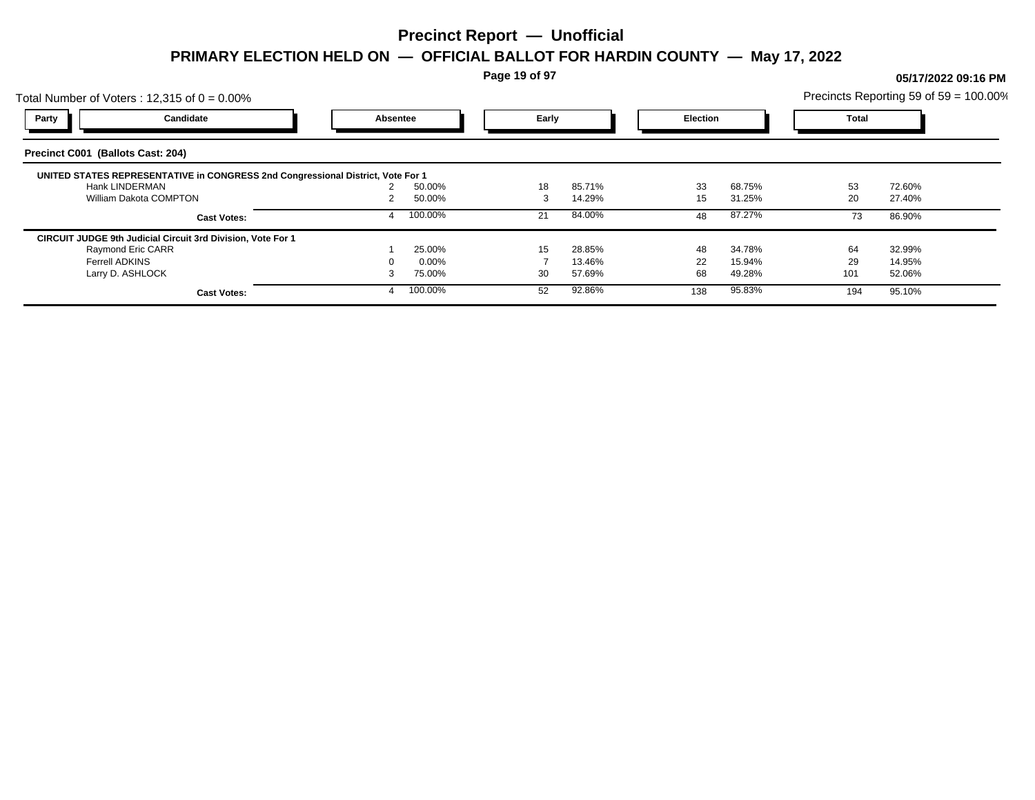# Precinct Report — Unofficial

## PRIMARY ELECTION HELD ON — OFFICIAL BALLOT FOR HARDIN COUNTY — May 17, 2022

05/17/2022 09:16 PM

Total Number of Voters : 12,315 of 0 = 0.00%

Precincts Reporting 59 of 59 = 100.00%

### Precinct C001 (Ballots Cast: 204)

| Party | Candidate | Absentee | | Early | | Election | | Total | |
|---|---|---|---|---|---|---|---|---|---|
| **UNITED STATES REPRESENTATIVE in CONGRESS 2nd Congressional District, Vote For 1** | | | | | | | | | |
| | Hank LINDERMAN | 2 | 50.00% | 18 | 85.71% | 33 | 68.75% | 53 | 72.60% |
| | William Dakota COMPTON | 2 | 50.00% | 3 | 14.29% | 15 | 31.25% | 20 | 27.40% |
| | **Cast Votes:** | 4 | 100.00% | 21 | 84.00% | 48 | 87.27% | 73 | 86.90% |
| **CIRCUIT JUDGE 9th Judicial Circuit 3rd Division, Vote For 1** | | | | | | | | | |
| | Raymond Eric CARR | 1 | 25.00% | 15 | 28.85% | 48 | 34.78% | 64 | 32.99% |
| | Ferrell ADKINS | 0 | 0.00% | 7 | 13.46% | 22 | 15.94% | 29 | 14.95% |
| | Larry D. ASHLOCK | 3 | 75.00% | 30 | 57.69% | 68 | 49.28% | 101 | 52.06% |
| | **Cast Votes:** | 4 | 100.00% | 52 | 92.86% | 138 | 95.83% | 194 | 95.10% |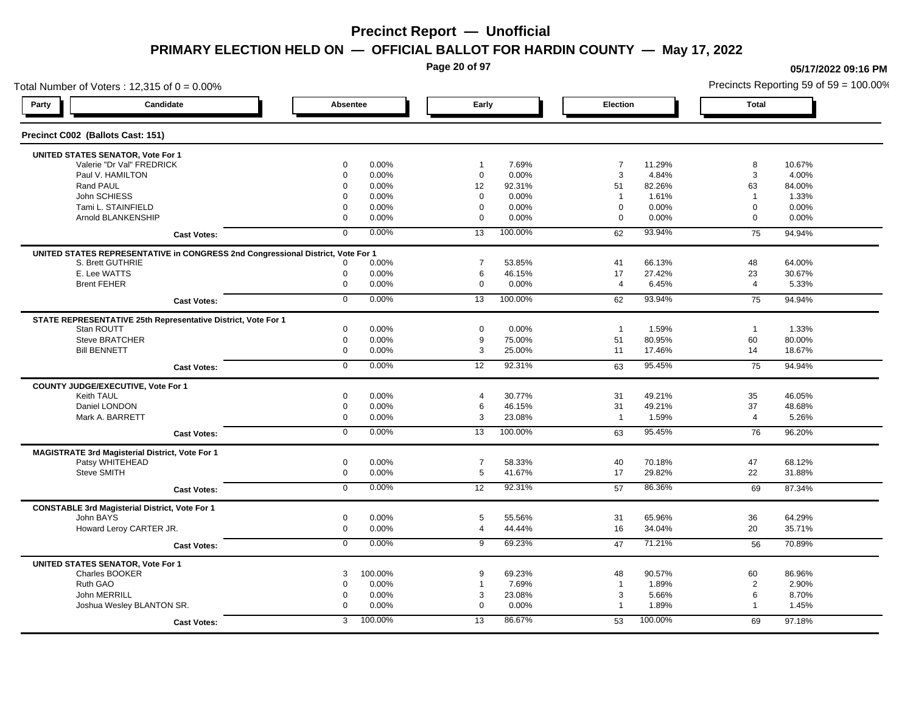# Precinct Report — Unofficial

## PRIMARY ELECTION HELD ON — OFFICIAL BALLOT FOR HARDIN COUNTY — May 17, 2022

05/17/2022 09:16 PM

Total Number of Voters : 12,315 of 0 = 0.00%

Precincts Reporting 59 of 59 = 100.00%

### Precinct C002 (Ballots Cast: 151)

| Party | Candidate | Absentee | | Early | | Election | | Total | |
|---|---|---|---|---|---|---|---|---|---|
| | **UNITED STATES SENATOR, Vote For 1** | | | | | | | | |
| | Valerie "Dr Val" FREDRICK | 0 | 0.00% | 1 | 7.69% | 7 | 11.29% | 8 | 10.67% |
| | Paul V. HAMILTON | 0 | 0.00% | 0 | 0.00% | 3 | 4.84% | 3 | 4.00% |
| | Rand PAUL | 0 | 0.00% | 12 | 92.31% | 51 | 82.26% | 63 | 84.00% |
| | John SCHIESS | 0 | 0.00% | 0 | 0.00% | 1 | 1.61% | 1 | 1.33% |
| | Tami L. STAINFIELD | 0 | 0.00% | 0 | 0.00% | 0 | 0.00% | 0 | 0.00% |
| | Arnold BLANKENSHIP | 0 | 0.00% | 0 | 0.00% | 0 | 0.00% | 0 | 0.00% |
| | **Cast Votes:** | 0 | 0.00% | 13 | 100.00% | 62 | 93.94% | 75 | 94.94% |
| | **UNITED STATES REPRESENTATIVE in CONGRESS 2nd Congressional District, Vote For 1** | | | | | | | | |
| | S. Brett GUTHRIE | 0 | 0.00% | 7 | 53.85% | 41 | 66.13% | 48 | 64.00% |
| | E. Lee WATTS | 0 | 0.00% | 6 | 46.15% | 17 | 27.42% | 23 | 30.67% |
| | Brent FEHER | 0 | 0.00% | 0 | 0.00% | 4 | 6.45% | 4 | 5.33% |
| | **Cast Votes:** | 0 | 0.00% | 13 | 100.00% | 62 | 93.94% | 75 | 94.94% |
| | **STATE REPRESENTATIVE 25th Representative District, Vote For 1** | | | | | | | | |
| | Stan ROUTT | 0 | 0.00% | 0 | 0.00% | 1 | 1.59% | 1 | 1.33% |
| | Steve BRATCHER | 0 | 0.00% | 9 | 75.00% | 51 | 80.95% | 60 | 80.00% |
| | Bill BENNETT | 0 | 0.00% | 3 | 25.00% | 11 | 17.46% | 14 | 18.67% |
| | **Cast Votes:** | 0 | 0.00% | 12 | 92.31% | 63 | 95.45% | 75 | 94.94% |
| | **COUNTY JUDGE/EXECUTIVE, Vote For 1** | | | | | | | | |
| | Keith TAUL | 0 | 0.00% | 4 | 30.77% | 31 | 49.21% | 35 | 46.05% |
| | Daniel LONDON | 0 | 0.00% | 6 | 46.15% | 31 | 49.21% | 37 | 48.68% |
| | Mark A. BARRETT | 0 | 0.00% | 3 | 23.08% | 1 | 1.59% | 4 | 5.26% |
| | **Cast Votes:** | 0 | 0.00% | 13 | 100.00% | 63 | 95.45% | 76 | 96.20% |
| | **MAGISTRATE 3rd Magisterial District, Vote For 1** | | | | | | | | |
| | Patsy WHITEHEAD | 0 | 0.00% | 7 | 58.33% | 40 | 70.18% | 47 | 68.12% |
| | Steve SMITH | 0 | 0.00% | 5 | 41.67% | 17 | 29.82% | 22 | 31.88% |
| | **Cast Votes:** | 0 | 0.00% | 12 | 92.31% | 57 | 86.36% | 69 | 87.34% |
| | **CONSTABLE 3rd Magisterial District, Vote For 1** | | | | | | | | |
| | John BAYS | 0 | 0.00% | 5 | 55.56% | 31 | 65.96% | 36 | 64.29% |
| | Howard Leroy CARTER JR. | 0 | 0.00% | 4 | 44.44% | 16 | 34.04% | 20 | 35.71% |
| | **Cast Votes:** | 0 | 0.00% | 9 | 69.23% | 47 | 71.21% | 56 | 70.89% |
| | **UNITED STATES SENATOR, Vote For 1** | | | | | | | | |
| | Charles BOOKER | 3 | 100.00% | 9 | 69.23% | 48 | 90.57% | 60 | 86.96% |
| | Ruth GAO | 0 | 0.00% | 1 | 7.69% | 1 | 1.89% | 2 | 2.90% |
| | John MERRILL | 0 | 0.00% | 3 | 23.08% | 3 | 5.66% | 6 | 8.70% |
| | Joshua Wesley BLANTON SR. | 0 | 0.00% | 0 | 0.00% | 1 | 1.89% | 1 | 1.45% |
| | **Cast Votes:** | 3 | 100.00% | 13 | 86.67% | 53 | 100.00% | 69 | 97.18% |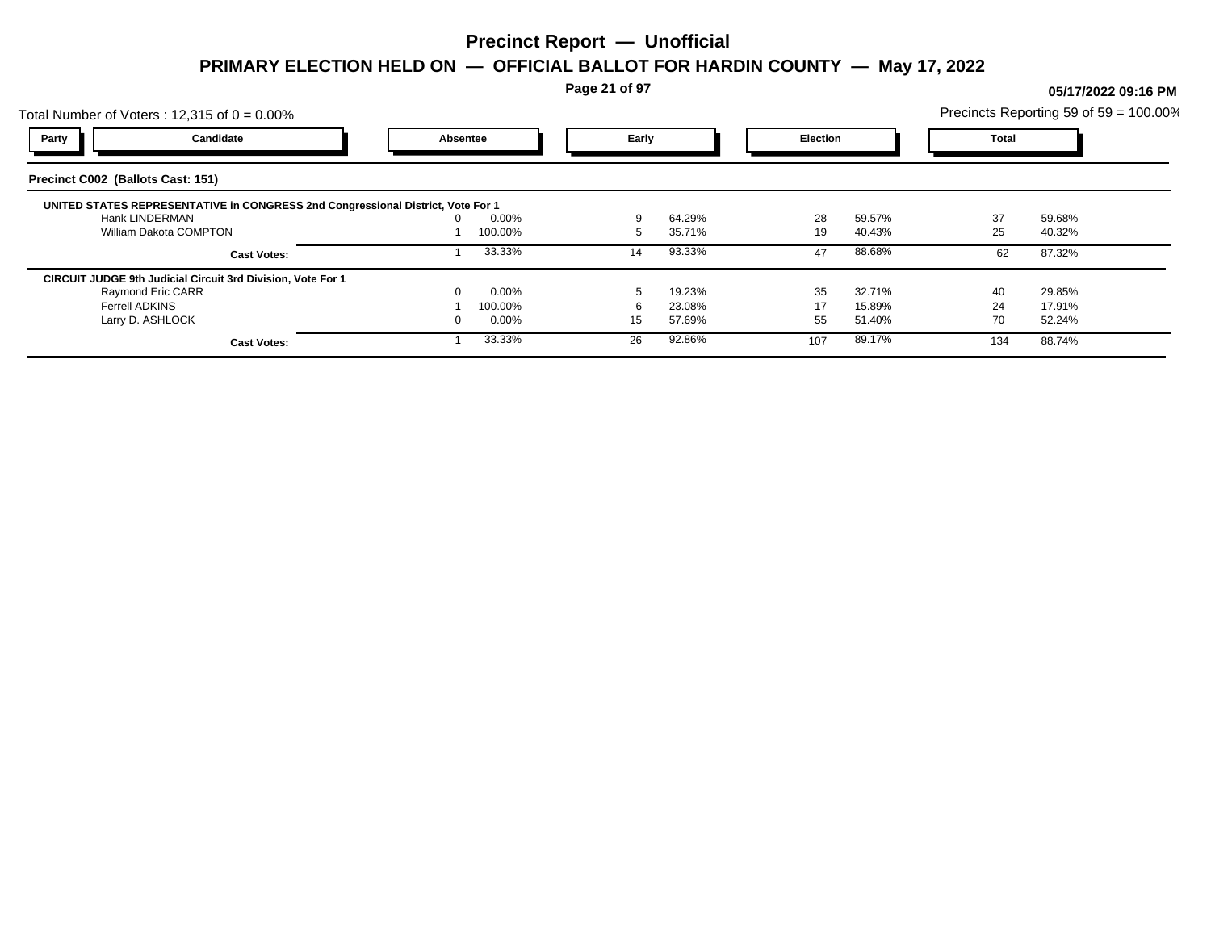# Precinct Report — Unofficial

## PRIMARY ELECTION HELD ON — OFFICIAL BALLOT FOR HARDIN COUNTY — May 17, 2022

05/17/2022 09:16 PM

Total Number of Voters : 12,315 of 0 = 0.00%

Precincts Reporting 59 of 59 = 100.00%

| Party | Candidate | Absentee | | Early | | Election | | Total | |
|---|---|---|---|---|---|---|---|---|---|

### Precinct C002 (Ballots Cast: 151)

**UNITED STATES REPRESENTATIVE in CONGRESS 2nd Congressional District, Vote For 1**

| Candidate | Absentee | | Early | | Election | | Total | |
|---|---|---|---|---|---|---|---|---|
| Hank LINDERMAN | 0 | 0.00% | 9 | 64.29% | 28 | 59.57% | 37 | 59.68% |
| William Dakota COMPTON | 1 | 100.00% | 5 | 35.71% | 19 | 40.43% | 25 | 40.32% |
| **Cast Votes:** | 1 | 33.33% | 14 | 93.33% | 47 | 88.68% | 62 | 87.32% |

**CIRCUIT JUDGE 9th Judicial Circuit 3rd Division, Vote For 1**

| Candidate | Absentee | | Early | | Election | | Total | |
|---|---|---|---|---|---|---|---|---|
| Raymond Eric CARR | 0 | 0.00% | 5 | 19.23% | 35 | 32.71% | 40 | 29.85% |
| Ferrell ADKINS | 1 | 100.00% | 6 | 23.08% | 17 | 15.89% | 24 | 17.91% |
| Larry D. ASHLOCK | 0 | 0.00% | 15 | 57.69% | 55 | 51.40% | 70 | 52.24% |
| **Cast Votes:** | 1 | 33.33% | 26 | 92.86% | 107 | 89.17% | 134 | 88.74% |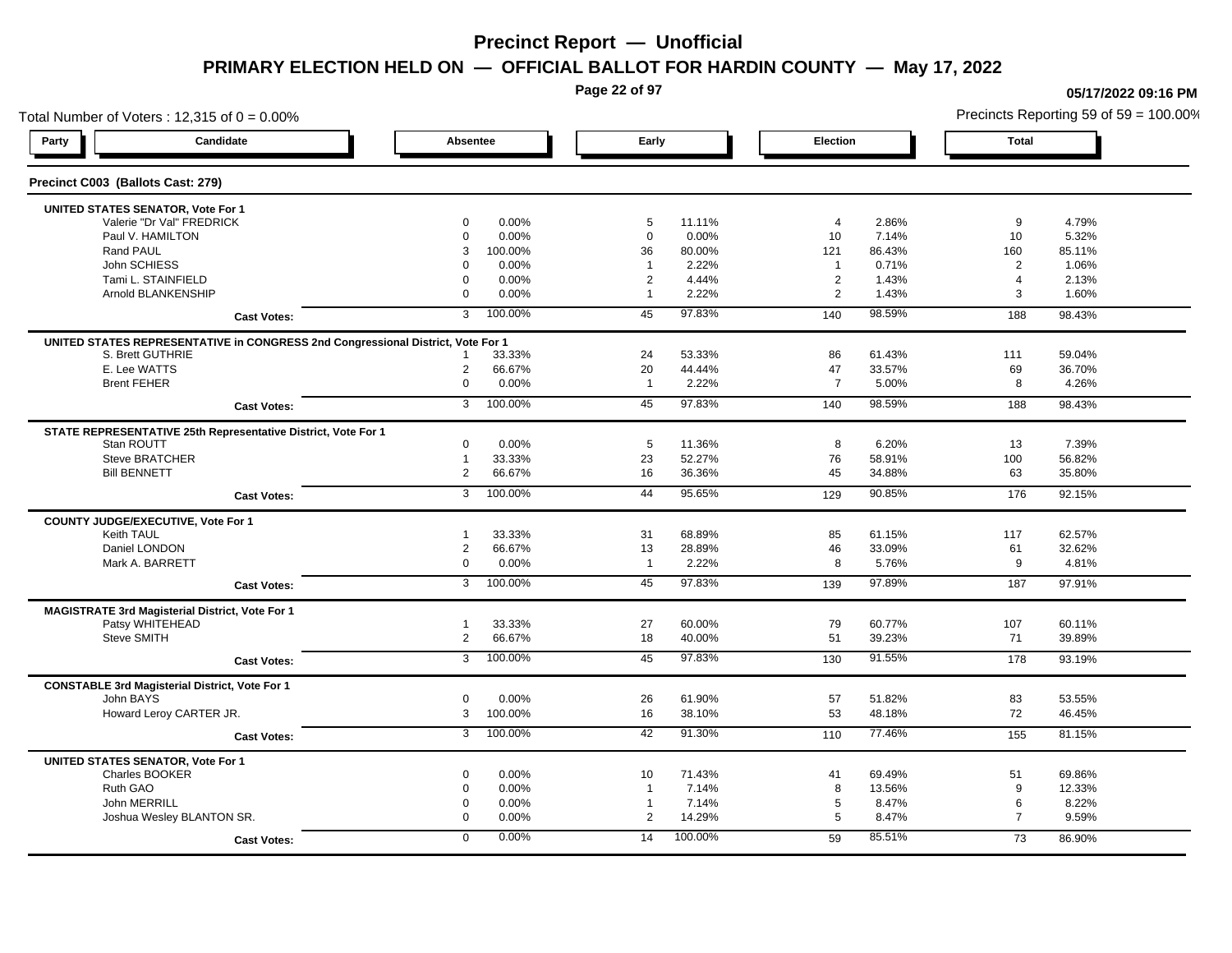# Precinct Report — Unofficial

## PRIMARY ELECTION HELD ON — OFFICIAL BALLOT FOR HARDIN COUNTY — May 17, 2022

05/17/2022 09:16 PM

Total Number of Voters : 12,315 of 0 = 0.00%

Precincts Reporting 59 of 59 = 100.00%

### Precinct C003 (Ballots Cast: 279)

| Party | Candidate | Absentee | | Early | | Election | | Total | |
|---|---|---|---|---|---|---|---|---|---|
| | **UNITED STATES SENATOR, Vote For 1** | | | | | | | | |
| | Valerie "Dr Val" FREDRICK | 0 | 0.00% | 5 | 11.11% | 4 | 2.86% | 9 | 4.79% |
| | Paul V. HAMILTON | 0 | 0.00% | 0 | 0.00% | 10 | 7.14% | 10 | 5.32% |
| | Rand PAUL | 3 | 100.00% | 36 | 80.00% | 121 | 86.43% | 160 | 85.11% |
| | John SCHIESS | 0 | 0.00% | 1 | 2.22% | 1 | 0.71% | 2 | 1.06% |
| | Tami L. STAINFIELD | 0 | 0.00% | 2 | 4.44% | 2 | 1.43% | 4 | 2.13% |
| | Arnold BLANKENSHIP | 0 | 0.00% | 1 | 2.22% | 2 | 1.43% | 3 | 1.60% |
| | **Cast Votes:** | 3 | 100.00% | 45 | 97.83% | 140 | 98.59% | 188 | 98.43% |
| | **UNITED STATES REPRESENTATIVE in CONGRESS 2nd Congressional District, Vote For 1** | | | | | | | | |
| | S. Brett GUTHRIE | 1 | 33.33% | 24 | 53.33% | 86 | 61.43% | 111 | 59.04% |
| | E. Lee WATTS | 2 | 66.67% | 20 | 44.44% | 47 | 33.57% | 69 | 36.70% |
| | Brent FEHER | 0 | 0.00% | 1 | 2.22% | 7 | 5.00% | 8 | 4.26% |
| | **Cast Votes:** | 3 | 100.00% | 45 | 97.83% | 140 | 98.59% | 188 | 98.43% |
| | **STATE REPRESENTATIVE 25th Representative District, Vote For 1** | | | | | | | | |
| | Stan ROUTT | 0 | 0.00% | 5 | 11.36% | 8 | 6.20% | 13 | 7.39% |
| | Steve BRATCHER | 1 | 33.33% | 23 | 52.27% | 76 | 58.91% | 100 | 56.82% |
| | Bill BENNETT | 2 | 66.67% | 16 | 36.36% | 45 | 34.88% | 63 | 35.80% |
| | **Cast Votes:** | 3 | 100.00% | 44 | 95.65% | 129 | 90.85% | 176 | 92.15% |
| | **COUNTY JUDGE/EXECUTIVE, Vote For 1** | | | | | | | | |
| | Keith TAUL | 1 | 33.33% | 31 | 68.89% | 85 | 61.15% | 117 | 62.57% |
| | Daniel LONDON | 2 | 66.67% | 13 | 28.89% | 46 | 33.09% | 61 | 32.62% |
| | Mark A. BARRETT | 0 | 0.00% | 1 | 2.22% | 8 | 5.76% | 9 | 4.81% |
| | **Cast Votes:** | 3 | 100.00% | 45 | 97.83% | 139 | 97.89% | 187 | 97.91% |
| | **MAGISTRATE 3rd Magisterial District, Vote For 1** | | | | | | | | |
| | Patsy WHITEHEAD | 1 | 33.33% | 27 | 60.00% | 79 | 60.77% | 107 | 60.11% |
| | Steve SMITH | 2 | 66.67% | 18 | 40.00% | 51 | 39.23% | 71 | 39.89% |
| | **Cast Votes:** | 3 | 100.00% | 45 | 97.83% | 130 | 91.55% | 178 | 93.19% |
| | **CONSTABLE 3rd Magisterial District, Vote For 1** | | | | | | | | |
| | John BAYS | 0 | 0.00% | 26 | 61.90% | 57 | 51.82% | 83 | 53.55% |
| | Howard Leroy CARTER JR. | 3 | 100.00% | 16 | 38.10% | 53 | 48.18% | 72 | 46.45% |
| | **Cast Votes:** | 3 | 100.00% | 42 | 91.30% | 110 | 77.46% | 155 | 81.15% |
| | **UNITED STATES SENATOR, Vote For 1** | | | | | | | | |
| | Charles BOOKER | 0 | 0.00% | 10 | 71.43% | 41 | 69.49% | 51 | 69.86% |
| | Ruth GAO | 0 | 0.00% | 1 | 7.14% | 8 | 13.56% | 9 | 12.33% |
| | John MERRILL | 0 | 0.00% | 1 | 7.14% | 5 | 8.47% | 6 | 8.22% |
| | Joshua Wesley BLANTON SR. | 0 | 0.00% | 2 | 14.29% | 5 | 8.47% | 7 | 9.59% |
| | **Cast Votes:** | 0 | 0.00% | 14 | 100.00% | 59 | 85.51% | 73 | 86.90% |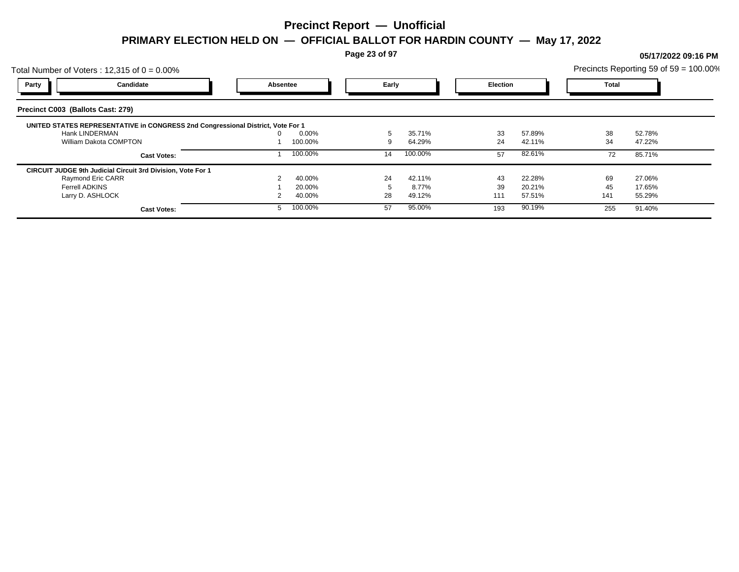# Precinct Report — Unofficial

## PRIMARY ELECTION HELD ON — OFFICIAL BALLOT FOR HARDIN COUNTY — May 17, 2022

05/17/2022 09:16 PM

Total Number of Voters : 12,315 of 0 = 0.00%

Precincts Reporting 59 of 59 = 100.00%

### Precinct C003 (Ballots Cast: 279)

| Party | Candidate | Absentee | | Early | | Election | | Total | |
|---|---|---|---|---|---|---|---|---|---|
| | **UNITED STATES REPRESENTATIVE in CONGRESS 2nd Congressional District, Vote For 1** | | | | | | | | |
| | Hank LINDERMAN | 0 | 0.00% | 5 | 35.71% | 33 | 57.89% | 38 | 52.78% |
| | William Dakota COMPTON | 1 | 100.00% | 9 | 64.29% | 24 | 42.11% | 34 | 47.22% |
| | **Cast Votes:** | 1 | 100.00% | 14 | 100.00% | 57 | 82.61% | 72 | 85.71% |
| | **CIRCUIT JUDGE 9th Judicial Circuit 3rd Division, Vote For 1** | | | | | | | | |
| | Raymond Eric CARR | 2 | 40.00% | 24 | 42.11% | 43 | 22.28% | 69 | 27.06% |
| | Ferrell ADKINS | 1 | 20.00% | 5 | 8.77% | 39 | 20.21% | 45 | 17.65% |
| | Larry D. ASHLOCK | 2 | 40.00% | 28 | 49.12% | 111 | 57.51% | 141 | 55.29% |
| | **Cast Votes:** | 5 | 100.00% | 57 | 95.00% | 193 | 90.19% | 255 | 91.40% |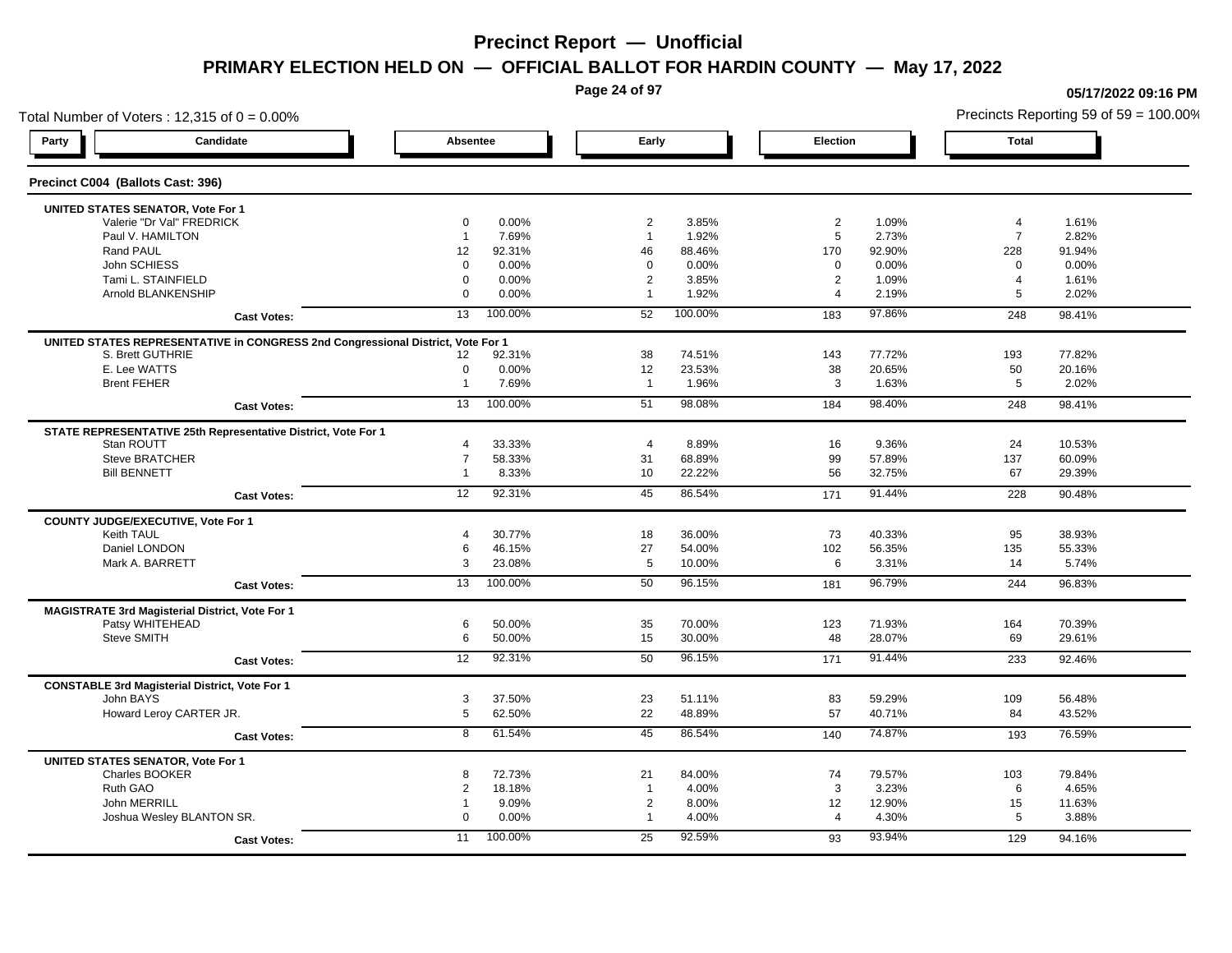# Precinct Report — Unofficial

## PRIMARY ELECTION HELD ON — OFFICIAL BALLOT FOR HARDIN COUNTY — May 17, 2022

05/17/2022 09:16 PM

Total Number of Voters : 12,315 of 0 = 0.00%

Precincts Reporting 59 of 59 = 100.00%

### Precinct C004 (Ballots Cast: 396)

| Party | Candidate | Absentee | | Early | | Election | | Total | |
|---|---|---|---|---|---|---|---|---|---|
| | **UNITED STATES SENATOR, Vote For 1** | | | | | | | | |
| | Valerie "Dr Val" FREDRICK | 0 | 0.00% | 2 | 3.85% | 2 | 1.09% | 4 | 1.61% |
| | Paul V. HAMILTON | 1 | 7.69% | 1 | 1.92% | 5 | 2.73% | 7 | 2.82% |
| | Rand PAUL | 12 | 92.31% | 46 | 88.46% | 170 | 92.90% | 228 | 91.94% |
| | John SCHIESS | 0 | 0.00% | 0 | 0.00% | 0 | 0.00% | 0 | 0.00% |
| | Tami L. STAINFIELD | 0 | 0.00% | 2 | 3.85% | 2 | 1.09% | 4 | 1.61% |
| | Arnold BLANKENSHIP | 0 | 0.00% | 1 | 1.92% | 4 | 2.19% | 5 | 2.02% |
| | **Cast Votes:** | 13 | 100.00% | 52 | 100.00% | 183 | 97.86% | 248 | 98.41% |
| | **UNITED STATES REPRESENTATIVE in CONGRESS 2nd Congressional District, Vote For 1** | | | | | | | | |
| | S. Brett GUTHRIE | 12 | 92.31% | 38 | 74.51% | 143 | 77.72% | 193 | 77.82% |
| | E. Lee WATTS | 0 | 0.00% | 12 | 23.53% | 38 | 20.65% | 50 | 20.16% |
| | Brent FEHER | 1 | 7.69% | 1 | 1.96% | 3 | 1.63% | 5 | 2.02% |
| | **Cast Votes:** | 13 | 100.00% | 51 | 98.08% | 184 | 98.40% | 248 | 98.41% |
| | **STATE REPRESENTATIVE 25th Representative District, Vote For 1** | | | | | | | | |
| | Stan ROUTT | 4 | 33.33% | 4 | 8.89% | 16 | 9.36% | 24 | 10.53% |
| | Steve BRATCHER | 7 | 58.33% | 31 | 68.89% | 99 | 57.89% | 137 | 60.09% |
| | Bill BENNETT | 1 | 8.33% | 10 | 22.22% | 56 | 32.75% | 67 | 29.39% |
| | **Cast Votes:** | 12 | 92.31% | 45 | 86.54% | 171 | 91.44% | 228 | 90.48% |
| | **COUNTY JUDGE/EXECUTIVE, Vote For 1** | | | | | | | | |
| | Keith TAUL | 4 | 30.77% | 18 | 36.00% | 73 | 40.33% | 95 | 38.93% |
| | Daniel LONDON | 6 | 46.15% | 27 | 54.00% | 102 | 56.35% | 135 | 55.33% |
| | Mark A. BARRETT | 3 | 23.08% | 5 | 10.00% | 6 | 3.31% | 14 | 5.74% |
| | **Cast Votes:** | 13 | 100.00% | 50 | 96.15% | 181 | 96.79% | 244 | 96.83% |
| | **MAGISTRATE 3rd Magisterial District, Vote For 1** | | | | | | | | |
| | Patsy WHITEHEAD | 6 | 50.00% | 35 | 70.00% | 123 | 71.93% | 164 | 70.39% |
| | Steve SMITH | 6 | 50.00% | 15 | 30.00% | 48 | 28.07% | 69 | 29.61% |
| | **Cast Votes:** | 12 | 92.31% | 50 | 96.15% | 171 | 91.44% | 233 | 92.46% |
| | **CONSTABLE 3rd Magisterial District, Vote For 1** | | | | | | | | |
| | John BAYS | 3 | 37.50% | 23 | 51.11% | 83 | 59.29% | 109 | 56.48% |
| | Howard Leroy CARTER JR. | 5 | 62.50% | 22 | 48.89% | 57 | 40.71% | 84 | 43.52% |
| | **Cast Votes:** | 8 | 61.54% | 45 | 86.54% | 140 | 74.87% | 193 | 76.59% |
| | **UNITED STATES SENATOR, Vote For 1** | | | | | | | | |
| | Charles BOOKER | 8 | 72.73% | 21 | 84.00% | 74 | 79.57% | 103 | 79.84% |
| | Ruth GAO | 2 | 18.18% | 1 | 4.00% | 3 | 3.23% | 6 | 4.65% |
| | John MERRILL | 1 | 9.09% | 2 | 8.00% | 12 | 12.90% | 15 | 11.63% |
| | Joshua Wesley BLANTON SR. | 0 | 0.00% | 1 | 4.00% | 4 | 4.30% | 5 | 3.88% |
| | **Cast Votes:** | 11 | 100.00% | 25 | 92.59% | 93 | 93.94% | 129 | 94.16% |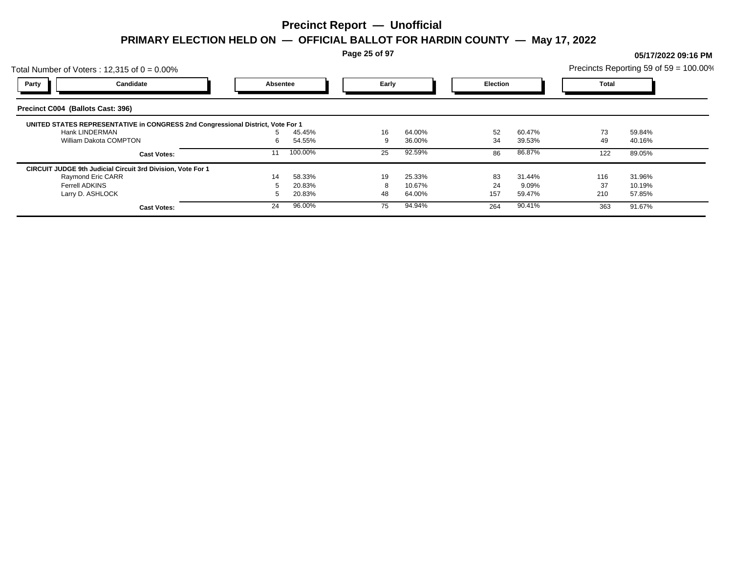# Precinct Report — Unofficial

## PRIMARY ELECTION HELD ON — OFFICIAL BALLOT FOR HARDIN COUNTY — May 17, 2022

05/17/2022 09:16 PM

Total Number of Voters : 12,315 of 0 = 0.00%

Precincts Reporting 59 of 59 = 100.00%

### Precinct C004 (Ballots Cast: 396)

| Party | Candidate | Absentee | | Early | | Election | | Total | |
|---|---|---|---|---|---|---|---|---|---|
| **UNITED STATES REPRESENTATIVE in CONGRESS 2nd Congressional District, Vote For 1** | | | | | | | | | |
| | Hank LINDERMAN | 5 | 45.45% | 16 | 64.00% | 52 | 60.47% | 73 | 59.84% |
| | William Dakota COMPTON | 6 | 54.55% | 9 | 36.00% | 34 | 39.53% | 49 | 40.16% |
| | **Cast Votes:** | 11 | 100.00% | 25 | 92.59% | 86 | 86.87% | 122 | 89.05% |
| **CIRCUIT JUDGE 9th Judicial Circuit 3rd Division, Vote For 1** | | | | | | | | | |
| | Raymond Eric CARR | 14 | 58.33% | 19 | 25.33% | 83 | 31.44% | 116 | 31.96% |
| | Ferrell ADKINS | 5 | 20.83% | 8 | 10.67% | 24 | 9.09% | 37 | 10.19% |
| | Larry D. ASHLOCK | 5 | 20.83% | 48 | 64.00% | 157 | 59.47% | 210 | 57.85% |
| | **Cast Votes:** | 24 | 96.00% | 75 | 94.94% | 264 | 90.41% | 363 | 91.67% |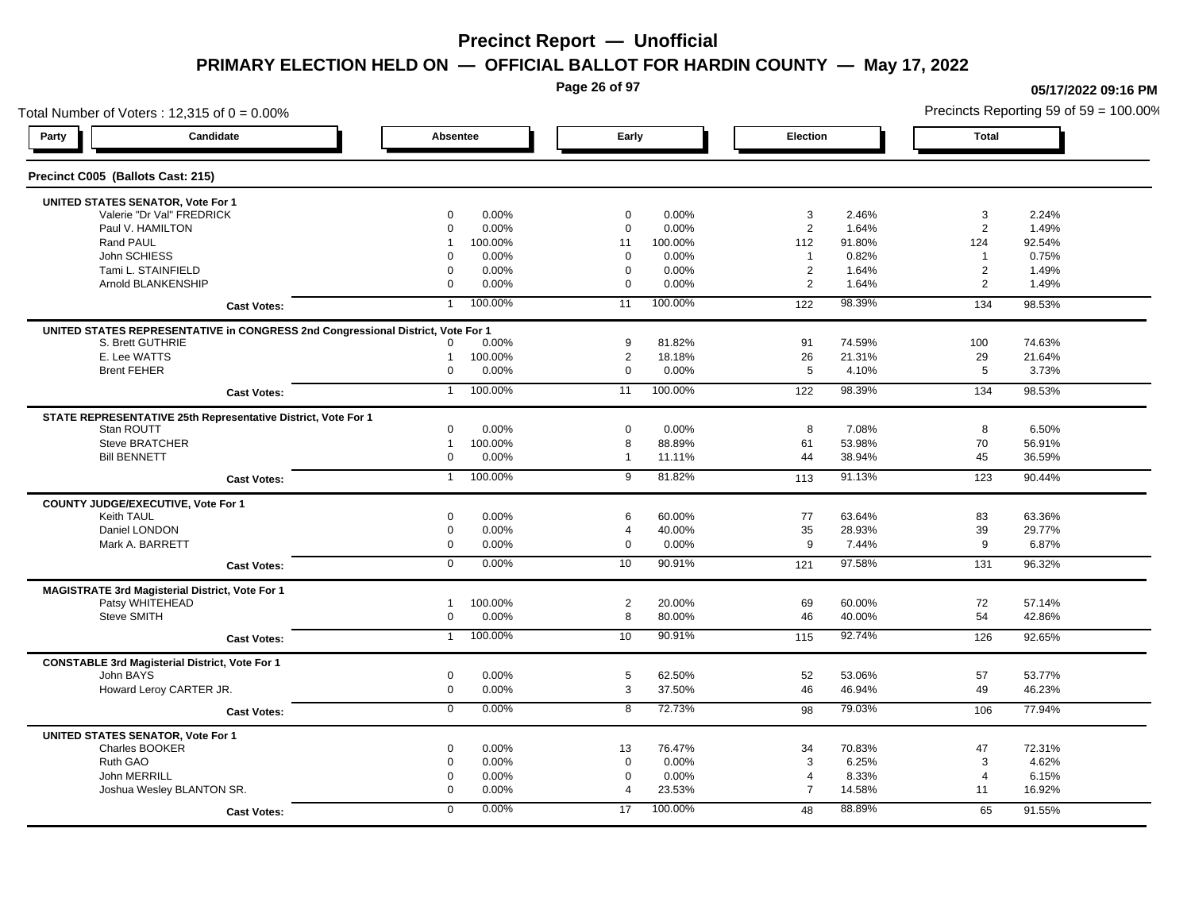# Precinct Report — Unofficial

## PRIMARY ELECTION HELD ON — OFFICIAL BALLOT FOR HARDIN COUNTY — May 17, 2022

05/17/2022 09:16 PM

Total Number of Voters : 12,315 of 0 = 0.00%

Precincts Reporting 59 of 59 = 100.00%

### Precinct C005 (Ballots Cast: 215)

| Party | Candidate | Absentee | | Early | | Election | | Total | |
|---|---|---|---|---|---|---|---|---|---|
| **UNITED STATES SENATOR, Vote For 1** | | | | | | | | | |
| | Valerie "Dr Val" FREDRICK | 0 | 0.00% | 0 | 0.00% | 3 | 2.46% | 3 | 2.24% |
| | Paul V. HAMILTON | 0 | 0.00% | 0 | 0.00% | 2 | 1.64% | 2 | 1.49% |
| | Rand PAUL | 1 | 100.00% | 11 | 100.00% | 112 | 91.80% | 124 | 92.54% |
| | John SCHIESS | 0 | 0.00% | 0 | 0.00% | 1 | 0.82% | 1 | 0.75% |
| | Tami L. STAINFIELD | 0 | 0.00% | 0 | 0.00% | 2 | 1.64% | 2 | 1.49% |
| | Arnold BLANKENSHIP | 0 | 0.00% | 0 | 0.00% | 2 | 1.64% | 2 | 1.49% |
| | **Cast Votes:** | 1 | 100.00% | 11 | 100.00% | 122 | 98.39% | 134 | 98.53% |
| **UNITED STATES REPRESENTATIVE in CONGRESS 2nd Congressional District, Vote For 1** | | | | | | | | | |
| | S. Brett GUTHRIE | 0 | 0.00% | 9 | 81.82% | 91 | 74.59% | 100 | 74.63% |
| | E. Lee WATTS | 1 | 100.00% | 2 | 18.18% | 26 | 21.31% | 29 | 21.64% |
| | Brent FEHER | 0 | 0.00% | 0 | 0.00% | 5 | 4.10% | 5 | 3.73% |
| | **Cast Votes:** | 1 | 100.00% | 11 | 100.00% | 122 | 98.39% | 134 | 98.53% |
| **STATE REPRESENTATIVE 25th Representative District, Vote For 1** | | | | | | | | | |
| | Stan ROUTT | 0 | 0.00% | 0 | 0.00% | 8 | 7.08% | 8 | 6.50% |
| | Steve BRATCHER | 1 | 100.00% | 8 | 88.89% | 61 | 53.98% | 70 | 56.91% |
| | Bill BENNETT | 0 | 0.00% | 1 | 11.11% | 44 | 38.94% | 45 | 36.59% |
| | **Cast Votes:** | 1 | 100.00% | 9 | 81.82% | 113 | 91.13% | 123 | 90.44% |
| **COUNTY JUDGE/EXECUTIVE, Vote For 1** | | | | | | | | | |
| | Keith TAUL | 0 | 0.00% | 6 | 60.00% | 77 | 63.64% | 83 | 63.36% |
| | Daniel LONDON | 0 | 0.00% | 4 | 40.00% | 35 | 28.93% | 39 | 29.77% |
| | Mark A. BARRETT | 0 | 0.00% | 0 | 0.00% | 9 | 7.44% | 9 | 6.87% |
| | **Cast Votes:** | 0 | 0.00% | 10 | 90.91% | 121 | 97.58% | 131 | 96.32% |
| **MAGISTRATE 3rd Magisterial District, Vote For 1** | | | | | | | | | |
| | Patsy WHITEHEAD | 1 | 100.00% | 2 | 20.00% | 69 | 60.00% | 72 | 57.14% |
| | Steve SMITH | 0 | 0.00% | 8 | 80.00% | 46 | 40.00% | 54 | 42.86% |
| | **Cast Votes:** | 1 | 100.00% | 10 | 90.91% | 115 | 92.74% | 126 | 92.65% |
| **CONSTABLE 3rd Magisterial District, Vote For 1** | | | | | | | | | |
| | John BAYS | 0 | 0.00% | 5 | 62.50% | 52 | 53.06% | 57 | 53.77% |
| | Howard Leroy CARTER JR. | 0 | 0.00% | 3 | 37.50% | 46 | 46.94% | 49 | 46.23% |
| | **Cast Votes:** | 0 | 0.00% | 8 | 72.73% | 98 | 79.03% | 106 | 77.94% |
| **UNITED STATES SENATOR, Vote For 1** | | | | | | | | | |
| | Charles BOOKER | 0 | 0.00% | 13 | 76.47% | 34 | 70.83% | 47 | 72.31% |
| | Ruth GAO | 0 | 0.00% | 0 | 0.00% | 3 | 6.25% | 3 | 4.62% |
| | John MERRILL | 0 | 0.00% | 0 | 0.00% | 4 | 8.33% | 4 | 6.15% |
| | Joshua Wesley BLANTON SR. | 0 | 0.00% | 4 | 23.53% | 7 | 14.58% | 11 | 16.92% |
| | **Cast Votes:** | 0 | 0.00% | 17 | 100.00% | 48 | 88.89% | 65 | 91.55% |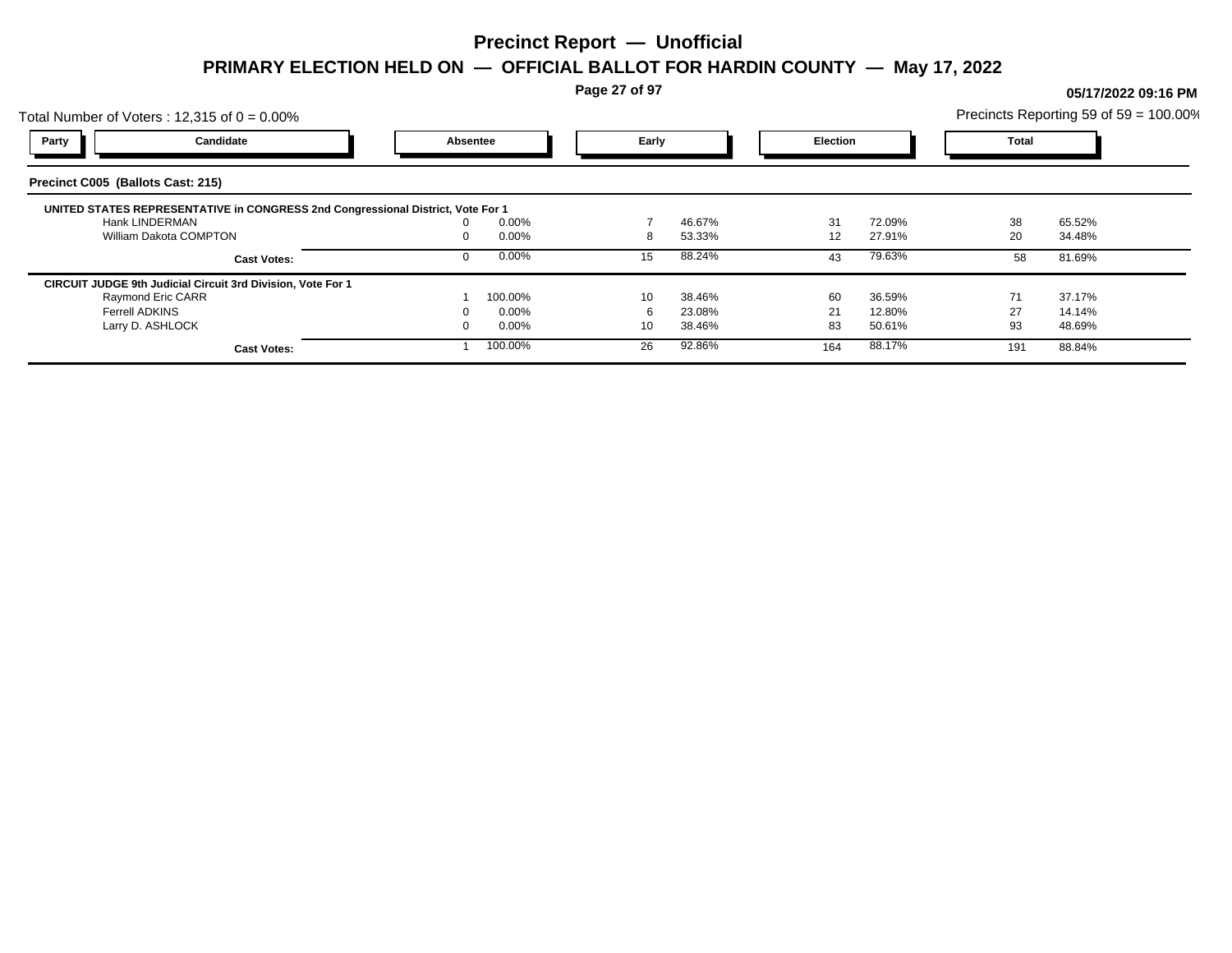# Precinct Report — Unofficial

## PRIMARY ELECTION HELD ON — OFFICIAL BALLOT FOR HARDIN COUNTY — May 17, 2022

05/17/2022 09:16 PM

Total Number of Voters : 12,315 of 0 = 0.00%

Precincts Reporting 59 of 59 = 100.00%

### Precinct C005 (Ballots Cast: 215)

| Party | Candidate | Absentee | | Early | | Election | | Total | |
|---|---|---|---|---|---|---|---|---|---|
| **UNITED STATES REPRESENTATIVE in CONGRESS 2nd Congressional District, Vote For 1** | | | | | | | | | |
| | Hank LINDERMAN | 0 | 0.00% | 7 | 46.67% | 31 | 72.09% | 38 | 65.52% |
| | William Dakota COMPTON | 0 | 0.00% | 8 | 53.33% | 12 | 27.91% | 20 | 34.48% |
| | **Cast Votes:** | 0 | 0.00% | 15 | 88.24% | 43 | 79.63% | 58 | 81.69% |
| **CIRCUIT JUDGE 9th Judicial Circuit 3rd Division, Vote For 1** | | | | | | | | | |
| | Raymond Eric CARR | 1 | 100.00% | 10 | 38.46% | 60 | 36.59% | 71 | 37.17% |
| | Ferrell ADKINS | 0 | 0.00% | 6 | 23.08% | 21 | 12.80% | 27 | 14.14% |
| | Larry D. ASHLOCK | 0 | 0.00% | 10 | 38.46% | 83 | 50.61% | 93 | 48.69% |
| | **Cast Votes:** | 1 | 100.00% | 26 | 92.86% | 164 | 88.17% | 191 | 88.84% |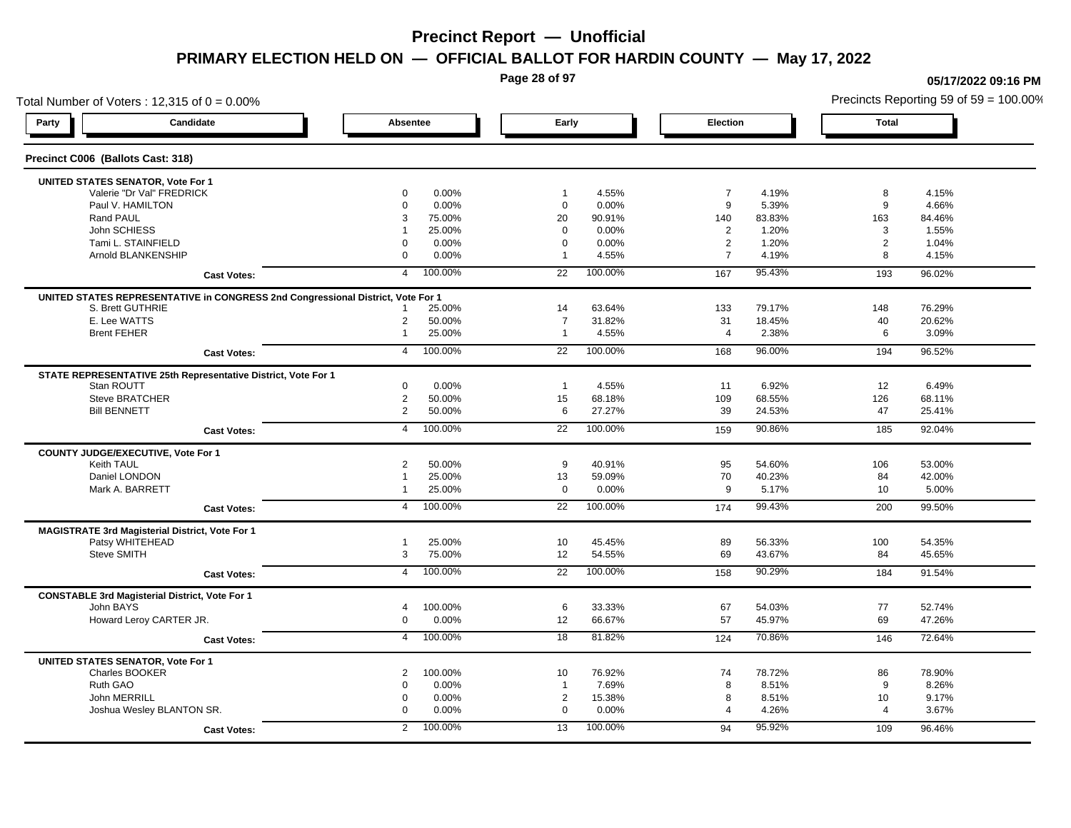# Precinct Report — Unofficial

## PRIMARY ELECTION HELD ON — OFFICIAL BALLOT FOR HARDIN COUNTY — May 17, 2022

05/17/2022 09:16 PM

Total Number of Voters : 12,315 of 0 = 0.00%

Precincts Reporting 59 of 59 = 100.00%

### Precinct C006 (Ballots Cast: 318)

| Party | Candidate | Absentee | | Early | | Election | | Total | |
|---|---|---|---|---|---|---|---|---|---|
| | **UNITED STATES SENATOR, Vote For 1** | | | | | | | | |
| | Valerie "Dr Val" FREDRICK | 0 | 0.00% | 1 | 4.55% | 7 | 4.19% | 8 | 4.15% |
| | Paul V. HAMILTON | 0 | 0.00% | 0 | 0.00% | 9 | 5.39% | 9 | 4.66% |
| | Rand PAUL | 3 | 75.00% | 20 | 90.91% | 140 | 83.83% | 163 | 84.46% |
| | John SCHIESS | 1 | 25.00% | 0 | 0.00% | 2 | 1.20% | 3 | 1.55% |
| | Tami L. STAINFIELD | 0 | 0.00% | 0 | 0.00% | 2 | 1.20% | 2 | 1.04% |
| | Arnold BLANKENSHIP | 0 | 0.00% | 1 | 4.55% | 7 | 4.19% | 8 | 4.15% |
| | **Cast Votes:** | 4 | 100.00% | 22 | 100.00% | 167 | 95.43% | 193 | 96.02% |
| | **UNITED STATES REPRESENTATIVE in CONGRESS 2nd Congressional District, Vote For 1** | | | | | | | | |
| | S. Brett GUTHRIE | 1 | 25.00% | 14 | 63.64% | 133 | 79.17% | 148 | 76.29% |
| | E. Lee WATTS | 2 | 50.00% | 7 | 31.82% | 31 | 18.45% | 40 | 20.62% |
| | Brent FEHER | 1 | 25.00% | 1 | 4.55% | 4 | 2.38% | 6 | 3.09% |
| | **Cast Votes:** | 4 | 100.00% | 22 | 100.00% | 168 | 96.00% | 194 | 96.52% |
| | **STATE REPRESENTATIVE 25th Representative District, Vote For 1** | | | | | | | | |
| | Stan ROUTT | 0 | 0.00% | 1 | 4.55% | 11 | 6.92% | 12 | 6.49% |
| | Steve BRATCHER | 2 | 50.00% | 15 | 68.18% | 109 | 68.55% | 126 | 68.11% |
| | Bill BENNETT | 2 | 50.00% | 6 | 27.27% | 39 | 24.53% | 47 | 25.41% |
| | **Cast Votes:** | 4 | 100.00% | 22 | 100.00% | 159 | 90.86% | 185 | 92.04% |
| | **COUNTY JUDGE/EXECUTIVE, Vote For 1** | | | | | | | | |
| | Keith TAUL | 2 | 50.00% | 9 | 40.91% | 95 | 54.60% | 106 | 53.00% |
| | Daniel LONDON | 1 | 25.00% | 13 | 59.09% | 70 | 40.23% | 84 | 42.00% |
| | Mark A. BARRETT | 1 | 25.00% | 0 | 0.00% | 9 | 5.17% | 10 | 5.00% |
| | **Cast Votes:** | 4 | 100.00% | 22 | 100.00% | 174 | 99.43% | 200 | 99.50% |
| | **MAGISTRATE 3rd Magisterial District, Vote For 1** | | | | | | | | |
| | Patsy WHITEHEAD | 1 | 25.00% | 10 | 45.45% | 89 | 56.33% | 100 | 54.35% |
| | Steve SMITH | 3 | 75.00% | 12 | 54.55% | 69 | 43.67% | 84 | 45.65% |
| | **Cast Votes:** | 4 | 100.00% | 22 | 100.00% | 158 | 90.29% | 184 | 91.54% |
| | **CONSTABLE 3rd Magisterial District, Vote For 1** | | | | | | | | |
| | John BAYS | 4 | 100.00% | 6 | 33.33% | 67 | 54.03% | 77 | 52.74% |
| | Howard Leroy CARTER JR. | 0 | 0.00% | 12 | 66.67% | 57 | 45.97% | 69 | 47.26% |
| | **Cast Votes:** | 4 | 100.00% | 18 | 81.82% | 124 | 70.86% | 146 | 72.64% |
| | **UNITED STATES SENATOR, Vote For 1** | | | | | | | | |
| | Charles BOOKER | 2 | 100.00% | 10 | 76.92% | 74 | 78.72% | 86 | 78.90% |
| | Ruth GAO | 0 | 0.00% | 1 | 7.69% | 8 | 8.51% | 9 | 8.26% |
| | John MERRILL | 0 | 0.00% | 2 | 15.38% | 8 | 8.51% | 10 | 9.17% |
| | Joshua Wesley BLANTON SR. | 0 | 0.00% | 0 | 0.00% | 4 | 4.26% | 4 | 3.67% |
| | **Cast Votes:** | 2 | 100.00% | 13 | 100.00% | 94 | 95.92% | 109 | 96.46% |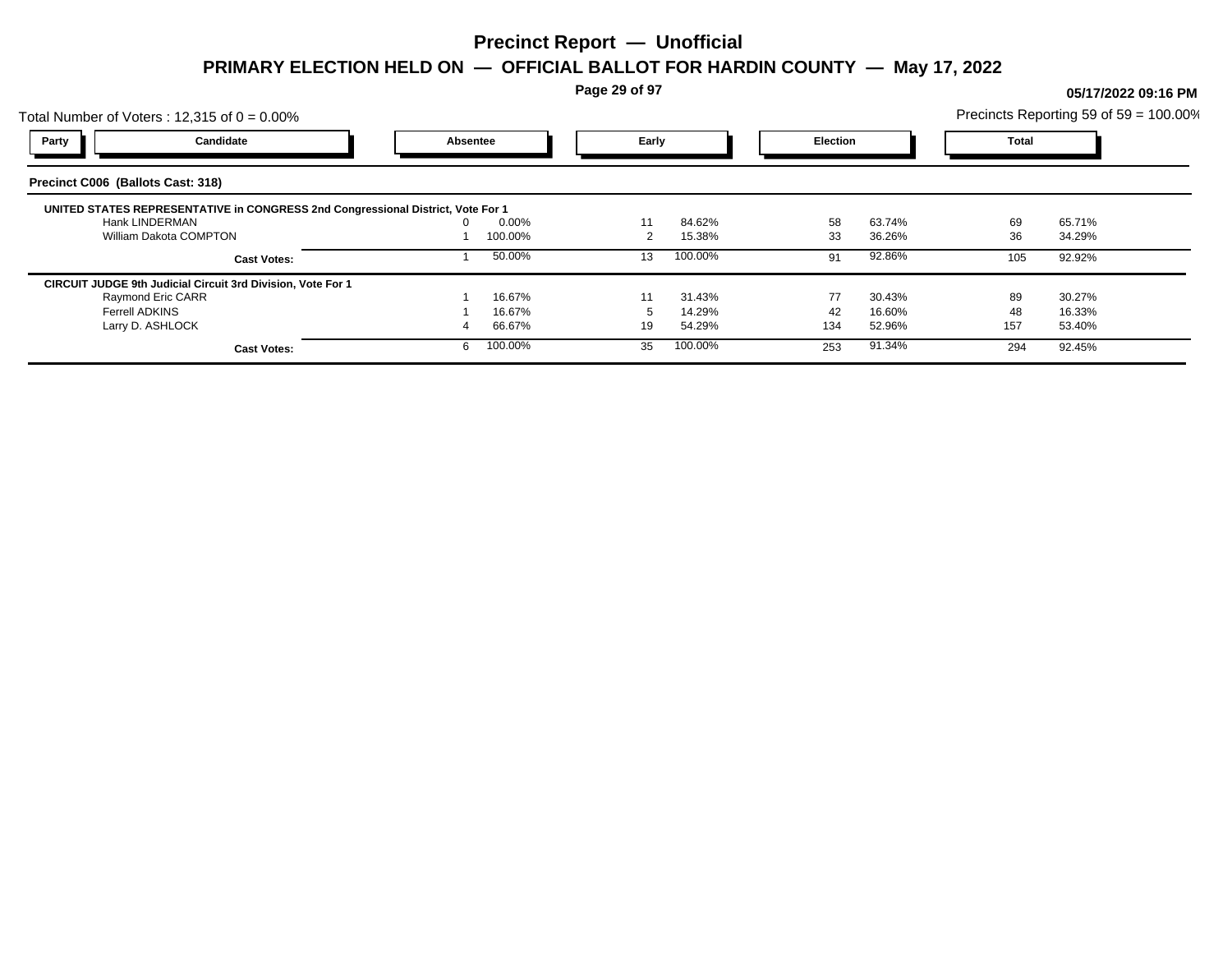# Precinct Report — Unofficial

## PRIMARY ELECTION HELD ON — OFFICIAL BALLOT FOR HARDIN COUNTY — May 17, 2022

05/17/2022 09:16 PM

Total Number of Voters : 12,315 of 0 = 0.00%

Precincts Reporting 59 of 59 = 100.00%

| Party | Candidate | Absentee | | Early | | Election | | Total | |
|---|---|---|---|---|---|---|---|---|---|

### Precinct C006 (Ballots Cast: 318)

**UNITED STATES REPRESENTATIVE in CONGRESS 2nd Congressional District, Vote For 1**

| Candidate | Absentee | | Early | | Election | | Total | |
|---|---|---|---|---|---|---|---|---|
| Hank LINDERMAN | 0 | 0.00% | 11 | 84.62% | 58 | 63.74% | 69 | 65.71% |
| William Dakota COMPTON | 1 | 100.00% | 2 | 15.38% | 33 | 36.26% | 36 | 34.29% |
| **Cast Votes:** | 1 | 50.00% | 13 | 100.00% | 91 | 92.86% | 105 | 92.92% |

**CIRCUIT JUDGE 9th Judicial Circuit 3rd Division, Vote For 1**

| Candidate | Absentee | | Early | | Election | | Total | |
|---|---|---|---|---|---|---|---|---|
| Raymond Eric CARR | 1 | 16.67% | 11 | 31.43% | 77 | 30.43% | 89 | 30.27% |
| Ferrell ADKINS | 1 | 16.67% | 5 | 14.29% | 42 | 16.60% | 48 | 16.33% |
| Larry D. ASHLOCK | 4 | 66.67% | 19 | 54.29% | 134 | 52.96% | 157 | 53.40% |
| **Cast Votes:** | 6 | 100.00% | 35 | 100.00% | 253 | 91.34% | 294 | 92.45% |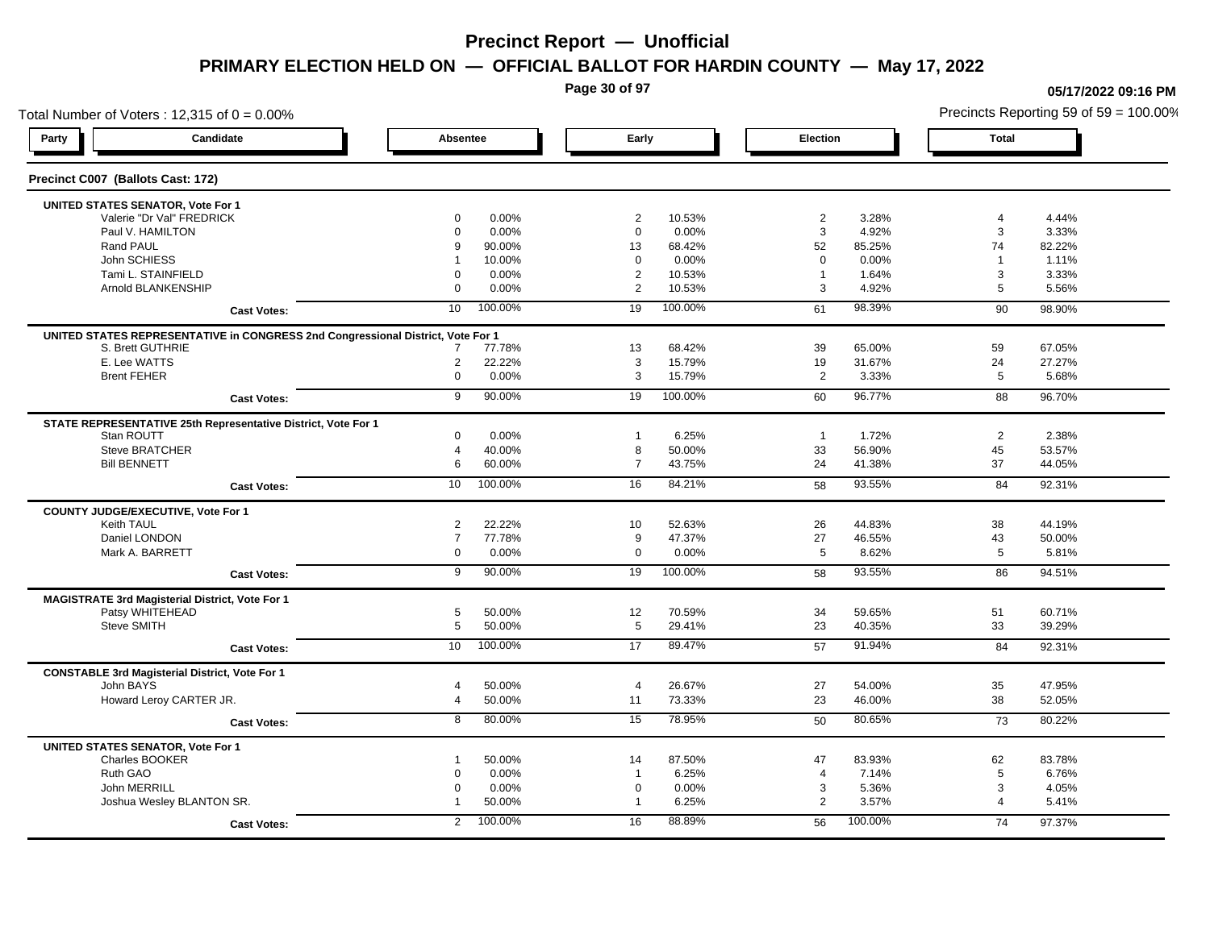# Precinct Report — Unofficial

## PRIMARY ELECTION HELD ON — OFFICIAL BALLOT FOR HARDIN COUNTY — May 17, 2022

05/17/2022 09:16 PM

Total Number of Voters : 12,315 of 0 = 0.00%

Precincts Reporting 59 of 59 = 100.00%

### Precinct C007 (Ballots Cast: 172)

| Party | Candidate | Absentee | | Early | | Election | | Total | |
|---|---|---|---|---|---|---|---|---|---|
| | **UNITED STATES SENATOR, Vote For 1** | | | | | | | | |
| | Valerie "Dr Val" FREDRICK | 0 | 0.00% | 2 | 10.53% | 2 | 3.28% | 4 | 4.44% |
| | Paul V. HAMILTON | 0 | 0.00% | 0 | 0.00% | 3 | 4.92% | 3 | 3.33% |
| | Rand PAUL | 9 | 90.00% | 13 | 68.42% | 52 | 85.25% | 74 | 82.22% |
| | John SCHIESS | 1 | 10.00% | 0 | 0.00% | 0 | 0.00% | 1 | 1.11% |
| | Tami L. STAINFIELD | 0 | 0.00% | 2 | 10.53% | 1 | 1.64% | 3 | 3.33% |
| | Arnold BLANKENSHIP | 0 | 0.00% | 2 | 10.53% | 3 | 4.92% | 5 | 5.56% |
| | **Cast Votes:** | 10 | 100.00% | 19 | 100.00% | 61 | 98.39% | 90 | 98.90% |
| | **UNITED STATES REPRESENTATIVE in CONGRESS 2nd Congressional District, Vote For 1** | | | | | | | | |
| | S. Brett GUTHRIE | 7 | 77.78% | 13 | 68.42% | 39 | 65.00% | 59 | 67.05% |
| | E. Lee WATTS | 2 | 22.22% | 3 | 15.79% | 19 | 31.67% | 24 | 27.27% |
| | Brent FEHER | 0 | 0.00% | 3 | 15.79% | 2 | 3.33% | 5 | 5.68% |
| | **Cast Votes:** | 9 | 90.00% | 19 | 100.00% | 60 | 96.77% | 88 | 96.70% |
| | **STATE REPRESENTATIVE 25th Representative District, Vote For 1** | | | | | | | | |
| | Stan ROUTT | 0 | 0.00% | 1 | 6.25% | 1 | 1.72% | 2 | 2.38% |
| | Steve BRATCHER | 4 | 40.00% | 8 | 50.00% | 33 | 56.90% | 45 | 53.57% |
| | Bill BENNETT | 6 | 60.00% | 7 | 43.75% | 24 | 41.38% | 37 | 44.05% |
| | **Cast Votes:** | 10 | 100.00% | 16 | 84.21% | 58 | 93.55% | 84 | 92.31% |
| | **COUNTY JUDGE/EXECUTIVE, Vote For 1** | | | | | | | | |
| | Keith TAUL | 2 | 22.22% | 10 | 52.63% | 26 | 44.83% | 38 | 44.19% |
| | Daniel LONDON | 7 | 77.78% | 9 | 47.37% | 27 | 46.55% | 43 | 50.00% |
| | Mark A. BARRETT | 0 | 0.00% | 0 | 0.00% | 5 | 8.62% | 5 | 5.81% |
| | **Cast Votes:** | 9 | 90.00% | 19 | 100.00% | 58 | 93.55% | 86 | 94.51% |
| | **MAGISTRATE 3rd Magisterial District, Vote For 1** | | | | | | | | |
| | Patsy WHITEHEAD | 5 | 50.00% | 12 | 70.59% | 34 | 59.65% | 51 | 60.71% |
| | Steve SMITH | 5 | 50.00% | 5 | 29.41% | 23 | 40.35% | 33 | 39.29% |
| | **Cast Votes:** | 10 | 100.00% | 17 | 89.47% | 57 | 91.94% | 84 | 92.31% |
| | **CONSTABLE 3rd Magisterial District, Vote For 1** | | | | | | | | |
| | John BAYS | 4 | 50.00% | 4 | 26.67% | 27 | 54.00% | 35 | 47.95% |
| | Howard Leroy CARTER JR. | 4 | 50.00% | 11 | 73.33% | 23 | 46.00% | 38 | 52.05% |
| | **Cast Votes:** | 8 | 80.00% | 15 | 78.95% | 50 | 80.65% | 73 | 80.22% |
| | **UNITED STATES SENATOR, Vote For 1** | | | | | | | | |
| | Charles BOOKER | 1 | 50.00% | 14 | 87.50% | 47 | 83.93% | 62 | 83.78% |
| | Ruth GAO | 0 | 0.00% | 1 | 6.25% | 4 | 7.14% | 5 | 6.76% |
| | John MERRILL | 0 | 0.00% | 0 | 0.00% | 3 | 5.36% | 3 | 4.05% |
| | Joshua Wesley BLANTON SR. | 1 | 50.00% | 1 | 6.25% | 2 | 3.57% | 4 | 5.41% |
| | **Cast Votes:** | 2 | 100.00% | 16 | 88.89% | 56 | 100.00% | 74 | 97.37% |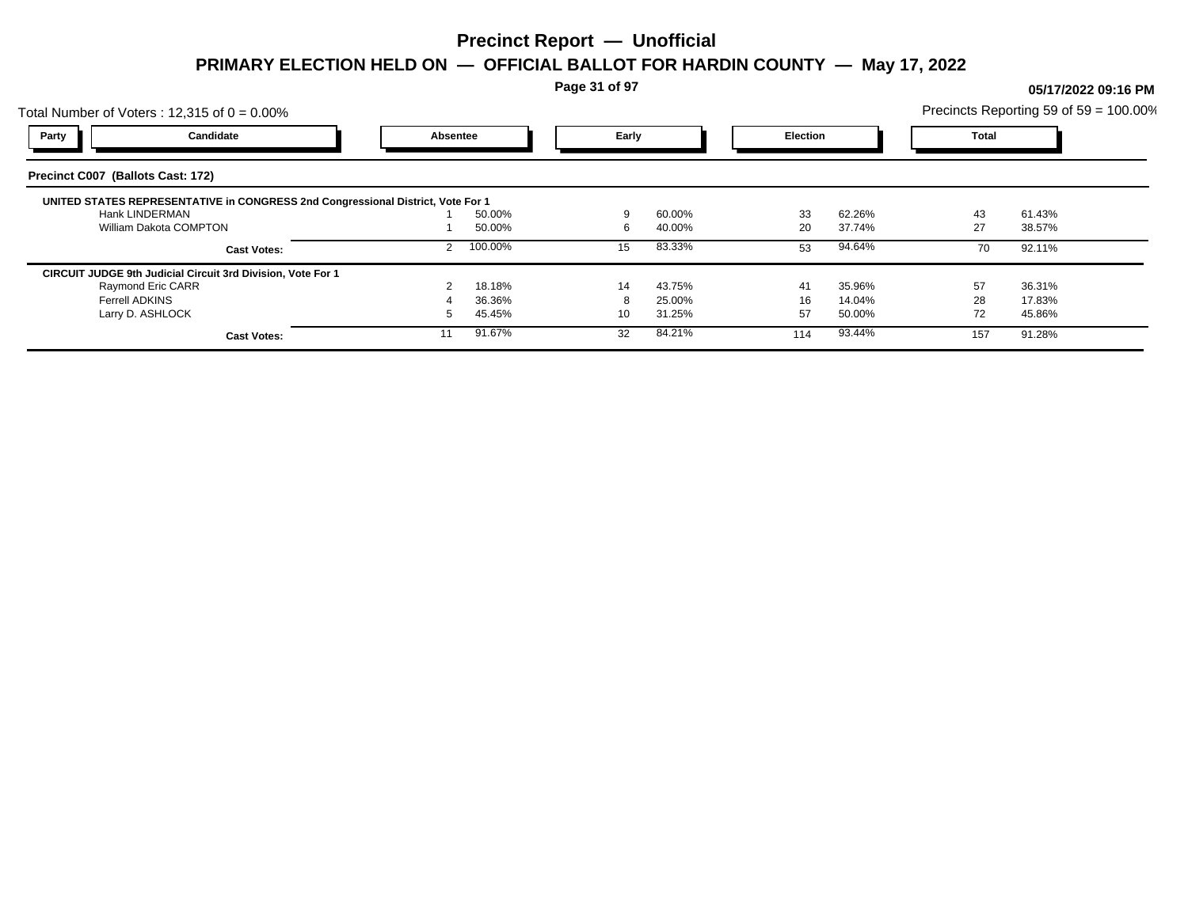# Precinct Report — Unofficial

## PRIMARY ELECTION HELD ON — OFFICIAL BALLOT FOR HARDIN COUNTY — May 17, 2022

**05/17/2022 09:16 PM**

Total Number of Voters : 12,315 of 0 = 0.00%

Precincts Reporting 59 of 59 = 100.00%

### Precinct C007 (Ballots Cast: 172)

| Party | Candidate | Absentee | | Early | | Election | | Total | |
|---|---|---|---|---|---|---|---|---|---|
| | **UNITED STATES REPRESENTATIVE in CONGRESS 2nd Congressional District, Vote For 1** | | | | | | | | |
| | Hank LINDERMAN | 1 | 50.00% | 9 | 60.00% | 33 | 62.26% | 43 | 61.43% |
| | William Dakota COMPTON | 1 | 50.00% | 6 | 40.00% | 20 | 37.74% | 27 | 38.57% |
| | **Cast Votes:** | 2 | 100.00% | 15 | 83.33% | 53 | 94.64% | 70 | 92.11% |
| | **CIRCUIT JUDGE 9th Judicial Circuit 3rd Division, Vote For 1** | | | | | | | | |
| | Raymond Eric CARR | 2 | 18.18% | 14 | 43.75% | 41 | 35.96% | 57 | 36.31% |
| | Ferrell ADKINS | 4 | 36.36% | 8 | 25.00% | 16 | 14.04% | 28 | 17.83% |
| | Larry D. ASHLOCK | 5 | 45.45% | 10 | 31.25% | 57 | 50.00% | 72 | 45.86% |
| | **Cast Votes:** | 11 | 91.67% | 32 | 84.21% | 114 | 93.44% | 157 | 91.28% |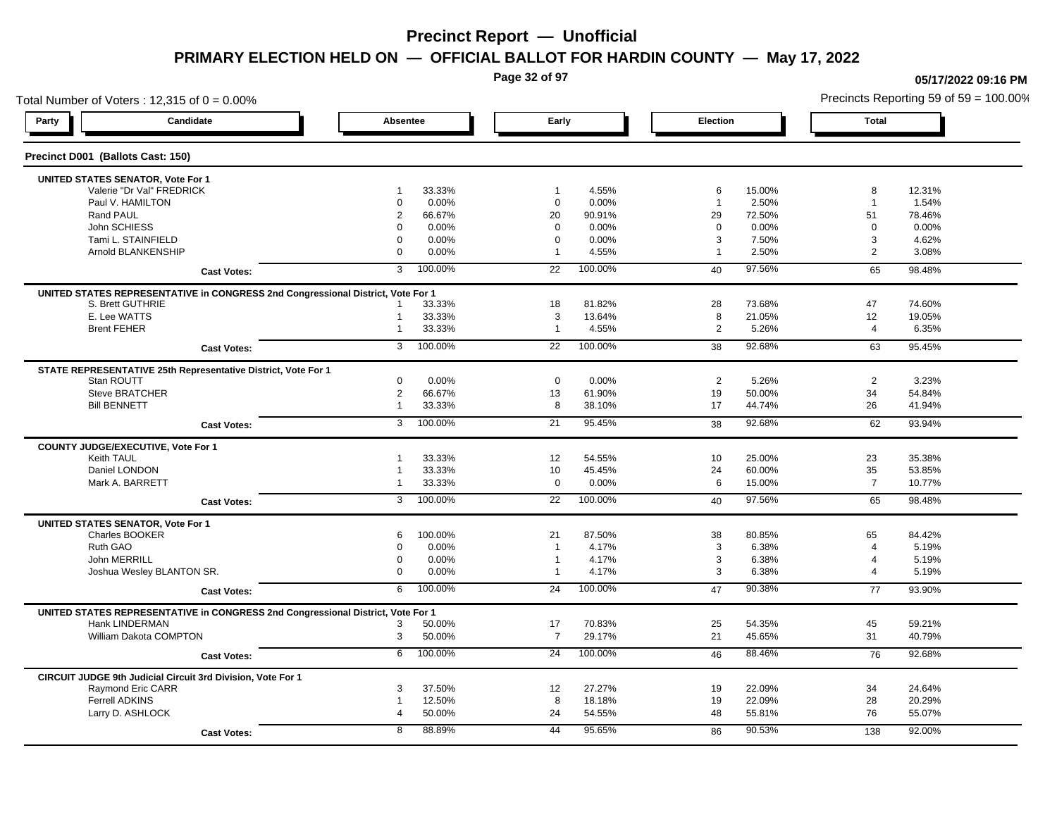# Precinct Report — Unofficial

## PRIMARY ELECTION HELD ON — OFFICIAL BALLOT FOR HARDIN COUNTY — May 17, 2022

05/17/2022 09:16 PM

Total Number of Voters : 12,315 of 0 = 0.00%

Precincts Reporting 59 of 59 = 100.00%

### Precinct D001 (Ballots Cast: 150)

| Party | Candidate | Absentee | | Early | | Election | | Total | |
|---|---|---|---|---|---|---|---|---|---|
| **UNITED STATES SENATOR, Vote For 1** | | | | | | | | | |
| | Valerie "Dr Val" FREDRICK | 1 | 33.33% | 1 | 4.55% | 6 | 15.00% | 8 | 12.31% |
| | Paul V. HAMILTON | 0 | 0.00% | 0 | 0.00% | 1 | 2.50% | 1 | 1.54% |
| | Rand PAUL | 2 | 66.67% | 20 | 90.91% | 29 | 72.50% | 51 | 78.46% |
| | John SCHIESS | 0 | 0.00% | 0 | 0.00% | 0 | 0.00% | 0 | 0.00% |
| | Tami L. STAINFIELD | 0 | 0.00% | 0 | 0.00% | 3 | 7.50% | 3 | 4.62% |
| | Arnold BLANKENSHIP | 0 | 0.00% | 1 | 4.55% | 1 | 2.50% | 2 | 3.08% |
| | **Cast Votes:** | 3 | 100.00% | 22 | 100.00% | 40 | 97.56% | 65 | 98.48% |
| **UNITED STATES REPRESENTATIVE in CONGRESS 2nd Congressional District, Vote For 1** | | | | | | | | | |
| | S. Brett GUTHRIE | 1 | 33.33% | 18 | 81.82% | 28 | 73.68% | 47 | 74.60% |
| | E. Lee WATTS | 1 | 33.33% | 3 | 13.64% | 8 | 21.05% | 12 | 19.05% |
| | Brent FEHER | 1 | 33.33% | 1 | 4.55% | 2 | 5.26% | 4 | 6.35% |
| | **Cast Votes:** | 3 | 100.00% | 22 | 100.00% | 38 | 92.68% | 63 | 95.45% |
| **STATE REPRESENTATIVE 25th Representative District, Vote For 1** | | | | | | | | | |
| | Stan ROUTT | 0 | 0.00% | 0 | 0.00% | 2 | 5.26% | 2 | 3.23% |
| | Steve BRATCHER | 2 | 66.67% | 13 | 61.90% | 19 | 50.00% | 34 | 54.84% |
| | Bill BENNETT | 1 | 33.33% | 8 | 38.10% | 17 | 44.74% | 26 | 41.94% |
| | **Cast Votes:** | 3 | 100.00% | 21 | 95.45% | 38 | 92.68% | 62 | 93.94% |
| **COUNTY JUDGE/EXECUTIVE, Vote For 1** | | | | | | | | | |
| | Keith TAUL | 1 | 33.33% | 12 | 54.55% | 10 | 25.00% | 23 | 35.38% |
| | Daniel LONDON | 1 | 33.33% | 10 | 45.45% | 24 | 60.00% | 35 | 53.85% |
| | Mark A. BARRETT | 1 | 33.33% | 0 | 0.00% | 6 | 15.00% | 7 | 10.77% |
| | **Cast Votes:** | 3 | 100.00% | 22 | 100.00% | 40 | 97.56% | 65 | 98.48% |
| **UNITED STATES SENATOR, Vote For 1** | | | | | | | | | |
| | Charles BOOKER | 6 | 100.00% | 21 | 87.50% | 38 | 80.85% | 65 | 84.42% |
| | Ruth GAO | 0 | 0.00% | 1 | 4.17% | 3 | 6.38% | 4 | 5.19% |
| | John MERRILL | 0 | 0.00% | 1 | 4.17% | 3 | 6.38% | 4 | 5.19% |
| | Joshua Wesley BLANTON SR. | 0 | 0.00% | 1 | 4.17% | 3 | 6.38% | 4 | 5.19% |
| | **Cast Votes:** | 6 | 100.00% | 24 | 100.00% | 47 | 90.38% | 77 | 93.90% |
| **UNITED STATES REPRESENTATIVE in CONGRESS 2nd Congressional District, Vote For 1** | | | | | | | | | |
| | Hank LINDERMAN | 3 | 50.00% | 17 | 70.83% | 25 | 54.35% | 45 | 59.21% |
| | William Dakota COMPTON | 3 | 50.00% | 7 | 29.17% | 21 | 45.65% | 31 | 40.79% |
| | **Cast Votes:** | 6 | 100.00% | 24 | 100.00% | 46 | 88.46% | 76 | 92.68% |
| **CIRCUIT JUDGE 9th Judicial Circuit 3rd Division, Vote For 1** | | | | | | | | | |
| | Raymond Eric CARR | 3 | 37.50% | 12 | 27.27% | 19 | 22.09% | 34 | 24.64% |
| | Ferrell ADKINS | 1 | 12.50% | 8 | 18.18% | 19 | 22.09% | 28 | 20.29% |
| | Larry D. ASHLOCK | 4 | 50.00% | 24 | 54.55% | 48 | 55.81% | 76 | 55.07% |
| | **Cast Votes:** | 8 | 88.89% | 44 | 95.65% | 86 | 90.53% | 138 | 92.00% |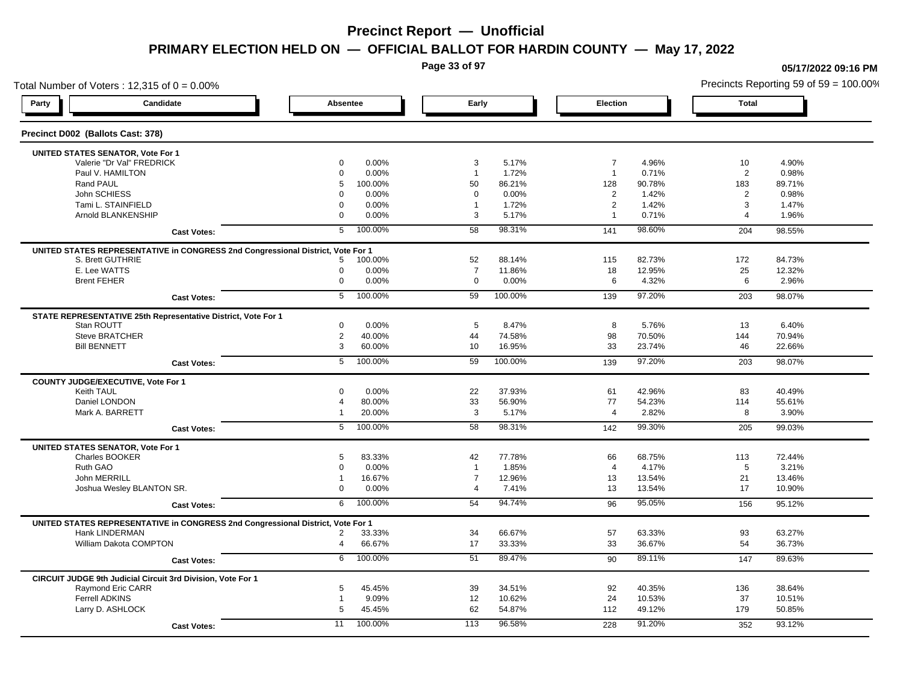# Precinct Report — Unofficial

## PRIMARY ELECTION HELD ON — OFFICIAL BALLOT FOR HARDIN COUNTY — May 17, 2022

05/17/2022 09:16 PM

Total Number of Voters : 12,315 of 0 = 0.00%

Precincts Reporting 59 of 59 = 100.00%

### Precinct D002 (Ballots Cast: 378)

| Party | Candidate | Absentee | | Early | | Election | | Total | |
|---|---|---|---|---|---|---|---|---|---|
| | **UNITED STATES SENATOR, Vote For 1** | | | | | | | | |
| | Valerie "Dr Val" FREDRICK | 0 | 0.00% | 3 | 5.17% | 7 | 4.96% | 10 | 4.90% |
| | Paul V. HAMILTON | 0 | 0.00% | 1 | 1.72% | 1 | 0.71% | 2 | 0.98% |
| | Rand PAUL | 5 | 100.00% | 50 | 86.21% | 128 | 90.78% | 183 | 89.71% |
| | John SCHIESS | 0 | 0.00% | 0 | 0.00% | 2 | 1.42% | 2 | 0.98% |
| | Tami L. STAINFIELD | 0 | 0.00% | 1 | 1.72% | 2 | 1.42% | 3 | 1.47% |
| | Arnold BLANKENSHIP | 0 | 0.00% | 3 | 5.17% | 1 | 0.71% | 4 | 1.96% |
| | **Cast Votes:** | 5 | 100.00% | 58 | 98.31% | 141 | 98.60% | 204 | 98.55% |
| | **UNITED STATES REPRESENTATIVE in CONGRESS 2nd Congressional District, Vote For 1** | | | | | | | | |
| | S. Brett GUTHRIE | 5 | 100.00% | 52 | 88.14% | 115 | 82.73% | 172 | 84.73% |
| | E. Lee WATTS | 0 | 0.00% | 7 | 11.86% | 18 | 12.95% | 25 | 12.32% |
| | Brent FEHER | 0 | 0.00% | 0 | 0.00% | 6 | 4.32% | 6 | 2.96% |
| | **Cast Votes:** | 5 | 100.00% | 59 | 100.00% | 139 | 97.20% | 203 | 98.07% |
| | **STATE REPRESENTATIVE 25th Representative District, Vote For 1** | | | | | | | | |
| | Stan ROUTT | 0 | 0.00% | 5 | 8.47% | 8 | 5.76% | 13 | 6.40% |
| | Steve BRATCHER | 2 | 40.00% | 44 | 74.58% | 98 | 70.50% | 144 | 70.94% |
| | Bill BENNETT | 3 | 60.00% | 10 | 16.95% | 33 | 23.74% | 46 | 22.66% |
| | **Cast Votes:** | 5 | 100.00% | 59 | 100.00% | 139 | 97.20% | 203 | 98.07% |
| | **COUNTY JUDGE/EXECUTIVE, Vote For 1** | | | | | | | | |
| | Keith TAUL | 0 | 0.00% | 22 | 37.93% | 61 | 42.96% | 83 | 40.49% |
| | Daniel LONDON | 4 | 80.00% | 33 | 56.90% | 77 | 54.23% | 114 | 55.61% |
| | Mark A. BARRETT | 1 | 20.00% | 3 | 5.17% | 4 | 2.82% | 8 | 3.90% |
| | **Cast Votes:** | 5 | 100.00% | 58 | 98.31% | 142 | 99.30% | 205 | 99.03% |
| | **UNITED STATES SENATOR, Vote For 1** | | | | | | | | |
| | Charles BOOKER | 5 | 83.33% | 42 | 77.78% | 66 | 68.75% | 113 | 72.44% |
| | Ruth GAO | 0 | 0.00% | 1 | 1.85% | 4 | 4.17% | 5 | 3.21% |
| | John MERRILL | 1 | 16.67% | 7 | 12.96% | 13 | 13.54% | 21 | 13.46% |
| | Joshua Wesley BLANTON SR. | 0 | 0.00% | 4 | 7.41% | 13 | 13.54% | 17 | 10.90% |
| | **Cast Votes:** | 6 | 100.00% | 54 | 94.74% | 96 | 95.05% | 156 | 95.12% |
| | **UNITED STATES REPRESENTATIVE in CONGRESS 2nd Congressional District, Vote For 1** | | | | | | | | |
| | Hank LINDERMAN | 2 | 33.33% | 34 | 66.67% | 57 | 63.33% | 93 | 63.27% |
| | William Dakota COMPTON | 4 | 66.67% | 17 | 33.33% | 33 | 36.67% | 54 | 36.73% |
| | **Cast Votes:** | 6 | 100.00% | 51 | 89.47% | 90 | 89.11% | 147 | 89.63% |
| | **CIRCUIT JUDGE 9th Judicial Circuit 3rd Division, Vote For 1** | | | | | | | | |
| | Raymond Eric CARR | 5 | 45.45% | 39 | 34.51% | 92 | 40.35% | 136 | 38.64% |
| | Ferrell ADKINS | 1 | 9.09% | 12 | 10.62% | 24 | 10.53% | 37 | 10.51% |
| | Larry D. ASHLOCK | 5 | 45.45% | 62 | 54.87% | 112 | 49.12% | 179 | 50.85% |
| | **Cast Votes:** | 11 | 100.00% | 113 | 96.58% | 228 | 91.20% | 352 | 93.12% |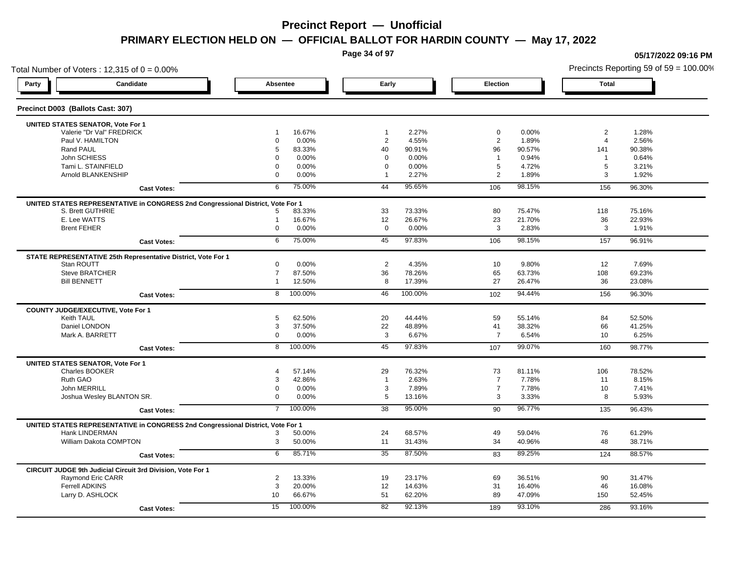# Precinct Report — Unofficial

## PRIMARY ELECTION HELD ON — OFFICIAL BALLOT FOR HARDIN COUNTY — May 17, 2022

05/17/2022 09:16 PM

Total Number of Voters : 12,315 of 0 = 0.00%

Precincts Reporting 59 of 59 = 100.00%

### Precinct D003 (Ballots Cast: 307)

| Party | Candidate | Absentee | | Early | | Election | | Total | |
|---|---|---|---|---|---|---|---|---|---|
| **UNITED STATES SENATOR, Vote For 1** | | | | | | | | | |
| | Valerie "Dr Val" FREDRICK | 1 | 16.67% | 1 | 2.27% | 0 | 0.00% | 2 | 1.28% |
| | Paul V. HAMILTON | 0 | 0.00% | 2 | 4.55% | 2 | 1.89% | 4 | 2.56% |
| | Rand PAUL | 5 | 83.33% | 40 | 90.91% | 96 | 90.57% | 141 | 90.38% |
| | John SCHIESS | 0 | 0.00% | 0 | 0.00% | 1 | 0.94% | 1 | 0.64% |
| | Tami L. STAINFIELD | 0 | 0.00% | 0 | 0.00% | 5 | 4.72% | 5 | 3.21% |
| | Arnold BLANKENSHIP | 0 | 0.00% | 1 | 2.27% | 2 | 1.89% | 3 | 1.92% |
| | **Cast Votes:** | 6 | 75.00% | 44 | 95.65% | 106 | 98.15% | 156 | 96.30% |
| **UNITED STATES REPRESENTATIVE in CONGRESS 2nd Congressional District, Vote For 1** | | | | | | | | | |
| | S. Brett GUTHRIE | 5 | 83.33% | 33 | 73.33% | 80 | 75.47% | 118 | 75.16% |
| | E. Lee WATTS | 1 | 16.67% | 12 | 26.67% | 23 | 21.70% | 36 | 22.93% |
| | Brent FEHER | 0 | 0.00% | 0 | 0.00% | 3 | 2.83% | 3 | 1.91% |
| | **Cast Votes:** | 6 | 75.00% | 45 | 97.83% | 106 | 98.15% | 157 | 96.91% |
| **STATE REPRESENTATIVE 25th Representative District, Vote For 1** | | | | | | | | | |
| | Stan ROUTT | 0 | 0.00% | 2 | 4.35% | 10 | 9.80% | 12 | 7.69% |
| | Steve BRATCHER | 7 | 87.50% | 36 | 78.26% | 65 | 63.73% | 108 | 69.23% |
| | Bill BENNETT | 1 | 12.50% | 8 | 17.39% | 27 | 26.47% | 36 | 23.08% |
| | **Cast Votes:** | 8 | 100.00% | 46 | 100.00% | 102 | 94.44% | 156 | 96.30% |
| **COUNTY JUDGE/EXECUTIVE, Vote For 1** | | | | | | | | | |
| | Keith TAUL | 5 | 62.50% | 20 | 44.44% | 59 | 55.14% | 84 | 52.50% |
| | Daniel LONDON | 3 | 37.50% | 22 | 48.89% | 41 | 38.32% | 66 | 41.25% |
| | Mark A. BARRETT | 0 | 0.00% | 3 | 6.67% | 7 | 6.54% | 10 | 6.25% |
| | **Cast Votes:** | 8 | 100.00% | 45 | 97.83% | 107 | 99.07% | 160 | 98.77% |
| **UNITED STATES SENATOR, Vote For 1** | | | | | | | | | |
| | Charles BOOKER | 4 | 57.14% | 29 | 76.32% | 73 | 81.11% | 106 | 78.52% |
| | Ruth GAO | 3 | 42.86% | 1 | 2.63% | 7 | 7.78% | 11 | 8.15% |
| | John MERRILL | 0 | 0.00% | 3 | 7.89% | 7 | 7.78% | 10 | 7.41% |
| | Joshua Wesley BLANTON SR. | 0 | 0.00% | 5 | 13.16% | 3 | 3.33% | 8 | 5.93% |
| | **Cast Votes:** | 7 | 100.00% | 38 | 95.00% | 90 | 96.77% | 135 | 96.43% |
| **UNITED STATES REPRESENTATIVE in CONGRESS 2nd Congressional District, Vote For 1** | | | | | | | | | |
| | Hank LINDERMAN | 3 | 50.00% | 24 | 68.57% | 49 | 59.04% | 76 | 61.29% |
| | William Dakota COMPTON | 3 | 50.00% | 11 | 31.43% | 34 | 40.96% | 48 | 38.71% |
| | **Cast Votes:** | 6 | 85.71% | 35 | 87.50% | 83 | 89.25% | 124 | 88.57% |
| **CIRCUIT JUDGE 9th Judicial Circuit 3rd Division, Vote For 1** | | | | | | | | | |
| | Raymond Eric CARR | 2 | 13.33% | 19 | 23.17% | 69 | 36.51% | 90 | 31.47% |
| | Ferrell ADKINS | 3 | 20.00% | 12 | 14.63% | 31 | 16.40% | 46 | 16.08% |
| | Larry D. ASHLOCK | 10 | 66.67% | 51 | 62.20% | 89 | 47.09% | 150 | 52.45% |
| | **Cast Votes:** | 15 | 100.00% | 82 | 92.13% | 189 | 93.10% | 286 | 93.16% |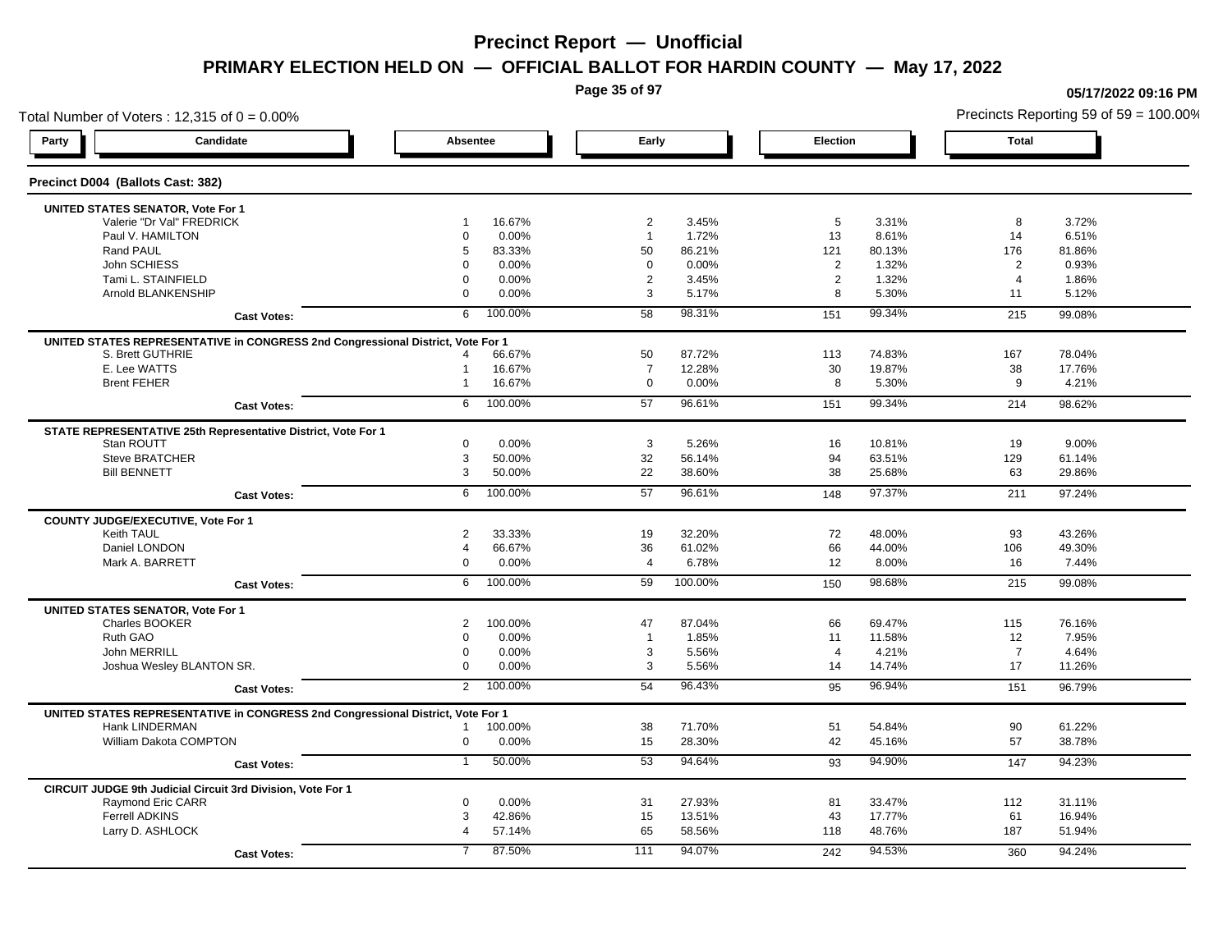# Precinct Report — Unofficial

## PRIMARY ELECTION HELD ON — OFFICIAL BALLOT FOR HARDIN COUNTY — May 17, 2022

05/17/2022 09:16 PM

Total Number of Voters : 12,315 of 0 = 0.00%

Precincts Reporting 59 of 59 = 100.00%

| Party | Candidate | Absentee | | Early | | Election | | Total | |
|---|---|---|---|---|---|---|---|---|---|

### Precinct D004 (Ballots Cast: 382)

| Candidate | Absentee | % | Early | % | Election | % | Total | % |
|---|---|---|---|---|---|---|---|---|
| **UNITED STATES SENATOR, Vote For 1** | | | | | | | | |
| Valerie "Dr Val" FREDRICK | 1 | 16.67% | 2 | 3.45% | 5 | 3.31% | 8 | 3.72% |
| Paul V. HAMILTON | 0 | 0.00% | 1 | 1.72% | 13 | 8.61% | 14 | 6.51% |
| Rand PAUL | 5 | 83.33% | 50 | 86.21% | 121 | 80.13% | 176 | 81.86% |
| John SCHIESS | 0 | 0.00% | 0 | 0.00% | 2 | 1.32% | 2 | 0.93% |
| Tami L. STAINFIELD | 0 | 0.00% | 2 | 3.45% | 2 | 1.32% | 4 | 1.86% |
| Arnold BLANKENSHIP | 0 | 0.00% | 3 | 5.17% | 8 | 5.30% | 11 | 5.12% |
| **Cast Votes:** | 6 | 100.00% | 58 | 98.31% | 151 | 99.34% | 215 | 99.08% |
| **UNITED STATES REPRESENTATIVE in CONGRESS 2nd Congressional District, Vote For 1** | | | | | | | | |
| S. Brett GUTHRIE | 4 | 66.67% | 50 | 87.72% | 113 | 74.83% | 167 | 78.04% |
| E. Lee WATTS | 1 | 16.67% | 7 | 12.28% | 30 | 19.87% | 38 | 17.76% |
| Brent FEHER | 1 | 16.67% | 0 | 0.00% | 8 | 5.30% | 9 | 4.21% |
| **Cast Votes:** | 6 | 100.00% | 57 | 96.61% | 151 | 99.34% | 214 | 98.62% |
| **STATE REPRESENTATIVE 25th Representative District, Vote For 1** | | | | | | | | |
| Stan ROUTT | 0 | 0.00% | 3 | 5.26% | 16 | 10.81% | 19 | 9.00% |
| Steve BRATCHER | 3 | 50.00% | 32 | 56.14% | 94 | 63.51% | 129 | 61.14% |
| Bill BENNETT | 3 | 50.00% | 22 | 38.60% | 38 | 25.68% | 63 | 29.86% |
| **Cast Votes:** | 6 | 100.00% | 57 | 96.61% | 148 | 97.37% | 211 | 97.24% |
| **COUNTY JUDGE/EXECUTIVE, Vote For 1** | | | | | | | | |
| Keith TAUL | 2 | 33.33% | 19 | 32.20% | 72 | 48.00% | 93 | 43.26% |
| Daniel LONDON | 4 | 66.67% | 36 | 61.02% | 66 | 44.00% | 106 | 49.30% |
| Mark A. BARRETT | 0 | 0.00% | 4 | 6.78% | 12 | 8.00% | 16 | 7.44% |
| **Cast Votes:** | 6 | 100.00% | 59 | 100.00% | 150 | 98.68% | 215 | 99.08% |
| **UNITED STATES SENATOR, Vote For 1** | | | | | | | | |
| Charles BOOKER | 2 | 100.00% | 47 | 87.04% | 66 | 69.47% | 115 | 76.16% |
| Ruth GAO | 0 | 0.00% | 1 | 1.85% | 11 | 11.58% | 12 | 7.95% |
| John MERRILL | 0 | 0.00% | 3 | 5.56% | 4 | 4.21% | 7 | 4.64% |
| Joshua Wesley BLANTON SR. | 0 | 0.00% | 3 | 5.56% | 14 | 14.74% | 17 | 11.26% |
| **Cast Votes:** | 2 | 100.00% | 54 | 96.43% | 95 | 96.94% | 151 | 96.79% |
| **UNITED STATES REPRESENTATIVE in CONGRESS 2nd Congressional District, Vote For 1** | | | | | | | | |
| Hank LINDERMAN | 1 | 100.00% | 38 | 71.70% | 51 | 54.84% | 90 | 61.22% |
| William Dakota COMPTON | 0 | 0.00% | 15 | 28.30% | 42 | 45.16% | 57 | 38.78% |
| **Cast Votes:** | 1 | 50.00% | 53 | 94.64% | 93 | 94.90% | 147 | 94.23% |
| **CIRCUIT JUDGE 9th Judicial Circuit 3rd Division, Vote For 1** | | | | | | | | |
| Raymond Eric CARR | 0 | 0.00% | 31 | 27.93% | 81 | 33.47% | 112 | 31.11% |
| Ferrell ADKINS | 3 | 42.86% | 15 | 13.51% | 43 | 17.77% | 61 | 16.94% |
| Larry D. ASHLOCK | 4 | 57.14% | 65 | 58.56% | 118 | 48.76% | 187 | 51.94% |
| **Cast Votes:** | 7 | 87.50% | 111 | 94.07% | 242 | 94.53% | 360 | 94.24% |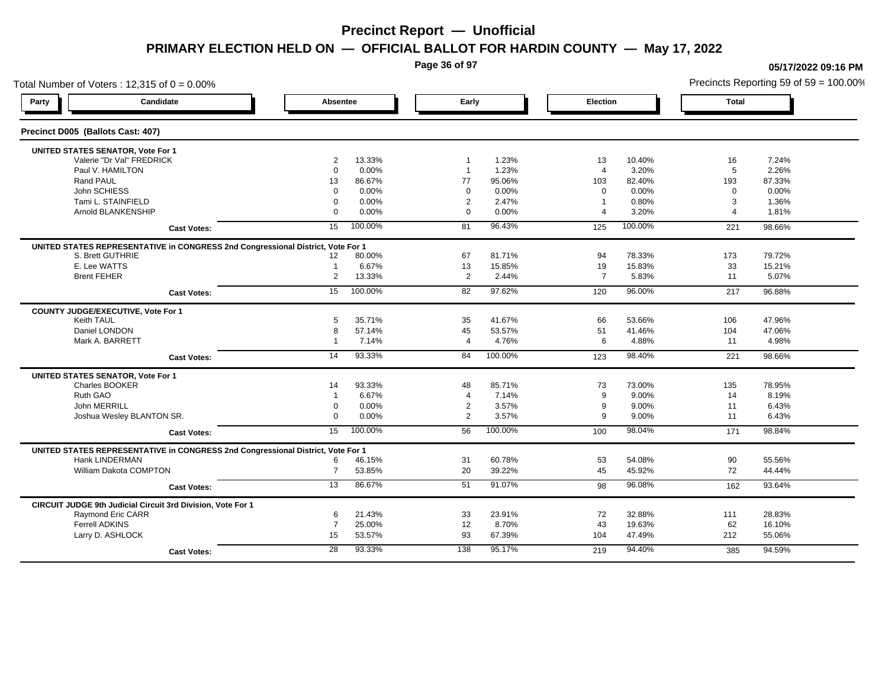# Precinct Report — Unofficial

## PRIMARY ELECTION HELD ON — OFFICIAL BALLOT FOR HARDIN COUNTY — May 17, 2022

05/17/2022 09:16 PM

Total Number of Voters : 12,315 of 0 = 0.00%

Precincts Reporting 59 of 59 = 100.00%

### Precinct D005 (Ballots Cast: 407)

| Party | Candidate | Absentee | | Early | | Election | | Total | |
|---|---|---|---|---|---|---|---|---|---|
| | **UNITED STATES SENATOR, Vote For 1** | | | | | | | | |
| | Valerie "Dr Val" FREDRICK | 2 | 13.33% | 1 | 1.23% | 13 | 10.40% | 16 | 7.24% |
| | Paul V. HAMILTON | 0 | 0.00% | 1 | 1.23% | 4 | 3.20% | 5 | 2.26% |
| | Rand PAUL | 13 | 86.67% | 77 | 95.06% | 103 | 82.40% | 193 | 87.33% |
| | John SCHIESS | 0 | 0.00% | 0 | 0.00% | 0 | 0.00% | 0 | 0.00% |
| | Tami L. STAINFIELD | 0 | 0.00% | 2 | 2.47% | 1 | 0.80% | 3 | 1.36% |
| | Arnold BLANKENSHIP | 0 | 0.00% | 0 | 0.00% | 4 | 3.20% | 4 | 1.81% |
| | **Cast Votes:** | 15 | 100.00% | 81 | 96.43% | 125 | 100.00% | 221 | 98.66% |
| | **UNITED STATES REPRESENTATIVE in CONGRESS 2nd Congressional District, Vote For 1** | | | | | | | | |
| | S. Brett GUTHRIE | 12 | 80.00% | 67 | 81.71% | 94 | 78.33% | 173 | 79.72% |
| | E. Lee WATTS | 1 | 6.67% | 13 | 15.85% | 19 | 15.83% | 33 | 15.21% |
| | Brent FEHER | 2 | 13.33% | 2 | 2.44% | 7 | 5.83% | 11 | 5.07% |
| | **Cast Votes:** | 15 | 100.00% | 82 | 97.62% | 120 | 96.00% | 217 | 96.88% |
| | **COUNTY JUDGE/EXECUTIVE, Vote For 1** | | | | | | | | |
| | Keith TAUL | 5 | 35.71% | 35 | 41.67% | 66 | 53.66% | 106 | 47.96% |
| | Daniel LONDON | 8 | 57.14% | 45 | 53.57% | 51 | 41.46% | 104 | 47.06% |
| | Mark A. BARRETT | 1 | 7.14% | 4 | 4.76% | 6 | 4.88% | 11 | 4.98% |
| | **Cast Votes:** | 14 | 93.33% | 84 | 100.00% | 123 | 98.40% | 221 | 98.66% |
| | **UNITED STATES SENATOR, Vote For 1** | | | | | | | | |
| | Charles BOOKER | 14 | 93.33% | 48 | 85.71% | 73 | 73.00% | 135 | 78.95% |
| | Ruth GAO | 1 | 6.67% | 4 | 7.14% | 9 | 9.00% | 14 | 8.19% |
| | John MERRILL | 0 | 0.00% | 2 | 3.57% | 9 | 9.00% | 11 | 6.43% |
| | Joshua Wesley BLANTON SR. | 0 | 0.00% | 2 | 3.57% | 9 | 9.00% | 11 | 6.43% |
| | **Cast Votes:** | 15 | 100.00% | 56 | 100.00% | 100 | 98.04% | 171 | 98.84% |
| | **UNITED STATES REPRESENTATIVE in CONGRESS 2nd Congressional District, Vote For 1** | | | | | | | | |
| | Hank LINDERMAN | 6 | 46.15% | 31 | 60.78% | 53 | 54.08% | 90 | 55.56% |
| | William Dakota COMPTON | 7 | 53.85% | 20 | 39.22% | 45 | 45.92% | 72 | 44.44% |
| | **Cast Votes:** | 13 | 86.67% | 51 | 91.07% | 98 | 96.08% | 162 | 93.64% |
| | **CIRCUIT JUDGE 9th Judicial Circuit 3rd Division, Vote For 1** | | | | | | | | |
| | Raymond Eric CARR | 6 | 21.43% | 33 | 23.91% | 72 | 32.88% | 111 | 28.83% |
| | Ferrell ADKINS | 7 | 25.00% | 12 | 8.70% | 43 | 19.63% | 62 | 16.10% |
| | Larry D. ASHLOCK | 15 | 53.57% | 93 | 67.39% | 104 | 47.49% | 212 | 55.06% |
| | **Cast Votes:** | 28 | 93.33% | 138 | 95.17% | 219 | 94.40% | 385 | 94.59% |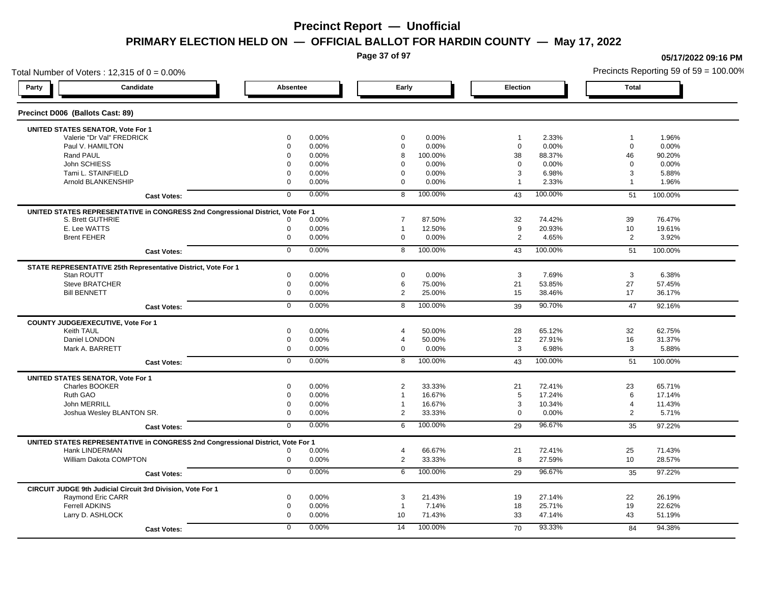# Precinct Report — Unofficial

## PRIMARY ELECTION HELD ON — OFFICIAL BALLOT FOR HARDIN COUNTY — May 17, 2022

05/17/2022 09:16 PM

Total Number of Voters : 12,315 of 0 = 0.00%

Precincts Reporting 59 of 59 = 100.00%

### Precinct D006 (Ballots Cast: 89)

| Party | Candidate | Absentee | | Early | | Election | | Total | |
|---|---|---|---|---|---|---|---|---|---|
| | **UNITED STATES SENATOR, Vote For 1** | | | | | | | | |
| | Valerie "Dr Val" FREDRICK | 0 | 0.00% | 0 | 0.00% | 1 | 2.33% | 1 | 1.96% |
| | Paul V. HAMILTON | 0 | 0.00% | 0 | 0.00% | 0 | 0.00% | 0 | 0.00% |
| | Rand PAUL | 0 | 0.00% | 8 | 100.00% | 38 | 88.37% | 46 | 90.20% |
| | John SCHIESS | 0 | 0.00% | 0 | 0.00% | 0 | 0.00% | 0 | 0.00% |
| | Tami L. STAINFIELD | 0 | 0.00% | 0 | 0.00% | 3 | 6.98% | 3 | 5.88% |
| | Arnold BLANKENSHIP | 0 | 0.00% | 0 | 0.00% | 1 | 2.33% | 1 | 1.96% |
| | **Cast Votes:** | 0 | 0.00% | 8 | 100.00% | 43 | 100.00% | 51 | 100.00% |
| | **UNITED STATES REPRESENTATIVE in CONGRESS 2nd Congressional District, Vote For 1** | | | | | | | | |
| | S. Brett GUTHRIE | 0 | 0.00% | 7 | 87.50% | 32 | 74.42% | 39 | 76.47% |
| | E. Lee WATTS | 0 | 0.00% | 1 | 12.50% | 9 | 20.93% | 10 | 19.61% |
| | Brent FEHER | 0 | 0.00% | 0 | 0.00% | 2 | 4.65% | 2 | 3.92% |
| | **Cast Votes:** | 0 | 0.00% | 8 | 100.00% | 43 | 100.00% | 51 | 100.00% |
| | **STATE REPRESENTATIVE 25th Representative District, Vote For 1** | | | | | | | | |
| | Stan ROUTT | 0 | 0.00% | 0 | 0.00% | 3 | 7.69% | 3 | 6.38% |
| | Steve BRATCHER | 0 | 0.00% | 6 | 75.00% | 21 | 53.85% | 27 | 57.45% |
| | Bill BENNETT | 0 | 0.00% | 2 | 25.00% | 15 | 38.46% | 17 | 36.17% |
| | **Cast Votes:** | 0 | 0.00% | 8 | 100.00% | 39 | 90.70% | 47 | 92.16% |
| | **COUNTY JUDGE/EXECUTIVE, Vote For 1** | | | | | | | | |
| | Keith TAUL | 0 | 0.00% | 4 | 50.00% | 28 | 65.12% | 32 | 62.75% |
| | Daniel LONDON | 0 | 0.00% | 4 | 50.00% | 12 | 27.91% | 16 | 31.37% |
| | Mark A. BARRETT | 0 | 0.00% | 0 | 0.00% | 3 | 6.98% | 3 | 5.88% |
| | **Cast Votes:** | 0 | 0.00% | 8 | 100.00% | 43 | 100.00% | 51 | 100.00% |
| | **UNITED STATES SENATOR, Vote For 1** | | | | | | | | |
| | Charles BOOKER | 0 | 0.00% | 2 | 33.33% | 21 | 72.41% | 23 | 65.71% |
| | Ruth GAO | 0 | 0.00% | 1 | 16.67% | 5 | 17.24% | 6 | 17.14% |
| | John MERRILL | 0 | 0.00% | 1 | 16.67% | 3 | 10.34% | 4 | 11.43% |
| | Joshua Wesley BLANTON SR. | 0 | 0.00% | 2 | 33.33% | 0 | 0.00% | 2 | 5.71% |
| | **Cast Votes:** | 0 | 0.00% | 6 | 100.00% | 29 | 96.67% | 35 | 97.22% |
| | **UNITED STATES REPRESENTATIVE in CONGRESS 2nd Congressional District, Vote For 1** | | | | | | | | |
| | Hank LINDERMAN | 0 | 0.00% | 4 | 66.67% | 21 | 72.41% | 25 | 71.43% |
| | William Dakota COMPTON | 0 | 0.00% | 2 | 33.33% | 8 | 27.59% | 10 | 28.57% |
| | **Cast Votes:** | 0 | 0.00% | 6 | 100.00% | 29 | 96.67% | 35 | 97.22% |
| | **CIRCUIT JUDGE 9th Judicial Circuit 3rd Division, Vote For 1** | | | | | | | | |
| | Raymond Eric CARR | 0 | 0.00% | 3 | 21.43% | 19 | 27.14% | 22 | 26.19% |
| | Ferrell ADKINS | 0 | 0.00% | 1 | 7.14% | 18 | 25.71% | 19 | 22.62% |
| | Larry D. ASHLOCK | 0 | 0.00% | 10 | 71.43% | 33 | 47.14% | 43 | 51.19% |
| | **Cast Votes:** | 0 | 0.00% | 14 | 100.00% | 70 | 93.33% | 84 | 94.38% |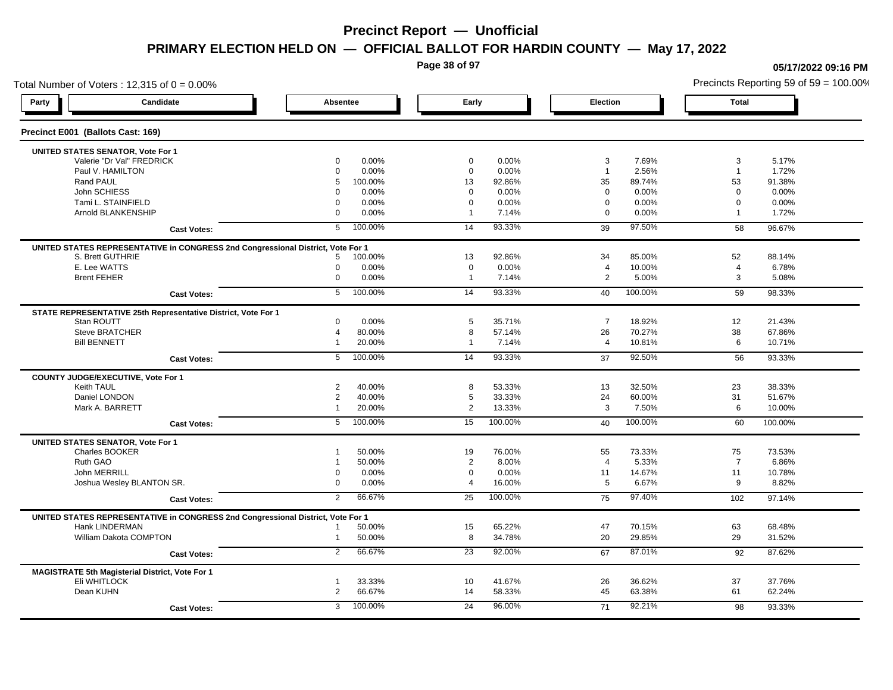# Precinct Report — Unofficial

## PRIMARY ELECTION HELD ON — OFFICIAL BALLOT FOR HARDIN COUNTY — May 17, 2022

05/17/2022 09:16 PM

Total Number of Voters : 12,315 of 0 = 0.00%

Precincts Reporting 59 of 59 = 100.00%

### Precinct E001 (Ballots Cast: 169)

| Party | Candidate | Absentee | | Early | | Election | | Total | |
|---|---|---|---|---|---|---|---|---|---|
| **UNITED STATES SENATOR, Vote For 1** | | | | | | | | | |
| | Valerie "Dr Val" FREDRICK | 0 | 0.00% | 0 | 0.00% | 3 | 7.69% | 3 | 5.17% |
| | Paul V. HAMILTON | 0 | 0.00% | 0 | 0.00% | 1 | 2.56% | 1 | 1.72% |
| | Rand PAUL | 5 | 100.00% | 13 | 92.86% | 35 | 89.74% | 53 | 91.38% |
| | John SCHIESS | 0 | 0.00% | 0 | 0.00% | 0 | 0.00% | 0 | 0.00% |
| | Tami L. STAINFIELD | 0 | 0.00% | 0 | 0.00% | 0 | 0.00% | 0 | 0.00% |
| | Arnold BLANKENSHIP | 0 | 0.00% | 1 | 7.14% | 0 | 0.00% | 1 | 1.72% |
| | **Cast Votes:** | 5 | 100.00% | 14 | 93.33% | 39 | 97.50% | 58 | 96.67% |
| **UNITED STATES REPRESENTATIVE in CONGRESS 2nd Congressional District, Vote For 1** | | | | | | | | | |
| | S. Brett GUTHRIE | 5 | 100.00% | 13 | 92.86% | 34 | 85.00% | 52 | 88.14% |
| | E. Lee WATTS | 0 | 0.00% | 0 | 0.00% | 4 | 10.00% | 4 | 6.78% |
| | Brent FEHER | 0 | 0.00% | 1 | 7.14% | 2 | 5.00% | 3 | 5.08% |
| | **Cast Votes:** | 5 | 100.00% | 14 | 93.33% | 40 | 100.00% | 59 | 98.33% |
| **STATE REPRESENTATIVE 25th Representative District, Vote For 1** | | | | | | | | | |
| | Stan ROUTT | 0 | 0.00% | 5 | 35.71% | 7 | 18.92% | 12 | 21.43% |
| | Steve BRATCHER | 4 | 80.00% | 8 | 57.14% | 26 | 70.27% | 38 | 67.86% |
| | Bill BENNETT | 1 | 20.00% | 1 | 7.14% | 4 | 10.81% | 6 | 10.71% |
| | **Cast Votes:** | 5 | 100.00% | 14 | 93.33% | 37 | 92.50% | 56 | 93.33% |
| **COUNTY JUDGE/EXECUTIVE, Vote For 1** | | | | | | | | | |
| | Keith TAUL | 2 | 40.00% | 8 | 53.33% | 13 | 32.50% | 23 | 38.33% |
| | Daniel LONDON | 2 | 40.00% | 5 | 33.33% | 24 | 60.00% | 31 | 51.67% |
| | Mark A. BARRETT | 1 | 20.00% | 2 | 13.33% | 3 | 7.50% | 6 | 10.00% |
| | **Cast Votes:** | 5 | 100.00% | 15 | 100.00% | 40 | 100.00% | 60 | 100.00% |
| **UNITED STATES SENATOR, Vote For 1** | | | | | | | | | |
| | Charles BOOKER | 1 | 50.00% | 19 | 76.00% | 55 | 73.33% | 75 | 73.53% |
| | Ruth GAO | 1 | 50.00% | 2 | 8.00% | 4 | 5.33% | 7 | 6.86% |
| | John MERRILL | 0 | 0.00% | 0 | 0.00% | 11 | 14.67% | 11 | 10.78% |
| | Joshua Wesley BLANTON SR. | 0 | 0.00% | 4 | 16.00% | 5 | 6.67% | 9 | 8.82% |
| | **Cast Votes:** | 2 | 66.67% | 25 | 100.00% | 75 | 97.40% | 102 | 97.14% |
| **UNITED STATES REPRESENTATIVE in CONGRESS 2nd Congressional District, Vote For 1** | | | | | | | | | |
| | Hank LINDERMAN | 1 | 50.00% | 15 | 65.22% | 47 | 70.15% | 63 | 68.48% |
| | William Dakota COMPTON | 1 | 50.00% | 8 | 34.78% | 20 | 29.85% | 29 | 31.52% |
| | **Cast Votes:** | 2 | 66.67% | 23 | 92.00% | 67 | 87.01% | 92 | 87.62% |
| **MAGISTRATE 5th Magisterial District, Vote For 1** | | | | | | | | | |
| | Eli WHITLOCK | 1 | 33.33% | 10 | 41.67% | 26 | 36.62% | 37 | 37.76% |
| | Dean KUHN | 2 | 66.67% | 14 | 58.33% | 45 | 63.38% | 61 | 62.24% |
| | **Cast Votes:** | 3 | 100.00% | 24 | 96.00% | 71 | 92.21% | 98 | 93.33% |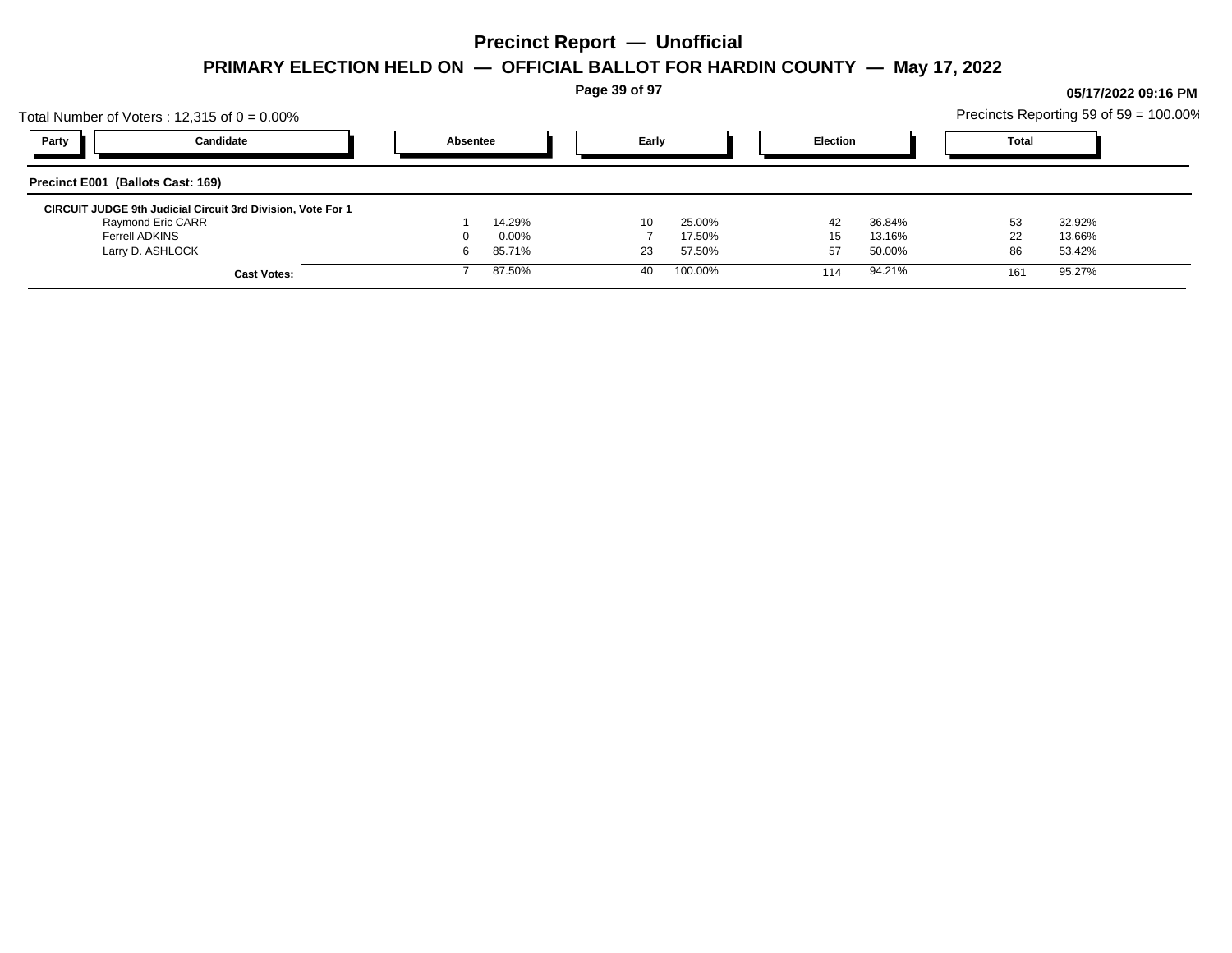# Precinct Report — Unofficial

## PRIMARY ELECTION HELD ON — OFFICIAL BALLOT FOR HARDIN COUNTY — May 17, 2022

05/17/2022 09:16 PM

Total Number of Voters : 12,315 of 0 = 0.00%

Precincts Reporting 59 of 59 = 100.00%

| Party | Candidate | Absentee | | Early | | Election | | Total | |
|---|---|---|---|---|---|---|---|---|---|
| **Precinct E001 (Ballots Cast: 169)** | | | | | | | | | |
| **CIRCUIT JUDGE 9th Judicial Circuit 3rd Division, Vote For 1** | | | | | | | | | |
| | Raymond Eric CARR | 1 | 14.29% | 10 | 25.00% | 42 | 36.84% | 53 | 32.92% |
| | Ferrell ADKINS | 0 | 0.00% | 7 | 17.50% | 15 | 13.16% | 22 | 13.66% |
| | Larry D. ASHLOCK | 6 | 85.71% | 23 | 57.50% | 57 | 50.00% | 86 | 53.42% |
| | **Cast Votes:** | 7 | 87.50% | 40 | 100.00% | 114 | 94.21% | 161 | 95.27% |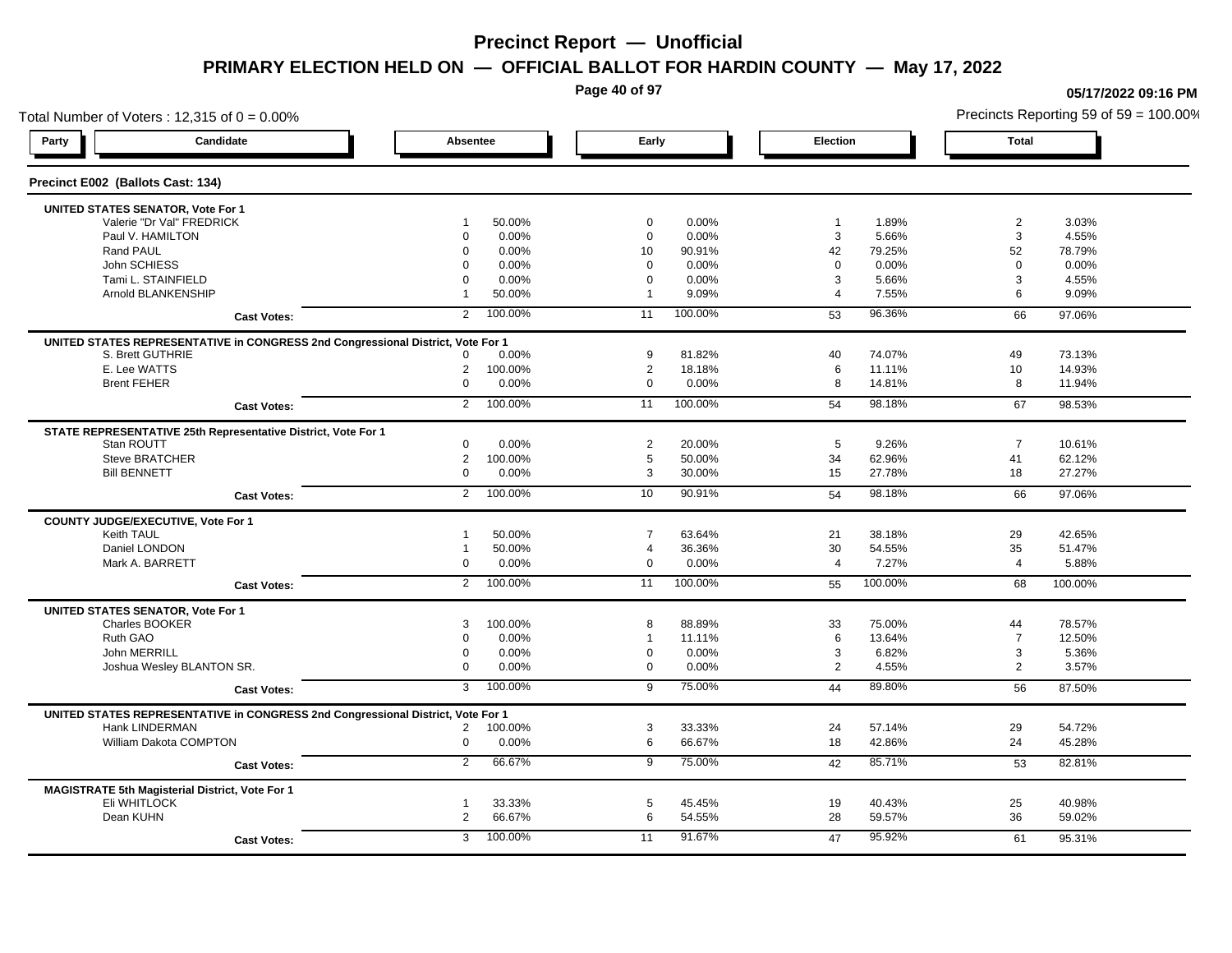# Precinct Report — Unofficial

## PRIMARY ELECTION HELD ON — OFFICIAL BALLOT FOR HARDIN COUNTY — May 17, 2022

05/17/2022 09:16 PM

Total Number of Voters : 12,315 of 0 = 0.00%

Precincts Reporting 59 of 59 = 100.00%

### Precinct E002 (Ballots Cast: 134)

| Party | Candidate | Absentee | | Early | | Election | | Total | |
|---|---|---|---|---|---|---|---|---|---|
| **UNITED STATES SENATOR, Vote For 1** | | | | | | | | | |
| | Valerie "Dr Val" FREDRICK | 1 | 50.00% | 0 | 0.00% | 1 | 1.89% | 2 | 3.03% |
| | Paul V. HAMILTON | 0 | 0.00% | 0 | 0.00% | 3 | 5.66% | 3 | 4.55% |
| | Rand PAUL | 0 | 0.00% | 10 | 90.91% | 42 | 79.25% | 52 | 78.79% |
| | John SCHIESS | 0 | 0.00% | 0 | 0.00% | 0 | 0.00% | 0 | 0.00% |
| | Tami L. STAINFIELD | 0 | 0.00% | 0 | 0.00% | 3 | 5.66% | 3 | 4.55% |
| | Arnold BLANKENSHIP | 1 | 50.00% | 1 | 9.09% | 4 | 7.55% | 6 | 9.09% |
| | **Cast Votes:** | 2 | 100.00% | 11 | 100.00% | 53 | 96.36% | 66 | 97.06% |
| **UNITED STATES REPRESENTATIVE in CONGRESS 2nd Congressional District, Vote For 1** | | | | | | | | | |
| | S. Brett GUTHRIE | 0 | 0.00% | 9 | 81.82% | 40 | 74.07% | 49 | 73.13% |
| | E. Lee WATTS | 2 | 100.00% | 2 | 18.18% | 6 | 11.11% | 10 | 14.93% |
| | Brent FEHER | 0 | 0.00% | 0 | 0.00% | 8 | 14.81% | 8 | 11.94% |
| | **Cast Votes:** | 2 | 100.00% | 11 | 100.00% | 54 | 98.18% | 67 | 98.53% |
| **STATE REPRESENTATIVE 25th Representative District, Vote For 1** | | | | | | | | | |
| | Stan ROUTT | 0 | 0.00% | 2 | 20.00% | 5 | 9.26% | 7 | 10.61% |
| | Steve BRATCHER | 2 | 100.00% | 5 | 50.00% | 34 | 62.96% | 41 | 62.12% |
| | Bill BENNETT | 0 | 0.00% | 3 | 30.00% | 15 | 27.78% | 18 | 27.27% |
| | **Cast Votes:** | 2 | 100.00% | 10 | 90.91% | 54 | 98.18% | 66 | 97.06% |
| **COUNTY JUDGE/EXECUTIVE, Vote For 1** | | | | | | | | | |
| | Keith TAUL | 1 | 50.00% | 7 | 63.64% | 21 | 38.18% | 29 | 42.65% |
| | Daniel LONDON | 1 | 50.00% | 4 | 36.36% | 30 | 54.55% | 35 | 51.47% |
| | Mark A. BARRETT | 0 | 0.00% | 0 | 0.00% | 4 | 7.27% | 4 | 5.88% |
| | **Cast Votes:** | 2 | 100.00% | 11 | 100.00% | 55 | 100.00% | 68 | 100.00% |
| **UNITED STATES SENATOR, Vote For 1** | | | | | | | | | |
| | Charles BOOKER | 3 | 100.00% | 8 | 88.89% | 33 | 75.00% | 44 | 78.57% |
| | Ruth GAO | 0 | 0.00% | 1 | 11.11% | 6 | 13.64% | 7 | 12.50% |
| | John MERRILL | 0 | 0.00% | 0 | 0.00% | 3 | 6.82% | 3 | 5.36% |
| | Joshua Wesley BLANTON SR. | 0 | 0.00% | 0 | 0.00% | 2 | 4.55% | 2 | 3.57% |
| | **Cast Votes:** | 3 | 100.00% | 9 | 75.00% | 44 | 89.80% | 56 | 87.50% |
| **UNITED STATES REPRESENTATIVE in CONGRESS 2nd Congressional District, Vote For 1** | | | | | | | | | |
| | Hank LINDERMAN | 2 | 100.00% | 3 | 33.33% | 24 | 57.14% | 29 | 54.72% |
| | William Dakota COMPTON | 0 | 0.00% | 6 | 66.67% | 18 | 42.86% | 24 | 45.28% |
| | **Cast Votes:** | 2 | 66.67% | 9 | 75.00% | 42 | 85.71% | 53 | 82.81% |
| **MAGISTRATE 5th Magisterial District, Vote For 1** | | | | | | | | | |
| | Eli WHITLOCK | 1 | 33.33% | 5 | 45.45% | 19 | 40.43% | 25 | 40.98% |
| | Dean KUHN | 2 | 66.67% | 6 | 54.55% | 28 | 59.57% | 36 | 59.02% |
| | **Cast Votes:** | 3 | 100.00% | 11 | 91.67% | 47 | 95.92% | 61 | 95.31% |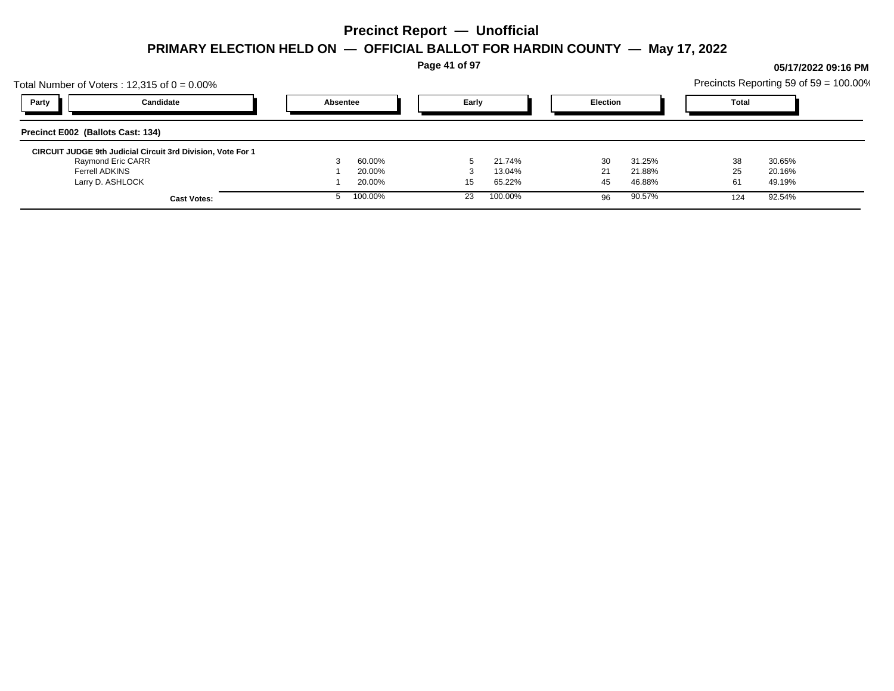# Precinct Report — Unofficial

## PRIMARY ELECTION HELD ON — OFFICIAL BALLOT FOR HARDIN COUNTY — May 17, 2022

05/17/2022 09:16 PM

Total Number of Voters : 12,315 of 0 = 0.00%

Precincts Reporting 59 of 59 = 100.00%

| Party | Candidate | Absentee | | Early | | Election | | Total | |
|---|---|---|---|---|---|---|---|---|---|
| **Precinct E002 (Ballots Cast: 134)** | | | | | | | | | |
| **CIRCUIT JUDGE 9th Judicial Circuit 3rd Division, Vote For 1** | | | | | | | | | |
| | Raymond Eric CARR | 3 | 60.00% | 5 | 21.74% | 30 | 31.25% | 38 | 30.65% |
| | Ferrell ADKINS | 1 | 20.00% | 3 | 13.04% | 21 | 21.88% | 25 | 20.16% |
| | Larry D. ASHLOCK | 1 | 20.00% | 15 | 65.22% | 45 | 46.88% | 61 | 49.19% |
| | **Cast Votes:** | 5 | 100.00% | 23 | 100.00% | 96 | 90.57% | 124 | 92.54% |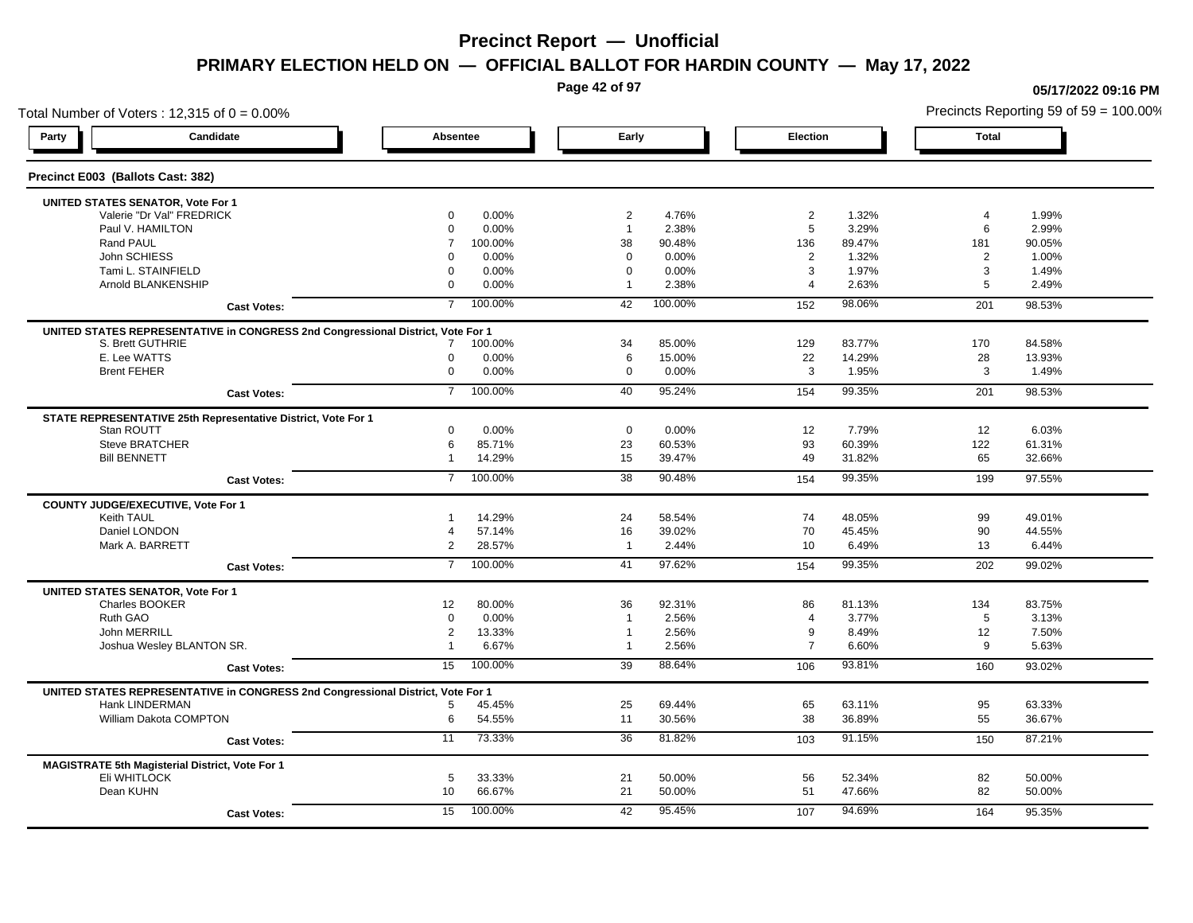# Precinct Report — Unofficial

## PRIMARY ELECTION HELD ON — OFFICIAL BALLOT FOR HARDIN COUNTY — May 17, 2022

05/17/2022 09:16 PM

Total Number of Voters : 12,315 of 0 = 0.00%

Precincts Reporting 59 of 59 = 100.00%

### Precinct E003 (Ballots Cast: 382)

| Party | Candidate | Absentee | | Early | | Election | | Total | |
|---|---|---|---|---|---|---|---|---|---|
| **UNITED STATES SENATOR, Vote For 1** | | | | | | | | | |
| | Valerie "Dr Val" FREDRICK | 0 | 0.00% | 2 | 4.76% | 2 | 1.32% | 4 | 1.99% |
| | Paul V. HAMILTON | 0 | 0.00% | 1 | 2.38% | 5 | 3.29% | 6 | 2.99% |
| | Rand PAUL | 7 | 100.00% | 38 | 90.48% | 136 | 89.47% | 181 | 90.05% |
| | John SCHIESS | 0 | 0.00% | 0 | 0.00% | 2 | 1.32% | 2 | 1.00% |
| | Tami L. STAINFIELD | 0 | 0.00% | 0 | 0.00% | 3 | 1.97% | 3 | 1.49% |
| | Arnold BLANKENSHIP | 0 | 0.00% | 1 | 2.38% | 4 | 2.63% | 5 | 2.49% |
| | **Cast Votes:** | 7 | 100.00% | 42 | 100.00% | 152 | 98.06% | 201 | 98.53% |
| **UNITED STATES REPRESENTATIVE in CONGRESS 2nd Congressional District, Vote For 1** | | | | | | | | | |
| | S. Brett GUTHRIE | 7 | 100.00% | 34 | 85.00% | 129 | 83.77% | 170 | 84.58% |
| | E. Lee WATTS | 0 | 0.00% | 6 | 15.00% | 22 | 14.29% | 28 | 13.93% |
| | Brent FEHER | 0 | 0.00% | 0 | 0.00% | 3 | 1.95% | 3 | 1.49% |
| | **Cast Votes:** | 7 | 100.00% | 40 | 95.24% | 154 | 99.35% | 201 | 98.53% |
| **STATE REPRESENTATIVE 25th Representative District, Vote For 1** | | | | | | | | | |
| | Stan ROUTT | 0 | 0.00% | 0 | 0.00% | 12 | 7.79% | 12 | 6.03% |
| | Steve BRATCHER | 6 | 85.71% | 23 | 60.53% | 93 | 60.39% | 122 | 61.31% |
| | Bill BENNETT | 1 | 14.29% | 15 | 39.47% | 49 | 31.82% | 65 | 32.66% |
| | **Cast Votes:** | 7 | 100.00% | 38 | 90.48% | 154 | 99.35% | 199 | 97.55% |
| **COUNTY JUDGE/EXECUTIVE, Vote For 1** | | | | | | | | | |
| | Keith TAUL | 1 | 14.29% | 24 | 58.54% | 74 | 48.05% | 99 | 49.01% |
| | Daniel LONDON | 4 | 57.14% | 16 | 39.02% | 70 | 45.45% | 90 | 44.55% |
| | Mark A. BARRETT | 2 | 28.57% | 1 | 2.44% | 10 | 6.49% | 13 | 6.44% |
| | **Cast Votes:** | 7 | 100.00% | 41 | 97.62% | 154 | 99.35% | 202 | 99.02% |
| **UNITED STATES SENATOR, Vote For 1** | | | | | | | | | |
| | Charles BOOKER | 12 | 80.00% | 36 | 92.31% | 86 | 81.13% | 134 | 83.75% |
| | Ruth GAO | 0 | 0.00% | 1 | 2.56% | 4 | 3.77% | 5 | 3.13% |
| | John MERRILL | 2 | 13.33% | 1 | 2.56% | 9 | 8.49% | 12 | 7.50% |
| | Joshua Wesley BLANTON SR. | 1 | 6.67% | 1 | 2.56% | 7 | 6.60% | 9 | 5.63% |
| | **Cast Votes:** | 15 | 100.00% | 39 | 88.64% | 106 | 93.81% | 160 | 93.02% |
| **UNITED STATES REPRESENTATIVE in CONGRESS 2nd Congressional District, Vote For 1** | | | | | | | | | |
| | Hank LINDERMAN | 5 | 45.45% | 25 | 69.44% | 65 | 63.11% | 95 | 63.33% |
| | William Dakota COMPTON | 6 | 54.55% | 11 | 30.56% | 38 | 36.89% | 55 | 36.67% |
| | **Cast Votes:** | 11 | 73.33% | 36 | 81.82% | 103 | 91.15% | 150 | 87.21% |
| **MAGISTRATE 5th Magisterial District, Vote For 1** | | | | | | | | | |
| | Eli WHITLOCK | 5 | 33.33% | 21 | 50.00% | 56 | 52.34% | 82 | 50.00% |
| | Dean KUHN | 10 | 66.67% | 21 | 50.00% | 51 | 47.66% | 82 | 50.00% |
| | **Cast Votes:** | 15 | 100.00% | 42 | 95.45% | 107 | 94.69% | 164 | 95.35% |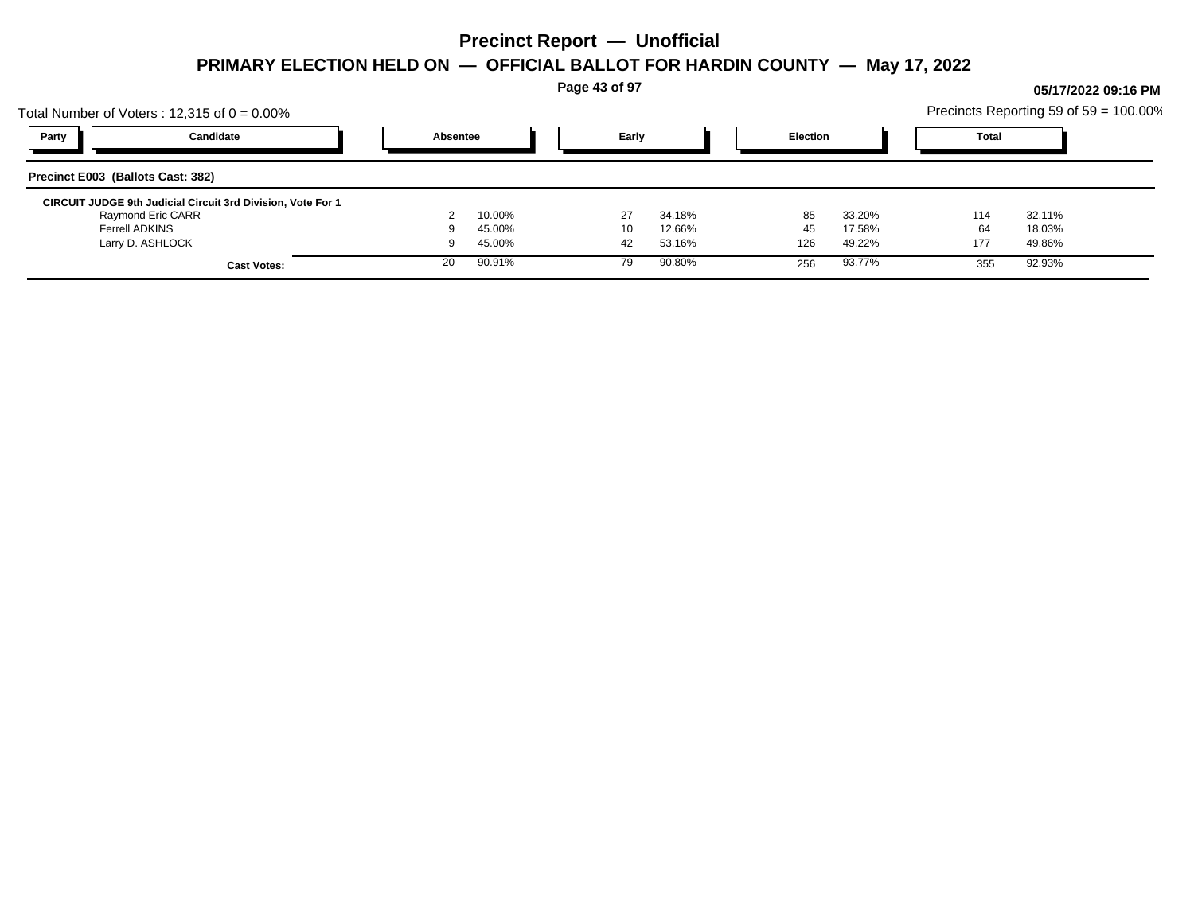# Precinct Report — Unofficial

## PRIMARY ELECTION HELD ON — OFFICIAL BALLOT FOR HARDIN COUNTY — May 17, 2022

05/17/2022 09:16 PM

Total Number of Voters : 12,315 of 0 = 0.00%

Precincts Reporting 59 of 59 = 100.00%

| Party | Candidate | Absentee | | Early | | Election | | Total | |
|---|---|---|---|---|---|---|---|---|---|

### Precinct E003 (Ballots Cast: 382)

**CIRCUIT JUDGE 9th Judicial Circuit 3rd Division, Vote For 1**

| Candidate | Absentee | | Early | | Election | | Total | |
|---|---|---|---|---|---|---|---|---|
| Raymond Eric CARR | 2 | 10.00% | 27 | 34.18% | 85 | 33.20% | 114 | 32.11% |
| Ferrell ADKINS | 9 | 45.00% | 10 | 12.66% | 45 | 17.58% | 64 | 18.03% |
| Larry D. ASHLOCK | 9 | 45.00% | 42 | 53.16% | 126 | 49.22% | 177 | 49.86% |
| **Cast Votes:** | 20 | 90.91% | 79 | 90.80% | 256 | 93.77% | 355 | 92.93% |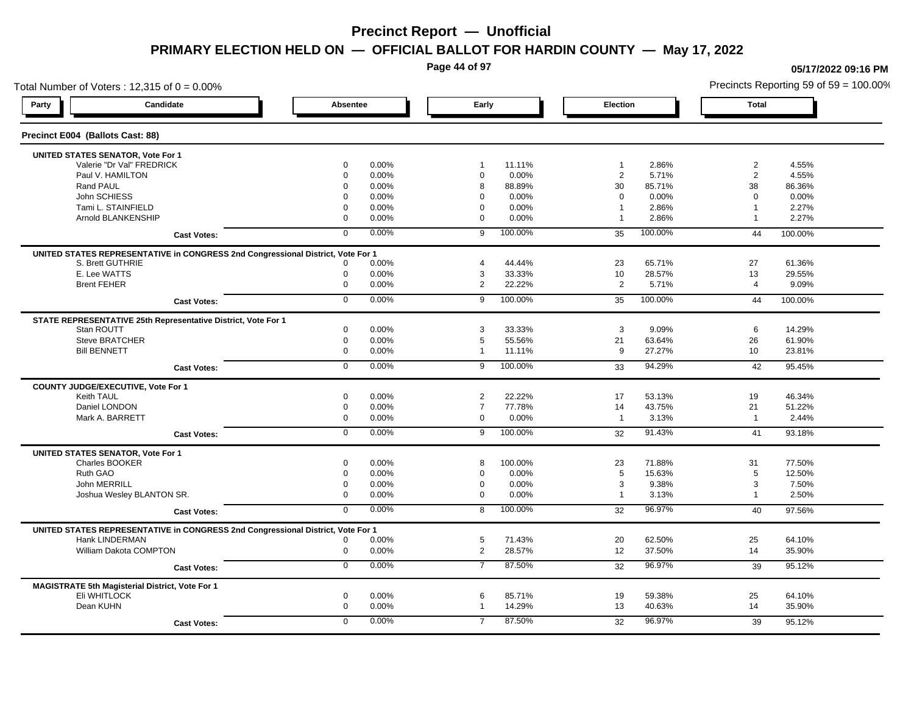# Precinct Report — Unofficial

## PRIMARY ELECTION HELD ON — OFFICIAL BALLOT FOR HARDIN COUNTY — May 17, 2022

05/17/2022 09:16 PM

Total Number of Voters : 12,315 of 0 = 0.00%

Precincts Reporting 59 of 59 = 100.00%

### Precinct E004 (Ballots Cast: 88)

| Party | Candidate | Absentee | | Early | | Election | | Total | |
|---|---|---|---|---|---|---|---|---|---|
| | **UNITED STATES SENATOR, Vote For 1** | | | | | | | | |
| | Valerie "Dr Val" FREDRICK | 0 | 0.00% | 1 | 11.11% | 1 | 2.86% | 2 | 4.55% |
| | Paul V. HAMILTON | 0 | 0.00% | 0 | 0.00% | 2 | 5.71% | 2 | 4.55% |
| | Rand PAUL | 0 | 0.00% | 8 | 88.89% | 30 | 85.71% | 38 | 86.36% |
| | John SCHIESS | 0 | 0.00% | 0 | 0.00% | 0 | 0.00% | 0 | 0.00% |
| | Tami L. STAINFIELD | 0 | 0.00% | 0 | 0.00% | 1 | 2.86% | 1 | 2.27% |
| | Arnold BLANKENSHIP | 0 | 0.00% | 0 | 0.00% | 1 | 2.86% | 1 | 2.27% |
| | **Cast Votes:** | 0 | 0.00% | 9 | 100.00% | 35 | 100.00% | 44 | 100.00% |
| | **UNITED STATES REPRESENTATIVE in CONGRESS 2nd Congressional District, Vote For 1** | | | | | | | | |
| | S. Brett GUTHRIE | 0 | 0.00% | 4 | 44.44% | 23 | 65.71% | 27 | 61.36% |
| | E. Lee WATTS | 0 | 0.00% | 3 | 33.33% | 10 | 28.57% | 13 | 29.55% |
| | Brent FEHER | 0 | 0.00% | 2 | 22.22% | 2 | 5.71% | 4 | 9.09% |
| | **Cast Votes:** | 0 | 0.00% | 9 | 100.00% | 35 | 100.00% | 44 | 100.00% |
| | **STATE REPRESENTATIVE 25th Representative District, Vote For 1** | | | | | | | | |
| | Stan ROUTT | 0 | 0.00% | 3 | 33.33% | 3 | 9.09% | 6 | 14.29% |
| | Steve BRATCHER | 0 | 0.00% | 5 | 55.56% | 21 | 63.64% | 26 | 61.90% |
| | Bill BENNETT | 0 | 0.00% | 1 | 11.11% | 9 | 27.27% | 10 | 23.81% |
| | **Cast Votes:** | 0 | 0.00% | 9 | 100.00% | 33 | 94.29% | 42 | 95.45% |
| | **COUNTY JUDGE/EXECUTIVE, Vote For 1** | | | | | | | | |
| | Keith TAUL | 0 | 0.00% | 2 | 22.22% | 17 | 53.13% | 19 | 46.34% |
| | Daniel LONDON | 0 | 0.00% | 7 | 77.78% | 14 | 43.75% | 21 | 51.22% |
| | Mark A. BARRETT | 0 | 0.00% | 0 | 0.00% | 1 | 3.13% | 1 | 2.44% |
| | **Cast Votes:** | 0 | 0.00% | 9 | 100.00% | 32 | 91.43% | 41 | 93.18% |
| | **UNITED STATES SENATOR, Vote For 1** | | | | | | | | |
| | Charles BOOKER | 0 | 0.00% | 8 | 100.00% | 23 | 71.88% | 31 | 77.50% |
| | Ruth GAO | 0 | 0.00% | 0 | 0.00% | 5 | 15.63% | 5 | 12.50% |
| | John MERRILL | 0 | 0.00% | 0 | 0.00% | 3 | 9.38% | 3 | 7.50% |
| | Joshua Wesley BLANTON SR. | 0 | 0.00% | 0 | 0.00% | 1 | 3.13% | 1 | 2.50% |
| | **Cast Votes:** | 0 | 0.00% | 8 | 100.00% | 32 | 96.97% | 40 | 97.56% |
| | **UNITED STATES REPRESENTATIVE in CONGRESS 2nd Congressional District, Vote For 1** | | | | | | | | |
| | Hank LINDERMAN | 0 | 0.00% | 5 | 71.43% | 20 | 62.50% | 25 | 64.10% |
| | William Dakota COMPTON | 0 | 0.00% | 2 | 28.57% | 12 | 37.50% | 14 | 35.90% |
| | **Cast Votes:** | 0 | 0.00% | 7 | 87.50% | 32 | 96.97% | 39 | 95.12% |
| | **MAGISTRATE 5th Magisterial District, Vote For 1** | | | | | | | | |
| | Eli WHITLOCK | 0 | 0.00% | 6 | 85.71% | 19 | 59.38% | 25 | 64.10% |
| | Dean KUHN | 0 | 0.00% | 1 | 14.29% | 13 | 40.63% | 14 | 35.90% |
| | **Cast Votes:** | 0 | 0.00% | 7 | 87.50% | 32 | 96.97% | 39 | 95.12% |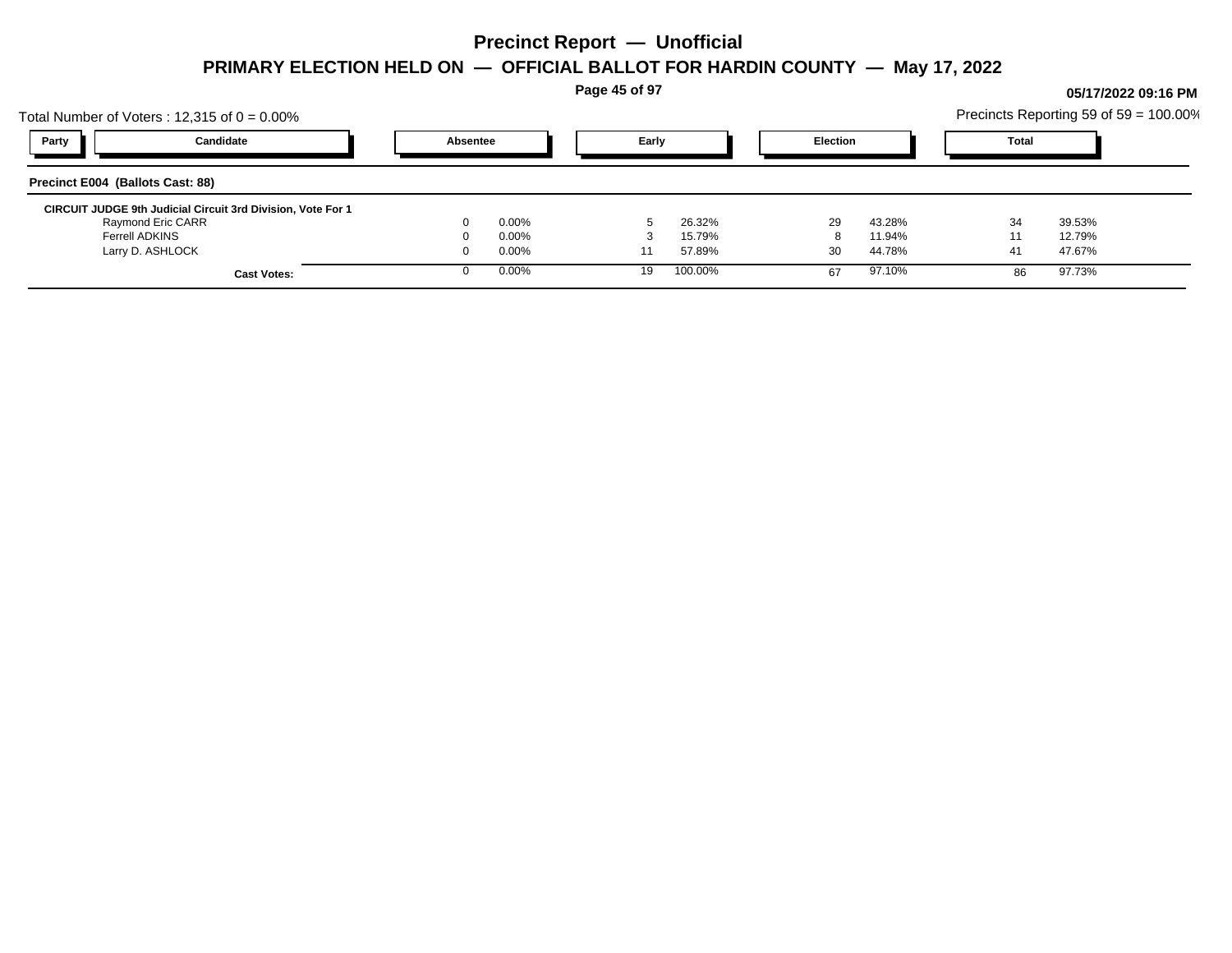# Precinct Report — Unofficial

## PRIMARY ELECTION HELD ON — OFFICIAL BALLOT FOR HARDIN COUNTY — May 17, 2022

**05/17/2022 09:16 PM**

Total Number of Voters : 12,315 of 0 = 0.00%

Precincts Reporting 59 of 59 = 100.00%

### Precinct E004 (Ballots Cast: 88)

**CIRCUIT JUDGE 9th Judicial Circuit 3rd Division, Vote For 1**

| Party | Candidate | Absentee | | Early | | Election | | Total | |
|---|---|---|---|---|---|---|---|---|---|
| | Raymond Eric CARR | 0 | 0.00% | 5 | 26.32% | 29 | 43.28% | 34 | 39.53% |
| | Ferrell ADKINS | 0 | 0.00% | 3 | 15.79% | 8 | 11.94% | 11 | 12.79% |
| | Larry D. ASHLOCK | 0 | 0.00% | 11 | 57.89% | 30 | 44.78% | 41 | 47.67% |
| | **Cast Votes:** | 0 | 0.00% | 19 | 100.00% | 67 | 97.10% | 86 | 97.73% |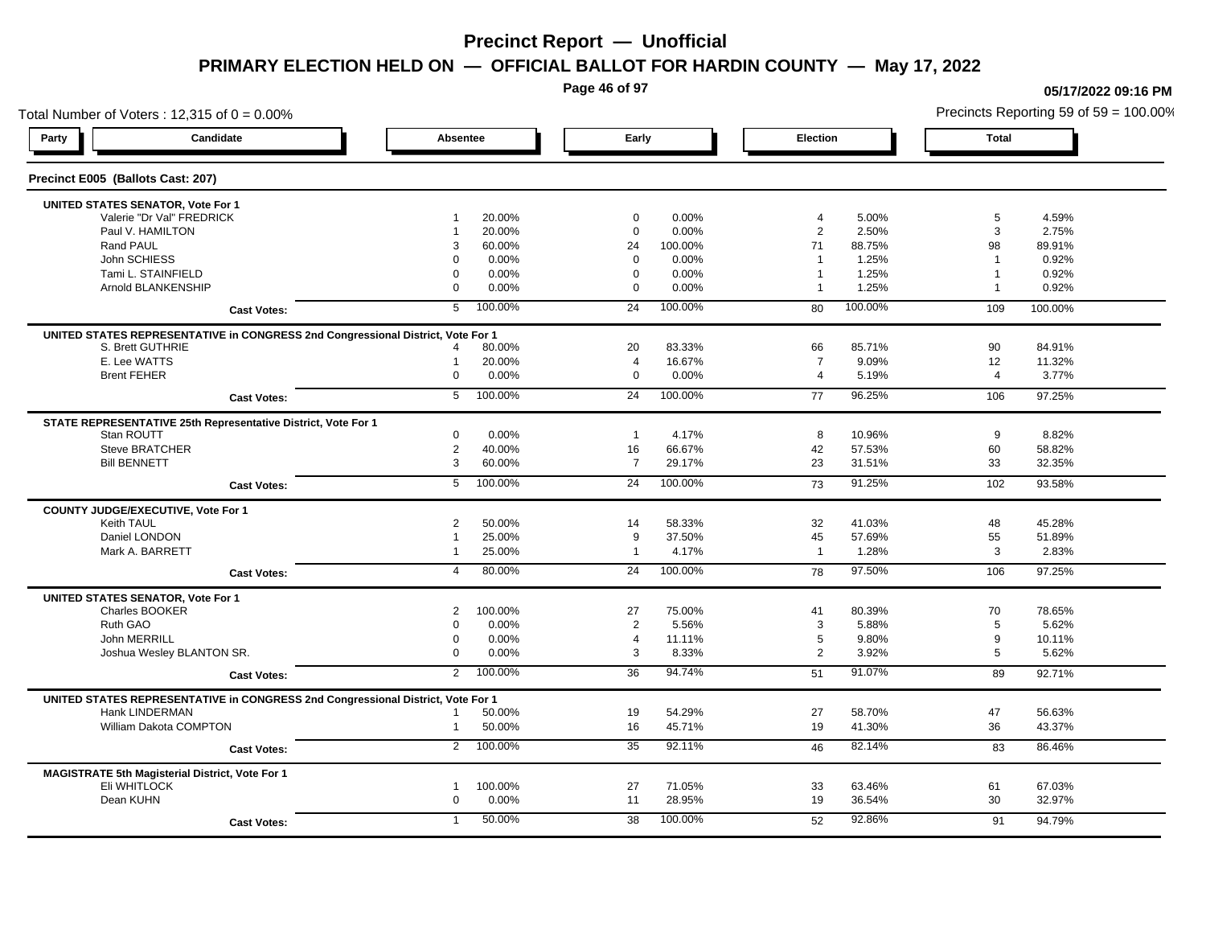# Precinct Report — Unofficial

## PRIMARY ELECTION HELD ON — OFFICIAL BALLOT FOR HARDIN COUNTY — May 17, 2022

05/17/2022 09:16 PM

Total Number of Voters : 12,315 of 0 = 0.00%

Precincts Reporting 59 of 59 = 100.00%

### Precinct E005 (Ballots Cast: 207)

| Party | Candidate | Absentee | | Early | | Election | | Total | |
|---|---|---|---|---|---|---|---|---|---|
| | **UNITED STATES SENATOR, Vote For 1** | | | | | | | | |
| | Valerie "Dr Val" FREDRICK | 1 | 20.00% | 0 | 0.00% | 4 | 5.00% | 5 | 4.59% |
| | Paul V. HAMILTON | 1 | 20.00% | 0 | 0.00% | 2 | 2.50% | 3 | 2.75% |
| | Rand PAUL | 3 | 60.00% | 24 | 100.00% | 71 | 88.75% | 98 | 89.91% |
| | John SCHIESS | 0 | 0.00% | 0 | 0.00% | 1 | 1.25% | 1 | 0.92% |
| | Tami L. STAINFIELD | 0 | 0.00% | 0 | 0.00% | 1 | 1.25% | 1 | 0.92% |
| | Arnold BLANKENSHIP | 0 | 0.00% | 0 | 0.00% | 1 | 1.25% | 1 | 0.92% |
| | **Cast Votes:** | 5 | 100.00% | 24 | 100.00% | 80 | 100.00% | 109 | 100.00% |
| | **UNITED STATES REPRESENTATIVE in CONGRESS 2nd Congressional District, Vote For 1** | | | | | | | | |
| | S. Brett GUTHRIE | 4 | 80.00% | 20 | 83.33% | 66 | 85.71% | 90 | 84.91% |
| | E. Lee WATTS | 1 | 20.00% | 4 | 16.67% | 7 | 9.09% | 12 | 11.32% |
| | Brent FEHER | 0 | 0.00% | 0 | 0.00% | 4 | 5.19% | 4 | 3.77% |
| | **Cast Votes:** | 5 | 100.00% | 24 | 100.00% | 77 | 96.25% | 106 | 97.25% |
| | **STATE REPRESENTATIVE 25th Representative District, Vote For 1** | | | | | | | | |
| | Stan ROUTT | 0 | 0.00% | 1 | 4.17% | 8 | 10.96% | 9 | 8.82% |
| | Steve BRATCHER | 2 | 40.00% | 16 | 66.67% | 42 | 57.53% | 60 | 58.82% |
| | Bill BENNETT | 3 | 60.00% | 7 | 29.17% | 23 | 31.51% | 33 | 32.35% |
| | **Cast Votes:** | 5 | 100.00% | 24 | 100.00% | 73 | 91.25% | 102 | 93.58% |
| | **COUNTY JUDGE/EXECUTIVE, Vote For 1** | | | | | | | | |
| | Keith TAUL | 2 | 50.00% | 14 | 58.33% | 32 | 41.03% | 48 | 45.28% |
| | Daniel LONDON | 1 | 25.00% | 9 | 37.50% | 45 | 57.69% | 55 | 51.89% |
| | Mark A. BARRETT | 1 | 25.00% | 1 | 4.17% | 1 | 1.28% | 3 | 2.83% |
| | **Cast Votes:** | 4 | 80.00% | 24 | 100.00% | 78 | 97.50% | 106 | 97.25% |
| | **UNITED STATES SENATOR, Vote For 1** | | | | | | | | |
| | Charles BOOKER | 2 | 100.00% | 27 | 75.00% | 41 | 80.39% | 70 | 78.65% |
| | Ruth GAO | 0 | 0.00% | 2 | 5.56% | 3 | 5.88% | 5 | 5.62% |
| | John MERRILL | 0 | 0.00% | 4 | 11.11% | 5 | 9.80% | 9 | 10.11% |
| | Joshua Wesley BLANTON SR. | 0 | 0.00% | 3 | 8.33% | 2 | 3.92% | 5 | 5.62% |
| | **Cast Votes:** | 2 | 100.00% | 36 | 94.74% | 51 | 91.07% | 89 | 92.71% |
| | **UNITED STATES REPRESENTATIVE in CONGRESS 2nd Congressional District, Vote For 1** | | | | | | | | |
| | Hank LINDERMAN | 1 | 50.00% | 19 | 54.29% | 27 | 58.70% | 47 | 56.63% |
| | William Dakota COMPTON | 1 | 50.00% | 16 | 45.71% | 19 | 41.30% | 36 | 43.37% |
| | **Cast Votes:** | 2 | 100.00% | 35 | 92.11% | 46 | 82.14% | 83 | 86.46% |
| | **MAGISTRATE 5th Magisterial District, Vote For 1** | | | | | | | | |
| | Eli WHITLOCK | 1 | 100.00% | 27 | 71.05% | 33 | 63.46% | 61 | 67.03% |
| | Dean KUHN | 0 | 0.00% | 11 | 28.95% | 19 | 36.54% | 30 | 32.97% |
| | **Cast Votes:** | 1 | 50.00% | 38 | 100.00% | 52 | 92.86% | 91 | 94.79% |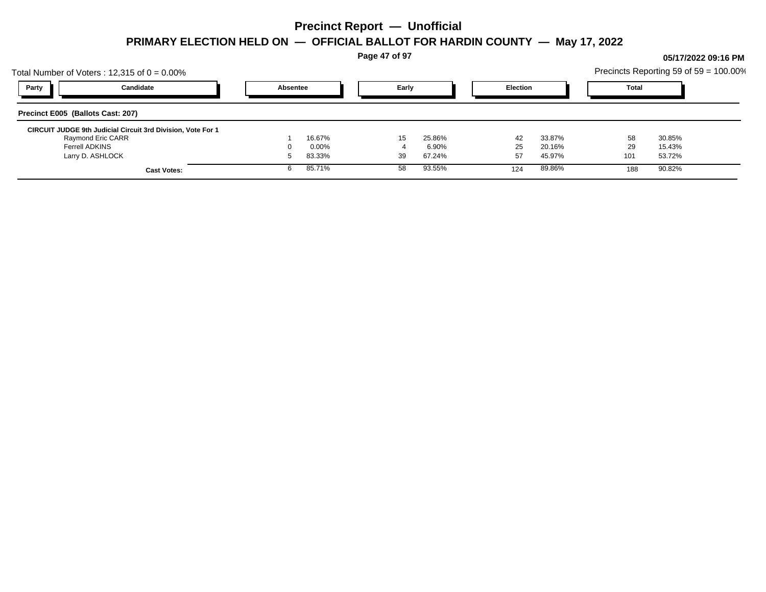# Precinct Report — Unofficial

## PRIMARY ELECTION HELD ON — OFFICIAL BALLOT FOR HARDIN COUNTY — May 17, 2022

**05/17/2022 09:16 PM**

Total Number of Voters : 12,315 of 0 = 0.00%

Precincts Reporting 59 of 59 = 100.00%

### Precinct E005 (Ballots Cast: 207)

| Party | Candidate | Absentee | | Early | | Election | | Total | |
|---|---|---|---|---|---|---|---|---|---|
| | **CIRCUIT JUDGE 9th Judicial Circuit 3rd Division, Vote For 1** | | | | | | | | |
| | Raymond Eric CARR | 1 | 16.67% | 15 | 25.86% | 42 | 33.87% | 58 | 30.85% |
| | Ferrell ADKINS | 0 | 0.00% | 4 | 6.90% | 25 | 20.16% | 29 | 15.43% |
| | Larry D. ASHLOCK | 5 | 83.33% | 39 | 67.24% | 57 | 45.97% | 101 | 53.72% |
| | **Cast Votes:** | 6 | 85.71% | 58 | 93.55% | 124 | 89.86% | 188 | 90.82% |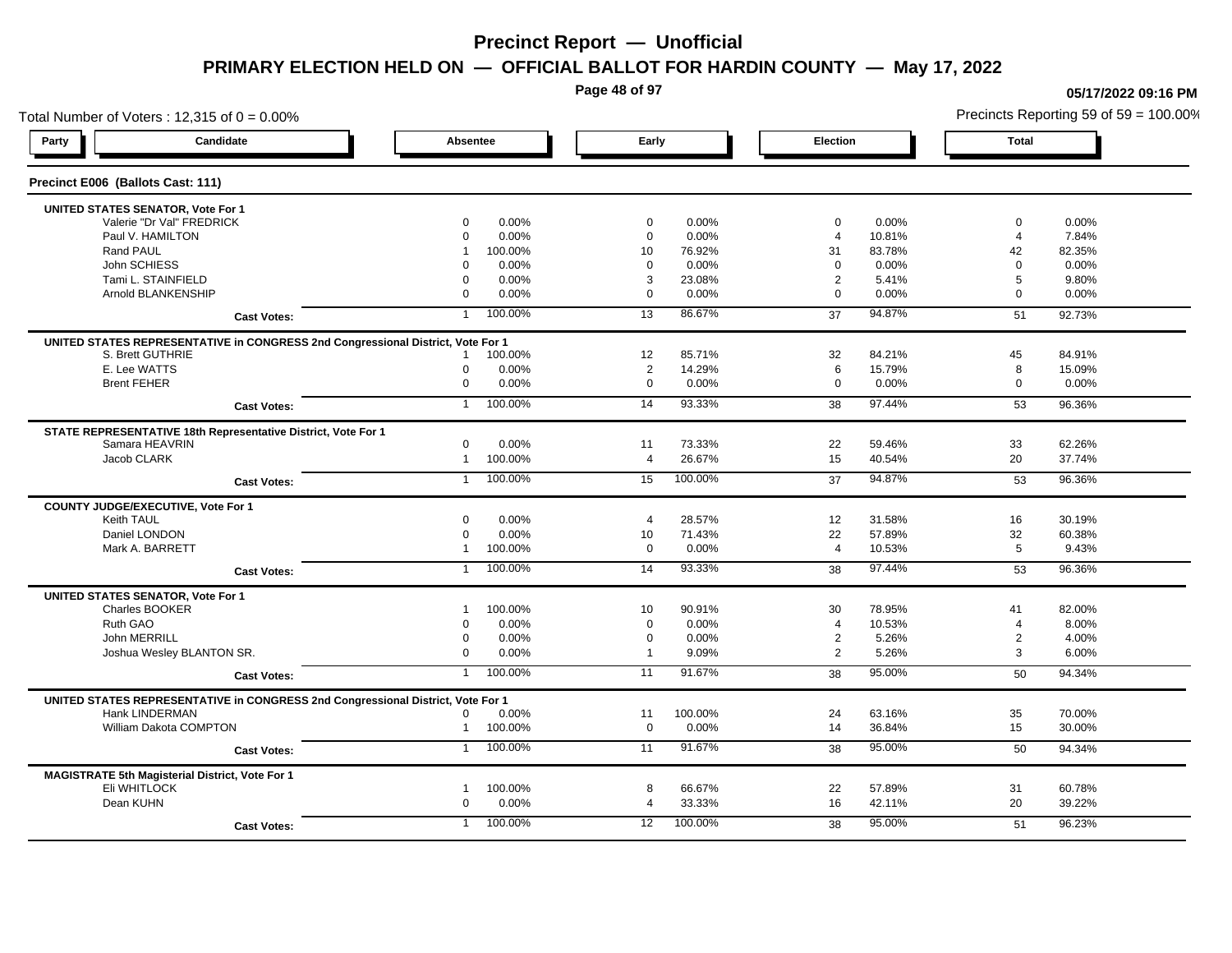# Precinct Report — Unofficial

## PRIMARY ELECTION HELD ON — OFFICIAL BALLOT FOR HARDIN COUNTY — May 17, 2022

05/17/2022 09:16 PM

Total Number of Voters : 12,315 of 0 = 0.00%

Precincts Reporting 59 of 59 = 100.00%

### Precinct E006 (Ballots Cast: 111)

| Party | Candidate | Absentee | | Early | | Election | | Total | |
|---|---|---|---|---|---|---|---|---|---|
| | **UNITED STATES SENATOR, Vote For 1** | | | | | | | | |
| | Valerie "Dr Val" FREDRICK | 0 | 0.00% | 0 | 0.00% | 0 | 0.00% | 0 | 0.00% |
| | Paul V. HAMILTON | 0 | 0.00% | 0 | 0.00% | 4 | 10.81% | 4 | 7.84% |
| | Rand PAUL | 1 | 100.00% | 10 | 76.92% | 31 | 83.78% | 42 | 82.35% |
| | John SCHIESS | 0 | 0.00% | 0 | 0.00% | 0 | 0.00% | 0 | 0.00% |
| | Tami L. STAINFIELD | 0 | 0.00% | 3 | 23.08% | 2 | 5.41% | 5 | 9.80% |
| | Arnold BLANKENSHIP | 0 | 0.00% | 0 | 0.00% | 0 | 0.00% | 0 | 0.00% |
| | **Cast Votes:** | 1 | 100.00% | 13 | 86.67% | 37 | 94.87% | 51 | 92.73% |
| | **UNITED STATES REPRESENTATIVE in CONGRESS 2nd Congressional District, Vote For 1** | | | | | | | | |
| | S. Brett GUTHRIE | 1 | 100.00% | 12 | 85.71% | 32 | 84.21% | 45 | 84.91% |
| | E. Lee WATTS | 0 | 0.00% | 2 | 14.29% | 6 | 15.79% | 8 | 15.09% |
| | Brent FEHER | 0 | 0.00% | 0 | 0.00% | 0 | 0.00% | 0 | 0.00% |
| | **Cast Votes:** | 1 | 100.00% | 14 | 93.33% | 38 | 97.44% | 53 | 96.36% |
| | **STATE REPRESENTATIVE 18th Representative District, Vote For 1** | | | | | | | | |
| | Samara HEAVRIN | 0 | 0.00% | 11 | 73.33% | 22 | 59.46% | 33 | 62.26% |
| | Jacob CLARK | 1 | 100.00% | 4 | 26.67% | 15 | 40.54% | 20 | 37.74% |
| | **Cast Votes:** | 1 | 100.00% | 15 | 100.00% | 37 | 94.87% | 53 | 96.36% |
| | **COUNTY JUDGE/EXECUTIVE, Vote For 1** | | | | | | | | |
| | Keith TAUL | 0 | 0.00% | 4 | 28.57% | 12 | 31.58% | 16 | 30.19% |
| | Daniel LONDON | 0 | 0.00% | 10 | 71.43% | 22 | 57.89% | 32 | 60.38% |
| | Mark A. BARRETT | 1 | 100.00% | 0 | 0.00% | 4 | 10.53% | 5 | 9.43% |
| | **Cast Votes:** | 1 | 100.00% | 14 | 93.33% | 38 | 97.44% | 53 | 96.36% |
| | **UNITED STATES SENATOR, Vote For 1** | | | | | | | | |
| | Charles BOOKER | 1 | 100.00% | 10 | 90.91% | 30 | 78.95% | 41 | 82.00% |
| | Ruth GAO | 0 | 0.00% | 0 | 0.00% | 4 | 10.53% | 4 | 8.00% |
| | John MERRILL | 0 | 0.00% | 0 | 0.00% | 2 | 5.26% | 2 | 4.00% |
| | Joshua Wesley BLANTON SR. | 0 | 0.00% | 1 | 9.09% | 2 | 5.26% | 3 | 6.00% |
| | **Cast Votes:** | 1 | 100.00% | 11 | 91.67% | 38 | 95.00% | 50 | 94.34% |
| | **UNITED STATES REPRESENTATIVE in CONGRESS 2nd Congressional District, Vote For 1** | | | | | | | | |
| | Hank LINDERMAN | 0 | 0.00% | 11 | 100.00% | 24 | 63.16% | 35 | 70.00% |
| | William Dakota COMPTON | 1 | 100.00% | 0 | 0.00% | 14 | 36.84% | 15 | 30.00% |
| | **Cast Votes:** | 1 | 100.00% | 11 | 91.67% | 38 | 95.00% | 50 | 94.34% |
| | **MAGISTRATE 5th Magisterial District, Vote For 1** | | | | | | | | |
| | Eli WHITLOCK | 1 | 100.00% | 8 | 66.67% | 22 | 57.89% | 31 | 60.78% |
| | Dean KUHN | 0 | 0.00% | 4 | 33.33% | 16 | 42.11% | 20 | 39.22% |
| | **Cast Votes:** | 1 | 100.00% | 12 | 100.00% | 38 | 95.00% | 51 | 96.23% |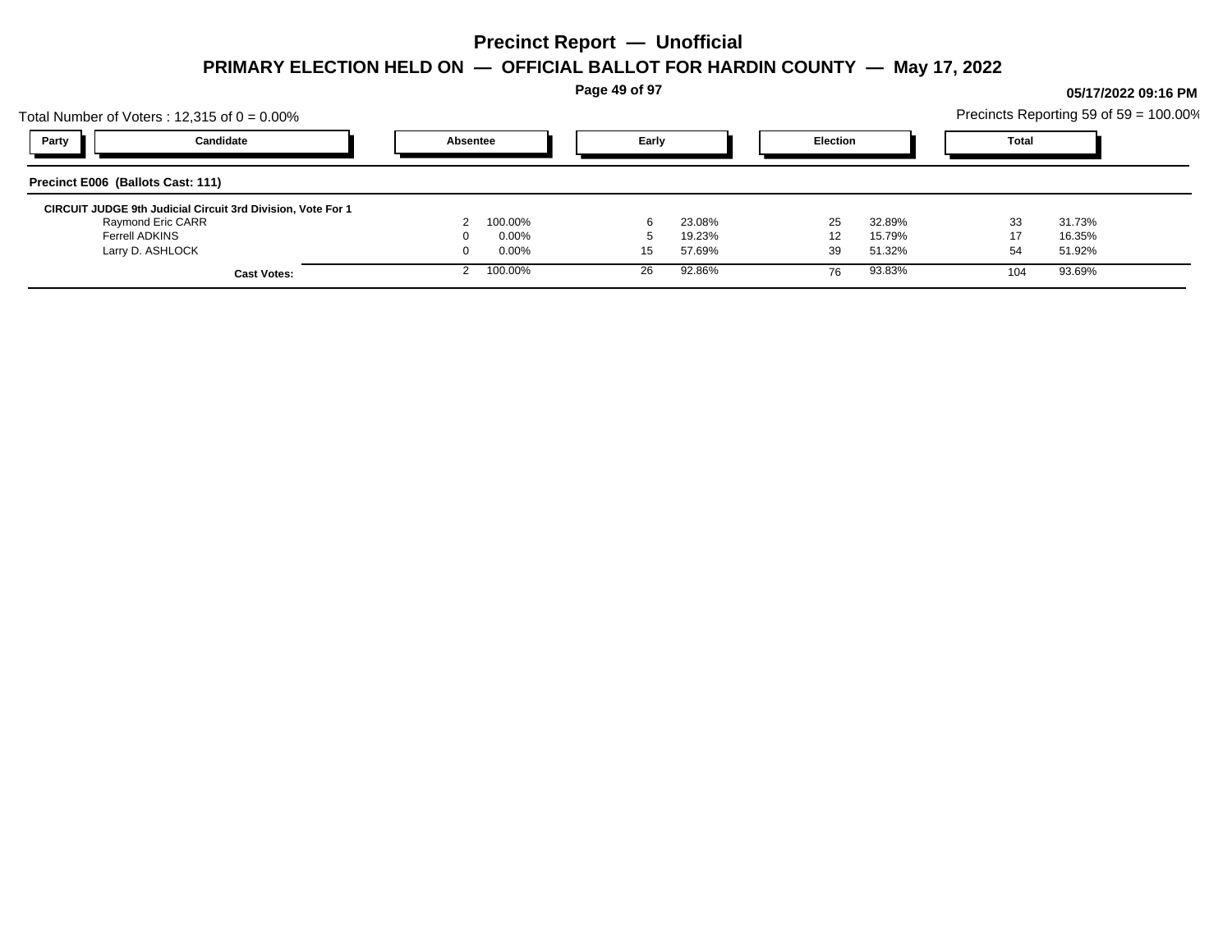# Precinct Report — Unofficial

## PRIMARY ELECTION HELD ON — OFFICIAL BALLOT FOR HARDIN COUNTY — May 17, 2022

**05/17/2022 09:16 PM**

Total Number of Voters : 12,315 of 0 = 0.00%

Precincts Reporting 59 of 59 = 100.00%

### Precinct E006 (Ballots Cast: 111)

| Party | Candidate | Absentee | | Early | | Election | | Total | |
|---|---|---|---|---|---|---|---|---|---|
| | **CIRCUIT JUDGE 9th Judicial Circuit 3rd Division, Vote For 1** | | | | | | | | |
| | Raymond Eric CARR | 2 | 100.00% | 6 | 23.08% | 25 | 32.89% | 33 | 31.73% |
| | Ferrell ADKINS | 0 | 0.00% | 5 | 19.23% | 12 | 15.79% | 17 | 16.35% |
| | Larry D. ASHLOCK | 0 | 0.00% | 15 | 57.69% | 39 | 51.32% | 54 | 51.92% |
| | **Cast Votes:** | 2 | 100.00% | 26 | 92.86% | 76 | 93.83% | 104 | 93.69% |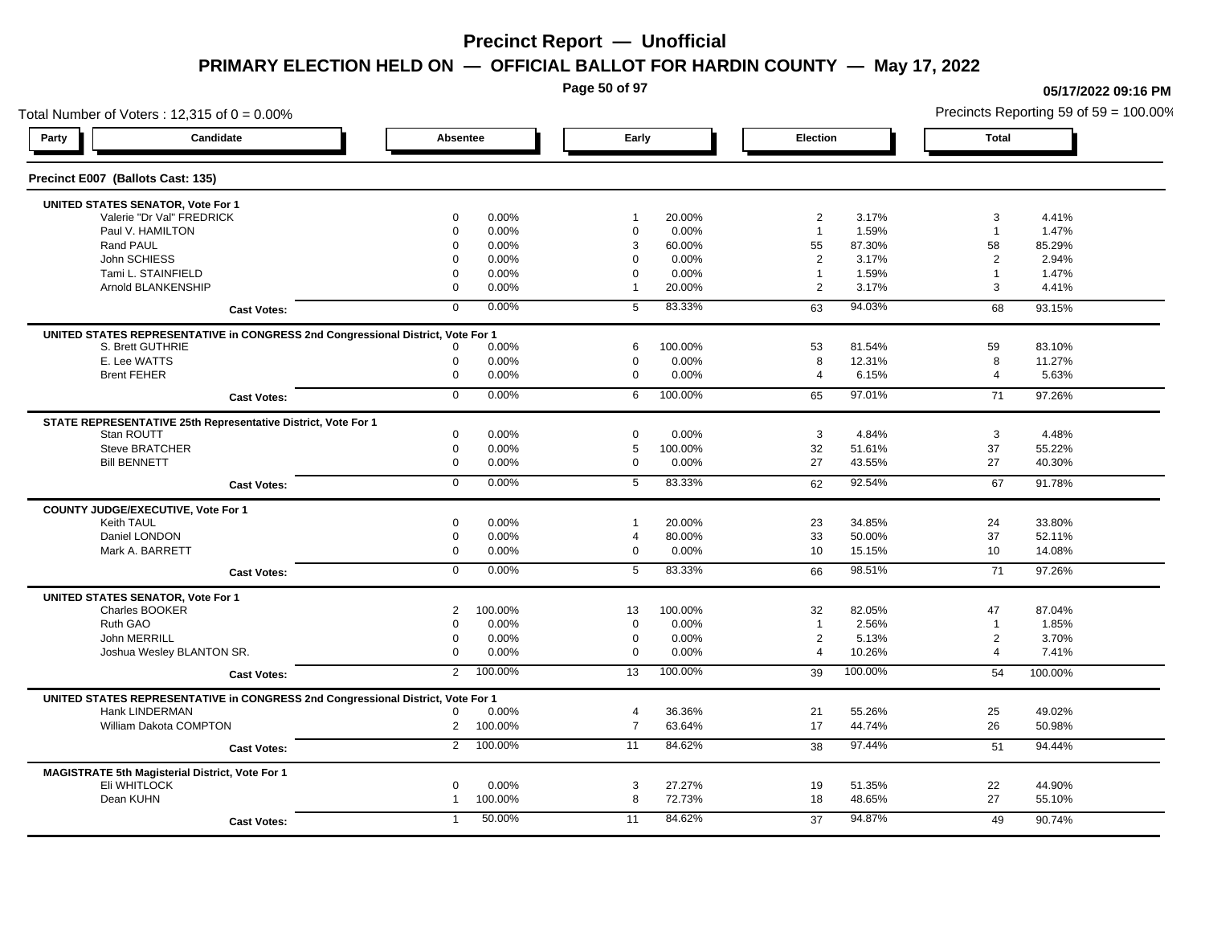# Precinct Report — Unofficial

## PRIMARY ELECTION HELD ON — OFFICIAL BALLOT FOR HARDIN COUNTY — May 17, 2022

05/17/2022 09:16 PM

Total Number of Voters : 12,315 of 0 = 0.00%

Precincts Reporting 59 of 59 = 100.00%

### Precinct E007 (Ballots Cast: 135)

| Party | Candidate | Absentee | | Early | | Election | | Total | |
|---|---|---|---|---|---|---|---|---|---|
| **UNITED STATES SENATOR, Vote For 1** | | | | | | | | | |
| | Valerie "Dr Val" FREDRICK | 0 | 0.00% | 1 | 20.00% | 2 | 3.17% | 3 | 4.41% |
| | Paul V. HAMILTON | 0 | 0.00% | 0 | 0.00% | 1 | 1.59% | 1 | 1.47% |
| | Rand PAUL | 0 | 0.00% | 3 | 60.00% | 55 | 87.30% | 58 | 85.29% |
| | John SCHIESS | 0 | 0.00% | 0 | 0.00% | 2 | 3.17% | 2 | 2.94% |
| | Tami L. STAINFIELD | 0 | 0.00% | 0 | 0.00% | 1 | 1.59% | 1 | 1.47% |
| | Arnold BLANKENSHIP | 0 | 0.00% | 1 | 20.00% | 2 | 3.17% | 3 | 4.41% |
| | **Cast Votes:** | 0 | 0.00% | 5 | 83.33% | 63 | 94.03% | 68 | 93.15% |
| **UNITED STATES REPRESENTATIVE in CONGRESS 2nd Congressional District, Vote For 1** | | | | | | | | | |
| | S. Brett GUTHRIE | 0 | 0.00% | 6 | 100.00% | 53 | 81.54% | 59 | 83.10% |
| | E. Lee WATTS | 0 | 0.00% | 0 | 0.00% | 8 | 12.31% | 8 | 11.27% |
| | Brent FEHER | 0 | 0.00% | 0 | 0.00% | 4 | 6.15% | 4 | 5.63% |
| | **Cast Votes:** | 0 | 0.00% | 6 | 100.00% | 65 | 97.01% | 71 | 97.26% |
| **STATE REPRESENTATIVE 25th Representative District, Vote For 1** | | | | | | | | | |
| | Stan ROUTT | 0 | 0.00% | 0 | 0.00% | 3 | 4.84% | 3 | 4.48% |
| | Steve BRATCHER | 0 | 0.00% | 5 | 100.00% | 32 | 51.61% | 37 | 55.22% |
| | Bill BENNETT | 0 | 0.00% | 0 | 0.00% | 27 | 43.55% | 27 | 40.30% |
| | **Cast Votes:** | 0 | 0.00% | 5 | 83.33% | 62 | 92.54% | 67 | 91.78% |
| **COUNTY JUDGE/EXECUTIVE, Vote For 1** | | | | | | | | | |
| | Keith TAUL | 0 | 0.00% | 1 | 20.00% | 23 | 34.85% | 24 | 33.80% |
| | Daniel LONDON | 0 | 0.00% | 4 | 80.00% | 33 | 50.00% | 37 | 52.11% |
| | Mark A. BARRETT | 0 | 0.00% | 0 | 0.00% | 10 | 15.15% | 10 | 14.08% |
| | **Cast Votes:** | 0 | 0.00% | 5 | 83.33% | 66 | 98.51% | 71 | 97.26% |
| **UNITED STATES SENATOR, Vote For 1** | | | | | | | | | |
| | Charles BOOKER | 2 | 100.00% | 13 | 100.00% | 32 | 82.05% | 47 | 87.04% |
| | Ruth GAO | 0 | 0.00% | 0 | 0.00% | 1 | 2.56% | 1 | 1.85% |
| | John MERRILL | 0 | 0.00% | 0 | 0.00% | 2 | 5.13% | 2 | 3.70% |
| | Joshua Wesley BLANTON SR. | 0 | 0.00% | 0 | 0.00% | 4 | 10.26% | 4 | 7.41% |
| | **Cast Votes:** | 2 | 100.00% | 13 | 100.00% | 39 | 100.00% | 54 | 100.00% |
| **UNITED STATES REPRESENTATIVE in CONGRESS 2nd Congressional District, Vote For 1** | | | | | | | | | |
| | Hank LINDERMAN | 0 | 0.00% | 4 | 36.36% | 21 | 55.26% | 25 | 49.02% |
| | William Dakota COMPTON | 2 | 100.00% | 7 | 63.64% | 17 | 44.74% | 26 | 50.98% |
| | **Cast Votes:** | 2 | 100.00% | 11 | 84.62% | 38 | 97.44% | 51 | 94.44% |
| **MAGISTRATE 5th Magisterial District, Vote For 1** | | | | | | | | | |
| | Eli WHITLOCK | 0 | 0.00% | 3 | 27.27% | 19 | 51.35% | 22 | 44.90% |
| | Dean KUHN | 1 | 100.00% | 8 | 72.73% | 18 | 48.65% | 27 | 55.10% |
| | **Cast Votes:** | 1 | 50.00% | 11 | 84.62% | 37 | 94.87% | 49 | 90.74% |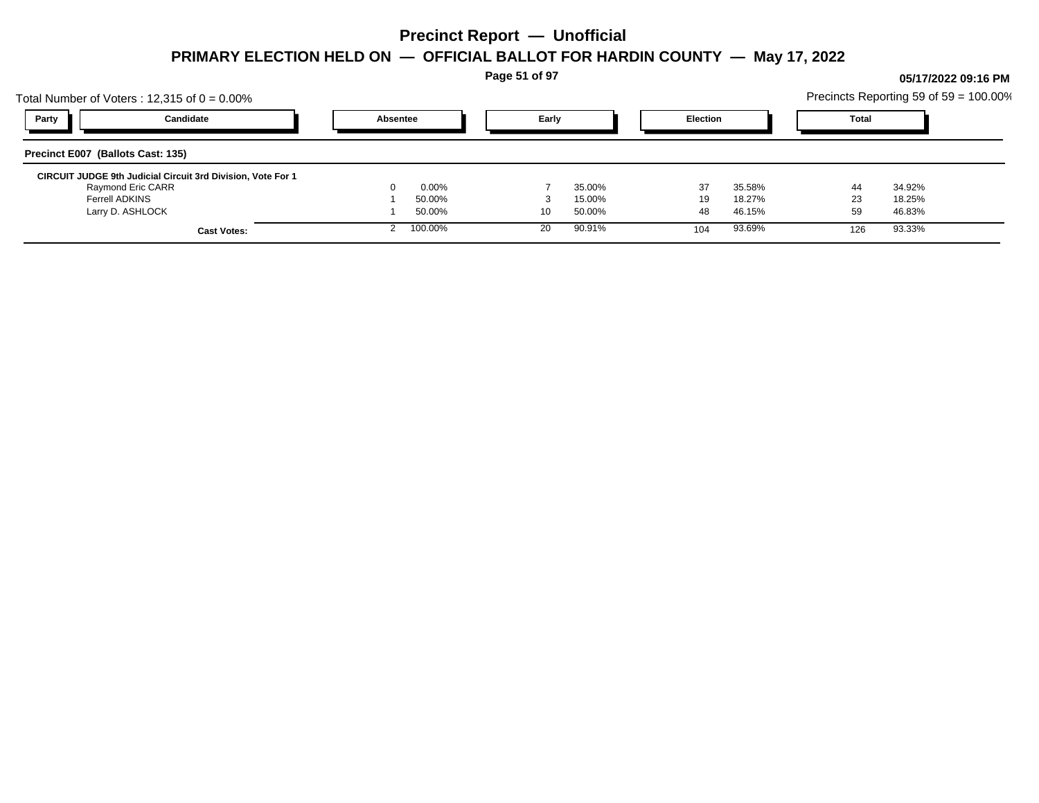# Precinct Report — Unofficial

## PRIMARY ELECTION HELD ON — OFFICIAL BALLOT FOR HARDIN COUNTY — May 17, 2022

**05/17/2022 09:16 PM**

Total Number of Voters : 12,315 of 0 = 0.00%

Precincts Reporting 59 of 59 = 100.00%

### Precinct E007 (Ballots Cast: 135)

**CIRCUIT JUDGE 9th Judicial Circuit 3rd Division, Vote For 1**

| Party | Candidate | Absentee | | Early | | Election | | Total | |
|---|---|---|---|---|---|---|---|---|---|
| | Raymond Eric CARR | 0 | 0.00% | 7 | 35.00% | 37 | 35.58% | 44 | 34.92% |
| | Ferrell ADKINS | 1 | 50.00% | 3 | 15.00% | 19 | 18.27% | 23 | 18.25% |
| | Larry D. ASHLOCK | 1 | 50.00% | 10 | 50.00% | 48 | 46.15% | 59 | 46.83% |
| | **Cast Votes:** | 2 | 100.00% | 20 | 90.91% | 104 | 93.69% | 126 | 93.33% |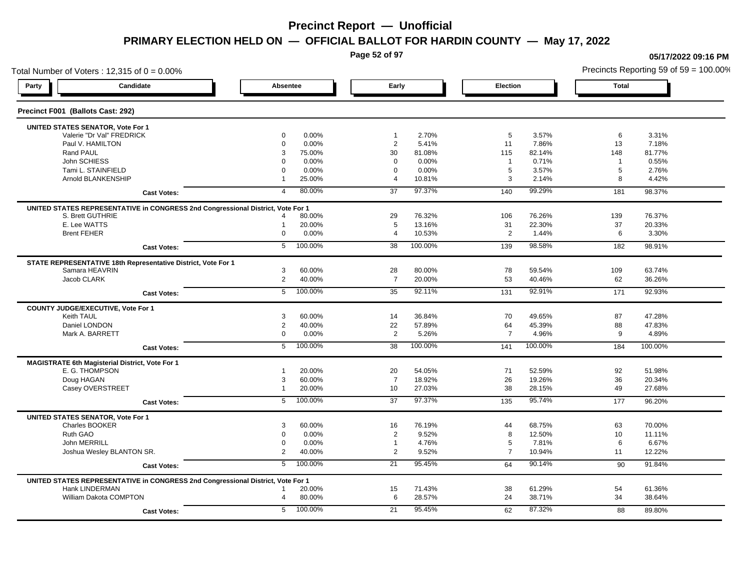# Precinct Report — Unofficial

## PRIMARY ELECTION HELD ON — OFFICIAL BALLOT FOR HARDIN COUNTY — May 17, 2022

05/17/2022 09:16 PM

Total Number of Voters : 12,315 of 0 = 0.00%

Precincts Reporting 59 of 59 = 100.00%

### Precinct F001 (Ballots Cast: 292)

| Party | Candidate | Absentee | | Early | | Election | | Total | |
|---|---|---|---|---|---|---|---|---|---|
| | **UNITED STATES SENATOR, Vote For 1** | | | | | | | | |
| | Valerie "Dr Val" FREDRICK | 0 | 0.00% | 1 | 2.70% | 5 | 3.57% | 6 | 3.31% |
| | Paul V. HAMILTON | 0 | 0.00% | 2 | 5.41% | 11 | 7.86% | 13 | 7.18% |
| | Rand PAUL | 3 | 75.00% | 30 | 81.08% | 115 | 82.14% | 148 | 81.77% |
| | John SCHIESS | 0 | 0.00% | 0 | 0.00% | 1 | 0.71% | 1 | 0.55% |
| | Tami L. STAINFIELD | 0 | 0.00% | 0 | 0.00% | 5 | 3.57% | 5 | 2.76% |
| | Arnold BLANKENSHIP | 1 | 25.00% | 4 | 10.81% | 3 | 2.14% | 8 | 4.42% |
| | **Cast Votes:** | 4 | 80.00% | 37 | 97.37% | 140 | 99.29% | 181 | 98.37% |
| | **UNITED STATES REPRESENTATIVE in CONGRESS 2nd Congressional District, Vote For 1** | | | | | | | | |
| | S. Brett GUTHRIE | 4 | 80.00% | 29 | 76.32% | 106 | 76.26% | 139 | 76.37% |
| | E. Lee WATTS | 1 | 20.00% | 5 | 13.16% | 31 | 22.30% | 37 | 20.33% |
| | Brent FEHER | 0 | 0.00% | 4 | 10.53% | 2 | 1.44% | 6 | 3.30% |
| | **Cast Votes:** | 5 | 100.00% | 38 | 100.00% | 139 | 98.58% | 182 | 98.91% |
| | **STATE REPRESENTATIVE 18th Representative District, Vote For 1** | | | | | | | | |
| | Samara HEAVRIN | 3 | 60.00% | 28 | 80.00% | 78 | 59.54% | 109 | 63.74% |
| | Jacob CLARK | 2 | 40.00% | 7 | 20.00% | 53 | 40.46% | 62 | 36.26% |
| | **Cast Votes:** | 5 | 100.00% | 35 | 92.11% | 131 | 92.91% | 171 | 92.93% |
| | **COUNTY JUDGE/EXECUTIVE, Vote For 1** | | | | | | | | |
| | Keith TAUL | 3 | 60.00% | 14 | 36.84% | 70 | 49.65% | 87 | 47.28% |
| | Daniel LONDON | 2 | 40.00% | 22 | 57.89% | 64 | 45.39% | 88 | 47.83% |
| | Mark A. BARRETT | 0 | 0.00% | 2 | 5.26% | 7 | 4.96% | 9 | 4.89% |
| | **Cast Votes:** | 5 | 100.00% | 38 | 100.00% | 141 | 100.00% | 184 | 100.00% |
| | **MAGISTRATE 6th Magisterial District, Vote For 1** | | | | | | | | |
| | E. G. THOMPSON | 1 | 20.00% | 20 | 54.05% | 71 | 52.59% | 92 | 51.98% |
| | Doug HAGAN | 3 | 60.00% | 7 | 18.92% | 26 | 19.26% | 36 | 20.34% |
| | Casey OVERSTREET | 1 | 20.00% | 10 | 27.03% | 38 | 28.15% | 49 | 27.68% |
| | **Cast Votes:** | 5 | 100.00% | 37 | 97.37% | 135 | 95.74% | 177 | 96.20% |
| | **UNITED STATES SENATOR, Vote For 1** | | | | | | | | |
| | Charles BOOKER | 3 | 60.00% | 16 | 76.19% | 44 | 68.75% | 63 | 70.00% |
| | Ruth GAO | 0 | 0.00% | 2 | 9.52% | 8 | 12.50% | 10 | 11.11% |
| | John MERRILL | 0 | 0.00% | 1 | 4.76% | 5 | 7.81% | 6 | 6.67% |
| | Joshua Wesley BLANTON SR. | 2 | 40.00% | 2 | 9.52% | 7 | 10.94% | 11 | 12.22% |
| | **Cast Votes:** | 5 | 100.00% | 21 | 95.45% | 64 | 90.14% | 90 | 91.84% |
| | **UNITED STATES REPRESENTATIVE in CONGRESS 2nd Congressional District, Vote For 1** | | | | | | | | |
| | Hank LINDERMAN | 1 | 20.00% | 15 | 71.43% | 38 | 61.29% | 54 | 61.36% |
| | William Dakota COMPTON | 4 | 80.00% | 6 | 28.57% | 24 | 38.71% | 34 | 38.64% |
| | **Cast Votes:** | 5 | 100.00% | 21 | 95.45% | 62 | 87.32% | 88 | 89.80% |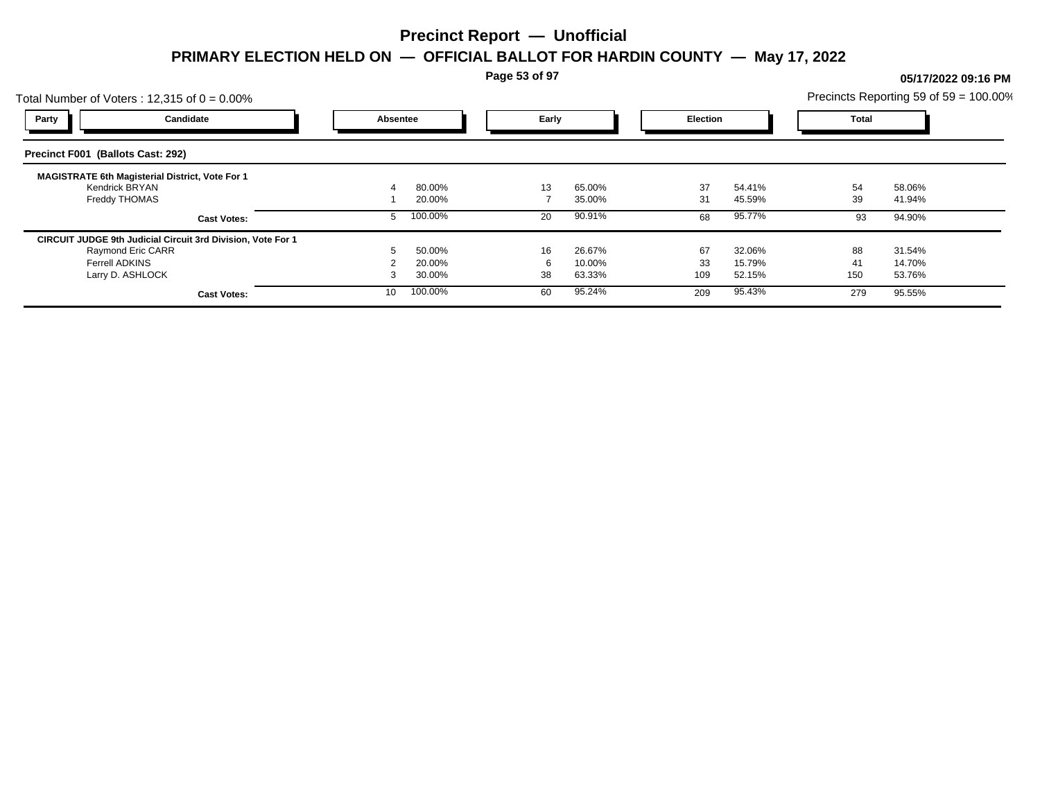# Precinct Report — Unofficial

## PRIMARY ELECTION HELD ON — OFFICIAL BALLOT FOR HARDIN COUNTY — May 17, 2022

05/17/2022 09:16 PM

Total Number of Voters : 12,315 of 0 = 0.00%

Precincts Reporting 59 of 59 = 100.00%

### Precinct F001 (Ballots Cast: 292)

| Party | Candidate | Absentee | | Early | | Election | | Total | |
|---|---|---|---|---|---|---|---|---|---|
| | **MAGISTRATE 6th Magisterial District, Vote For 1** | | | | | | | | |
| | Kendrick BRYAN | 4 | 80.00% | 13 | 65.00% | 37 | 54.41% | 54 | 58.06% |
| | Freddy THOMAS | 1 | 20.00% | 7 | 35.00% | 31 | 45.59% | 39 | 41.94% |
| | **Cast Votes:** | 5 | 100.00% | 20 | 90.91% | 68 | 95.77% | 93 | 94.90% |
| | **CIRCUIT JUDGE 9th Judicial Circuit 3rd Division, Vote For 1** | | | | | | | | |
| | Raymond Eric CARR | 5 | 50.00% | 16 | 26.67% | 67 | 32.06% | 88 | 31.54% |
| | Ferrell ADKINS | 2 | 20.00% | 6 | 10.00% | 33 | 15.79% | 41 | 14.70% |
| | Larry D. ASHLOCK | 3 | 30.00% | 38 | 63.33% | 109 | 52.15% | 150 | 53.76% |
| | **Cast Votes:** | 10 | 100.00% | 60 | 95.24% | 209 | 95.43% | 279 | 95.55% |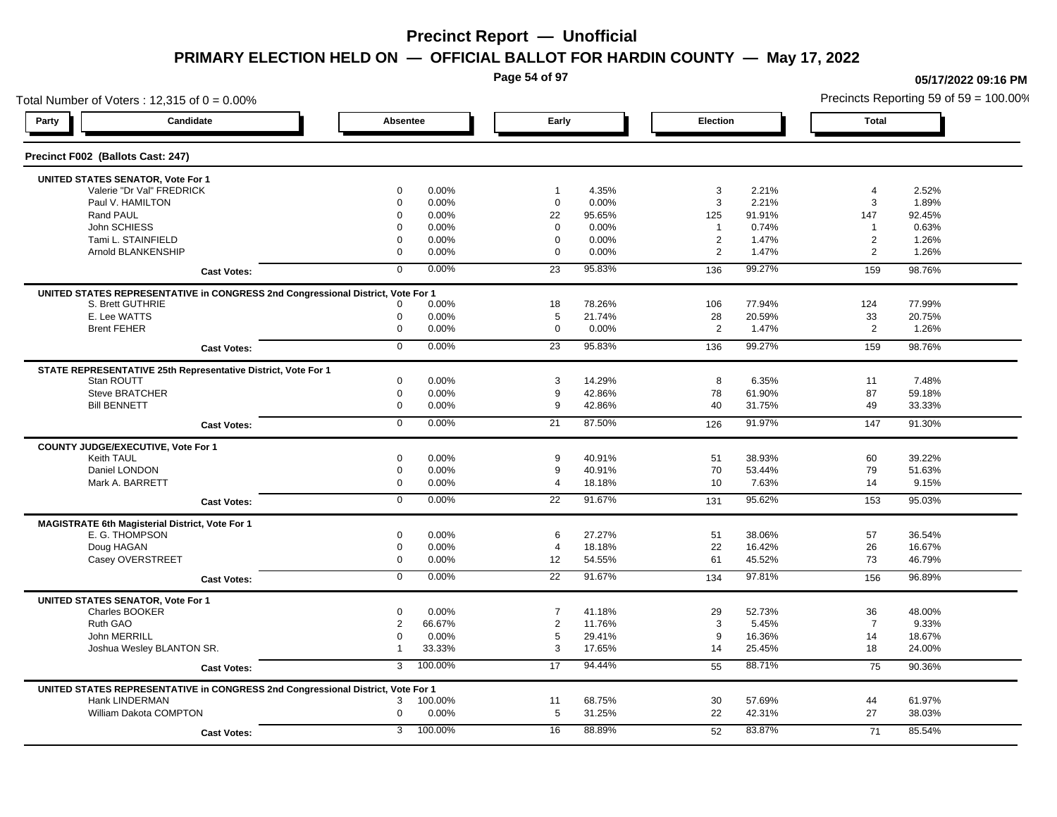# Precinct Report — Unofficial

## PRIMARY ELECTION HELD ON — OFFICIAL BALLOT FOR HARDIN COUNTY — May 17, 2022

05/17/2022 09:16 PM

Total Number of Voters : 12,315 of 0 = 0.00%

Precincts Reporting 59 of 59 = 100.00%

| Party | Candidate | Absentee | | Early | | Election | | Total | |
|---|---|---|---|---|---|---|---|---|---|

### Precinct F002 (Ballots Cast: 247)

| Candidate | Absentee | | Early | | Election | | Total | |
|---|---|---|---|---|---|---|---|---|
| **UNITED STATES SENATOR, Vote For 1** | | | | | | | | |
| Valerie "Dr Val" FREDRICK | 0 | 0.00% | 1 | 4.35% | 3 | 2.21% | 4 | 2.52% |
| Paul V. HAMILTON | 0 | 0.00% | 0 | 0.00% | 3 | 2.21% | 3 | 1.89% |
| Rand PAUL | 0 | 0.00% | 22 | 95.65% | 125 | 91.91% | 147 | 92.45% |
| John SCHIESS | 0 | 0.00% | 0 | 0.00% | 1 | 0.74% | 1 | 0.63% |
| Tami L. STAINFIELD | 0 | 0.00% | 0 | 0.00% | 2 | 1.47% | 2 | 1.26% |
| Arnold BLANKENSHIP | 0 | 0.00% | 0 | 0.00% | 2 | 1.47% | 2 | 1.26% |
| **Cast Votes:** | 0 | 0.00% | 23 | 95.83% | 136 | 99.27% | 159 | 98.76% |
| **UNITED STATES REPRESENTATIVE in CONGRESS 2nd Congressional District, Vote For 1** | | | | | | | | |
| S. Brett GUTHRIE | 0 | 0.00% | 18 | 78.26% | 106 | 77.94% | 124 | 77.99% |
| E. Lee WATTS | 0 | 0.00% | 5 | 21.74% | 28 | 20.59% | 33 | 20.75% |
| Brent FEHER | 0 | 0.00% | 0 | 0.00% | 2 | 1.47% | 2 | 1.26% |
| **Cast Votes:** | 0 | 0.00% | 23 | 95.83% | 136 | 99.27% | 159 | 98.76% |
| **STATE REPRESENTATIVE 25th Representative District, Vote For 1** | | | | | | | | |
| Stan ROUTT | 0 | 0.00% | 3 | 14.29% | 8 | 6.35% | 11 | 7.48% |
| Steve BRATCHER | 0 | 0.00% | 9 | 42.86% | 78 | 61.90% | 87 | 59.18% |
| Bill BENNETT | 0 | 0.00% | 9 | 42.86% | 40 | 31.75% | 49 | 33.33% |
| **Cast Votes:** | 0 | 0.00% | 21 | 87.50% | 126 | 91.97% | 147 | 91.30% |
| **COUNTY JUDGE/EXECUTIVE, Vote For 1** | | | | | | | | |
| Keith TAUL | 0 | 0.00% | 9 | 40.91% | 51 | 38.93% | 60 | 39.22% |
| Daniel LONDON | 0 | 0.00% | 9 | 40.91% | 70 | 53.44% | 79 | 51.63% |
| Mark A. BARRETT | 0 | 0.00% | 4 | 18.18% | 10 | 7.63% | 14 | 9.15% |
| **Cast Votes:** | 0 | 0.00% | 22 | 91.67% | 131 | 95.62% | 153 | 95.03% |
| **MAGISTRATE 6th Magisterial District, Vote For 1** | | | | | | | | |
| E. G. THOMPSON | 0 | 0.00% | 6 | 27.27% | 51 | 38.06% | 57 | 36.54% |
| Doug HAGAN | 0 | 0.00% | 4 | 18.18% | 22 | 16.42% | 26 | 16.67% |
| Casey OVERSTREET | 0 | 0.00% | 12 | 54.55% | 61 | 45.52% | 73 | 46.79% |
| **Cast Votes:** | 0 | 0.00% | 22 | 91.67% | 134 | 97.81% | 156 | 96.89% |
| **UNITED STATES SENATOR, Vote For 1** | | | | | | | | |
| Charles BOOKER | 0 | 0.00% | 7 | 41.18% | 29 | 52.73% | 36 | 48.00% |
| Ruth GAO | 2 | 66.67% | 2 | 11.76% | 3 | 5.45% | 7 | 9.33% |
| John MERRILL | 0 | 0.00% | 5 | 29.41% | 9 | 16.36% | 14 | 18.67% |
| Joshua Wesley BLANTON SR. | 1 | 33.33% | 3 | 17.65% | 14 | 25.45% | 18 | 24.00% |
| **Cast Votes:** | 3 | 100.00% | 17 | 94.44% | 55 | 88.71% | 75 | 90.36% |
| **UNITED STATES REPRESENTATIVE in CONGRESS 2nd Congressional District, Vote For 1** | | | | | | | | |
| Hank LINDERMAN | 3 | 100.00% | 11 | 68.75% | 30 | 57.69% | 44 | 61.97% |
| William Dakota COMPTON | 0 | 0.00% | 5 | 31.25% | 22 | 42.31% | 27 | 38.03% |
| **Cast Votes:** | 3 | 100.00% | 16 | 88.89% | 52 | 83.87% | 71 | 85.54% |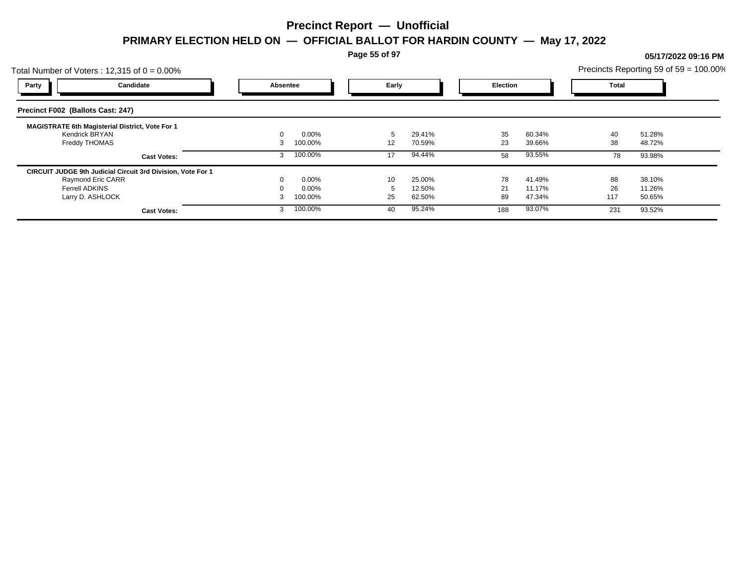# Precinct Report — Unofficial

## PRIMARY ELECTION HELD ON — OFFICIAL BALLOT FOR HARDIN COUNTY — May 17, 2022

05/17/2022 09:16 PM

Total Number of Voters : 12,315 of 0 = 0.00%

Precincts Reporting 59 of 59 = 100.00%

### Precinct F002 (Ballots Cast: 247)

| Party | Candidate | Absentee | | Early | | Election | | Total | |
|---|---|---|---|---|---|---|---|---|---|
| | **MAGISTRATE 6th Magisterial District, Vote For 1** | | | | | | | | |
| | Kendrick BRYAN | 0 | 0.00% | 5 | 29.41% | 35 | 60.34% | 40 | 51.28% |
| | Freddy THOMAS | 3 | 100.00% | 12 | 70.59% | 23 | 39.66% | 38 | 48.72% |
| | **Cast Votes:** | 3 | 100.00% | 17 | 94.44% | 58 | 93.55% | 78 | 93.98% |
| | **CIRCUIT JUDGE 9th Judicial Circuit 3rd Division, Vote For 1** | | | | | | | | |
| | Raymond Eric CARR | 0 | 0.00% | 10 | 25.00% | 78 | 41.49% | 88 | 38.10% |
| | Ferrell ADKINS | 0 | 0.00% | 5 | 12.50% | 21 | 11.17% | 26 | 11.26% |
| | Larry D. ASHLOCK | 3 | 100.00% | 25 | 62.50% | 89 | 47.34% | 117 | 50.65% |
| | **Cast Votes:** | 3 | 100.00% | 40 | 95.24% | 188 | 93.07% | 231 | 93.52% |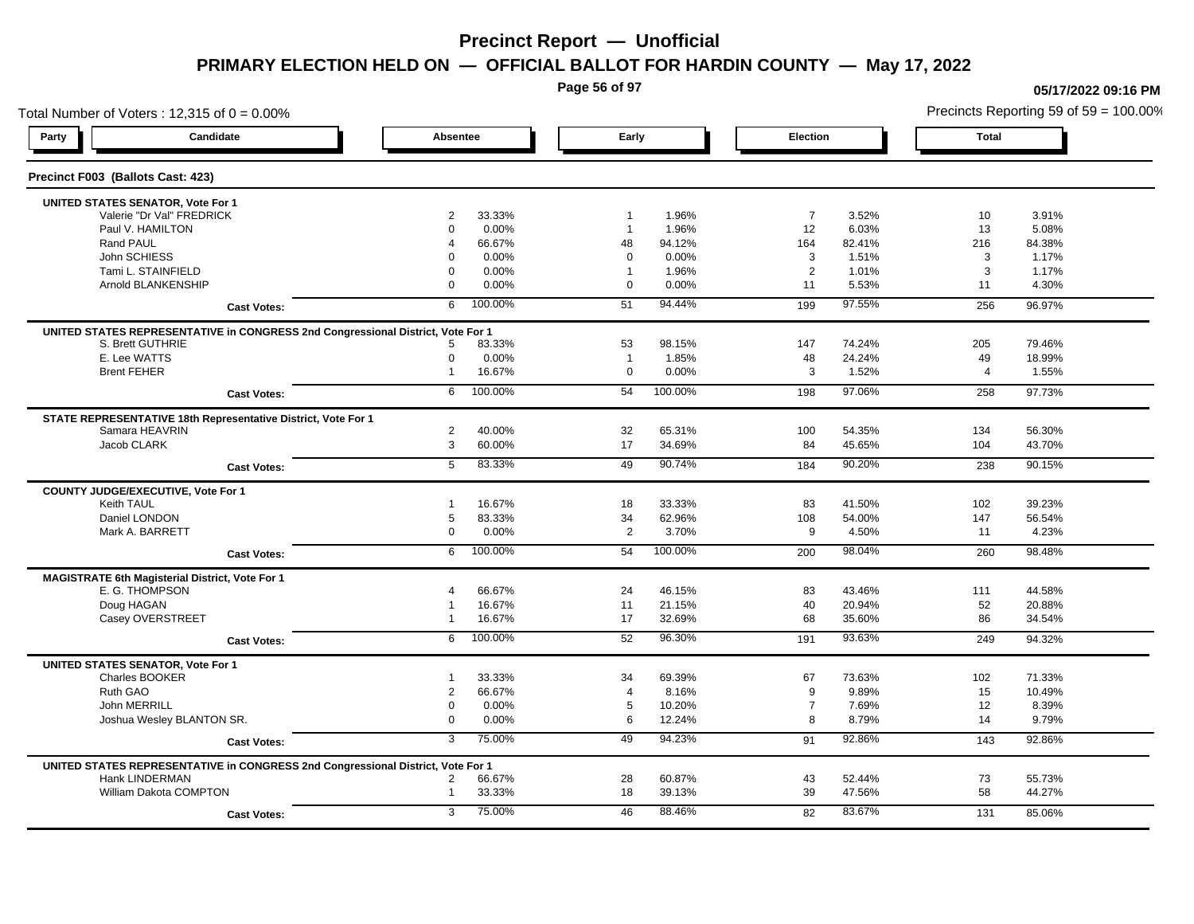# Precinct Report — Unofficial

## PRIMARY ELECTION HELD ON — OFFICIAL BALLOT FOR HARDIN COUNTY — May 17, 2022

05/17/2022 09:16 PM

Total Number of Voters : 12,315 of 0 = 0.00%

Precincts Reporting 59 of 59 = 100.00%

| Party | Candidate | Absentee | | Early | | Election | | Total | |
|---|---|---|---|---|---|---|---|---|---|
| **Precinct F003 (Ballots Cast: 423)** | | | | | | | | | |
| **UNITED STATES SENATOR, Vote For 1** | | | | | | | | | |
| | Valerie "Dr Val" FREDRICK | 2 | 33.33% | 1 | 1.96% | 7 | 3.52% | 10 | 3.91% |
| | Paul V. HAMILTON | 0 | 0.00% | 1 | 1.96% | 12 | 6.03% | 13 | 5.08% |
| | Rand PAUL | 4 | 66.67% | 48 | 94.12% | 164 | 82.41% | 216 | 84.38% |
| | John SCHIESS | 0 | 0.00% | 0 | 0.00% | 3 | 1.51% | 3 | 1.17% |
| | Tami L. STAINFIELD | 0 | 0.00% | 1 | 1.96% | 2 | 1.01% | 3 | 1.17% |
| | Arnold BLANKENSHIP | 0 | 0.00% | 0 | 0.00% | 11 | 5.53% | 11 | 4.30% |
| | **Cast Votes:** | 6 | 100.00% | 51 | 94.44% | 199 | 97.55% | 256 | 96.97% |
| **UNITED STATES REPRESENTATIVE in CONGRESS 2nd Congressional District, Vote For 1** | | | | | | | | | |
| | S. Brett GUTHRIE | 5 | 83.33% | 53 | 98.15% | 147 | 74.24% | 205 | 79.46% |
| | E. Lee WATTS | 0 | 0.00% | 1 | 1.85% | 48 | 24.24% | 49 | 18.99% |
| | Brent FEHER | 1 | 16.67% | 0 | 0.00% | 3 | 1.52% | 4 | 1.55% |
| | **Cast Votes:** | 6 | 100.00% | 54 | 100.00% | 198 | 97.06% | 258 | 97.73% |
| **STATE REPRESENTATIVE 18th Representative District, Vote For 1** | | | | | | | | | |
| | Samara HEAVRIN | 2 | 40.00% | 32 | 65.31% | 100 | 54.35% | 134 | 56.30% |
| | Jacob CLARK | 3 | 60.00% | 17 | 34.69% | 84 | 45.65% | 104 | 43.70% |
| | **Cast Votes:** | 5 | 83.33% | 49 | 90.74% | 184 | 90.20% | 238 | 90.15% |
| **COUNTY JUDGE/EXECUTIVE, Vote For 1** | | | | | | | | | |
| | Keith TAUL | 1 | 16.67% | 18 | 33.33% | 83 | 41.50% | 102 | 39.23% |
| | Daniel LONDON | 5 | 83.33% | 34 | 62.96% | 108 | 54.00% | 147 | 56.54% |
| | Mark A. BARRETT | 0 | 0.00% | 2 | 3.70% | 9 | 4.50% | 11 | 4.23% |
| | **Cast Votes:** | 6 | 100.00% | 54 | 100.00% | 200 | 98.04% | 260 | 98.48% |
| **MAGISTRATE 6th Magisterial District, Vote For 1** | | | | | | | | | |
| | E. G. THOMPSON | 4 | 66.67% | 24 | 46.15% | 83 | 43.46% | 111 | 44.58% |
| | Doug HAGAN | 1 | 16.67% | 11 | 21.15% | 40 | 20.94% | 52 | 20.88% |
| | Casey OVERSTREET | 1 | 16.67% | 17 | 32.69% | 68 | 35.60% | 86 | 34.54% |
| | **Cast Votes:** | 6 | 100.00% | 52 | 96.30% | 191 | 93.63% | 249 | 94.32% |
| **UNITED STATES SENATOR, Vote For 1** | | | | | | | | | |
| | Charles BOOKER | 1 | 33.33% | 34 | 69.39% | 67 | 73.63% | 102 | 71.33% |
| | Ruth GAO | 2 | 66.67% | 4 | 8.16% | 9 | 9.89% | 15 | 10.49% |
| | John MERRILL | 0 | 0.00% | 5 | 10.20% | 7 | 7.69% | 12 | 8.39% |
| | Joshua Wesley BLANTON SR. | 0 | 0.00% | 6 | 12.24% | 8 | 8.79% | 14 | 9.79% |
| | **Cast Votes:** | 3 | 75.00% | 49 | 94.23% | 91 | 92.86% | 143 | 92.86% |
| **UNITED STATES REPRESENTATIVE in CONGRESS 2nd Congressional District, Vote For 1** | | | | | | | | | |
| | Hank LINDERMAN | 2 | 66.67% | 28 | 60.87% | 43 | 52.44% | 73 | 55.73% |
| | William Dakota COMPTON | 1 | 33.33% | 18 | 39.13% | 39 | 47.56% | 58 | 44.27% |
| | **Cast Votes:** | 3 | 75.00% | 46 | 88.46% | 82 | 83.67% | 131 | 85.06% |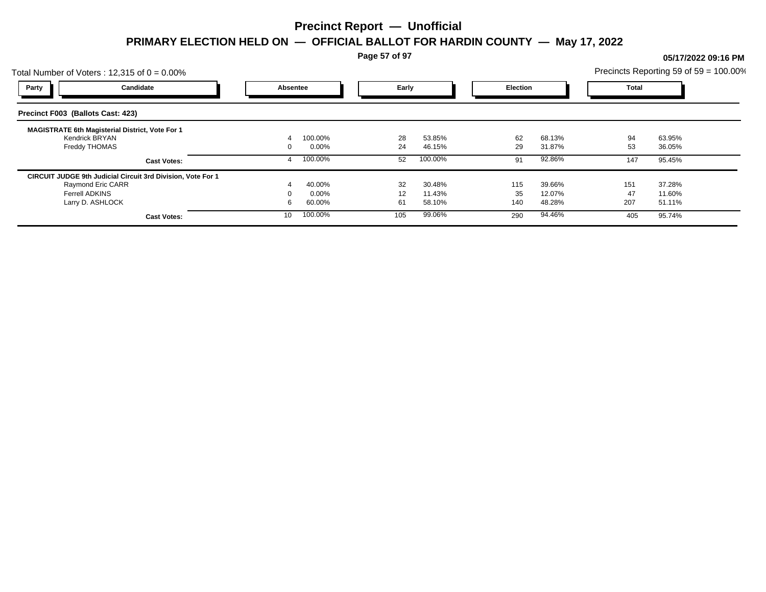# Precinct Report — Unofficial

## PRIMARY ELECTION HELD ON — OFFICIAL BALLOT FOR HARDIN COUNTY — May 17, 2022

**05/17/2022 09:16 PM**

Total Number of Voters : 12,315 of 0 = 0.00%

Precincts Reporting 59 of 59 = 100.00%

| Party | Candidate | Absentee | | Early | | Election | | Total | |
|---|---|---|---|---|---|---|---|---|---|
| **Precinct F003 (Ballots Cast: 423)** | | | | | | | | | |
| **MAGISTRATE 6th Magisterial District, Vote For 1** | | | | | | | | | |
| | Kendrick BRYAN | 4 | 100.00% | 28 | 53.85% | 62 | 68.13% | 94 | 63.95% |
| | Freddy THOMAS | 0 | 0.00% | 24 | 46.15% | 29 | 31.87% | 53 | 36.05% |
| | **Cast Votes:** | 4 | 100.00% | 52 | 100.00% | 91 | 92.86% | 147 | 95.45% |
| **CIRCUIT JUDGE 9th Judicial Circuit 3rd Division, Vote For 1** | | | | | | | | | |
| | Raymond Eric CARR | 4 | 40.00% | 32 | 30.48% | 115 | 39.66% | 151 | 37.28% |
| | Ferrell ADKINS | 0 | 0.00% | 12 | 11.43% | 35 | 12.07% | 47 | 11.60% |
| | Larry D. ASHLOCK | 6 | 60.00% | 61 | 58.10% | 140 | 48.28% | 207 | 51.11% |
| | **Cast Votes:** | 10 | 100.00% | 105 | 99.06% | 290 | 94.46% | 405 | 95.74% |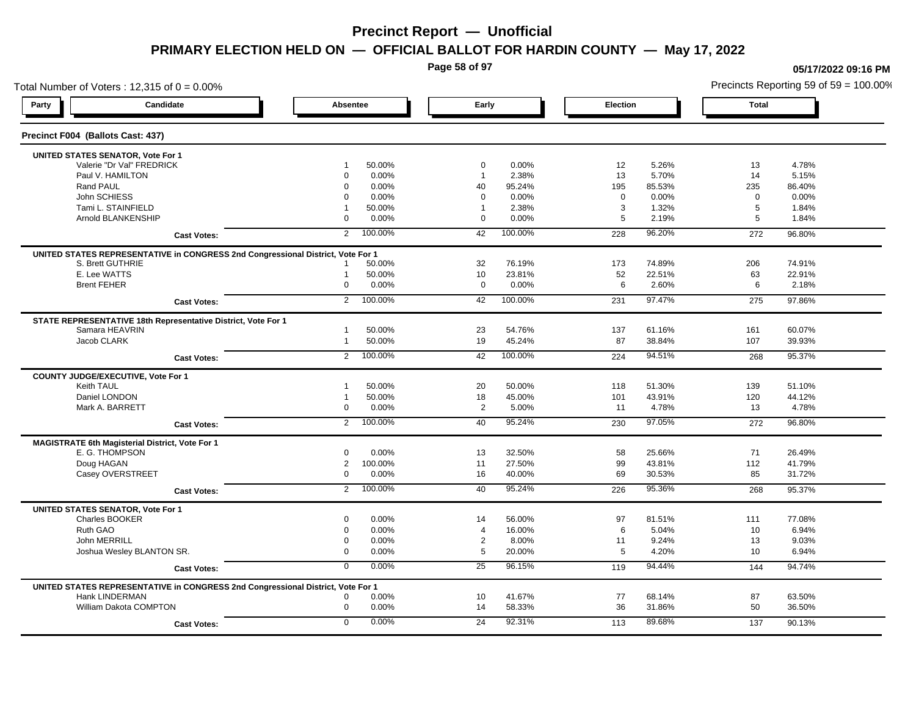# Precinct Report — Unofficial

## PRIMARY ELECTION HELD ON — OFFICIAL BALLOT FOR HARDIN COUNTY — May 17, 2022

05/17/2022 09:16 PM

Total Number of Voters : 12,315 of 0 = 0.00%

Precincts Reporting 59 of 59 = 100.00%

| Party | Candidate | Absentee | | Early | | Election | | Total | |
|---|---|---|---|---|---|---|---|---|---|

### Precinct F004 (Ballots Cast: 437)

**UNITED STATES SENATOR, Vote For 1**

| Candidate | Absentee | % | Early | % | Election | % | Total | % |
|---|---|---|---|---|---|---|---|---|
| Valerie "Dr Val" FREDRICK | 1 | 50.00% | 0 | 0.00% | 12 | 5.26% | 13 | 4.78% |
| Paul V. HAMILTON | 0 | 0.00% | 1 | 2.38% | 13 | 5.70% | 14 | 5.15% |
| Rand PAUL | 0 | 0.00% | 40 | 95.24% | 195 | 85.53% | 235 | 86.40% |
| John SCHIESS | 0 | 0.00% | 0 | 0.00% | 0 | 0.00% | 0 | 0.00% |
| Tami L. STAINFIELD | 1 | 50.00% | 1 | 2.38% | 3 | 1.32% | 5 | 1.84% |
| Arnold BLANKENSHIP | 0 | 0.00% | 0 | 0.00% | 5 | 2.19% | 5 | 1.84% |
| **Cast Votes:** | 2 | 100.00% | 42 | 100.00% | 228 | 96.20% | 272 | 96.80% |

**UNITED STATES REPRESENTATIVE in CONGRESS 2nd Congressional District, Vote For 1**

| Candidate | Absentee | % | Early | % | Election | % | Total | % |
|---|---|---|---|---|---|---|---|---|
| S. Brett GUTHRIE | 1 | 50.00% | 32 | 76.19% | 173 | 74.89% | 206 | 74.91% |
| E. Lee WATTS | 1 | 50.00% | 10 | 23.81% | 52 | 22.51% | 63 | 22.91% |
| Brent FEHER | 0 | 0.00% | 0 | 0.00% | 6 | 2.60% | 6 | 2.18% |
| **Cast Votes:** | 2 | 100.00% | 42 | 100.00% | 231 | 97.47% | 275 | 97.86% |

**STATE REPRESENTATIVE 18th Representative District, Vote For 1**

| Candidate | Absentee | % | Early | % | Election | % | Total | % |
|---|---|---|---|---|---|---|---|---|
| Samara HEAVRIN | 1 | 50.00% | 23 | 54.76% | 137 | 61.16% | 161 | 60.07% |
| Jacob CLARK | 1 | 50.00% | 19 | 45.24% | 87 | 38.84% | 107 | 39.93% |
| **Cast Votes:** | 2 | 100.00% | 42 | 100.00% | 224 | 94.51% | 268 | 95.37% |

**COUNTY JUDGE/EXECUTIVE, Vote For 1**

| Candidate | Absentee | % | Early | % | Election | % | Total | % |
|---|---|---|---|---|---|---|---|---|
| Keith TAUL | 1 | 50.00% | 20 | 50.00% | 118 | 51.30% | 139 | 51.10% |
| Daniel LONDON | 1 | 50.00% | 18 | 45.00% | 101 | 43.91% | 120 | 44.12% |
| Mark A. BARRETT | 0 | 0.00% | 2 | 5.00% | 11 | 4.78% | 13 | 4.78% |
| **Cast Votes:** | 2 | 100.00% | 40 | 95.24% | 230 | 97.05% | 272 | 96.80% |

**MAGISTRATE 6th Magisterial District, Vote For 1**

| Candidate | Absentee | % | Early | % | Election | % | Total | % |
|---|---|---|---|---|---|---|---|---|
| E. G. THOMPSON | 0 | 0.00% | 13 | 32.50% | 58 | 25.66% | 71 | 26.49% |
| Doug HAGAN | 2 | 100.00% | 11 | 27.50% | 99 | 43.81% | 112 | 41.79% |
| Casey OVERSTREET | 0 | 0.00% | 16 | 40.00% | 69 | 30.53% | 85 | 31.72% |
| **Cast Votes:** | 2 | 100.00% | 40 | 95.24% | 226 | 95.36% | 268 | 95.37% |

**UNITED STATES SENATOR, Vote For 1**

| Candidate | Absentee | % | Early | % | Election | % | Total | % |
|---|---|---|---|---|---|---|---|---|
| Charles BOOKER | 0 | 0.00% | 14 | 56.00% | 97 | 81.51% | 111 | 77.08% |
| Ruth GAO | 0 | 0.00% | 4 | 16.00% | 6 | 5.04% | 10 | 6.94% |
| John MERRILL | 0 | 0.00% | 2 | 8.00% | 11 | 9.24% | 13 | 9.03% |
| Joshua Wesley BLANTON SR. | 0 | 0.00% | 5 | 20.00% | 5 | 4.20% | 10 | 6.94% |
| **Cast Votes:** | 0 | 0.00% | 25 | 96.15% | 119 | 94.44% | 144 | 94.74% |

**UNITED STATES REPRESENTATIVE in CONGRESS 2nd Congressional District, Vote For 1**

| Candidate | Absentee | % | Early | % | Election | % | Total | % |
|---|---|---|---|---|---|---|---|---|
| Hank LINDERMAN | 0 | 0.00% | 10 | 41.67% | 77 | 68.14% | 87 | 63.50% |
| William Dakota COMPTON | 0 | 0.00% | 14 | 58.33% | 36 | 31.86% | 50 | 36.50% |
| **Cast Votes:** | 0 | 0.00% | 24 | 92.31% | 113 | 89.68% | 137 | 90.13% |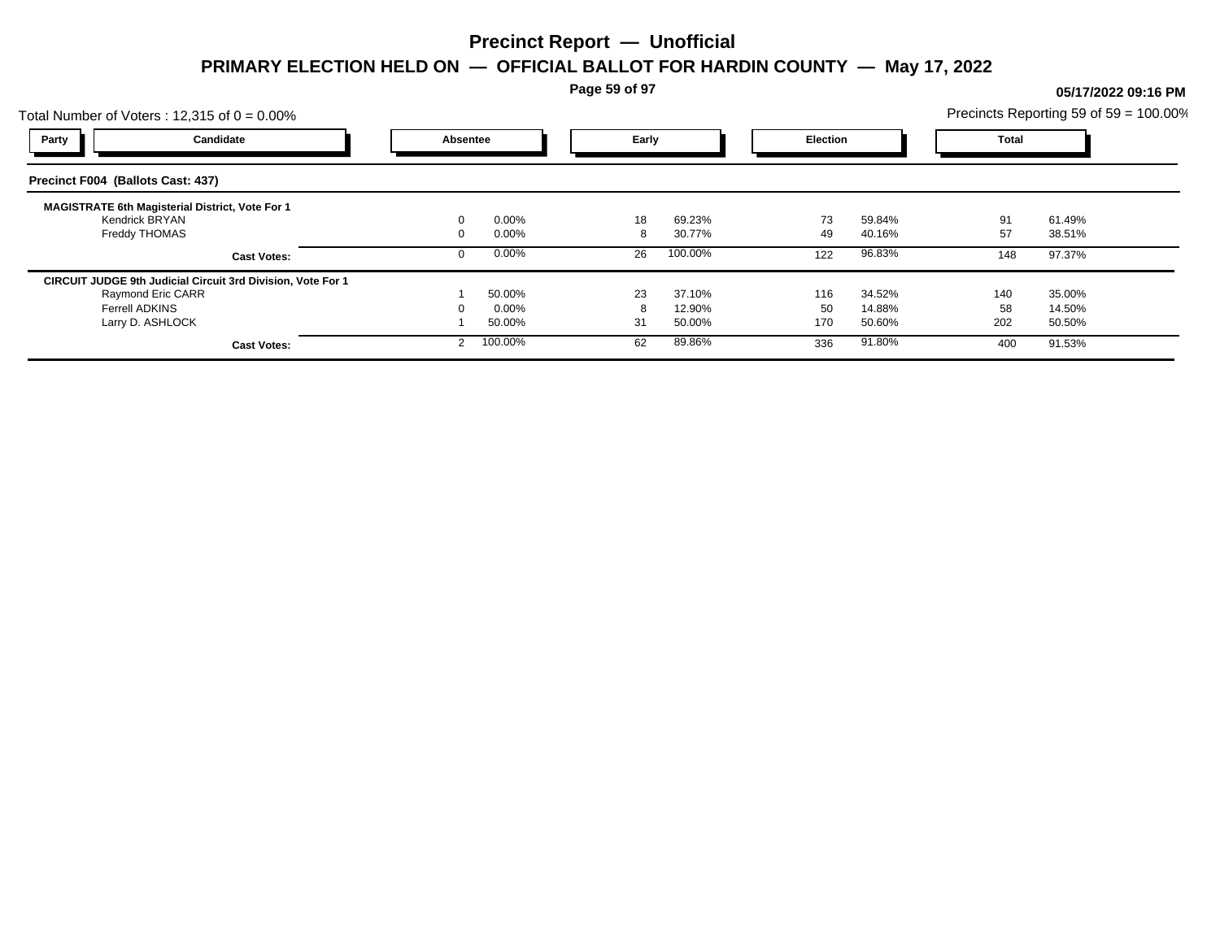# Precinct Report — Unofficial

## PRIMARY ELECTION HELD ON — OFFICIAL BALLOT FOR HARDIN COUNTY — May 17, 2022

05/17/2022 09:16 PM

Total Number of Voters : 12,315 of 0 = 0.00%

Precincts Reporting 59 of 59 = 100.00%

### Precinct F004 (Ballots Cast: 437)

| Party | Candidate | Absentee | | Early | | Election | | Total | |
|---|---|---|---|---|---|---|---|---|---|
| | **MAGISTRATE 6th Magisterial District, Vote For 1** | | | | | | | | |
| | Kendrick BRYAN | 0 | 0.00% | 18 | 69.23% | 73 | 59.84% | 91 | 61.49% |
| | Freddy THOMAS | 0 | 0.00% | 8 | 30.77% | 49 | 40.16% | 57 | 38.51% |
| | **Cast Votes:** | 0 | 0.00% | 26 | 100.00% | 122 | 96.83% | 148 | 97.37% |
| | **CIRCUIT JUDGE 9th Judicial Circuit 3rd Division, Vote For 1** | | | | | | | | |
| | Raymond Eric CARR | 1 | 50.00% | 23 | 37.10% | 116 | 34.52% | 140 | 35.00% |
| | Ferrell ADKINS | 0 | 0.00% | 8 | 12.90% | 50 | 14.88% | 58 | 14.50% |
| | Larry D. ASHLOCK | 1 | 50.00% | 31 | 50.00% | 170 | 50.60% | 202 | 50.50% |
| | **Cast Votes:** | 2 | 100.00% | 62 | 89.86% | 336 | 91.80% | 400 | 91.53% |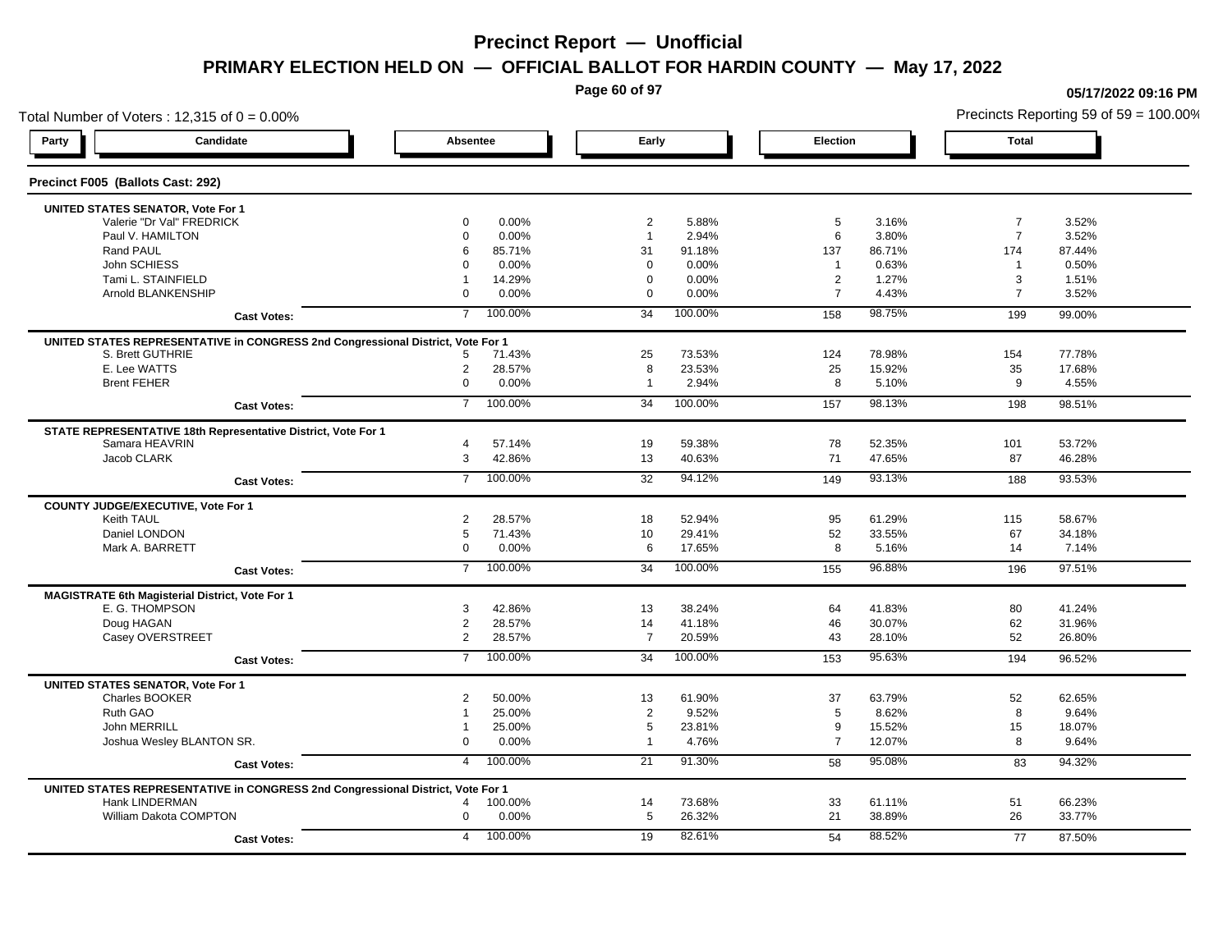# Precinct Report — Unofficial

## PRIMARY ELECTION HELD ON — OFFICIAL BALLOT FOR HARDIN COUNTY — May 17, 2022

05/17/2022 09:16 PM

Total Number of Voters : 12,315 of 0 = 0.00%

Precincts Reporting 59 of 59 = 100.00%

### Precinct F005 (Ballots Cast: 292)

| Party | Candidate | Absentee | | Early | | Election | | Total | |
|---|---|---|---|---|---|---|---|---|---|
| **UNITED STATES SENATOR, Vote For 1** | | | | | | | | | |
| | Valerie "Dr Val" FREDRICK | 0 | 0.00% | 2 | 5.88% | 5 | 3.16% | 7 | 3.52% |
| | Paul V. HAMILTON | 0 | 0.00% | 1 | 2.94% | 6 | 3.80% | 7 | 3.52% |
| | Rand PAUL | 6 | 85.71% | 31 | 91.18% | 137 | 86.71% | 174 | 87.44% |
| | John SCHIESS | 0 | 0.00% | 0 | 0.00% | 1 | 0.63% | 1 | 0.50% |
| | Tami L. STAINFIELD | 1 | 14.29% | 0 | 0.00% | 2 | 1.27% | 3 | 1.51% |
| | Arnold BLANKENSHIP | 0 | 0.00% | 0 | 0.00% | 7 | 4.43% | 7 | 3.52% |
| | **Cast Votes:** | 7 | 100.00% | 34 | 100.00% | 158 | 98.75% | 199 | 99.00% |
| **UNITED STATES REPRESENTATIVE in CONGRESS 2nd Congressional District, Vote For 1** | | | | | | | | | |
| | S. Brett GUTHRIE | 5 | 71.43% | 25 | 73.53% | 124 | 78.98% | 154 | 77.78% |
| | E. Lee WATTS | 2 | 28.57% | 8 | 23.53% | 25 | 15.92% | 35 | 17.68% |
| | Brent FEHER | 0 | 0.00% | 1 | 2.94% | 8 | 5.10% | 9 | 4.55% |
| | **Cast Votes:** | 7 | 100.00% | 34 | 100.00% | 157 | 98.13% | 198 | 98.51% |
| **STATE REPRESENTATIVE 18th Representative District, Vote For 1** | | | | | | | | | |
| | Samara HEAVRIN | 4 | 57.14% | 19 | 59.38% | 78 | 52.35% | 101 | 53.72% |
| | Jacob CLARK | 3 | 42.86% | 13 | 40.63% | 71 | 47.65% | 87 | 46.28% |
| | **Cast Votes:** | 7 | 100.00% | 32 | 94.12% | 149 | 93.13% | 188 | 93.53% |
| **COUNTY JUDGE/EXECUTIVE, Vote For 1** | | | | | | | | | |
| | Keith TAUL | 2 | 28.57% | 18 | 52.94% | 95 | 61.29% | 115 | 58.67% |
| | Daniel LONDON | 5 | 71.43% | 10 | 29.41% | 52 | 33.55% | 67 | 34.18% |
| | Mark A. BARRETT | 0 | 0.00% | 6 | 17.65% | 8 | 5.16% | 14 | 7.14% |
| | **Cast Votes:** | 7 | 100.00% | 34 | 100.00% | 155 | 96.88% | 196 | 97.51% |
| **MAGISTRATE 6th Magisterial District, Vote For 1** | | | | | | | | | |
| | E. G. THOMPSON | 3 | 42.86% | 13 | 38.24% | 64 | 41.83% | 80 | 41.24% |
| | Doug HAGAN | 2 | 28.57% | 14 | 41.18% | 46 | 30.07% | 62 | 31.96% |
| | Casey OVERSTREET | 2 | 28.57% | 7 | 20.59% | 43 | 28.10% | 52 | 26.80% |
| | **Cast Votes:** | 7 | 100.00% | 34 | 100.00% | 153 | 95.63% | 194 | 96.52% |
| **UNITED STATES SENATOR, Vote For 1** | | | | | | | | | |
| | Charles BOOKER | 2 | 50.00% | 13 | 61.90% | 37 | 63.79% | 52 | 62.65% |
| | Ruth GAO | 1 | 25.00% | 2 | 9.52% | 5 | 8.62% | 8 | 9.64% |
| | John MERRILL | 1 | 25.00% | 5 | 23.81% | 9 | 15.52% | 15 | 18.07% |
| | Joshua Wesley BLANTON SR. | 0 | 0.00% | 1 | 4.76% | 7 | 12.07% | 8 | 9.64% |
| | **Cast Votes:** | 4 | 100.00% | 21 | 91.30% | 58 | 95.08% | 83 | 94.32% |
| **UNITED STATES REPRESENTATIVE in CONGRESS 2nd Congressional District, Vote For 1** | | | | | | | | | |
| | Hank LINDERMAN | 4 | 100.00% | 14 | 73.68% | 33 | 61.11% | 51 | 66.23% |
| | William Dakota COMPTON | 0 | 0.00% | 5 | 26.32% | 21 | 38.89% | 26 | 33.77% |
| | **Cast Votes:** | 4 | 100.00% | 19 | 82.61% | 54 | 88.52% | 77 | 87.50% |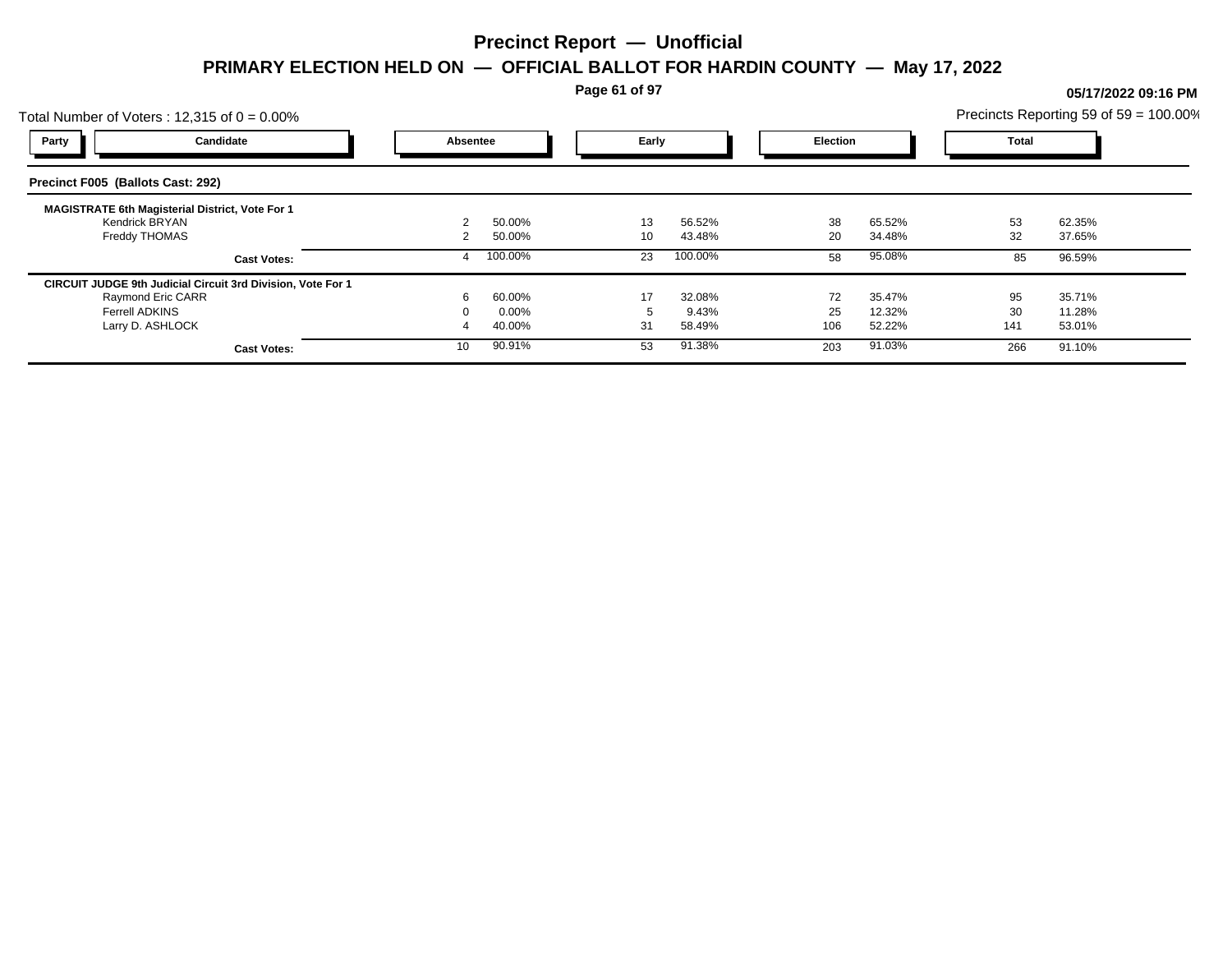# Precinct Report — Unofficial

## PRIMARY ELECTION HELD ON — OFFICIAL BALLOT FOR HARDIN COUNTY — May 17, 2022

05/17/2022 09:16 PM

Total Number of Voters : 12,315 of 0 = 0.00%

Precincts Reporting 59 of 59 = 100.00%

| Party | Candidate | Absentee | | Early | | Election | | Total | |
|---|---|---|---|---|---|---|---|---|---|

**Precinct F005 (Ballots Cast: 292)**

| Candidate | Absentee | | Early | | Election | | Total | |
|---|---|---|---|---|---|---|---|---|
| **MAGISTRATE 6th Magisterial District, Vote For 1** | | | | | | | | |
| Kendrick BRYAN | 2 | 50.00% | 13 | 56.52% | 38 | 65.52% | 53 | 62.35% |
| Freddy THOMAS | 2 | 50.00% | 10 | 43.48% | 20 | 34.48% | 32 | 37.65% |
| **Cast Votes:** | 4 | 100.00% | 23 | 100.00% | 58 | 95.08% | 85 | 96.59% |
| **CIRCUIT JUDGE 9th Judicial Circuit 3rd Division, Vote For 1** | | | | | | | | |
| Raymond Eric CARR | 6 | 60.00% | 17 | 32.08% | 72 | 35.47% | 95 | 35.71% |
| Ferrell ADKINS | 0 | 0.00% | 5 | 9.43% | 25 | 12.32% | 30 | 11.28% |
| Larry D. ASHLOCK | 4 | 40.00% | 31 | 58.49% | 106 | 52.22% | 141 | 53.01% |
| **Cast Votes:** | 10 | 90.91% | 53 | 91.38% | 203 | 91.03% | 266 | 91.10% |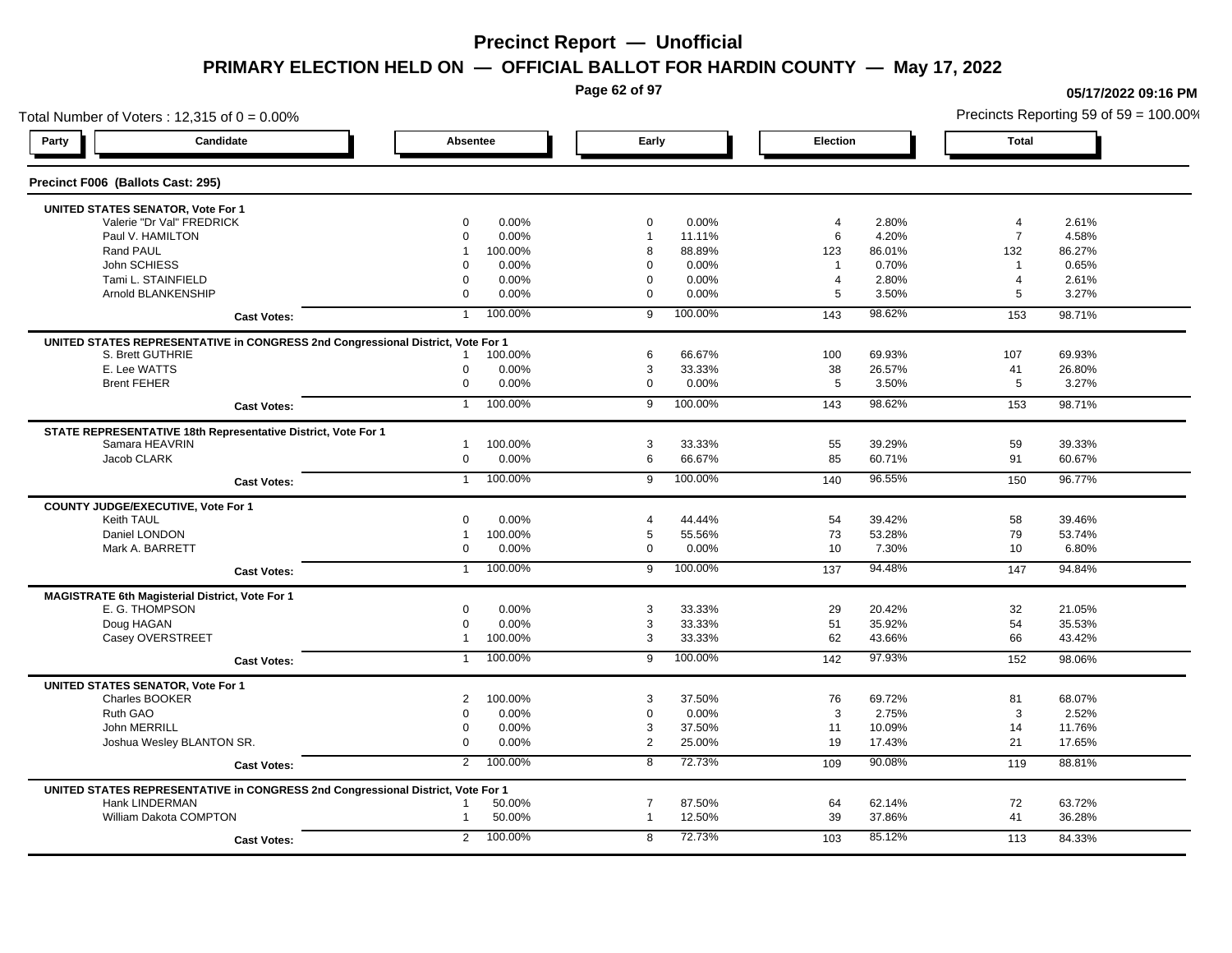# Precinct Report — Unofficial

## PRIMARY ELECTION HELD ON — OFFICIAL BALLOT FOR HARDIN COUNTY — May 17, 2022

05/17/2022 09:16 PM

Total Number of Voters : 12,315 of 0 = 0.00%

Precincts Reporting 59 of 59 = 100.00%

| Party | Candidate | Absentee | | Early | | Election | | Total | |
|---|---|---|---|---|---|---|---|---|---|
| **Precinct F006 (Ballots Cast: 295)** | | | | | | | | | |
| **UNITED STATES SENATOR, Vote For 1** | | | | | | | | | |
| | Valerie "Dr Val" FREDRICK | 0 | 0.00% | 0 | 0.00% | 4 | 2.80% | 4 | 2.61% |
| | Paul V. HAMILTON | 0 | 0.00% | 1 | 11.11% | 6 | 4.20% | 7 | 4.58% |
| | Rand PAUL | 1 | 100.00% | 8 | 88.89% | 123 | 86.01% | 132 | 86.27% |
| | John SCHIESS | 0 | 0.00% | 0 | 0.00% | 1 | 0.70% | 1 | 0.65% |
| | Tami L. STAINFIELD | 0 | 0.00% | 0 | 0.00% | 4 | 2.80% | 4 | 2.61% |
| | Arnold BLANKENSHIP | 0 | 0.00% | 0 | 0.00% | 5 | 3.50% | 5 | 3.27% |
| | **Cast Votes:** | 1 | 100.00% | 9 | 100.00% | 143 | 98.62% | 153 | 98.71% |
| **UNITED STATES REPRESENTATIVE in CONGRESS 2nd Congressional District, Vote For 1** | | | | | | | | | |
| | S. Brett GUTHRIE | 1 | 100.00% | 6 | 66.67% | 100 | 69.93% | 107 | 69.93% |
| | E. Lee WATTS | 0 | 0.00% | 3 | 33.33% | 38 | 26.57% | 41 | 26.80% |
| | Brent FEHER | 0 | 0.00% | 0 | 0.00% | 5 | 3.50% | 5 | 3.27% |
| | **Cast Votes:** | 1 | 100.00% | 9 | 100.00% | 143 | 98.62% | 153 | 98.71% |
| **STATE REPRESENTATIVE 18th Representative District, Vote For 1** | | | | | | | | | |
| | Samara HEAVRIN | 1 | 100.00% | 3 | 33.33% | 55 | 39.29% | 59 | 39.33% |
| | Jacob CLARK | 0 | 0.00% | 6 | 66.67% | 85 | 60.71% | 91 | 60.67% |
| | **Cast Votes:** | 1 | 100.00% | 9 | 100.00% | 140 | 96.55% | 150 | 96.77% |
| **COUNTY JUDGE/EXECUTIVE, Vote For 1** | | | | | | | | | |
| | Keith TAUL | 0 | 0.00% | 4 | 44.44% | 54 | 39.42% | 58 | 39.46% |
| | Daniel LONDON | 1 | 100.00% | 5 | 55.56% | 73 | 53.28% | 79 | 53.74% |
| | Mark A. BARRETT | 0 | 0.00% | 0 | 0.00% | 10 | 7.30% | 10 | 6.80% |
| | **Cast Votes:** | 1 | 100.00% | 9 | 100.00% | 137 | 94.48% | 147 | 94.84% |
| **MAGISTRATE 6th Magisterial District, Vote For 1** | | | | | | | | | |
| | E. G. THOMPSON | 0 | 0.00% | 3 | 33.33% | 29 | 20.42% | 32 | 21.05% |
| | Doug HAGAN | 0 | 0.00% | 3 | 33.33% | 51 | 35.92% | 54 | 35.53% |
| | Casey OVERSTREET | 1 | 100.00% | 3 | 33.33% | 62 | 43.66% | 66 | 43.42% |
| | **Cast Votes:** | 1 | 100.00% | 9 | 100.00% | 142 | 97.93% | 152 | 98.06% |
| **UNITED STATES SENATOR, Vote For 1** | | | | | | | | | |
| | Charles BOOKER | 2 | 100.00% | 3 | 37.50% | 76 | 69.72% | 81 | 68.07% |
| | Ruth GAO | 0 | 0.00% | 0 | 0.00% | 3 | 2.75% | 3 | 2.52% |
| | John MERRILL | 0 | 0.00% | 3 | 37.50% | 11 | 10.09% | 14 | 11.76% |
| | Joshua Wesley BLANTON SR. | 0 | 0.00% | 2 | 25.00% | 19 | 17.43% | 21 | 17.65% |
| | **Cast Votes:** | 2 | 100.00% | 8 | 72.73% | 109 | 90.08% | 119 | 88.81% |
| **UNITED STATES REPRESENTATIVE in CONGRESS 2nd Congressional District, Vote For 1** | | | | | | | | | |
| | Hank LINDERMAN | 1 | 50.00% | 7 | 87.50% | 64 | 62.14% | 72 | 63.72% |
| | William Dakota COMPTON | 1 | 50.00% | 1 | 12.50% | 39 | 37.86% | 41 | 36.28% |
| | **Cast Votes:** | 2 | 100.00% | 8 | 72.73% | 103 | 85.12% | 113 | 84.33% |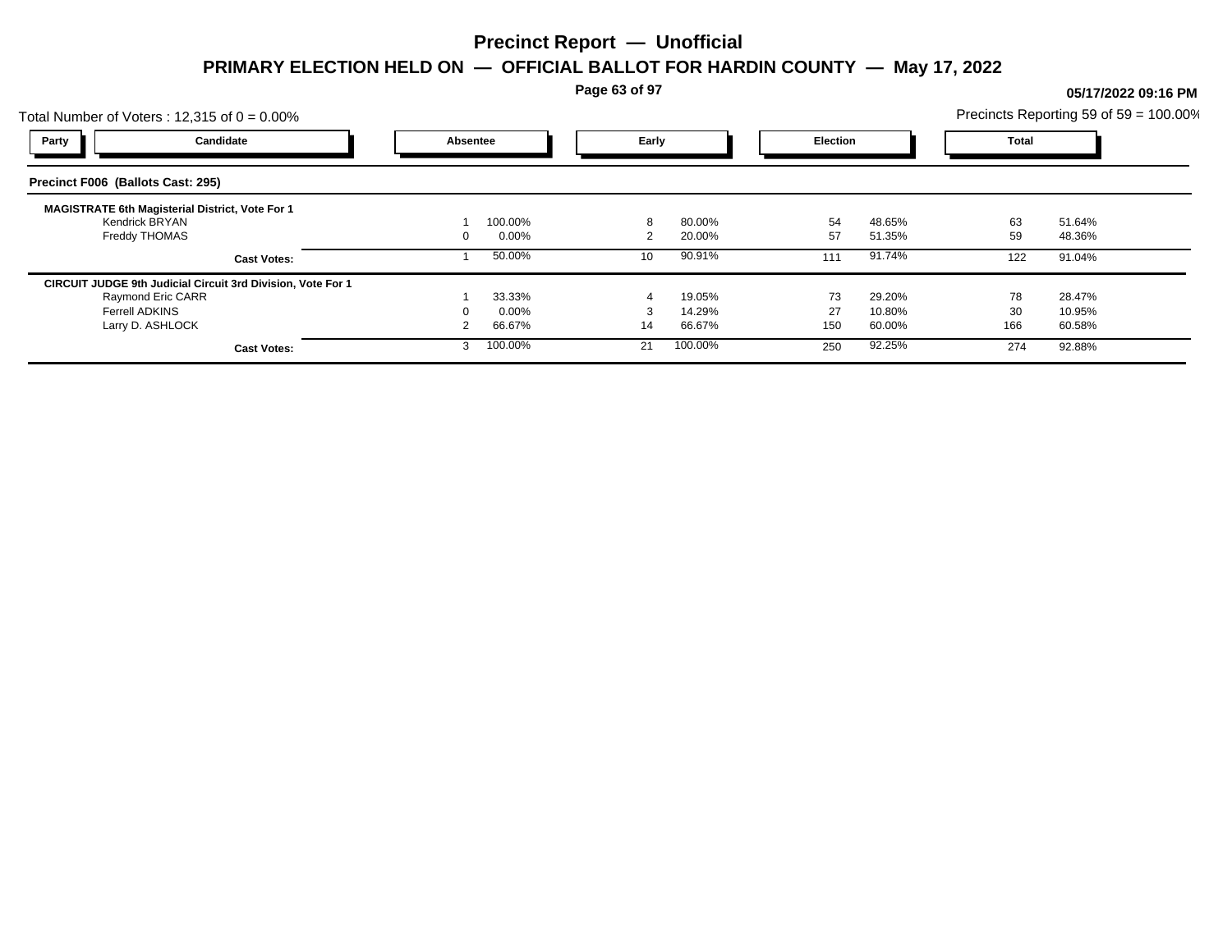# Precinct Report — Unofficial

## PRIMARY ELECTION HELD ON — OFFICIAL BALLOT FOR HARDIN COUNTY — May 17, 2022

05/17/2022 09:16 PM

Total Number of Voters : 12,315 of 0 = 0.00%

Precincts Reporting 59 of 59 = 100.00%

### Precinct F006 (Ballots Cast: 295)

| Party | Candidate | Absentee | | Early | | Election | | Total | |
|---|---|---|---|---|---|---|---|---|---|
| | **MAGISTRATE 6th Magisterial District, Vote For 1** | | | | | | | | |
| | Kendrick BRYAN | 1 | 100.00% | 8 | 80.00% | 54 | 48.65% | 63 | 51.64% |
| | Freddy THOMAS | 0 | 0.00% | 2 | 20.00% | 57 | 51.35% | 59 | 48.36% |
| | **Cast Votes:** | 1 | 50.00% | 10 | 90.91% | 111 | 91.74% | 122 | 91.04% |
| | **CIRCUIT JUDGE 9th Judicial Circuit 3rd Division, Vote For 1** | | | | | | | | |
| | Raymond Eric CARR | 1 | 33.33% | 4 | 19.05% | 73 | 29.20% | 78 | 28.47% |
| | Ferrell ADKINS | 0 | 0.00% | 3 | 14.29% | 27 | 10.80% | 30 | 10.95% |
| | Larry D. ASHLOCK | 2 | 66.67% | 14 | 66.67% | 150 | 60.00% | 166 | 60.58% |
| | **Cast Votes:** | 3 | 100.00% | 21 | 100.00% | 250 | 92.25% | 274 | 92.88% |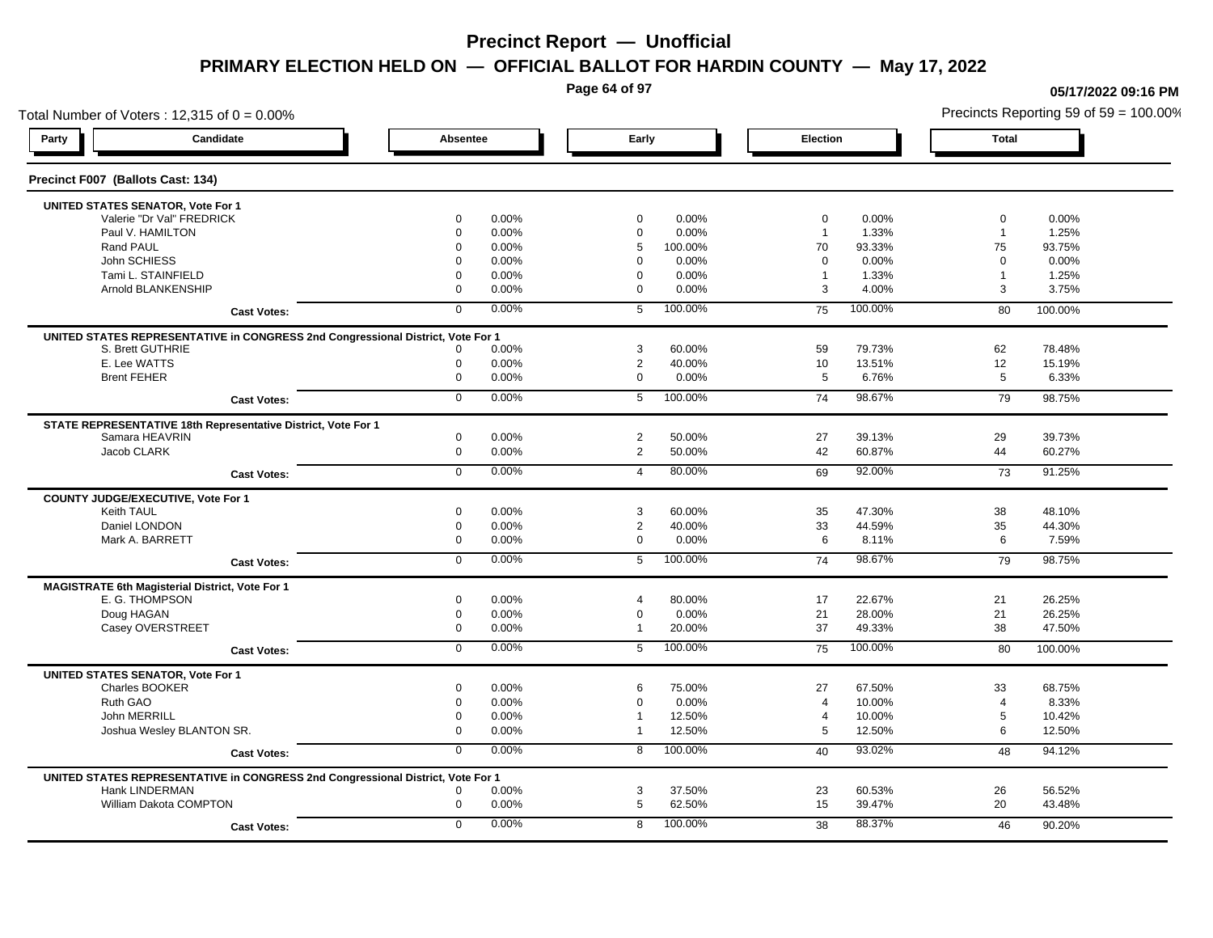# Precinct Report — Unofficial

## PRIMARY ELECTION HELD ON — OFFICIAL BALLOT FOR HARDIN COUNTY — May 17, 2022

05/17/2022 09:16 PM

Total Number of Voters : 12,315 of 0 = 0.00%

Precincts Reporting 59 of 59 = 100.00%

| Party | Candidate | Absentee | | Early | | Election | | Total | |
|---|---|---|---|---|---|---|---|---|---|

### Precinct F007 (Ballots Cast: 134)

| Candidate | Absentee | | Early | | Election | | Total | |
|---|---|---|---|---|---|---|---|---|
| **UNITED STATES SENATOR, Vote For 1** | | | | | | | | |
| Valerie "Dr Val" FREDRICK | 0 | 0.00% | 0 | 0.00% | 0 | 0.00% | 0 | 0.00% |
| Paul V. HAMILTON | 0 | 0.00% | 0 | 0.00% | 1 | 1.33% | 1 | 1.25% |
| Rand PAUL | 0 | 0.00% | 5 | 100.00% | 70 | 93.33% | 75 | 93.75% |
| John SCHIESS | 0 | 0.00% | 0 | 0.00% | 0 | 0.00% | 0 | 0.00% |
| Tami L. STAINFIELD | 0 | 0.00% | 0 | 0.00% | 1 | 1.33% | 1 | 1.25% |
| Arnold BLANKENSHIP | 0 | 0.00% | 0 | 0.00% | 3 | 4.00% | 3 | 3.75% |
| **Cast Votes:** | 0 | 0.00% | 5 | 100.00% | 75 | 100.00% | 80 | 100.00% |
| **UNITED STATES REPRESENTATIVE in CONGRESS 2nd Congressional District, Vote For 1** | | | | | | | | |
| S. Brett GUTHRIE | 0 | 0.00% | 3 | 60.00% | 59 | 79.73% | 62 | 78.48% |
| E. Lee WATTS | 0 | 0.00% | 2 | 40.00% | 10 | 13.51% | 12 | 15.19% |
| Brent FEHER | 0 | 0.00% | 0 | 0.00% | 5 | 6.76% | 5 | 6.33% |
| **Cast Votes:** | 0 | 0.00% | 5 | 100.00% | 74 | 98.67% | 79 | 98.75% |
| **STATE REPRESENTATIVE 18th Representative District, Vote For 1** | | | | | | | | |
| Samara HEAVRIN | 0 | 0.00% | 2 | 50.00% | 27 | 39.13% | 29 | 39.73% |
| Jacob CLARK | 0 | 0.00% | 2 | 50.00% | 42 | 60.87% | 44 | 60.27% |
| **Cast Votes:** | 0 | 0.00% | 4 | 80.00% | 69 | 92.00% | 73 | 91.25% |
| **COUNTY JUDGE/EXECUTIVE, Vote For 1** | | | | | | | | |
| Keith TAUL | 0 | 0.00% | 3 | 60.00% | 35 | 47.30% | 38 | 48.10% |
| Daniel LONDON | 0 | 0.00% | 2 | 40.00% | 33 | 44.59% | 35 | 44.30% |
| Mark A. BARRETT | 0 | 0.00% | 0 | 0.00% | 6 | 8.11% | 6 | 7.59% |
| **Cast Votes:** | 0 | 0.00% | 5 | 100.00% | 74 | 98.67% | 79 | 98.75% |
| **MAGISTRATE 6th Magisterial District, Vote For 1** | | | | | | | | |
| E. G. THOMPSON | 0 | 0.00% | 4 | 80.00% | 17 | 22.67% | 21 | 26.25% |
| Doug HAGAN | 0 | 0.00% | 0 | 0.00% | 21 | 28.00% | 21 | 26.25% |
| Casey OVERSTREET | 0 | 0.00% | 1 | 20.00% | 37 | 49.33% | 38 | 47.50% |
| **Cast Votes:** | 0 | 0.00% | 5 | 100.00% | 75 | 100.00% | 80 | 100.00% |
| **UNITED STATES SENATOR, Vote For 1** | | | | | | | | |
| Charles BOOKER | 0 | 0.00% | 6 | 75.00% | 27 | 67.50% | 33 | 68.75% |
| Ruth GAO | 0 | 0.00% | 0 | 0.00% | 4 | 10.00% | 4 | 8.33% |
| John MERRILL | 0 | 0.00% | 1 | 12.50% | 4 | 10.00% | 5 | 10.42% |
| Joshua Wesley BLANTON SR. | 0 | 0.00% | 1 | 12.50% | 5 | 12.50% | 6 | 12.50% |
| **Cast Votes:** | 0 | 0.00% | 8 | 100.00% | 40 | 93.02% | 48 | 94.12% |
| **UNITED STATES REPRESENTATIVE in CONGRESS 2nd Congressional District, Vote For 1** | | | | | | | | |
| Hank LINDERMAN | 0 | 0.00% | 3 | 37.50% | 23 | 60.53% | 26 | 56.52% |
| William Dakota COMPTON | 0 | 0.00% | 5 | 62.50% | 15 | 39.47% | 20 | 43.48% |
| **Cast Votes:** | 0 | 0.00% | 8 | 100.00% | 38 | 88.37% | 46 | 90.20% |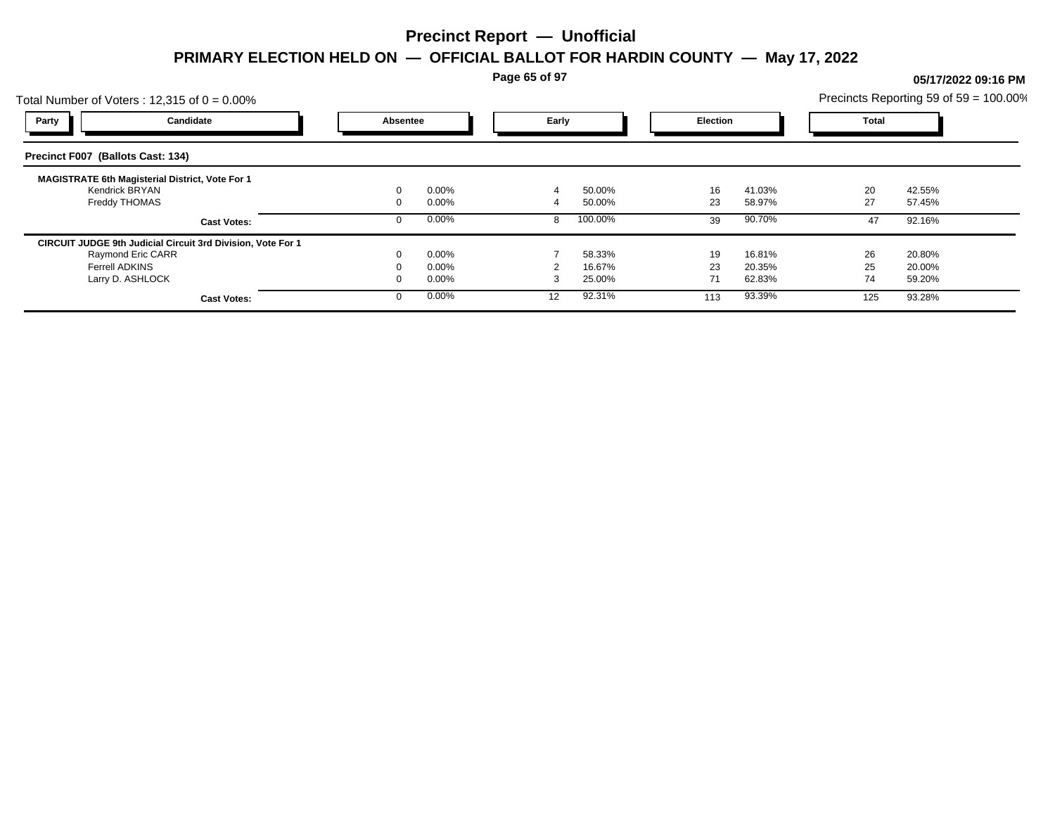# Precinct Report — Unofficial

## PRIMARY ELECTION HELD ON — OFFICIAL BALLOT FOR HARDIN COUNTY — May 17, 2022

05/17/2022 09:16 PM

Total Number of Voters : 12,315 of 0 = 0.00%

Precincts Reporting 59 of 59 = 100.00%

### Precinct F007 (Ballots Cast: 134)

| Party | Candidate | Absentee | | Early | | Election | | Total | |
|---|---|---|---|---|---|---|---|---|---|
| **MAGISTRATE 6th Magisterial District, Vote For 1** | | | | | | | | | |
| | Kendrick BRYAN | 0 | 0.00% | 4 | 50.00% | 16 | 41.03% | 20 | 42.55% |
| | Freddy THOMAS | 0 | 0.00% | 4 | 50.00% | 23 | 58.97% | 27 | 57.45% |
| | **Cast Votes:** | 0 | 0.00% | 8 | 100.00% | 39 | 90.70% | 47 | 92.16% |
| **CIRCUIT JUDGE 9th Judicial Circuit 3rd Division, Vote For 1** | | | | | | | | | |
| | Raymond Eric CARR | 0 | 0.00% | 7 | 58.33% | 19 | 16.81% | 26 | 20.80% |
| | Ferrell ADKINS | 0 | 0.00% | 2 | 16.67% | 23 | 20.35% | 25 | 20.00% |
| | Larry D. ASHLOCK | 0 | 0.00% | 3 | 25.00% | 71 | 62.83% | 74 | 59.20% |
| | **Cast Votes:** | 0 | 0.00% | 12 | 92.31% | 113 | 93.39% | 125 | 93.28% |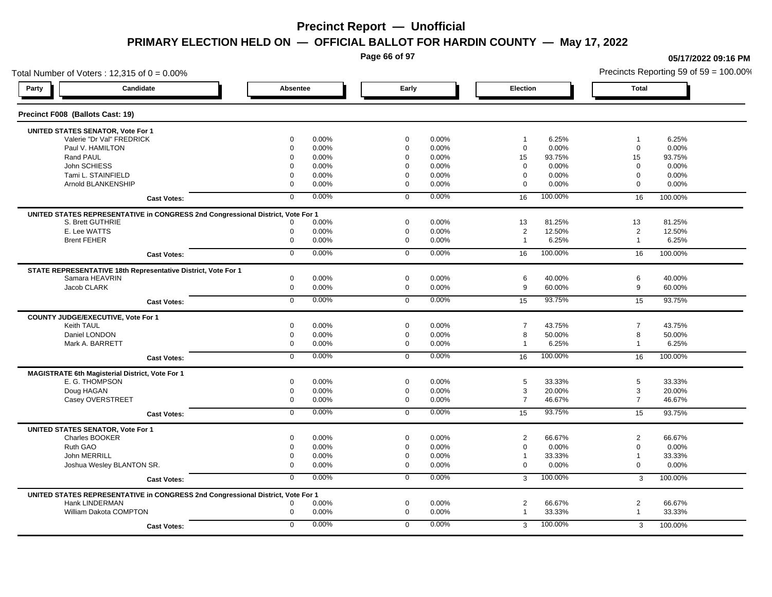# Precinct Report — Unofficial

## PRIMARY ELECTION HELD ON — OFFICIAL BALLOT FOR HARDIN COUNTY — May 17, 2022

05/17/2022 09:16 PM

Total Number of Voters : 12,315 of 0 = 0.00%

Precincts Reporting 59 of 59 = 100.00%

### Precinct F008 (Ballots Cast: 19)

| Party | Candidate | Absentee | | Early | | Election | | Total | |
|---|---|---|---|---|---|---|---|---|---|
| | **UNITED STATES SENATOR, Vote For 1** | | | | | | | | |
| | Valerie "Dr Val" FREDRICK | 0 | 0.00% | 0 | 0.00% | 1 | 6.25% | 1 | 6.25% |
| | Paul V. HAMILTON | 0 | 0.00% | 0 | 0.00% | 0 | 0.00% | 0 | 0.00% |
| | Rand PAUL | 0 | 0.00% | 0 | 0.00% | 15 | 93.75% | 15 | 93.75% |
| | John SCHIESS | 0 | 0.00% | 0 | 0.00% | 0 | 0.00% | 0 | 0.00% |
| | Tami L. STAINFIELD | 0 | 0.00% | 0 | 0.00% | 0 | 0.00% | 0 | 0.00% |
| | Arnold BLANKENSHIP | 0 | 0.00% | 0 | 0.00% | 0 | 0.00% | 0 | 0.00% |
| | **Cast Votes:** | 0 | 0.00% | 0 | 0.00% | 16 | 100.00% | 16 | 100.00% |
| | **UNITED STATES REPRESENTATIVE in CONGRESS 2nd Congressional District, Vote For 1** | | | | | | | | |
| | S. Brett GUTHRIE | 0 | 0.00% | 0 | 0.00% | 13 | 81.25% | 13 | 81.25% |
| | E. Lee WATTS | 0 | 0.00% | 0 | 0.00% | 2 | 12.50% | 2 | 12.50% |
| | Brent FEHER | 0 | 0.00% | 0 | 0.00% | 1 | 6.25% | 1 | 6.25% |
| | **Cast Votes:** | 0 | 0.00% | 0 | 0.00% | 16 | 100.00% | 16 | 100.00% |
| | **STATE REPRESENTATIVE 18th Representative District, Vote For 1** | | | | | | | | |
| | Samara HEAVRIN | 0 | 0.00% | 0 | 0.00% | 6 | 40.00% | 6 | 40.00% |
| | Jacob CLARK | 0 | 0.00% | 0 | 0.00% | 9 | 60.00% | 9 | 60.00% |
| | **Cast Votes:** | 0 | 0.00% | 0 | 0.00% | 15 | 93.75% | 15 | 93.75% |
| | **COUNTY JUDGE/EXECUTIVE, Vote For 1** | | | | | | | | |
| | Keith TAUL | 0 | 0.00% | 0 | 0.00% | 7 | 43.75% | 7 | 43.75% |
| | Daniel LONDON | 0 | 0.00% | 0 | 0.00% | 8 | 50.00% | 8 | 50.00% |
| | Mark A. BARRETT | 0 | 0.00% | 0 | 0.00% | 1 | 6.25% | 1 | 6.25% |
| | **Cast Votes:** | 0 | 0.00% | 0 | 0.00% | 16 | 100.00% | 16 | 100.00% |
| | **MAGISTRATE 6th Magisterial District, Vote For 1** | | | | | | | | |
| | E. G. THOMPSON | 0 | 0.00% | 0 | 0.00% | 5 | 33.33% | 5 | 33.33% |
| | Doug HAGAN | 0 | 0.00% | 0 | 0.00% | 3 | 20.00% | 3 | 20.00% |
| | Casey OVERSTREET | 0 | 0.00% | 0 | 0.00% | 7 | 46.67% | 7 | 46.67% |
| | **Cast Votes:** | 0 | 0.00% | 0 | 0.00% | 15 | 93.75% | 15 | 93.75% |
| | **UNITED STATES SENATOR, Vote For 1** | | | | | | | | |
| | Charles BOOKER | 0 | 0.00% | 0 | 0.00% | 2 | 66.67% | 2 | 66.67% |
| | Ruth GAO | 0 | 0.00% | 0 | 0.00% | 0 | 0.00% | 0 | 0.00% |
| | John MERRILL | 0 | 0.00% | 0 | 0.00% | 1 | 33.33% | 1 | 33.33% |
| | Joshua Wesley BLANTON SR. | 0 | 0.00% | 0 | 0.00% | 0 | 0.00% | 0 | 0.00% |
| | **Cast Votes:** | 0 | 0.00% | 0 | 0.00% | 3 | 100.00% | 3 | 100.00% |
| | **UNITED STATES REPRESENTATIVE in CONGRESS 2nd Congressional District, Vote For 1** | | | | | | | | |
| | Hank LINDERMAN | 0 | 0.00% | 0 | 0.00% | 2 | 66.67% | 2 | 66.67% |
| | William Dakota COMPTON | 0 | 0.00% | 0 | 0.00% | 1 | 33.33% | 1 | 33.33% |
| | **Cast Votes:** | 0 | 0.00% | 0 | 0.00% | 3 | 100.00% | 3 | 100.00% |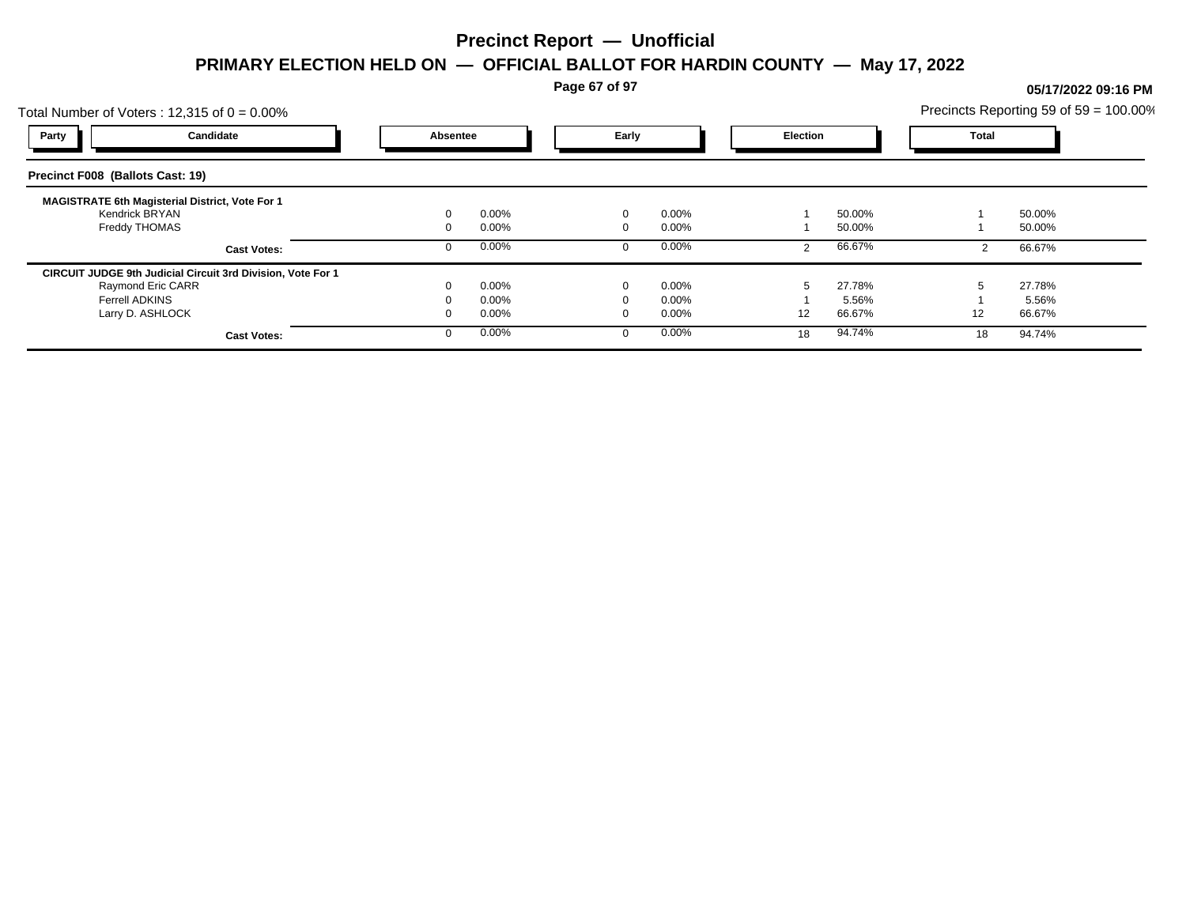# Precinct Report — Unofficial

## PRIMARY ELECTION HELD ON — OFFICIAL BALLOT FOR HARDIN COUNTY — May 17, 2022

**05/17/2022 09:16 PM**

Total Number of Voters : 12,315 of 0 = 0.00%

Precincts Reporting 59 of 59 = 100.00%

| Party | Candidate | Absentee | | Early | | Election | | Total | |
|---|---|---|---|---|---|---|---|---|---|
| **Precinct F008 (Ballots Cast: 19)** | | | | | | | | | |
| **MAGISTRATE 6th Magisterial District, Vote For 1** | | | | | | | | | |
| | Kendrick BRYAN | 0 | 0.00% | 0 | 0.00% | 1 | 50.00% | 1 | 50.00% |
| | Freddy THOMAS | 0 | 0.00% | 0 | 0.00% | 1 | 50.00% | 1 | 50.00% |
| | **Cast Votes:** | 0 | 0.00% | 0 | 0.00% | 2 | 66.67% | 2 | 66.67% |
| **CIRCUIT JUDGE 9th Judicial Circuit 3rd Division, Vote For 1** | | | | | | | | | |
| | Raymond Eric CARR | 0 | 0.00% | 0 | 0.00% | 5 | 27.78% | 5 | 27.78% |
| | Ferrell ADKINS | 0 | 0.00% | 0 | 0.00% | 1 | 5.56% | 1 | 5.56% |
| | Larry D. ASHLOCK | 0 | 0.00% | 0 | 0.00% | 12 | 66.67% | 12 | 66.67% |
| | **Cast Votes:** | 0 | 0.00% | 0 | 0.00% | 18 | 94.74% | 18 | 94.74% |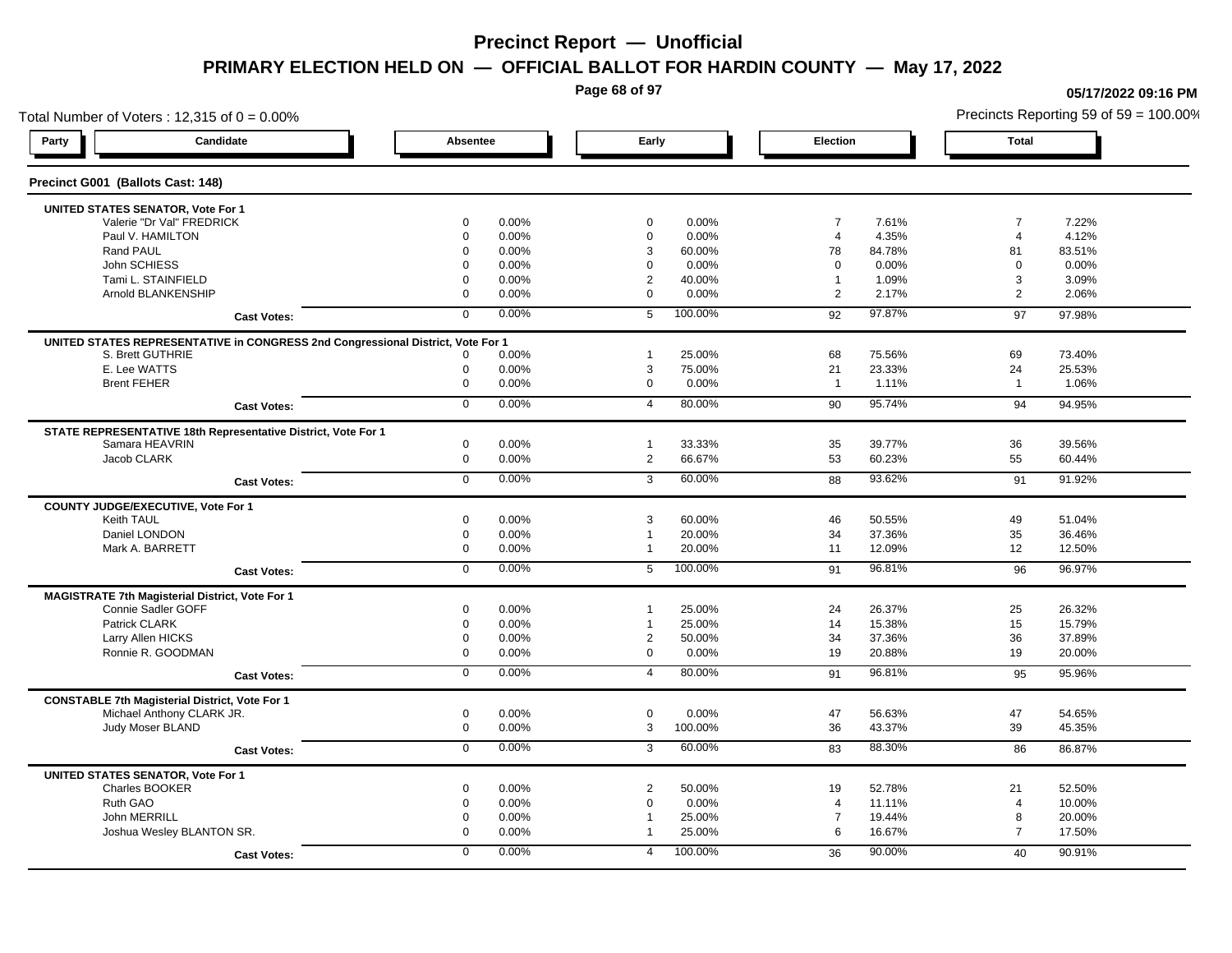# Precinct Report — Unofficial

## PRIMARY ELECTION HELD ON — OFFICIAL BALLOT FOR HARDIN COUNTY — May 17, 2022

05/17/2022 09:16 PM

Total Number of Voters : 12,315 of 0 = 0.00%

Precincts Reporting 59 of 59 = 100.00%

### Precinct G001 (Ballots Cast: 148)

| Party | Candidate | Absentee | | Early | | Election | | Total | |
|---|---|---|---|---|---|---|---|---|---|
| **UNITED STATES SENATOR, Vote For 1** | | | | | | | | | |
| | Valerie "Dr Val" FREDRICK | 0 | 0.00% | 0 | 0.00% | 7 | 7.61% | 7 | 7.22% |
| | Paul V. HAMILTON | 0 | 0.00% | 0 | 0.00% | 4 | 4.35% | 4 | 4.12% |
| | Rand PAUL | 0 | 0.00% | 3 | 60.00% | 78 | 84.78% | 81 | 83.51% |
| | John SCHIESS | 0 | 0.00% | 0 | 0.00% | 0 | 0.00% | 0 | 0.00% |
| | Tami L. STAINFIELD | 0 | 0.00% | 2 | 40.00% | 1 | 1.09% | 3 | 3.09% |
| | Arnold BLANKENSHIP | 0 | 0.00% | 0 | 0.00% | 2 | 2.17% | 2 | 2.06% |
| | **Cast Votes:** | 0 | 0.00% | 5 | 100.00% | 92 | 97.87% | 97 | 97.98% |
| **UNITED STATES REPRESENTATIVE in CONGRESS 2nd Congressional District, Vote For 1** | | | | | | | | | |
| | S. Brett GUTHRIE | 0 | 0.00% | 1 | 25.00% | 68 | 75.56% | 69 | 73.40% |
| | E. Lee WATTS | 0 | 0.00% | 3 | 75.00% | 21 | 23.33% | 24 | 25.53% |
| | Brent FEHER | 0 | 0.00% | 0 | 0.00% | 1 | 1.11% | 1 | 1.06% |
| | **Cast Votes:** | 0 | 0.00% | 4 | 80.00% | 90 | 95.74% | 94 | 94.95% |
| **STATE REPRESENTATIVE 18th Representative District, Vote For 1** | | | | | | | | | |
| | Samara HEAVRIN | 0 | 0.00% | 1 | 33.33% | 35 | 39.77% | 36 | 39.56% |
| | Jacob CLARK | 0 | 0.00% | 2 | 66.67% | 53 | 60.23% | 55 | 60.44% |
| | **Cast Votes:** | 0 | 0.00% | 3 | 60.00% | 88 | 93.62% | 91 | 91.92% |
| **COUNTY JUDGE/EXECUTIVE, Vote For 1** | | | | | | | | | |
| | Keith TAUL | 0 | 0.00% | 3 | 60.00% | 46 | 50.55% | 49 | 51.04% |
| | Daniel LONDON | 0 | 0.00% | 1 | 20.00% | 34 | 37.36% | 35 | 36.46% |
| | Mark A. BARRETT | 0 | 0.00% | 1 | 20.00% | 11 | 12.09% | 12 | 12.50% |
| | **Cast Votes:** | 0 | 0.00% | 5 | 100.00% | 91 | 96.81% | 96 | 96.97% |
| **MAGISTRATE 7th Magisterial District, Vote For 1** | | | | | | | | | |
| | Connie Sadler GOFF | 0 | 0.00% | 1 | 25.00% | 24 | 26.37% | 25 | 26.32% |
| | Patrick CLARK | 0 | 0.00% | 1 | 25.00% | 14 | 15.38% | 15 | 15.79% |
| | Larry Allen HICKS | 0 | 0.00% | 2 | 50.00% | 34 | 37.36% | 36 | 37.89% |
| | Ronnie R. GOODMAN | 0 | 0.00% | 0 | 0.00% | 19 | 20.88% | 19 | 20.00% |
| | **Cast Votes:** | 0 | 0.00% | 4 | 80.00% | 91 | 96.81% | 95 | 95.96% |
| **CONSTABLE 7th Magisterial District, Vote For 1** | | | | | | | | | |
| | Michael Anthony CLARK JR. | 0 | 0.00% | 0 | 0.00% | 47 | 56.63% | 47 | 54.65% |
| | Judy Moser BLAND | 0 | 0.00% | 3 | 100.00% | 36 | 43.37% | 39 | 45.35% |
| | **Cast Votes:** | 0 | 0.00% | 3 | 60.00% | 83 | 88.30% | 86 | 86.87% |
| **UNITED STATES SENATOR, Vote For 1** | | | | | | | | | |
| | Charles BOOKER | 0 | 0.00% | 2 | 50.00% | 19 | 52.78% | 21 | 52.50% |
| | Ruth GAO | 0 | 0.00% | 0 | 0.00% | 4 | 11.11% | 4 | 10.00% |
| | John MERRILL | 0 | 0.00% | 1 | 25.00% | 7 | 19.44% | 8 | 20.00% |
| | Joshua Wesley BLANTON SR. | 0 | 0.00% | 1 | 25.00% | 6 | 16.67% | 7 | 17.50% |
| | **Cast Votes:** | 0 | 0.00% | 4 | 100.00% | 36 | 90.00% | 40 | 90.91% |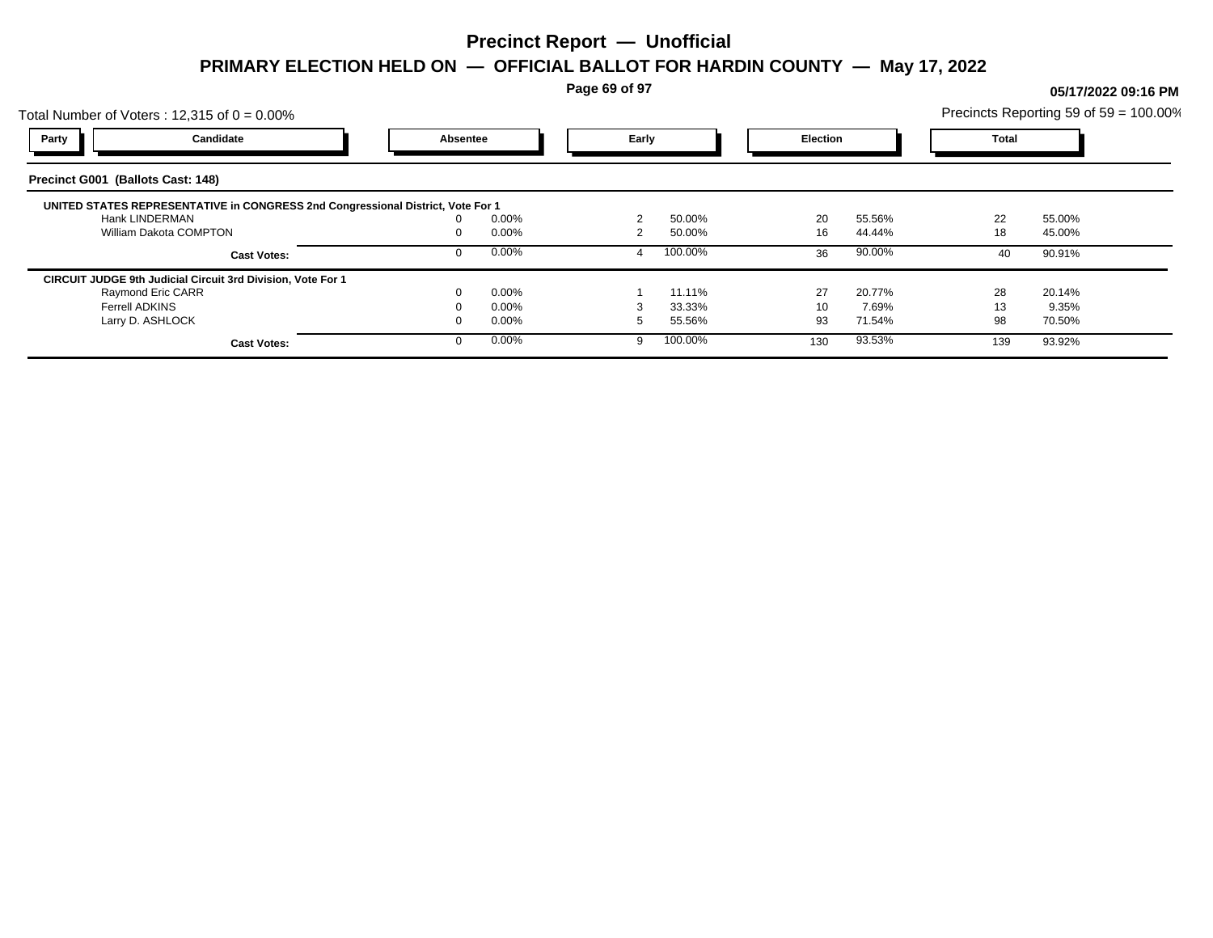# Precinct Report — Unofficial

## PRIMARY ELECTION HELD ON — OFFICIAL BALLOT FOR HARDIN COUNTY — May 17, 2022

05/17/2022 09:16 PM

Total Number of Voters : 12,315 of 0 = 0.00%

Precincts Reporting 59 of 59 = 100.00%

### Precinct G001 (Ballots Cast: 148)

| Party | Candidate | Absentee | | Early | | Election | | Total | |
|---|---|---|---|---|---|---|---|---|---|
| **UNITED STATES REPRESENTATIVE in CONGRESS 2nd Congressional District, Vote For 1** | | | | | | | | | |
| | Hank LINDERMAN | 0 | 0.00% | 2 | 50.00% | 20 | 55.56% | 22 | 55.00% |
| | William Dakota COMPTON | 0 | 0.00% | 2 | 50.00% | 16 | 44.44% | 18 | 45.00% |
| | **Cast Votes:** | 0 | 0.00% | 4 | 100.00% | 36 | 90.00% | 40 | 90.91% |
| **CIRCUIT JUDGE 9th Judicial Circuit 3rd Division, Vote For 1** | | | | | | | | | |
| | Raymond Eric CARR | 0 | 0.00% | 1 | 11.11% | 27 | 20.77% | 28 | 20.14% |
| | Ferrell ADKINS | 0 | 0.00% | 3 | 33.33% | 10 | 7.69% | 13 | 9.35% |
| | Larry D. ASHLOCK | 0 | 0.00% | 5 | 55.56% | 93 | 71.54% | 98 | 70.50% |
| | **Cast Votes:** | 0 | 0.00% | 9 | 100.00% | 130 | 93.53% | 139 | 93.92% |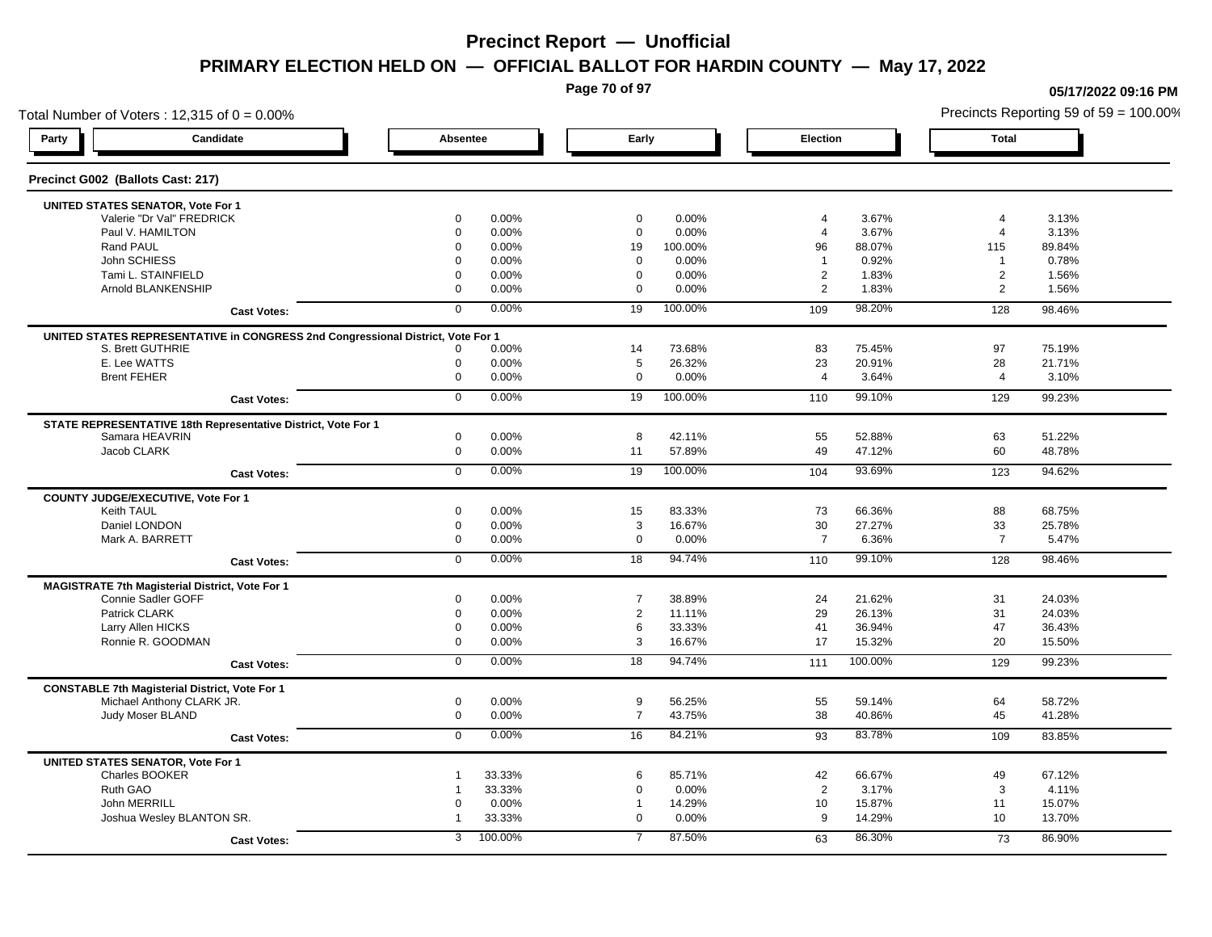# Precinct Report — Unofficial

## PRIMARY ELECTION HELD ON — OFFICIAL BALLOT FOR HARDIN COUNTY — May 17, 2022

05/17/2022 09:16 PM

Total Number of Voters : 12,315 of 0 = 0.00%

Precincts Reporting 59 of 59 = 100.00%

### Precinct G002 (Ballots Cast: 217)

| Party | Candidate | Absentee | | Early | | Election | | Total | |
|---|---|---|---|---|---|---|---|---|---|
| | **UNITED STATES SENATOR, Vote For 1** | | | | | | | | |
| | Valerie "Dr Val" FREDRICK | 0 | 0.00% | 0 | 0.00% | 4 | 3.67% | 4 | 3.13% |
| | Paul V. HAMILTON | 0 | 0.00% | 0 | 0.00% | 4 | 3.67% | 4 | 3.13% |
| | Rand PAUL | 0 | 0.00% | 19 | 100.00% | 96 | 88.07% | 115 | 89.84% |
| | John SCHIESS | 0 | 0.00% | 0 | 0.00% | 1 | 0.92% | 1 | 0.78% |
| | Tami L. STAINFIELD | 0 | 0.00% | 0 | 0.00% | 2 | 1.83% | 2 | 1.56% |
| | Arnold BLANKENSHIP | 0 | 0.00% | 0 | 0.00% | 2 | 1.83% | 2 | 1.56% |
| | **Cast Votes:** | 0 | 0.00% | 19 | 100.00% | 109 | 98.20% | 128 | 98.46% |
| | **UNITED STATES REPRESENTATIVE in CONGRESS 2nd Congressional District, Vote For 1** | | | | | | | | |
| | S. Brett GUTHRIE | 0 | 0.00% | 14 | 73.68% | 83 | 75.45% | 97 | 75.19% |
| | E. Lee WATTS | 0 | 0.00% | 5 | 26.32% | 23 | 20.91% | 28 | 21.71% |
| | Brent FEHER | 0 | 0.00% | 0 | 0.00% | 4 | 3.64% | 4 | 3.10% |
| | **Cast Votes:** | 0 | 0.00% | 19 | 100.00% | 110 | 99.10% | 129 | 99.23% |
| | **STATE REPRESENTATIVE 18th Representative District, Vote For 1** | | | | | | | | |
| | Samara HEAVRIN | 0 | 0.00% | 8 | 42.11% | 55 | 52.88% | 63 | 51.22% |
| | Jacob CLARK | 0 | 0.00% | 11 | 57.89% | 49 | 47.12% | 60 | 48.78% |
| | **Cast Votes:** | 0 | 0.00% | 19 | 100.00% | 104 | 93.69% | 123 | 94.62% |
| | **COUNTY JUDGE/EXECUTIVE, Vote For 1** | | | | | | | | |
| | Keith TAUL | 0 | 0.00% | 15 | 83.33% | 73 | 66.36% | 88 | 68.75% |
| | Daniel LONDON | 0 | 0.00% | 3 | 16.67% | 30 | 27.27% | 33 | 25.78% |
| | Mark A. BARRETT | 0 | 0.00% | 0 | 0.00% | 7 | 6.36% | 7 | 5.47% |
| | **Cast Votes:** | 0 | 0.00% | 18 | 94.74% | 110 | 99.10% | 128 | 98.46% |
| | **MAGISTRATE 7th Magisterial District, Vote For 1** | | | | | | | | |
| | Connie Sadler GOFF | 0 | 0.00% | 7 | 38.89% | 24 | 21.62% | 31 | 24.03% |
| | Patrick CLARK | 0 | 0.00% | 2 | 11.11% | 29 | 26.13% | 31 | 24.03% |
| | Larry Allen HICKS | 0 | 0.00% | 6 | 33.33% | 41 | 36.94% | 47 | 36.43% |
| | Ronnie R. GOODMAN | 0 | 0.00% | 3 | 16.67% | 17 | 15.32% | 20 | 15.50% |
| | **Cast Votes:** | 0 | 0.00% | 18 | 94.74% | 111 | 100.00% | 129 | 99.23% |
| | **CONSTABLE 7th Magisterial District, Vote For 1** | | | | | | | | |
| | Michael Anthony CLARK JR. | 0 | 0.00% | 9 | 56.25% | 55 | 59.14% | 64 | 58.72% |
| | Judy Moser BLAND | 0 | 0.00% | 7 | 43.75% | 38 | 40.86% | 45 | 41.28% |
| | **Cast Votes:** | 0 | 0.00% | 16 | 84.21% | 93 | 83.78% | 109 | 83.85% |
| | **UNITED STATES SENATOR, Vote For 1** | | | | | | | | |
| | Charles BOOKER | 1 | 33.33% | 6 | 85.71% | 42 | 66.67% | 49 | 67.12% |
| | Ruth GAO | 1 | 33.33% | 0 | 0.00% | 2 | 3.17% | 3 | 4.11% |
| | John MERRILL | 0 | 0.00% | 1 | 14.29% | 10 | 15.87% | 11 | 15.07% |
| | Joshua Wesley BLANTON SR. | 1 | 33.33% | 0 | 0.00% | 9 | 14.29% | 10 | 13.70% |
| | **Cast Votes:** | 3 | 100.00% | 7 | 87.50% | 63 | 86.30% | 73 | 86.90% |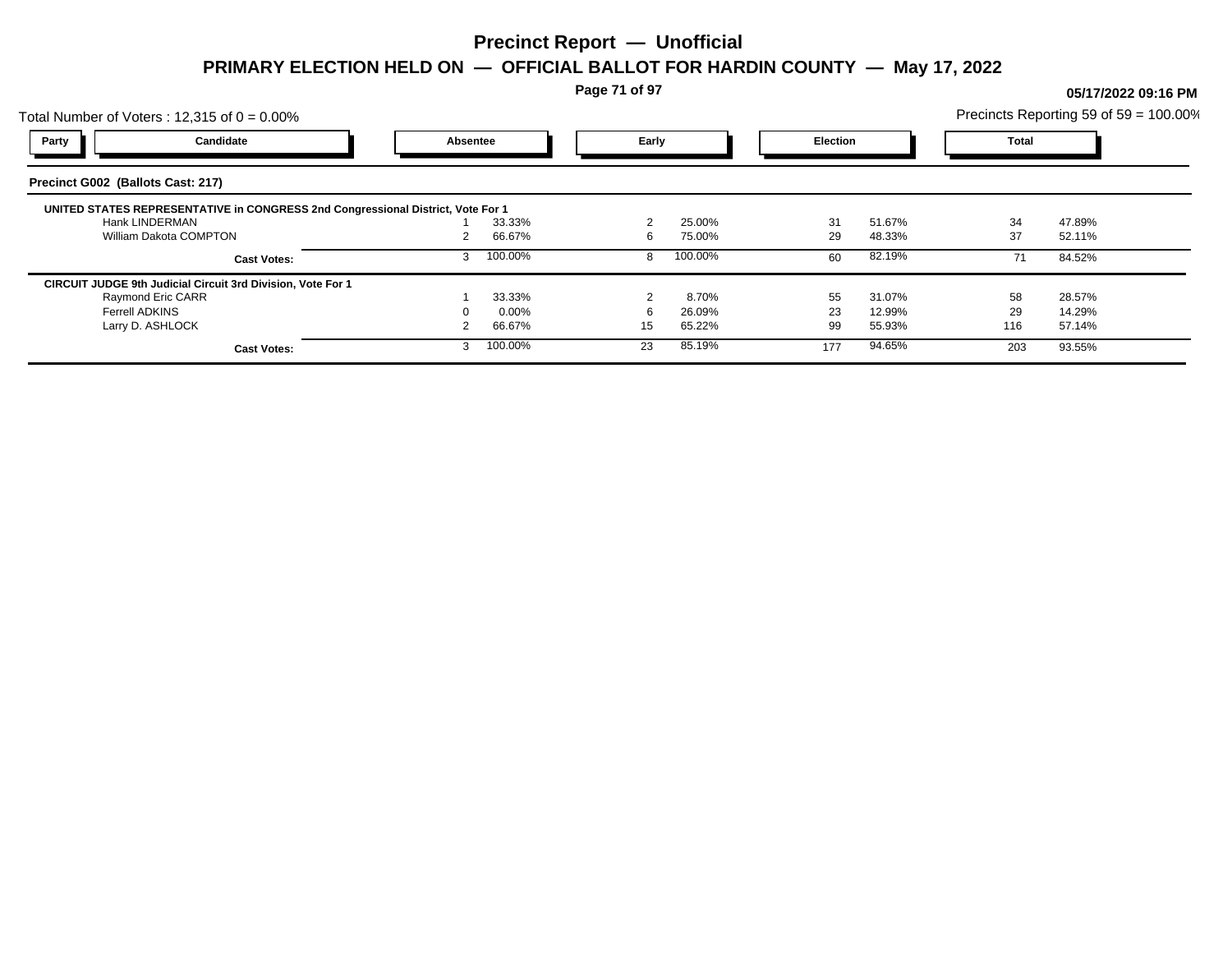# Precinct Report — Unofficial

## PRIMARY ELECTION HELD ON — OFFICIAL BALLOT FOR HARDIN COUNTY — May 17, 2022

05/17/2022 09:16 PM

Total Number of Voters : 12,315 of 0 = 0.00%

Precincts Reporting 59 of 59 = 100.00%

| Party | Candidate | Absentee | | Early | | Election | | Total | |
|---|---|---|---|---|---|---|---|---|---|

### Precinct G002 (Ballots Cast: 217)

**UNITED STATES REPRESENTATIVE in CONGRESS 2nd Congressional District, Vote For 1**

| Candidate | Absentee | | Early | | Election | | Total | |
|---|---|---|---|---|---|---|---|---|
| Hank LINDERMAN | 1 | 33.33% | 2 | 25.00% | 31 | 51.67% | 34 | 47.89% |
| William Dakota COMPTON | 2 | 66.67% | 6 | 75.00% | 29 | 48.33% | 37 | 52.11% |
| **Cast Votes:** | 3 | 100.00% | 8 | 100.00% | 60 | 82.19% | 71 | 84.52% |

**CIRCUIT JUDGE 9th Judicial Circuit 3rd Division, Vote For 1**

| Candidate | Absentee | | Early | | Election | | Total | |
|---|---|---|---|---|---|---|---|---|
| Raymond Eric CARR | 1 | 33.33% | 2 | 8.70% | 55 | 31.07% | 58 | 28.57% |
| Ferrell ADKINS | 0 | 0.00% | 6 | 26.09% | 23 | 12.99% | 29 | 14.29% |
| Larry D. ASHLOCK | 2 | 66.67% | 15 | 65.22% | 99 | 55.93% | 116 | 57.14% |
| **Cast Votes:** | 3 | 100.00% | 23 | 85.19% | 177 | 94.65% | 203 | 93.55% |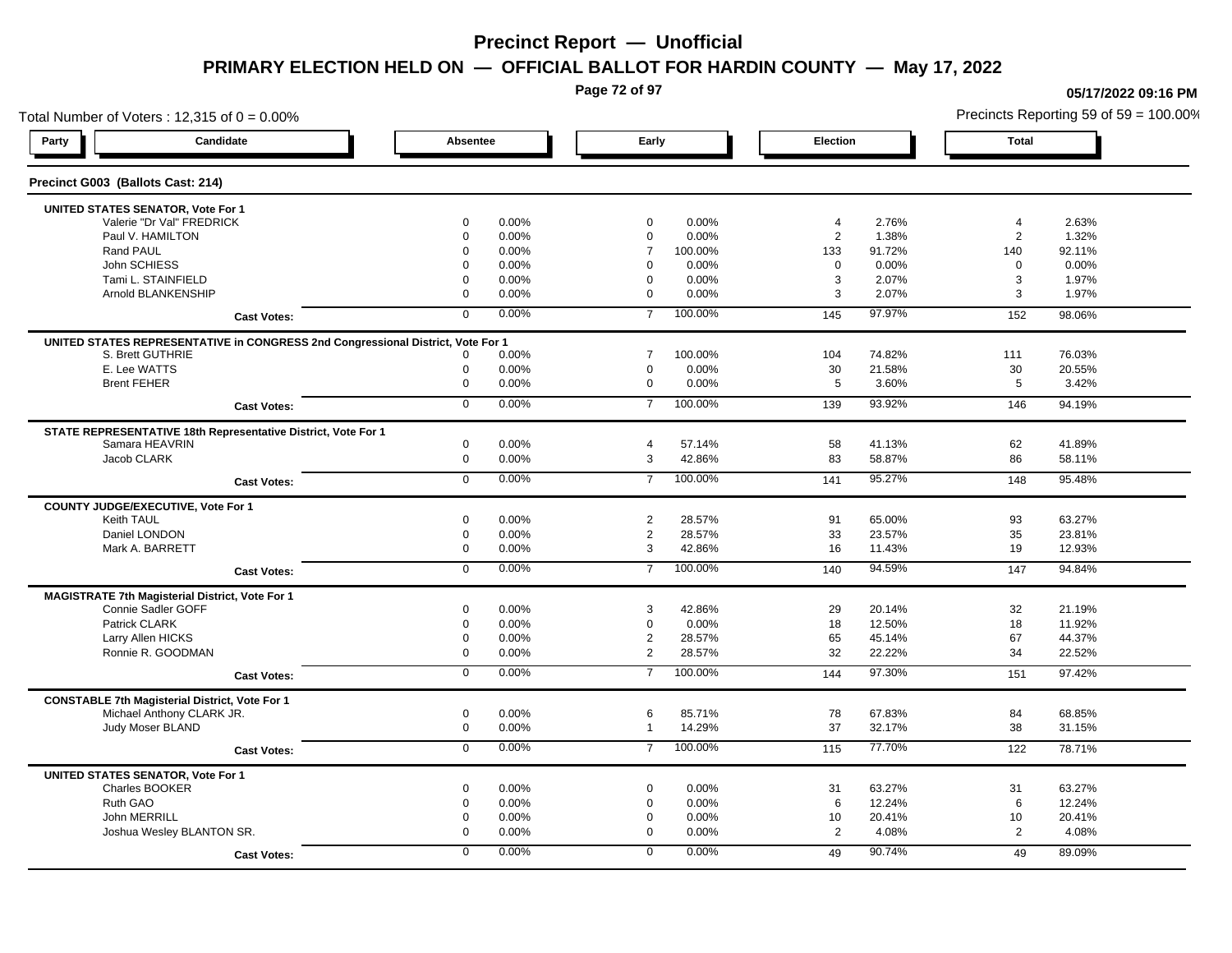# Precinct Report — Unofficial

## PRIMARY ELECTION HELD ON — OFFICIAL BALLOT FOR HARDIN COUNTY — May 17, 2022

05/17/2022 09:16 PM

Total Number of Voters : 12,315 of 0 = 0.00%

Precincts Reporting 59 of 59 = 100.00%

### Precinct G003 (Ballots Cast: 214)

| Party | Candidate | Absentee | | Early | | Election | | Total | |
|---|---|---|---|---|---|---|---|---|---|
| **UNITED STATES SENATOR, Vote For 1** | | | | | | | | | |
| | Valerie "Dr Val" FREDRICK | 0 | 0.00% | 0 | 0.00% | 4 | 2.76% | 4 | 2.63% |
| | Paul V. HAMILTON | 0 | 0.00% | 0 | 0.00% | 2 | 1.38% | 2 | 1.32% |
| | Rand PAUL | 0 | 0.00% | 7 | 100.00% | 133 | 91.72% | 140 | 92.11% |
| | John SCHIESS | 0 | 0.00% | 0 | 0.00% | 0 | 0.00% | 0 | 0.00% |
| | Tami L. STAINFIELD | 0 | 0.00% | 0 | 0.00% | 3 | 2.07% | 3 | 1.97% |
| | Arnold BLANKENSHIP | 0 | 0.00% | 0 | 0.00% | 3 | 2.07% | 3 | 1.97% |
| | **Cast Votes:** | 0 | 0.00% | 7 | 100.00% | 145 | 97.97% | 152 | 98.06% |
| **UNITED STATES REPRESENTATIVE in CONGRESS 2nd Congressional District, Vote For 1** | | | | | | | | | |
| | S. Brett GUTHRIE | 0 | 0.00% | 7 | 100.00% | 104 | 74.82% | 111 | 76.03% |
| | E. Lee WATTS | 0 | 0.00% | 0 | 0.00% | 30 | 21.58% | 30 | 20.55% |
| | Brent FEHER | 0 | 0.00% | 0 | 0.00% | 5 | 3.60% | 5 | 3.42% |
| | **Cast Votes:** | 0 | 0.00% | 7 | 100.00% | 139 | 93.92% | 146 | 94.19% |
| **STATE REPRESENTATIVE 18th Representative District, Vote For 1** | | | | | | | | | |
| | Samara HEAVRIN | 0 | 0.00% | 4 | 57.14% | 58 | 41.13% | 62 | 41.89% |
| | Jacob CLARK | 0 | 0.00% | 3 | 42.86% | 83 | 58.87% | 86 | 58.11% |
| | **Cast Votes:** | 0 | 0.00% | 7 | 100.00% | 141 | 95.27% | 148 | 95.48% |
| **COUNTY JUDGE/EXECUTIVE, Vote For 1** | | | | | | | | | |
| | Keith TAUL | 0 | 0.00% | 2 | 28.57% | 91 | 65.00% | 93 | 63.27% |
| | Daniel LONDON | 0 | 0.00% | 2 | 28.57% | 33 | 23.57% | 35 | 23.81% |
| | Mark A. BARRETT | 0 | 0.00% | 3 | 42.86% | 16 | 11.43% | 19 | 12.93% |
| | **Cast Votes:** | 0 | 0.00% | 7 | 100.00% | 140 | 94.59% | 147 | 94.84% |
| **MAGISTRATE 7th Magisterial District, Vote For 1** | | | | | | | | | |
| | Connie Sadler GOFF | 0 | 0.00% | 3 | 42.86% | 29 | 20.14% | 32 | 21.19% |
| | Patrick CLARK | 0 | 0.00% | 0 | 0.00% | 18 | 12.50% | 18 | 11.92% |
| | Larry Allen HICKS | 0 | 0.00% | 2 | 28.57% | 65 | 45.14% | 67 | 44.37% |
| | Ronnie R. GOODMAN | 0 | 0.00% | 2 | 28.57% | 32 | 22.22% | 34 | 22.52% |
| | **Cast Votes:** | 0 | 0.00% | 7 | 100.00% | 144 | 97.30% | 151 | 97.42% |
| **CONSTABLE 7th Magisterial District, Vote For 1** | | | | | | | | | |
| | Michael Anthony CLARK JR. | 0 | 0.00% | 6 | 85.71% | 78 | 67.83% | 84 | 68.85% |
| | Judy Moser BLAND | 0 | 0.00% | 1 | 14.29% | 37 | 32.17% | 38 | 31.15% |
| | **Cast Votes:** | 0 | 0.00% | 7 | 100.00% | 115 | 77.70% | 122 | 78.71% |
| **UNITED STATES SENATOR, Vote For 1** | | | | | | | | | |
| | Charles BOOKER | 0 | 0.00% | 0 | 0.00% | 31 | 63.27% | 31 | 63.27% |
| | Ruth GAO | 0 | 0.00% | 0 | 0.00% | 6 | 12.24% | 6 | 12.24% |
| | John MERRILL | 0 | 0.00% | 0 | 0.00% | 10 | 20.41% | 10 | 20.41% |
| | Joshua Wesley BLANTON SR. | 0 | 0.00% | 0 | 0.00% | 2 | 4.08% | 2 | 4.08% |
| | **Cast Votes:** | 0 | 0.00% | 0 | 0.00% | 49 | 90.74% | 49 | 89.09% |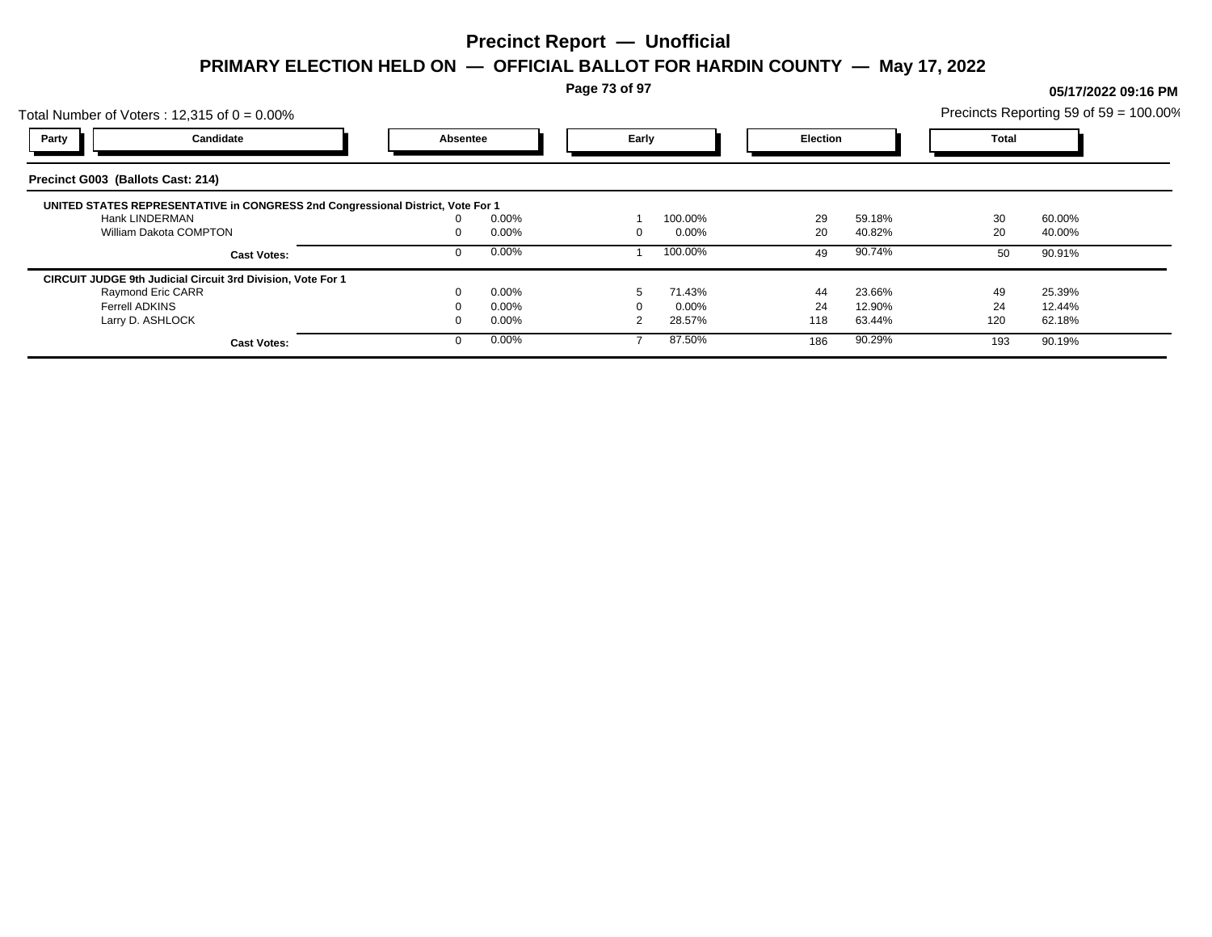# Precinct Report — Unofficial

## PRIMARY ELECTION HELD ON — OFFICIAL BALLOT FOR HARDIN COUNTY — May 17, 2022

05/17/2022 09:16 PM

Total Number of Voters : 12,315 of 0 = 0.00%

Precincts Reporting 59 of 59 = 100.00%

### Precinct G003 (Ballots Cast: 214)

| Party | Candidate | Absentee | | Early | | Election | | Total | |
|---|---|---|---|---|---|---|---|---|---|
| **UNITED STATES REPRESENTATIVE in CONGRESS 2nd Congressional District, Vote For 1** | | | | | | | | | |
| | Hank LINDERMAN | 0 | 0.00% | 1 | 100.00% | 29 | 59.18% | 30 | 60.00% |
| | William Dakota COMPTON | 0 | 0.00% | 0 | 0.00% | 20 | 40.82% | 20 | 40.00% |
| | **Cast Votes:** | 0 | 0.00% | 1 | 100.00% | 49 | 90.74% | 50 | 90.91% |
| **CIRCUIT JUDGE 9th Judicial Circuit 3rd Division, Vote For 1** | | | | | | | | | |
| | Raymond Eric CARR | 0 | 0.00% | 5 | 71.43% | 44 | 23.66% | 49 | 25.39% |
| | Ferrell ADKINS | 0 | 0.00% | 0 | 0.00% | 24 | 12.90% | 24 | 12.44% |
| | Larry D. ASHLOCK | 0 | 0.00% | 2 | 28.57% | 118 | 63.44% | 120 | 62.18% |
| | **Cast Votes:** | 0 | 0.00% | 7 | 87.50% | 186 | 90.29% | 193 | 90.19% |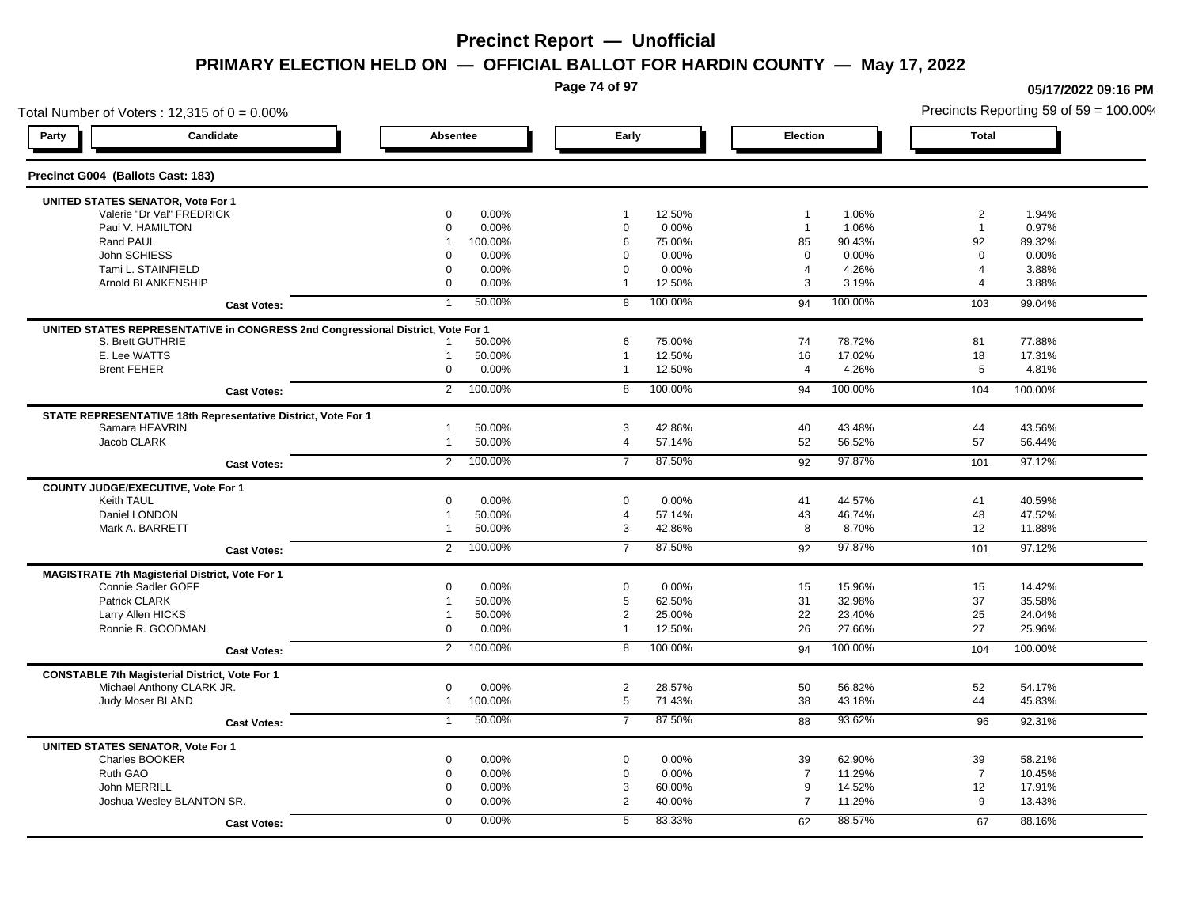# Precinct Report — Unofficial

## PRIMARY ELECTION HELD ON — OFFICIAL BALLOT FOR HARDIN COUNTY — May 17, 2022

05/17/2022 09:16 PM

Total Number of Voters : 12,315 of 0 = 0.00%

Precincts Reporting 59 of 59 = 100.00%

### Precinct G004 (Ballots Cast: 183)

| Party | Candidate | Absentee | | Early | | Election | | Total | |
|---|---|---|---|---|---|---|---|---|---|
| | **UNITED STATES SENATOR, Vote For 1** | | | | | | | | |
| | Valerie "Dr Val" FREDRICK | 0 | 0.00% | 1 | 12.50% | 1 | 1.06% | 2 | 1.94% |
| | Paul V. HAMILTON | 0 | 0.00% | 0 | 0.00% | 1 | 1.06% | 1 | 0.97% |
| | Rand PAUL | 1 | 100.00% | 6 | 75.00% | 85 | 90.43% | 92 | 89.32% |
| | John SCHIESS | 0 | 0.00% | 0 | 0.00% | 0 | 0.00% | 0 | 0.00% |
| | Tami L. STAINFIELD | 0 | 0.00% | 0 | 0.00% | 4 | 4.26% | 4 | 3.88% |
| | Arnold BLANKENSHIP | 0 | 0.00% | 1 | 12.50% | 3 | 3.19% | 4 | 3.88% |
| | **Cast Votes:** | 1 | 50.00% | 8 | 100.00% | 94 | 100.00% | 103 | 99.04% |
| | **UNITED STATES REPRESENTATIVE in CONGRESS 2nd Congressional District, Vote For 1** | | | | | | | | |
| | S. Brett GUTHRIE | 1 | 50.00% | 6 | 75.00% | 74 | 78.72% | 81 | 77.88% |
| | E. Lee WATTS | 1 | 50.00% | 1 | 12.50% | 16 | 17.02% | 18 | 17.31% |
| | Brent FEHER | 0 | 0.00% | 1 | 12.50% | 4 | 4.26% | 5 | 4.81% |
| | **Cast Votes:** | 2 | 100.00% | 8 | 100.00% | 94 | 100.00% | 104 | 100.00% |
| | **STATE REPRESENTATIVE 18th Representative District, Vote For 1** | | | | | | | | |
| | Samara HEAVRIN | 1 | 50.00% | 3 | 42.86% | 40 | 43.48% | 44 | 43.56% |
| | Jacob CLARK | 1 | 50.00% | 4 | 57.14% | 52 | 56.52% | 57 | 56.44% |
| | **Cast Votes:** | 2 | 100.00% | 7 | 87.50% | 92 | 97.87% | 101 | 97.12% |
| | **COUNTY JUDGE/EXECUTIVE, Vote For 1** | | | | | | | | |
| | Keith TAUL | 0 | 0.00% | 0 | 0.00% | 41 | 44.57% | 41 | 40.59% |
| | Daniel LONDON | 1 | 50.00% | 4 | 57.14% | 43 | 46.74% | 48 | 47.52% |
| | Mark A. BARRETT | 1 | 50.00% | 3 | 42.86% | 8 | 8.70% | 12 | 11.88% |
| | **Cast Votes:** | 2 | 100.00% | 7 | 87.50% | 92 | 97.87% | 101 | 97.12% |
| | **MAGISTRATE 7th Magisterial District, Vote For 1** | | | | | | | | |
| | Connie Sadler GOFF | 0 | 0.00% | 0 | 0.00% | 15 | 15.96% | 15 | 14.42% |
| | Patrick CLARK | 1 | 50.00% | 5 | 62.50% | 31 | 32.98% | 37 | 35.58% |
| | Larry Allen HICKS | 1 | 50.00% | 2 | 25.00% | 22 | 23.40% | 25 | 24.04% |
| | Ronnie R. GOODMAN | 0 | 0.00% | 1 | 12.50% | 26 | 27.66% | 27 | 25.96% |
| | **Cast Votes:** | 2 | 100.00% | 8 | 100.00% | 94 | 100.00% | 104 | 100.00% |
| | **CONSTABLE 7th Magisterial District, Vote For 1** | | | | | | | | |
| | Michael Anthony CLARK JR. | 0 | 0.00% | 2 | 28.57% | 50 | 56.82% | 52 | 54.17% |
| | Judy Moser BLAND | 1 | 100.00% | 5 | 71.43% | 38 | 43.18% | 44 | 45.83% |
| | **Cast Votes:** | 1 | 50.00% | 7 | 87.50% | 88 | 93.62% | 96 | 92.31% |
| | **UNITED STATES SENATOR, Vote For 1** | | | | | | | | |
| | Charles BOOKER | 0 | 0.00% | 0 | 0.00% | 39 | 62.90% | 39 | 58.21% |
| | Ruth GAO | 0 | 0.00% | 0 | 0.00% | 7 | 11.29% | 7 | 10.45% |
| | John MERRILL | 0 | 0.00% | 3 | 60.00% | 9 | 14.52% | 12 | 17.91% |
| | Joshua Wesley BLANTON SR. | 0 | 0.00% | 2 | 40.00% | 7 | 11.29% | 9 | 13.43% |
| | **Cast Votes:** | 0 | 0.00% | 5 | 83.33% | 62 | 88.57% | 67 | 88.16% |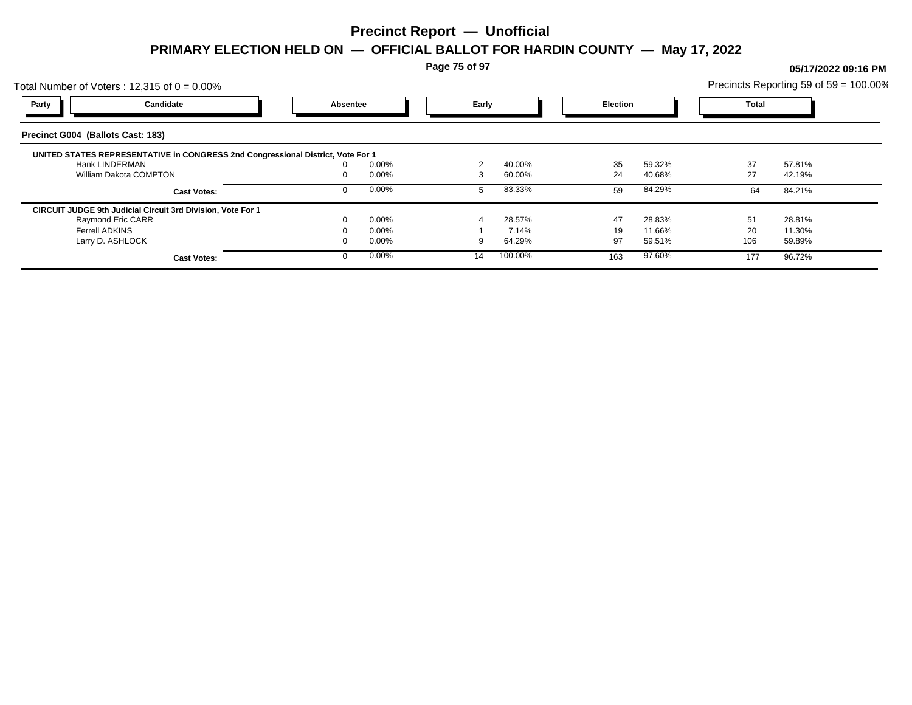# Precinct Report — Unofficial

## PRIMARY ELECTION HELD ON — OFFICIAL BALLOT FOR HARDIN COUNTY — May 17, 2022

05/17/2022 09:16 PM

Total Number of Voters : 12,315 of 0 = 0.00%

Precincts Reporting 59 of 59 = 100.00%

### Precinct G004 (Ballots Cast: 183)

| Party | Candidate | Absentee | | Early | | Election | | Total | |
|---|---|---|---|---|---|---|---|---|---|
| | **UNITED STATES REPRESENTATIVE in CONGRESS 2nd Congressional District, Vote For 1** | | | | | | | | |
| | Hank LINDERMAN | 0 | 0.00% | 2 | 40.00% | 35 | 59.32% | 37 | 57.81% |
| | William Dakota COMPTON | 0 | 0.00% | 3 | 60.00% | 24 | 40.68% | 27 | 42.19% |
| | **Cast Votes:** | 0 | 0.00% | 5 | 83.33% | 59 | 84.29% | 64 | 84.21% |
| | **CIRCUIT JUDGE 9th Judicial Circuit 3rd Division, Vote For 1** | | | | | | | | |
| | Raymond Eric CARR | 0 | 0.00% | 4 | 28.57% | 47 | 28.83% | 51 | 28.81% |
| | Ferrell ADKINS | 0 | 0.00% | 1 | 7.14% | 19 | 11.66% | 20 | 11.30% |
| | Larry D. ASHLOCK | 0 | 0.00% | 9 | 64.29% | 97 | 59.51% | 106 | 59.89% |
| | **Cast Votes:** | 0 | 0.00% | 14 | 100.00% | 163 | 97.60% | 177 | 96.72% |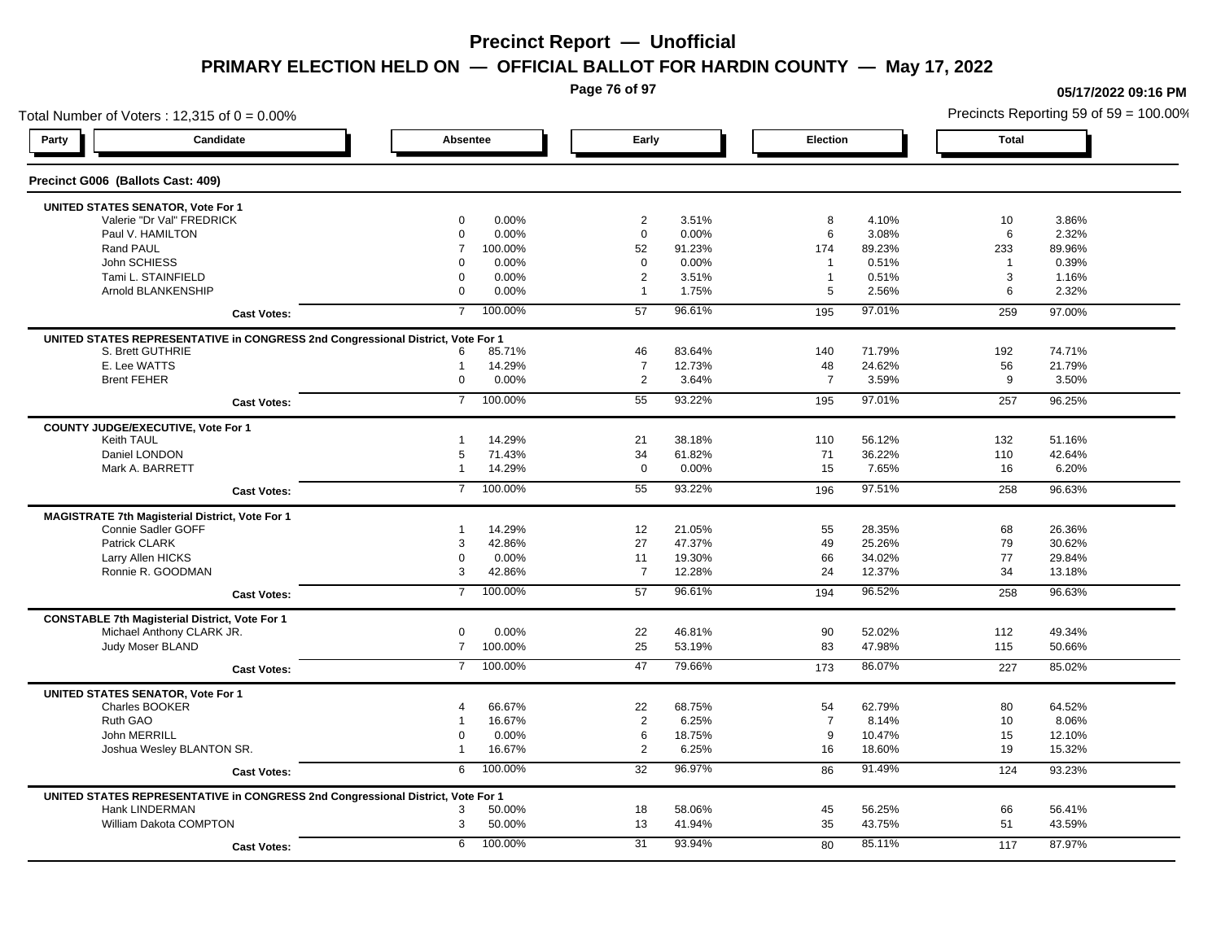# Precinct Report — Unofficial

## PRIMARY ELECTION HELD ON — OFFICIAL BALLOT FOR HARDIN COUNTY — May 17, 2022

05/17/2022 09:16 PM

Total Number of Voters : 12,315 of 0 = 0.00%

Precincts Reporting 59 of 59 = 100.00%

### Precinct G006 (Ballots Cast: 409)

| Party | Candidate | Absentee | | Early | | Election | | Total | |
|---|---|---|---|---|---|---|---|---|---|
| | **UNITED STATES SENATOR, Vote For 1** | | | | | | | | |
| | Valerie "Dr Val" FREDRICK | 0 | 0.00% | 2 | 3.51% | 8 | 4.10% | 10 | 3.86% |
| | Paul V. HAMILTON | 0 | 0.00% | 0 | 0.00% | 6 | 3.08% | 6 | 2.32% |
| | Rand PAUL | 7 | 100.00% | 52 | 91.23% | 174 | 89.23% | 233 | 89.96% |
| | John SCHIESS | 0 | 0.00% | 0 | 0.00% | 1 | 0.51% | 1 | 0.39% |
| | Tami L. STAINFIELD | 0 | 0.00% | 2 | 3.51% | 1 | 0.51% | 3 | 1.16% |
| | Arnold BLANKENSHIP | 0 | 0.00% | 1 | 1.75% | 5 | 2.56% | 6 | 2.32% |
| | **Cast Votes:** | 7 | 100.00% | 57 | 96.61% | 195 | 97.01% | 259 | 97.00% |
| | **UNITED STATES REPRESENTATIVE in CONGRESS 2nd Congressional District, Vote For 1** | | | | | | | | |
| | S. Brett GUTHRIE | 6 | 85.71% | 46 | 83.64% | 140 | 71.79% | 192 | 74.71% |
| | E. Lee WATTS | 1 | 14.29% | 7 | 12.73% | 48 | 24.62% | 56 | 21.79% |
| | Brent FEHER | 0 | 0.00% | 2 | 3.64% | 7 | 3.59% | 9 | 3.50% |
| | **Cast Votes:** | 7 | 100.00% | 55 | 93.22% | 195 | 97.01% | 257 | 96.25% |
| | **COUNTY JUDGE/EXECUTIVE, Vote For 1** | | | | | | | | |
| | Keith TAUL | 1 | 14.29% | 21 | 38.18% | 110 | 56.12% | 132 | 51.16% |
| | Daniel LONDON | 5 | 71.43% | 34 | 61.82% | 71 | 36.22% | 110 | 42.64% |
| | Mark A. BARRETT | 1 | 14.29% | 0 | 0.00% | 15 | 7.65% | 16 | 6.20% |
| | **Cast Votes:** | 7 | 100.00% | 55 | 93.22% | 196 | 97.51% | 258 | 96.63% |
| | **MAGISTRATE 7th Magisterial District, Vote For 1** | | | | | | | | |
| | Connie Sadler GOFF | 1 | 14.29% | 12 | 21.05% | 55 | 28.35% | 68 | 26.36% |
| | Patrick CLARK | 3 | 42.86% | 27 | 47.37% | 49 | 25.26% | 79 | 30.62% |
| | Larry Allen HICKS | 0 | 0.00% | 11 | 19.30% | 66 | 34.02% | 77 | 29.84% |
| | Ronnie R. GOODMAN | 3 | 42.86% | 7 | 12.28% | 24 | 12.37% | 34 | 13.18% |
| | **Cast Votes:** | 7 | 100.00% | 57 | 96.61% | 194 | 96.52% | 258 | 96.63% |
| | **CONSTABLE 7th Magisterial District, Vote For 1** | | | | | | | | |
| | Michael Anthony CLARK JR. | 0 | 0.00% | 22 | 46.81% | 90 | 52.02% | 112 | 49.34% |
| | Judy Moser BLAND | 7 | 100.00% | 25 | 53.19% | 83 | 47.98% | 115 | 50.66% |
| | **Cast Votes:** | 7 | 100.00% | 47 | 79.66% | 173 | 86.07% | 227 | 85.02% |
| | **UNITED STATES SENATOR, Vote For 1** | | | | | | | | |
| | Charles BOOKER | 4 | 66.67% | 22 | 68.75% | 54 | 62.79% | 80 | 64.52% |
| | Ruth GAO | 1 | 16.67% | 2 | 6.25% | 7 | 8.14% | 10 | 8.06% |
| | John MERRILL | 0 | 0.00% | 6 | 18.75% | 9 | 10.47% | 15 | 12.10% |
| | Joshua Wesley BLANTON SR. | 1 | 16.67% | 2 | 6.25% | 16 | 18.60% | 19 | 15.32% |
| | **Cast Votes:** | 6 | 100.00% | 32 | 96.97% | 86 | 91.49% | 124 | 93.23% |
| | **UNITED STATES REPRESENTATIVE in CONGRESS 2nd Congressional District, Vote For 1** | | | | | | | | |
| | Hank LINDERMAN | 3 | 50.00% | 18 | 58.06% | 45 | 56.25% | 66 | 56.41% |
| | William Dakota COMPTON | 3 | 50.00% | 13 | 41.94% | 35 | 43.75% | 51 | 43.59% |
| | **Cast Votes:** | 6 | 100.00% | 31 | 93.94% | 80 | 85.11% | 117 | 87.97% |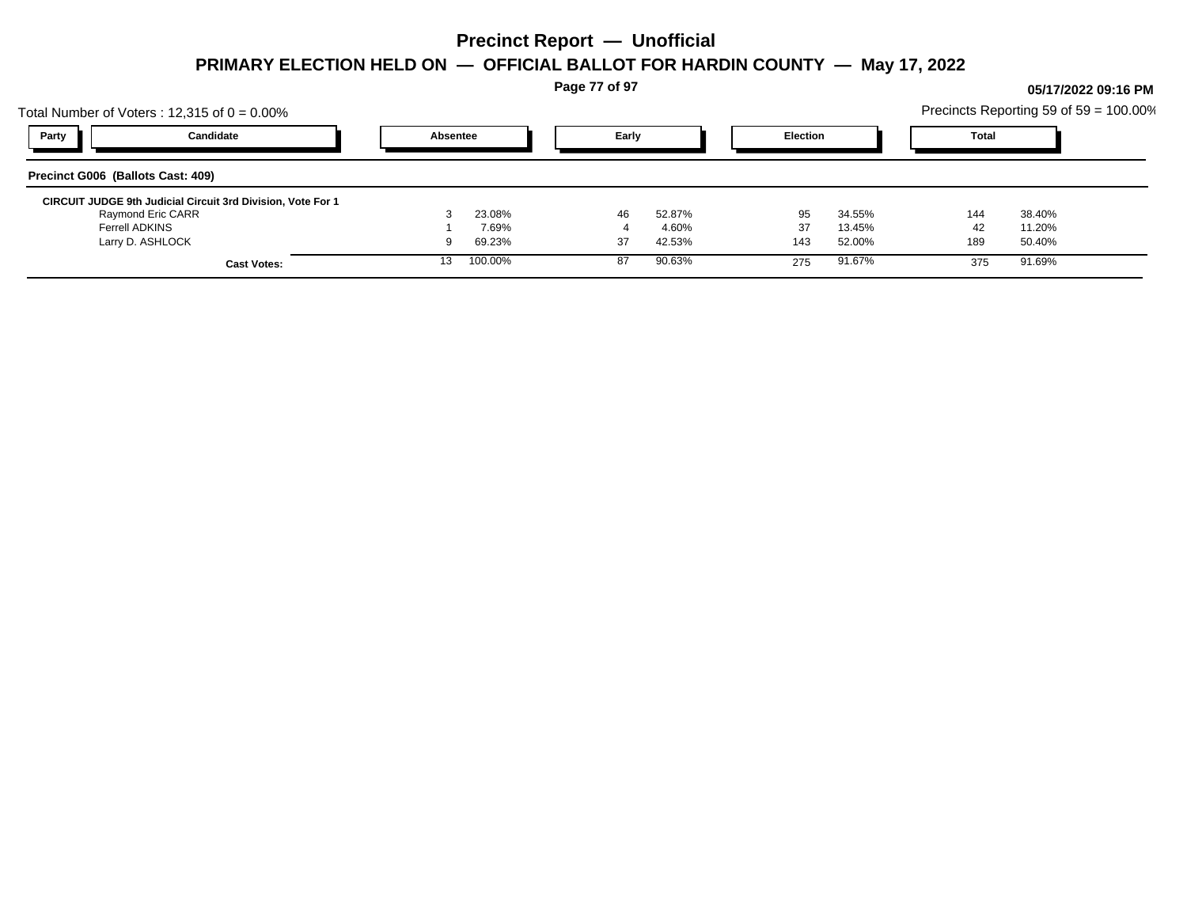# Precinct Report — Unofficial

## PRIMARY ELECTION HELD ON — OFFICIAL BALLOT FOR HARDIN COUNTY — May 17, 2022

**05/17/2022 09:16 PM**

Total Number of Voters : 12,315 of 0 = 0.00%

Precincts Reporting 59 of 59 = 100.00%

**Precinct G006 (Ballots Cast: 409)**

| Party | Candidate | Absentee | | Early | | Election | | Total | |
|---|---|---|---|---|---|---|---|---|---|
| | **CIRCUIT JUDGE 9th Judicial Circuit 3rd Division, Vote For 1** | | | | | | | | |
| | Raymond Eric CARR | 3 | 23.08% | 46 | 52.87% | 95 | 34.55% | 144 | 38.40% |
| | Ferrell ADKINS | 1 | 7.69% | 4 | 4.60% | 37 | 13.45% | 42 | 11.20% |
| | Larry D. ASHLOCK | 9 | 69.23% | 37 | 42.53% | 143 | 52.00% | 189 | 50.40% |
| | **Cast Votes:** | 13 | 100.00% | 87 | 90.63% | 275 | 91.67% | 375 | 91.69% |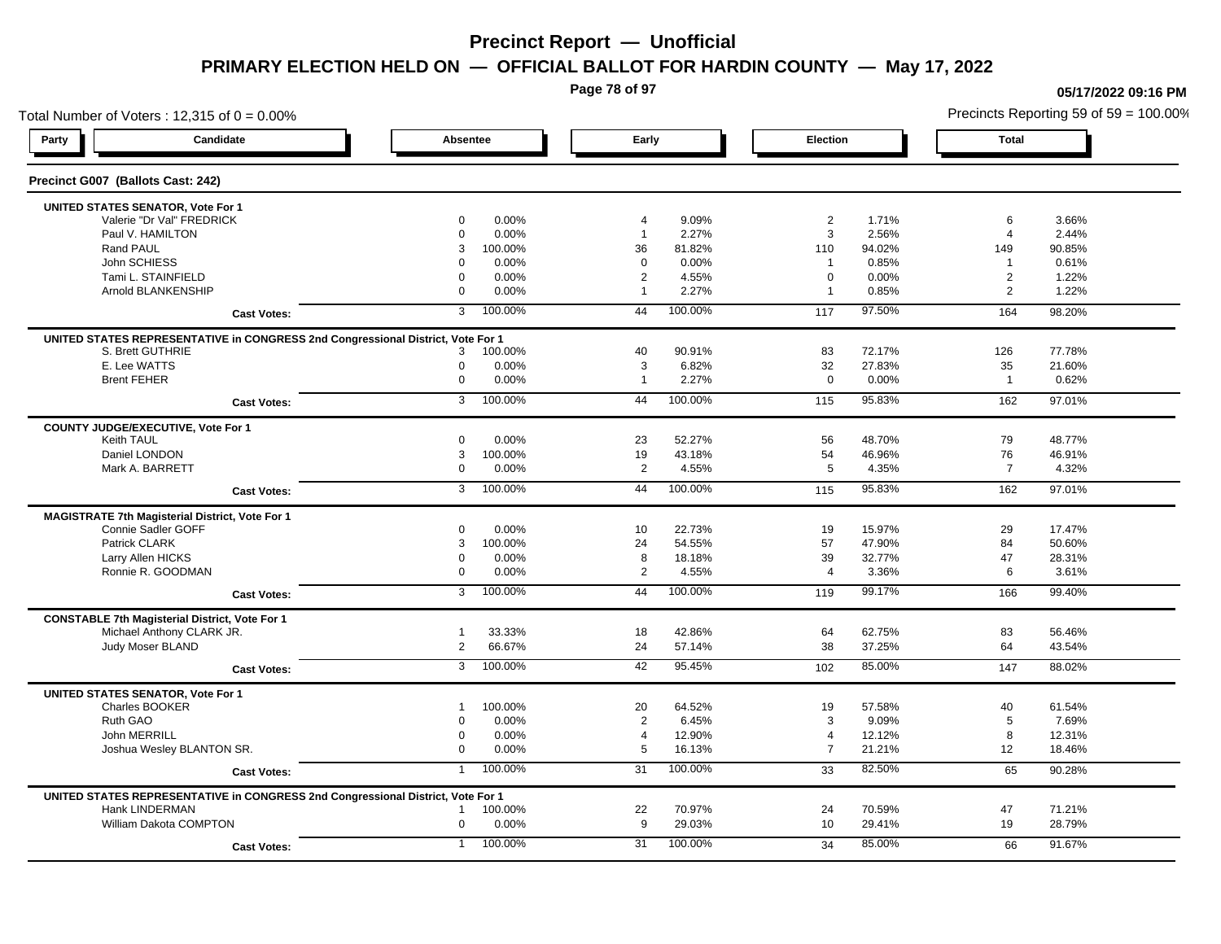# Precinct Report — Unofficial

## PRIMARY ELECTION HELD ON — OFFICIAL BALLOT FOR HARDIN COUNTY — May 17, 2022

05/17/2022 09:16 PM

Total Number of Voters : 12,315 of 0 = 0.00%

Precincts Reporting 59 of 59 = 100.00%

### Precinct G007 (Ballots Cast: 242)

| Party | Candidate | Absentee | | Early | | Election | | Total | |
|---|---|---|---|---|---|---|---|---|---|
| **UNITED STATES SENATOR, Vote For 1** | | | | | | | | | |
| | Valerie "Dr Val" FREDRICK | 0 | 0.00% | 4 | 9.09% | 2 | 1.71% | 6 | 3.66% |
| | Paul V. HAMILTON | 0 | 0.00% | 1 | 2.27% | 3 | 2.56% | 4 | 2.44% |
| | Rand PAUL | 3 | 100.00% | 36 | 81.82% | 110 | 94.02% | 149 | 90.85% |
| | John SCHIESS | 0 | 0.00% | 0 | 0.00% | 1 | 0.85% | 1 | 0.61% |
| | Tami L. STAINFIELD | 0 | 0.00% | 2 | 4.55% | 0 | 0.00% | 2 | 1.22% |
| | Arnold BLANKENSHIP | 0 | 0.00% | 1 | 2.27% | 1 | 0.85% | 2 | 1.22% |
| | **Cast Votes:** | 3 | 100.00% | 44 | 100.00% | 117 | 97.50% | 164 | 98.20% |
| **UNITED STATES REPRESENTATIVE in CONGRESS 2nd Congressional District, Vote For 1** | | | | | | | | | |
| | S. Brett GUTHRIE | 3 | 100.00% | 40 | 90.91% | 83 | 72.17% | 126 | 77.78% |
| | E. Lee WATTS | 0 | 0.00% | 3 | 6.82% | 32 | 27.83% | 35 | 21.60% |
| | Brent FEHER | 0 | 0.00% | 1 | 2.27% | 0 | 0.00% | 1 | 0.62% |
| | **Cast Votes:** | 3 | 100.00% | 44 | 100.00% | 115 | 95.83% | 162 | 97.01% |
| **COUNTY JUDGE/EXECUTIVE, Vote For 1** | | | | | | | | | |
| | Keith TAUL | 0 | 0.00% | 23 | 52.27% | 56 | 48.70% | 79 | 48.77% |
| | Daniel LONDON | 3 | 100.00% | 19 | 43.18% | 54 | 46.96% | 76 | 46.91% |
| | Mark A. BARRETT | 0 | 0.00% | 2 | 4.55% | 5 | 4.35% | 7 | 4.32% |
| | **Cast Votes:** | 3 | 100.00% | 44 | 100.00% | 115 | 95.83% | 162 | 97.01% |
| **MAGISTRATE 7th Magisterial District, Vote For 1** | | | | | | | | | |
| | Connie Sadler GOFF | 0 | 0.00% | 10 | 22.73% | 19 | 15.97% | 29 | 17.47% |
| | Patrick CLARK | 3 | 100.00% | 24 | 54.55% | 57 | 47.90% | 84 | 50.60% |
| | Larry Allen HICKS | 0 | 0.00% | 8 | 18.18% | 39 | 32.77% | 47 | 28.31% |
| | Ronnie R. GOODMAN | 0 | 0.00% | 2 | 4.55% | 4 | 3.36% | 6 | 3.61% |
| | **Cast Votes:** | 3 | 100.00% | 44 | 100.00% | 119 | 99.17% | 166 | 99.40% |
| **CONSTABLE 7th Magisterial District, Vote For 1** | | | | | | | | | |
| | Michael Anthony CLARK JR. | 1 | 33.33% | 18 | 42.86% | 64 | 62.75% | 83 | 56.46% |
| | Judy Moser BLAND | 2 | 66.67% | 24 | 57.14% | 38 | 37.25% | 64 | 43.54% |
| | **Cast Votes:** | 3 | 100.00% | 42 | 95.45% | 102 | 85.00% | 147 | 88.02% |
| **UNITED STATES SENATOR, Vote For 1** | | | | | | | | | |
| | Charles BOOKER | 1 | 100.00% | 20 | 64.52% | 19 | 57.58% | 40 | 61.54% |
| | Ruth GAO | 0 | 0.00% | 2 | 6.45% | 3 | 9.09% | 5 | 7.69% |
| | John MERRILL | 0 | 0.00% | 4 | 12.90% | 4 | 12.12% | 8 | 12.31% |
| | Joshua Wesley BLANTON SR. | 0 | 0.00% | 5 | 16.13% | 7 | 21.21% | 12 | 18.46% |
| | **Cast Votes:** | 1 | 100.00% | 31 | 100.00% | 33 | 82.50% | 65 | 90.28% |
| **UNITED STATES REPRESENTATIVE in CONGRESS 2nd Congressional District, Vote For 1** | | | | | | | | | |
| | Hank LINDERMAN | 1 | 100.00% | 22 | 70.97% | 24 | 70.59% | 47 | 71.21% |
| | William Dakota COMPTON | 0 | 0.00% | 9 | 29.03% | 10 | 29.41% | 19 | 28.79% |
| | **Cast Votes:** | 1 | 100.00% | 31 | 100.00% | 34 | 85.00% | 66 | 91.67% |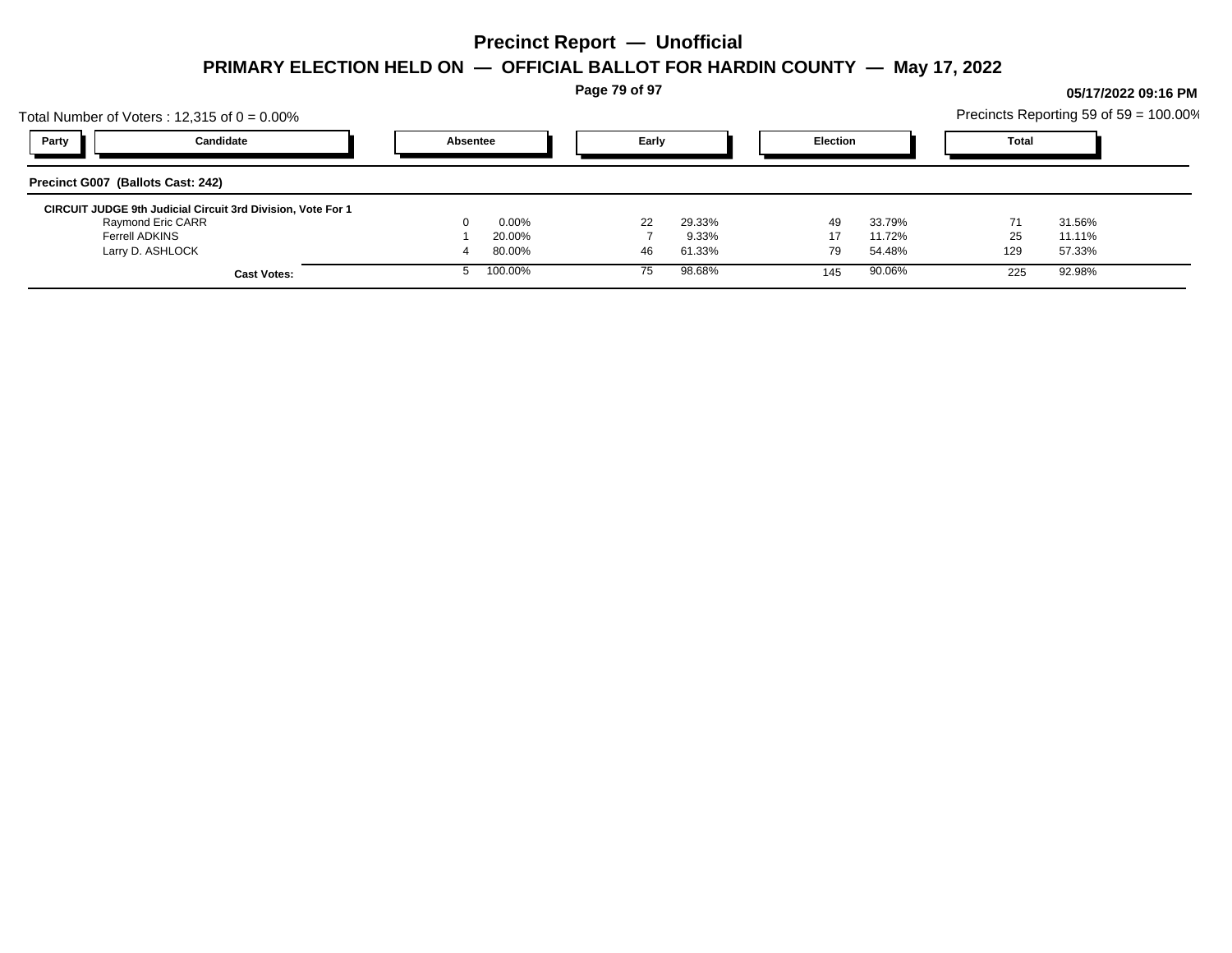# Precinct Report — Unofficial

## PRIMARY ELECTION HELD ON — OFFICIAL BALLOT FOR HARDIN COUNTY — May 17, 2022

**05/17/2022 09:16 PM**

Total Number of Voters : 12,315 of 0 = 0.00%

Precincts Reporting 59 of 59 = 100.00%

### Precinct G007 (Ballots Cast: 242)

**CIRCUIT JUDGE 9th Judicial Circuit 3rd Division, Vote For 1**

| Party | Candidate | Absentee | | Early | | Election | | Total | |
|---|---|---|---|---|---|---|---|---|---|
| | Raymond Eric CARR | 0 | 0.00% | 22 | 29.33% | 49 | 33.79% | 71 | 31.56% |
| | Ferrell ADKINS | 1 | 20.00% | 7 | 9.33% | 17 | 11.72% | 25 | 11.11% |
| | Larry D. ASHLOCK | 4 | 80.00% | 46 | 61.33% | 79 | 54.48% | 129 | 57.33% |
| | **Cast Votes:** | 5 | 100.00% | 75 | 98.68% | 145 | 90.06% | 225 | 92.98% |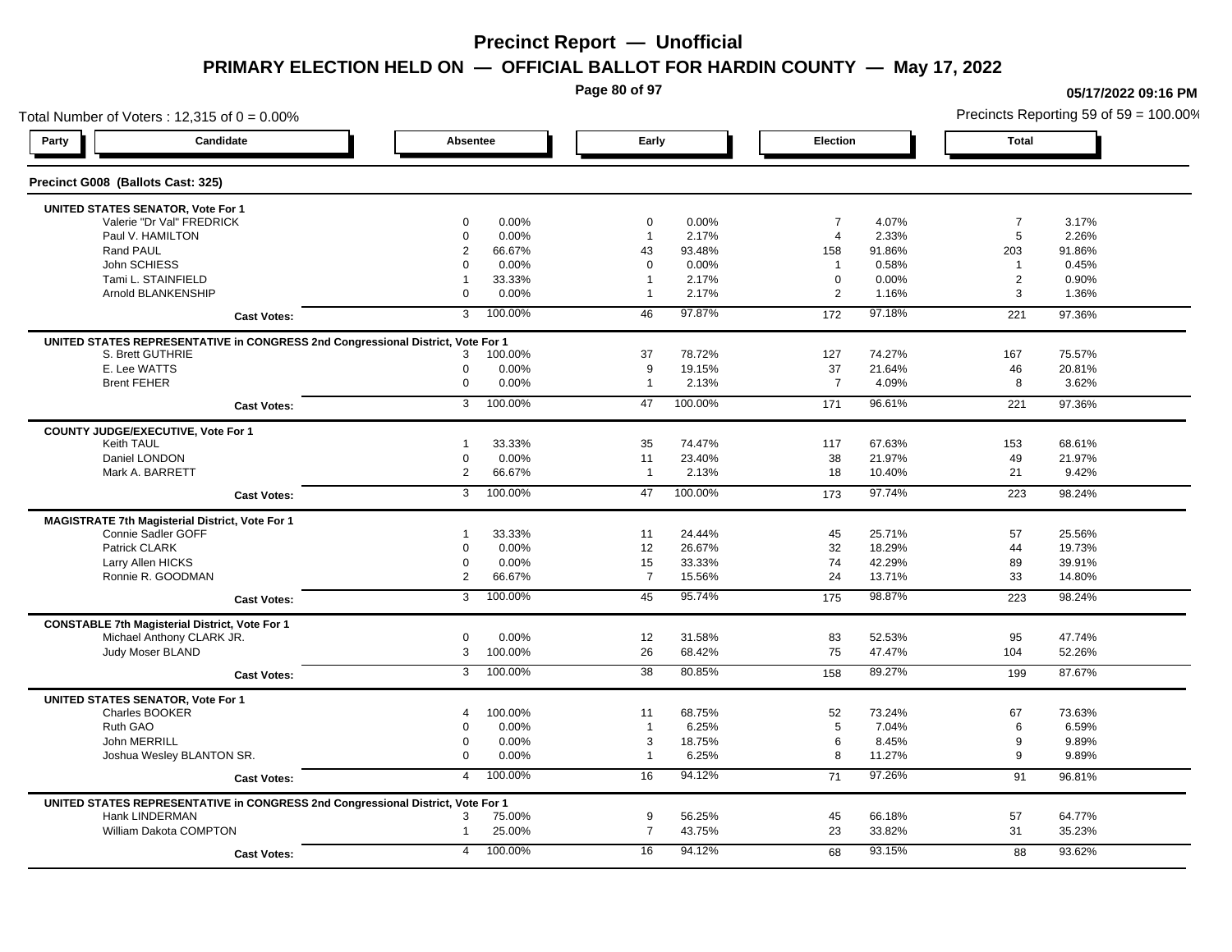# Precinct Report — Unofficial

## PRIMARY ELECTION HELD ON — OFFICIAL BALLOT FOR HARDIN COUNTY — May 17, 2022

05/17/2022 09:16 PM

Total Number of Voters : 12,315 of 0 = 0.00%

Precincts Reporting 59 of 59 = 100.00%

### Precinct G008 (Ballots Cast: 325)

| Party | Candidate | Absentee | | Early | | Election | | Total | |
|---|---|---|---|---|---|---|---|---|---|
| | **UNITED STATES SENATOR, Vote For 1** | | | | | | | | |
| | Valerie "Dr Val" FREDRICK | 0 | 0.00% | 0 | 0.00% | 7 | 4.07% | 7 | 3.17% |
| | Paul V. HAMILTON | 0 | 0.00% | 1 | 2.17% | 4 | 2.33% | 5 | 2.26% |
| | Rand PAUL | 2 | 66.67% | 43 | 93.48% | 158 | 91.86% | 203 | 91.86% |
| | John SCHIESS | 0 | 0.00% | 0 | 0.00% | 1 | 0.58% | 1 | 0.45% |
| | Tami L. STAINFIELD | 1 | 33.33% | 1 | 2.17% | 0 | 0.00% | 2 | 0.90% |
| | Arnold BLANKENSHIP | 0 | 0.00% | 1 | 2.17% | 2 | 1.16% | 3 | 1.36% |
| | **Cast Votes:** | 3 | 100.00% | 46 | 97.87% | 172 | 97.18% | 221 | 97.36% |
| | **UNITED STATES REPRESENTATIVE in CONGRESS 2nd Congressional District, Vote For 1** | | | | | | | | |
| | S. Brett GUTHRIE | 3 | 100.00% | 37 | 78.72% | 127 | 74.27% | 167 | 75.57% |
| | E. Lee WATTS | 0 | 0.00% | 9 | 19.15% | 37 | 21.64% | 46 | 20.81% |
| | Brent FEHER | 0 | 0.00% | 1 | 2.13% | 7 | 4.09% | 8 | 3.62% |
| | **Cast Votes:** | 3 | 100.00% | 47 | 100.00% | 171 | 96.61% | 221 | 97.36% |
| | **COUNTY JUDGE/EXECUTIVE, Vote For 1** | | | | | | | | |
| | Keith TAUL | 1 | 33.33% | 35 | 74.47% | 117 | 67.63% | 153 | 68.61% |
| | Daniel LONDON | 0 | 0.00% | 11 | 23.40% | 38 | 21.97% | 49 | 21.97% |
| | Mark A. BARRETT | 2 | 66.67% | 1 | 2.13% | 18 | 10.40% | 21 | 9.42% |
| | **Cast Votes:** | 3 | 100.00% | 47 | 100.00% | 173 | 97.74% | 223 | 98.24% |
| | **MAGISTRATE 7th Magisterial District, Vote For 1** | | | | | | | | |
| | Connie Sadler GOFF | 1 | 33.33% | 11 | 24.44% | 45 | 25.71% | 57 | 25.56% |
| | Patrick CLARK | 0 | 0.00% | 12 | 26.67% | 32 | 18.29% | 44 | 19.73% |
| | Larry Allen HICKS | 0 | 0.00% | 15 | 33.33% | 74 | 42.29% | 89 | 39.91% |
| | Ronnie R. GOODMAN | 2 | 66.67% | 7 | 15.56% | 24 | 13.71% | 33 | 14.80% |
| | **Cast Votes:** | 3 | 100.00% | 45 | 95.74% | 175 | 98.87% | 223 | 98.24% |
| | **CONSTABLE 7th Magisterial District, Vote For 1** | | | | | | | | |
| | Michael Anthony CLARK JR. | 0 | 0.00% | 12 | 31.58% | 83 | 52.53% | 95 | 47.74% |
| | Judy Moser BLAND | 3 | 100.00% | 26 | 68.42% | 75 | 47.47% | 104 | 52.26% |
| | **Cast Votes:** | 3 | 100.00% | 38 | 80.85% | 158 | 89.27% | 199 | 87.67% |
| | **UNITED STATES SENATOR, Vote For 1** | | | | | | | | |
| | Charles BOOKER | 4 | 100.00% | 11 | 68.75% | 52 | 73.24% | 67 | 73.63% |
| | Ruth GAO | 0 | 0.00% | 1 | 6.25% | 5 | 7.04% | 6 | 6.59% |
| | John MERRILL | 0 | 0.00% | 3 | 18.75% | 6 | 8.45% | 9 | 9.89% |
| | Joshua Wesley BLANTON SR. | 0 | 0.00% | 1 | 6.25% | 8 | 11.27% | 9 | 9.89% |
| | **Cast Votes:** | 4 | 100.00% | 16 | 94.12% | 71 | 97.26% | 91 | 96.81% |
| | **UNITED STATES REPRESENTATIVE in CONGRESS 2nd Congressional District, Vote For 1** | | | | | | | | |
| | Hank LINDERMAN | 3 | 75.00% | 9 | 56.25% | 45 | 66.18% | 57 | 64.77% |
| | William Dakota COMPTON | 1 | 25.00% | 7 | 43.75% | 23 | 33.82% | 31 | 35.23% |
| | **Cast Votes:** | 4 | 100.00% | 16 | 94.12% | 68 | 93.15% | 88 | 93.62% |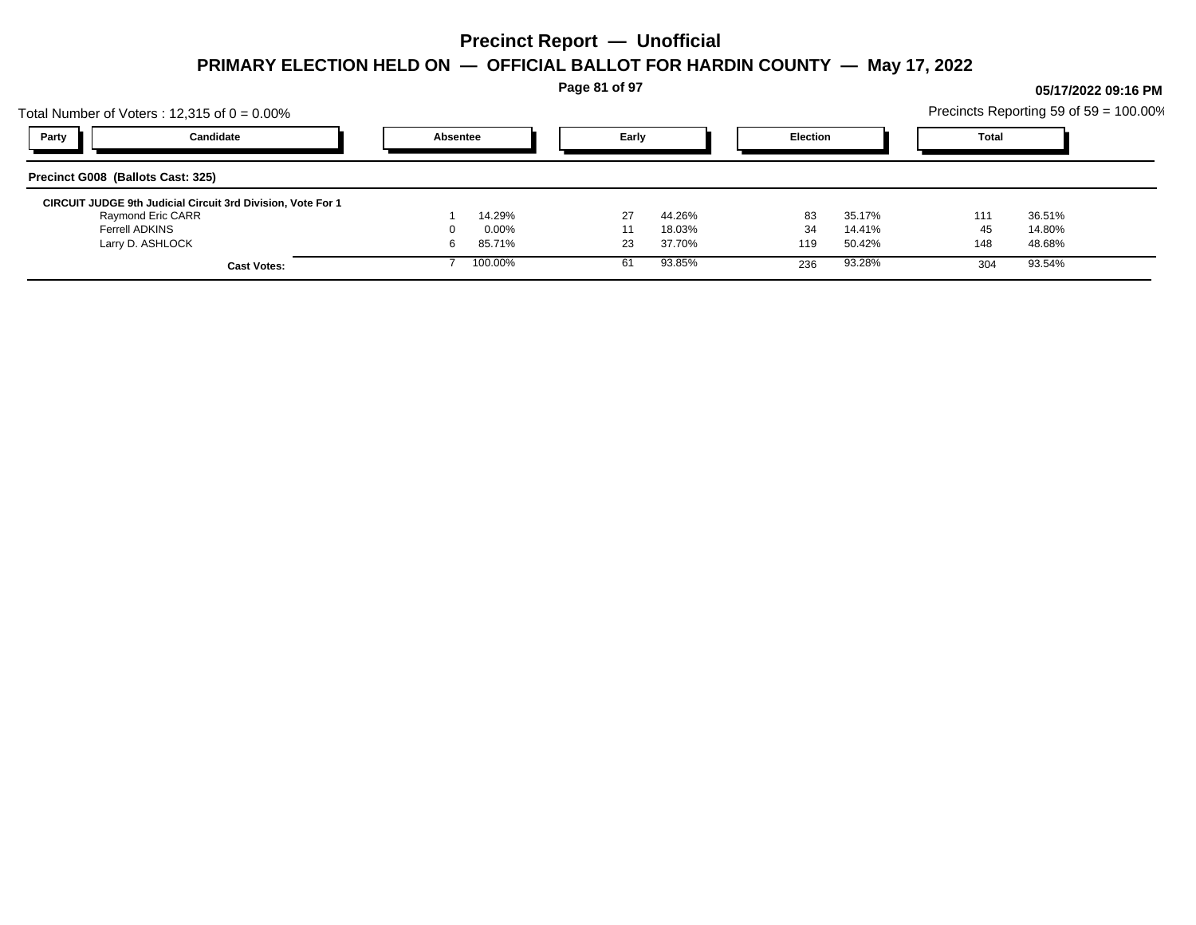# Precinct Report — Unofficial

## PRIMARY ELECTION HELD ON — OFFICIAL BALLOT FOR HARDIN COUNTY — May 17, 2022

05/17/2022 09:16 PM

Total Number of Voters : 12,315 of 0 = 0.00%

Precincts Reporting 59 of 59 = 100.00%

### Precinct G008 (Ballots Cast: 325)

**CIRCUIT JUDGE 9th Judicial Circuit 3rd Division, Vote For 1**

| Party | Candidate | Absentee | | Early | | Election | | Total | |
|---|---|---|---|---|---|---|---|---|---|
| | Raymond Eric CARR | 1 | 14.29% | 27 | 44.26% | 83 | 35.17% | 111 | 36.51% |
| | Ferrell ADKINS | 0 | 0.00% | 11 | 18.03% | 34 | 14.41% | 45 | 14.80% |
| | Larry D. ASHLOCK | 6 | 85.71% | 23 | 37.70% | 119 | 50.42% | 148 | 48.68% |
| | **Cast Votes:** | 7 | 100.00% | 61 | 93.85% | 236 | 93.28% | 304 | 93.54% |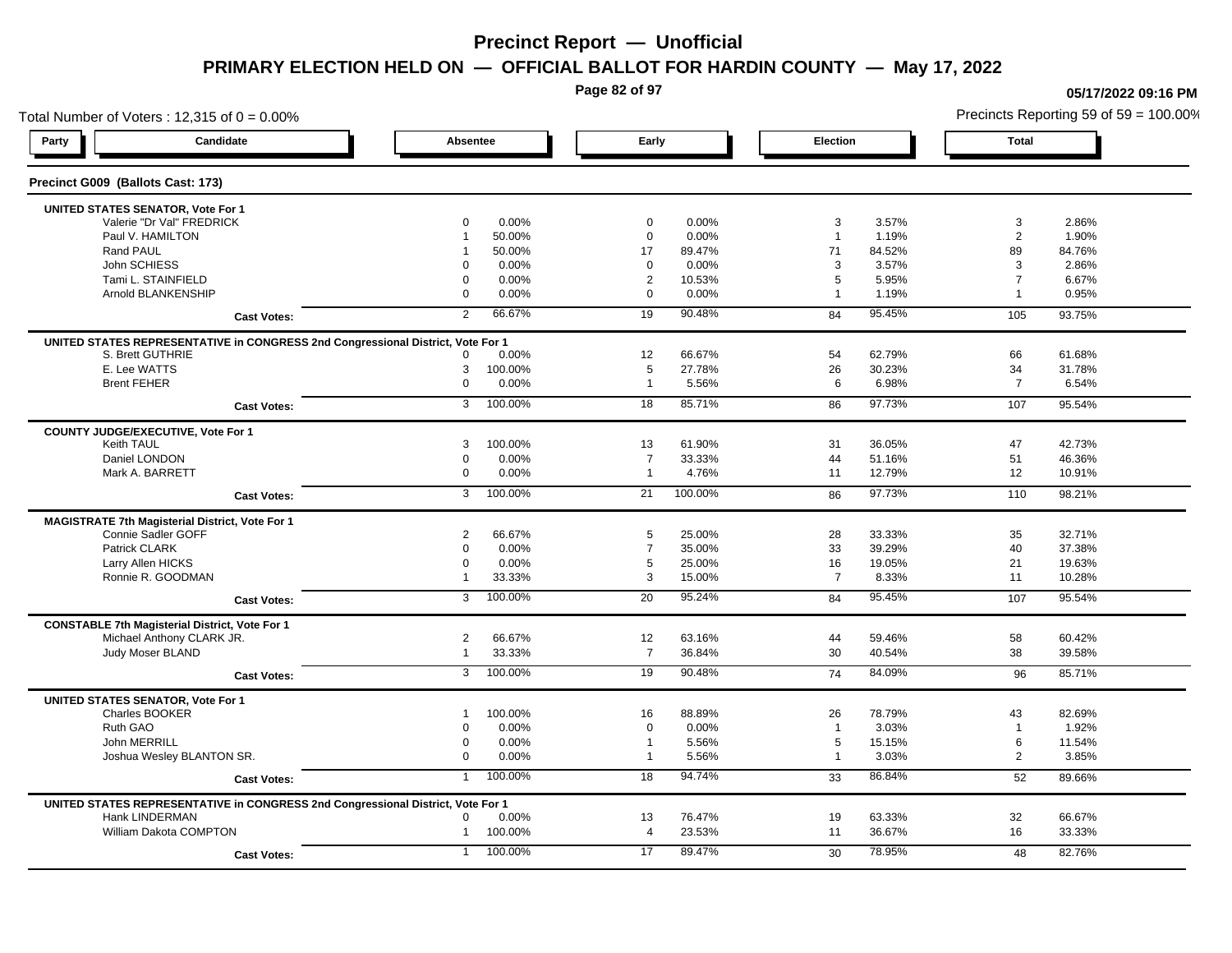# Precinct Report — Unofficial

## PRIMARY ELECTION HELD ON — OFFICIAL BALLOT FOR HARDIN COUNTY — May 17, 2022

05/17/2022 09:16 PM

Total Number of Voters : 12,315 of 0 = 0.00%

Precincts Reporting 59 of 59 = 100.00%

| Party | Candidate | Absentee | | Early | | Election | | Total | |
|---|---|---|---|---|---|---|---|---|---|

### Precinct G009 (Ballots Cast: 173)

**UNITED STATES SENATOR, Vote For 1**

| Candidate | Absentee | % | Early | % | Election | % | Total | % |
|---|---|---|---|---|---|---|---|---|
| Valerie "Dr Val" FREDRICK | 0 | 0.00% | 0 | 0.00% | 3 | 3.57% | 3 | 2.86% |
| Paul V. HAMILTON | 1 | 50.00% | 0 | 0.00% | 1 | 1.19% | 2 | 1.90% |
| Rand PAUL | 1 | 50.00% | 17 | 89.47% | 71 | 84.52% | 89 | 84.76% |
| John SCHIESS | 0 | 0.00% | 0 | 0.00% | 3 | 3.57% | 3 | 2.86% |
| Tami L. STAINFIELD | 0 | 0.00% | 2 | 10.53% | 5 | 5.95% | 7 | 6.67% |
| Arnold BLANKENSHIP | 0 | 0.00% | 0 | 0.00% | 1 | 1.19% | 1 | 0.95% |
| **Cast Votes:** | 2 | 66.67% | 19 | 90.48% | 84 | 95.45% | 105 | 93.75% |

**UNITED STATES REPRESENTATIVE in CONGRESS 2nd Congressional District, Vote For 1**

| Candidate | Absentee | % | Early | % | Election | % | Total | % |
|---|---|---|---|---|---|---|---|---|
| S. Brett GUTHRIE | 0 | 0.00% | 12 | 66.67% | 54 | 62.79% | 66 | 61.68% |
| E. Lee WATTS | 3 | 100.00% | 5 | 27.78% | 26 | 30.23% | 34 | 31.78% |
| Brent FEHER | 0 | 0.00% | 1 | 5.56% | 6 | 6.98% | 7 | 6.54% |
| **Cast Votes:** | 3 | 100.00% | 18 | 85.71% | 86 | 97.73% | 107 | 95.54% |

**COUNTY JUDGE/EXECUTIVE, Vote For 1**

| Candidate | Absentee | % | Early | % | Election | % | Total | % |
|---|---|---|---|---|---|---|---|---|
| Keith TAUL | 3 | 100.00% | 13 | 61.90% | 31 | 36.05% | 47 | 42.73% |
| Daniel LONDON | 0 | 0.00% | 7 | 33.33% | 44 | 51.16% | 51 | 46.36% |
| Mark A. BARRETT | 0 | 0.00% | 1 | 4.76% | 11 | 12.79% | 12 | 10.91% |
| **Cast Votes:** | 3 | 100.00% | 21 | 100.00% | 86 | 97.73% | 110 | 98.21% |

**MAGISTRATE 7th Magisterial District, Vote For 1**

| Candidate | Absentee | % | Early | % | Election | % | Total | % |
|---|---|---|---|---|---|---|---|---|
| Connie Sadler GOFF | 2 | 66.67% | 5 | 25.00% | 28 | 33.33% | 35 | 32.71% |
| Patrick CLARK | 0 | 0.00% | 7 | 35.00% | 33 | 39.29% | 40 | 37.38% |
| Larry Allen HICKS | 0 | 0.00% | 5 | 25.00% | 16 | 19.05% | 21 | 19.63% |
| Ronnie R. GOODMAN | 1 | 33.33% | 3 | 15.00% | 7 | 8.33% | 11 | 10.28% |
| **Cast Votes:** | 3 | 100.00% | 20 | 95.24% | 84 | 95.45% | 107 | 95.54% |

**CONSTABLE 7th Magisterial District, Vote For 1**

| Candidate | Absentee | % | Early | % | Election | % | Total | % |
|---|---|---|---|---|---|---|---|---|
| Michael Anthony CLARK JR. | 2 | 66.67% | 12 | 63.16% | 44 | 59.46% | 58 | 60.42% |
| Judy Moser BLAND | 1 | 33.33% | 7 | 36.84% | 30 | 40.54% | 38 | 39.58% |
| **Cast Votes:** | 3 | 100.00% | 19 | 90.48% | 74 | 84.09% | 96 | 85.71% |

**UNITED STATES SENATOR, Vote For 1**

| Candidate | Absentee | % | Early | % | Election | % | Total | % |
|---|---|---|---|---|---|---|---|---|
| Charles BOOKER | 1 | 100.00% | 16 | 88.89% | 26 | 78.79% | 43 | 82.69% |
| Ruth GAO | 0 | 0.00% | 0 | 0.00% | 1 | 3.03% | 1 | 1.92% |
| John MERRILL | 0 | 0.00% | 1 | 5.56% | 5 | 15.15% | 6 | 11.54% |
| Joshua Wesley BLANTON SR. | 0 | 0.00% | 1 | 5.56% | 1 | 3.03% | 2 | 3.85% |
| **Cast Votes:** | 1 | 100.00% | 18 | 94.74% | 33 | 86.84% | 52 | 89.66% |

**UNITED STATES REPRESENTATIVE in CONGRESS 2nd Congressional District, Vote For 1**

| Candidate | Absentee | % | Early | % | Election | % | Total | % |
|---|---|---|---|---|---|---|---|---|
| Hank LINDERMAN | 0 | 0.00% | 13 | 76.47% | 19 | 63.33% | 32 | 66.67% |
| William Dakota COMPTON | 1 | 100.00% | 4 | 23.53% | 11 | 36.67% | 16 | 33.33% |
| **Cast Votes:** | 1 | 100.00% | 17 | 89.47% | 30 | 78.95% | 48 | 82.76% |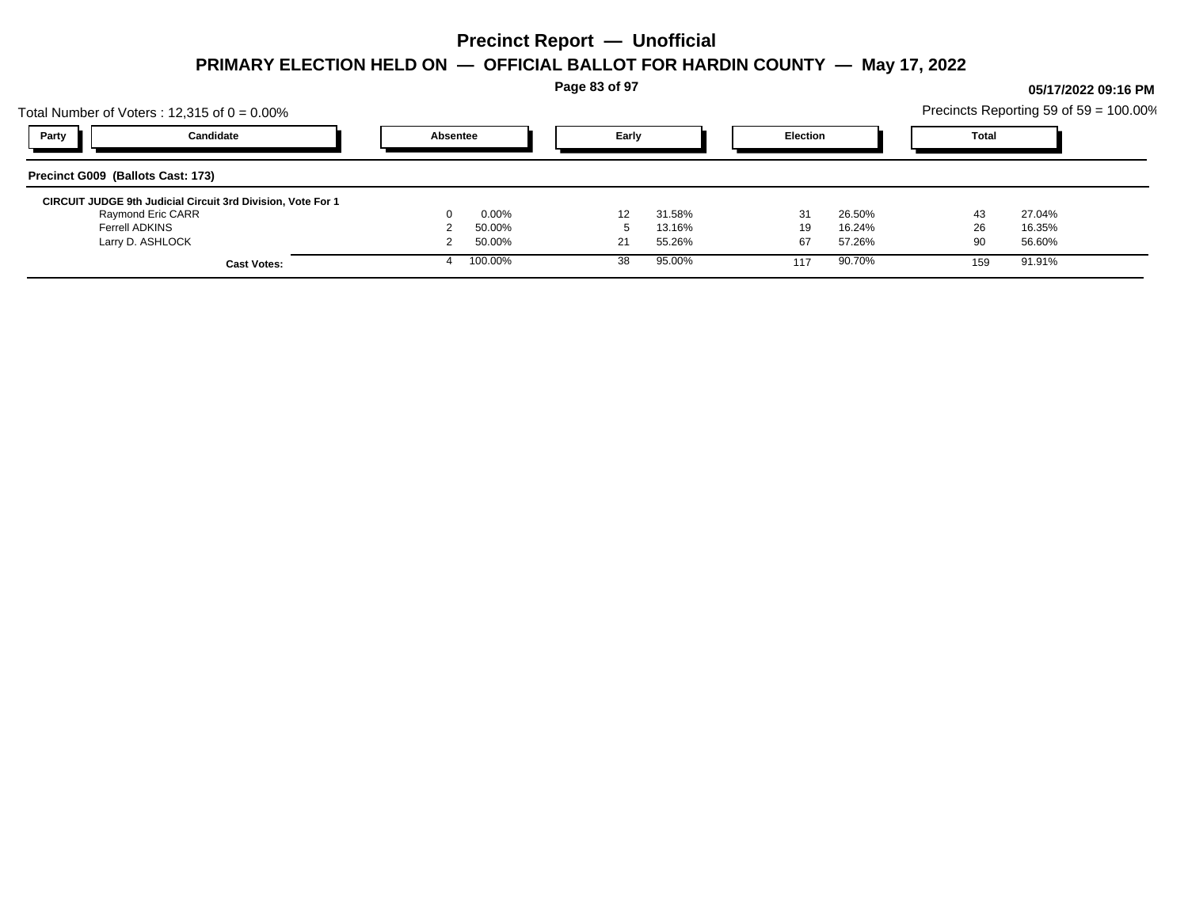# Precinct Report — Unofficial

## PRIMARY ELECTION HELD ON — OFFICIAL BALLOT FOR HARDIN COUNTY — May 17, 2022

05/17/2022 09:16 PM

Total Number of Voters : 12,315 of 0 = 0.00%

Precincts Reporting 59 of 59 = 100.00%

### Precinct G009 (Ballots Cast: 173)

| Party | Candidate | Absentee | | Early | | Election | | Total | |
|---|---|---|---|---|---|---|---|---|---|
| | **CIRCUIT JUDGE 9th Judicial Circuit 3rd Division, Vote For 1** | | | | | | | | |
| | Raymond Eric CARR | 0 | 0.00% | 12 | 31.58% | 31 | 26.50% | 43 | 27.04% |
| | Ferrell ADKINS | 2 | 50.00% | 5 | 13.16% | 19 | 16.24% | 26 | 16.35% |
| | Larry D. ASHLOCK | 2 | 50.00% | 21 | 55.26% | 67 | 57.26% | 90 | 56.60% |
| | **Cast Votes:** | 4 | 100.00% | 38 | 95.00% | 117 | 90.70% | 159 | 91.91% |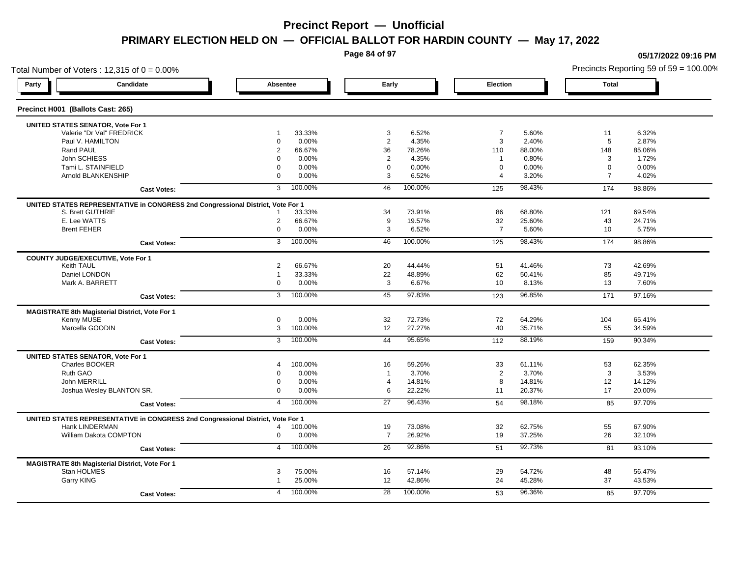# Precinct Report — Unofficial

## PRIMARY ELECTION HELD ON — OFFICIAL BALLOT FOR HARDIN COUNTY — May 17, 2022

05/17/2022 09:16 PM

Total Number of Voters : 12,315 of 0 = 0.00%

Precincts Reporting 59 of 59 = 100.00%

### Precinct H001 (Ballots Cast: 265)

| Party | Candidate | Absentee | | Early | | Election | | Total | |
|---|---|---|---|---|---|---|---|---|---|
| | **UNITED STATES SENATOR, Vote For 1** | | | | | | | | |
| | Valerie "Dr Val" FREDRICK | 1 | 33.33% | 3 | 6.52% | 7 | 5.60% | 11 | 6.32% |
| | Paul V. HAMILTON | 0 | 0.00% | 2 | 4.35% | 3 | 2.40% | 5 | 2.87% |
| | Rand PAUL | 2 | 66.67% | 36 | 78.26% | 110 | 88.00% | 148 | 85.06% |
| | John SCHIESS | 0 | 0.00% | 2 | 4.35% | 1 | 0.80% | 3 | 1.72% |
| | Tami L. STAINFIELD | 0 | 0.00% | 0 | 0.00% | 0 | 0.00% | 0 | 0.00% |
| | Arnold BLANKENSHIP | 0 | 0.00% | 3 | 6.52% | 4 | 3.20% | 7 | 4.02% |
| | **Cast Votes:** | 3 | 100.00% | 46 | 100.00% | 125 | 98.43% | 174 | 98.86% |
| | **UNITED STATES REPRESENTATIVE in CONGRESS 2nd Congressional District, Vote For 1** | | | | | | | | |
| | S. Brett GUTHRIE | 1 | 33.33% | 34 | 73.91% | 86 | 68.80% | 121 | 69.54% |
| | E. Lee WATTS | 2 | 66.67% | 9 | 19.57% | 32 | 25.60% | 43 | 24.71% |
| | Brent FEHER | 0 | 0.00% | 3 | 6.52% | 7 | 5.60% | 10 | 5.75% |
| | **Cast Votes:** | 3 | 100.00% | 46 | 100.00% | 125 | 98.43% | 174 | 98.86% |
| | **COUNTY JUDGE/EXECUTIVE, Vote For 1** | | | | | | | | |
| | Keith TAUL | 2 | 66.67% | 20 | 44.44% | 51 | 41.46% | 73 | 42.69% |
| | Daniel LONDON | 1 | 33.33% | 22 | 48.89% | 62 | 50.41% | 85 | 49.71% |
| | Mark A. BARRETT | 0 | 0.00% | 3 | 6.67% | 10 | 8.13% | 13 | 7.60% |
| | **Cast Votes:** | 3 | 100.00% | 45 | 97.83% | 123 | 96.85% | 171 | 97.16% |
| | **MAGISTRATE 8th Magisterial District, Vote For 1** | | | | | | | | |
| | Kenny MUSE | 0 | 0.00% | 32 | 72.73% | 72 | 64.29% | 104 | 65.41% |
| | Marcella GOODIN | 3 | 100.00% | 12 | 27.27% | 40 | 35.71% | 55 | 34.59% |
| | **Cast Votes:** | 3 | 100.00% | 44 | 95.65% | 112 | 88.19% | 159 | 90.34% |
| | **UNITED STATES SENATOR, Vote For 1** | | | | | | | | |
| | Charles BOOKER | 4 | 100.00% | 16 | 59.26% | 33 | 61.11% | 53 | 62.35% |
| | Ruth GAO | 0 | 0.00% | 1 | 3.70% | 2 | 3.70% | 3 | 3.53% |
| | John MERRILL | 0 | 0.00% | 4 | 14.81% | 8 | 14.81% | 12 | 14.12% |
| | Joshua Wesley BLANTON SR. | 0 | 0.00% | 6 | 22.22% | 11 | 20.37% | 17 | 20.00% |
| | **Cast Votes:** | 4 | 100.00% | 27 | 96.43% | 54 | 98.18% | 85 | 97.70% |
| | **UNITED STATES REPRESENTATIVE in CONGRESS 2nd Congressional District, Vote For 1** | | | | | | | | |
| | Hank LINDERMAN | 4 | 100.00% | 19 | 73.08% | 32 | 62.75% | 55 | 67.90% |
| | William Dakota COMPTON | 0 | 0.00% | 7 | 26.92% | 19 | 37.25% | 26 | 32.10% |
| | **Cast Votes:** | 4 | 100.00% | 26 | 92.86% | 51 | 92.73% | 81 | 93.10% |
| | **MAGISTRATE 8th Magisterial District, Vote For 1** | | | | | | | | |
| | Stan HOLMES | 3 | 75.00% | 16 | 57.14% | 29 | 54.72% | 48 | 56.47% |
| | Garry KING | 1 | 25.00% | 12 | 42.86% | 24 | 45.28% | 37 | 43.53% |
| | **Cast Votes:** | 4 | 100.00% | 28 | 100.00% | 53 | 96.36% | 85 | 97.70% |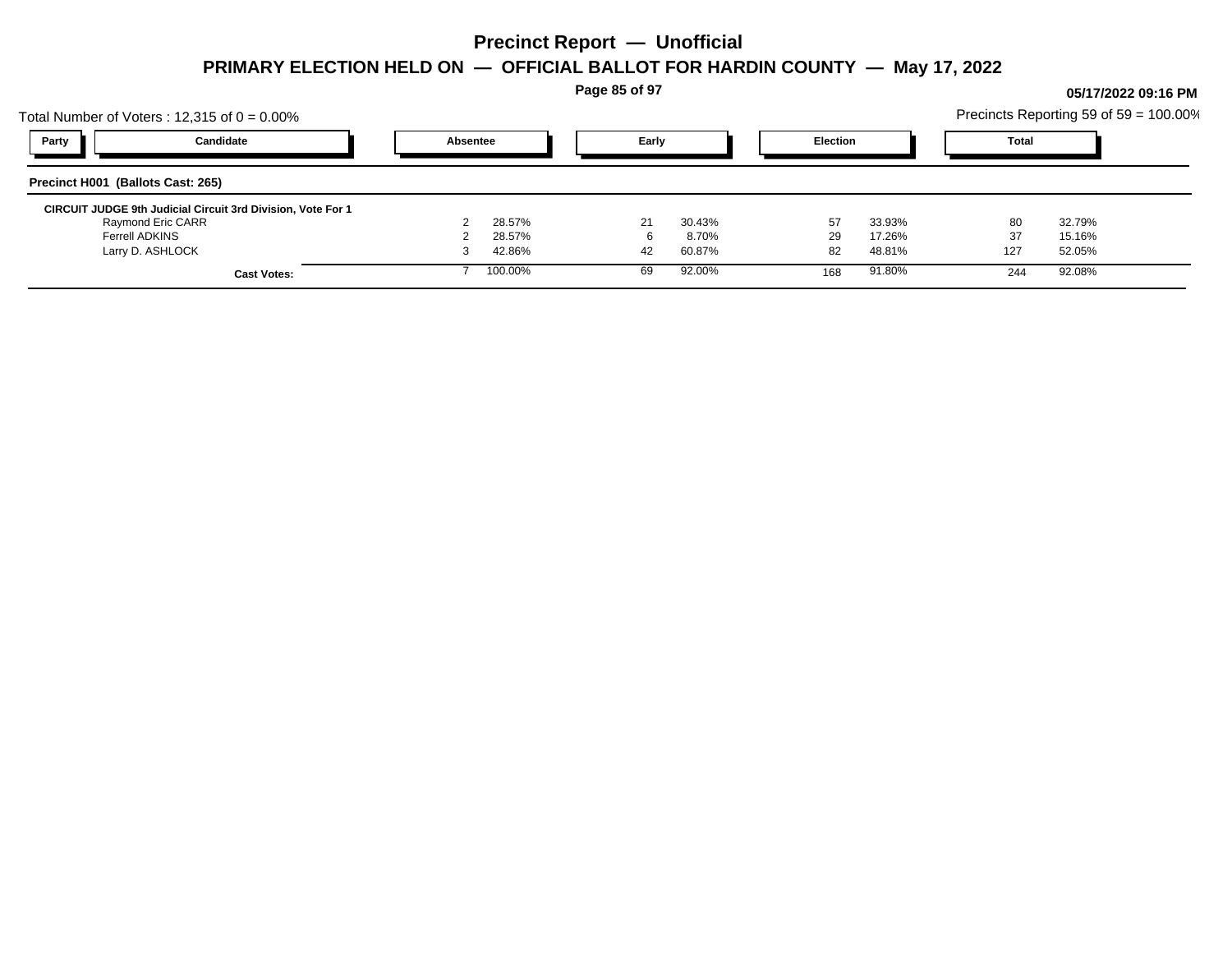# Precinct Report — Unofficial

## PRIMARY ELECTION HELD ON — OFFICIAL BALLOT FOR HARDIN COUNTY — May 17, 2022

**05/17/2022 09:16 PM**

Total Number of Voters : 12,315 of 0 = 0.00%

Precincts Reporting 59 of 59 = 100.00%

### Precinct H001 (Ballots Cast: 265)

**CIRCUIT JUDGE 9th Judicial Circuit 3rd Division, Vote For 1**

| Party | Candidate | Absentee | | Early | | Election | | Total | |
|---|---|---|---|---|---|---|---|---|---|
| | Raymond Eric CARR | 2 | 28.57% | 21 | 30.43% | 57 | 33.93% | 80 | 32.79% |
| | Ferrell ADKINS | 2 | 28.57% | 6 | 8.70% | 29 | 17.26% | 37 | 15.16% |
| | Larry D. ASHLOCK | 3 | 42.86% | 42 | 60.87% | 82 | 48.81% | 127 | 52.05% |
| | **Cast Votes:** | 7 | 100.00% | 69 | 92.00% | 168 | 91.80% | 244 | 92.08% |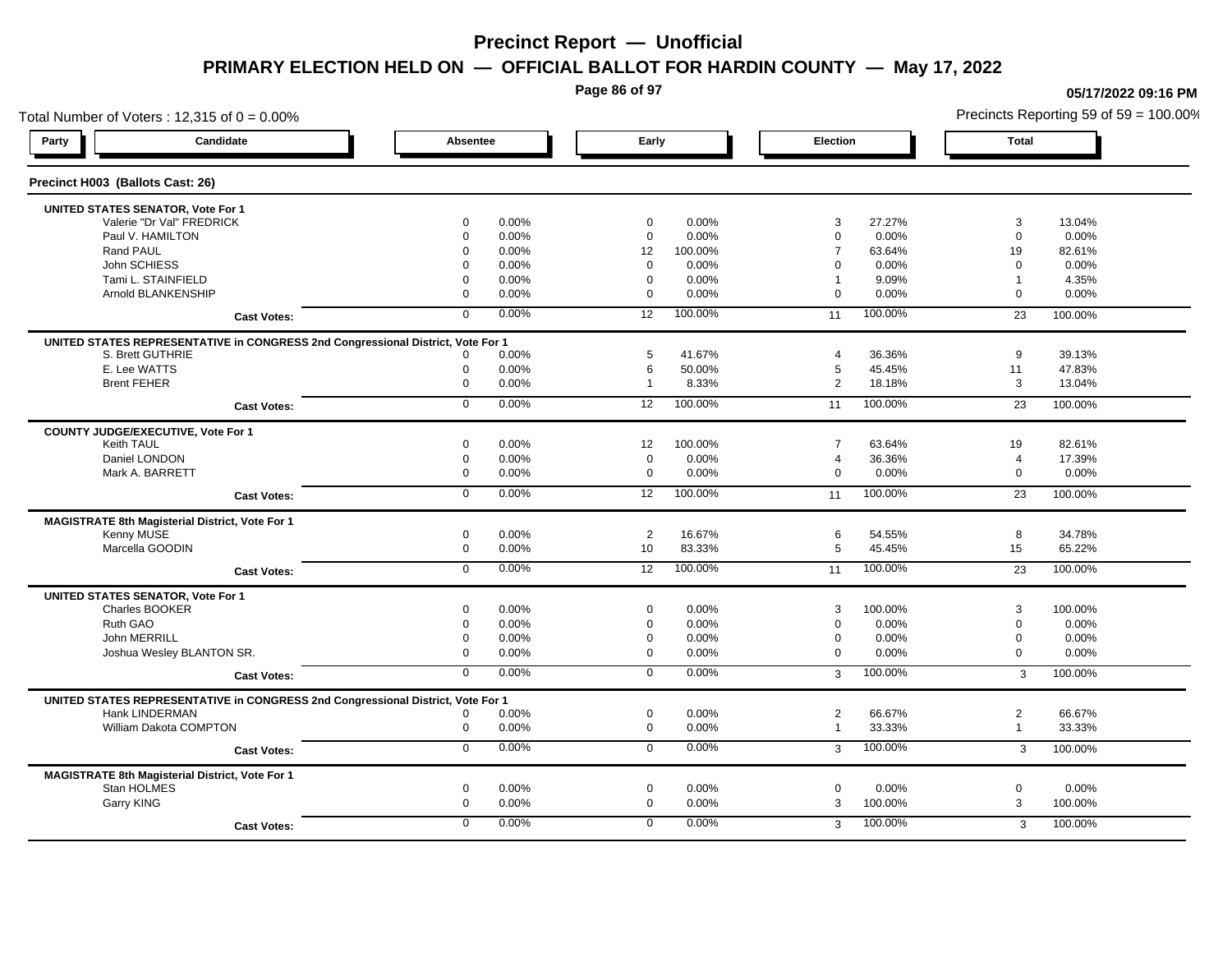# Precinct Report — Unofficial

## PRIMARY ELECTION HELD ON — OFFICIAL BALLOT FOR HARDIN COUNTY — May 17, 2022

05/17/2022 09:16 PM

Total Number of Voters : 12,315 of 0 = 0.00%

Precincts Reporting 59 of 59 = 100.00%

### Precinct H003 (Ballots Cast: 26)

| Party | Candidate | Absentee | | Early | | Election | | Total | |
|---|---|---|---|---|---|---|---|---|---|
| | **UNITED STATES SENATOR, Vote For 1** | | | | | | | | |
| | Valerie "Dr Val" FREDRICK | 0 | 0.00% | 0 | 0.00% | 3 | 27.27% | 3 | 13.04% |
| | Paul V. HAMILTON | 0 | 0.00% | 0 | 0.00% | 0 | 0.00% | 0 | 0.00% |
| | Rand PAUL | 0 | 0.00% | 12 | 100.00% | 7 | 63.64% | 19 | 82.61% |
| | John SCHIESS | 0 | 0.00% | 0 | 0.00% | 0 | 0.00% | 0 | 0.00% |
| | Tami L. STAINFIELD | 0 | 0.00% | 0 | 0.00% | 1 | 9.09% | 1 | 4.35% |
| | Arnold BLANKENSHIP | 0 | 0.00% | 0 | 0.00% | 0 | 0.00% | 0 | 0.00% |
| | **Cast Votes:** | 0 | 0.00% | 12 | 100.00% | 11 | 100.00% | 23 | 100.00% |
| | **UNITED STATES REPRESENTATIVE in CONGRESS 2nd Congressional District, Vote For 1** | | | | | | | | |
| | S. Brett GUTHRIE | 0 | 0.00% | 5 | 41.67% | 4 | 36.36% | 9 | 39.13% |
| | E. Lee WATTS | 0 | 0.00% | 6 | 50.00% | 5 | 45.45% | 11 | 47.83% |
| | Brent FEHER | 0 | 0.00% | 1 | 8.33% | 2 | 18.18% | 3 | 13.04% |
| | **Cast Votes:** | 0 | 0.00% | 12 | 100.00% | 11 | 100.00% | 23 | 100.00% |
| | **COUNTY JUDGE/EXECUTIVE, Vote For 1** | | | | | | | | |
| | Keith TAUL | 0 | 0.00% | 12 | 100.00% | 7 | 63.64% | 19 | 82.61% |
| | Daniel LONDON | 0 | 0.00% | 0 | 0.00% | 4 | 36.36% | 4 | 17.39% |
| | Mark A. BARRETT | 0 | 0.00% | 0 | 0.00% | 0 | 0.00% | 0 | 0.00% |
| | **Cast Votes:** | 0 | 0.00% | 12 | 100.00% | 11 | 100.00% | 23 | 100.00% |
| | **MAGISTRATE 8th Magisterial District, Vote For 1** | | | | | | | | |
| | Kenny MUSE | 0 | 0.00% | 2 | 16.67% | 6 | 54.55% | 8 | 34.78% |
| | Marcella GOODIN | 0 | 0.00% | 10 | 83.33% | 5 | 45.45% | 15 | 65.22% |
| | **Cast Votes:** | 0 | 0.00% | 12 | 100.00% | 11 | 100.00% | 23 | 100.00% |
| | **UNITED STATES SENATOR, Vote For 1** | | | | | | | | |
| | Charles BOOKER | 0 | 0.00% | 0 | 0.00% | 3 | 100.00% | 3 | 100.00% |
| | Ruth GAO | 0 | 0.00% | 0 | 0.00% | 0 | 0.00% | 0 | 0.00% |
| | John MERRILL | 0 | 0.00% | 0 | 0.00% | 0 | 0.00% | 0 | 0.00% |
| | Joshua Wesley BLANTON SR. | 0 | 0.00% | 0 | 0.00% | 0 | 0.00% | 0 | 0.00% |
| | **Cast Votes:** | 0 | 0.00% | 0 | 0.00% | 3 | 100.00% | 3 | 100.00% |
| | **UNITED STATES REPRESENTATIVE in CONGRESS 2nd Congressional District, Vote For 1** | | | | | | | | |
| | Hank LINDERMAN | 0 | 0.00% | 0 | 0.00% | 2 | 66.67% | 2 | 66.67% |
| | William Dakota COMPTON | 0 | 0.00% | 0 | 0.00% | 1 | 33.33% | 1 | 33.33% |
| | **Cast Votes:** | 0 | 0.00% | 0 | 0.00% | 3 | 100.00% | 3 | 100.00% |
| | **MAGISTRATE 8th Magisterial District, Vote For 1** | | | | | | | | |
| | Stan HOLMES | 0 | 0.00% | 0 | 0.00% | 0 | 0.00% | 0 | 0.00% |
| | Garry KING | 0 | 0.00% | 0 | 0.00% | 3 | 100.00% | 3 | 100.00% |
| | **Cast Votes:** | 0 | 0.00% | 0 | 0.00% | 3 | 100.00% | 3 | 100.00% |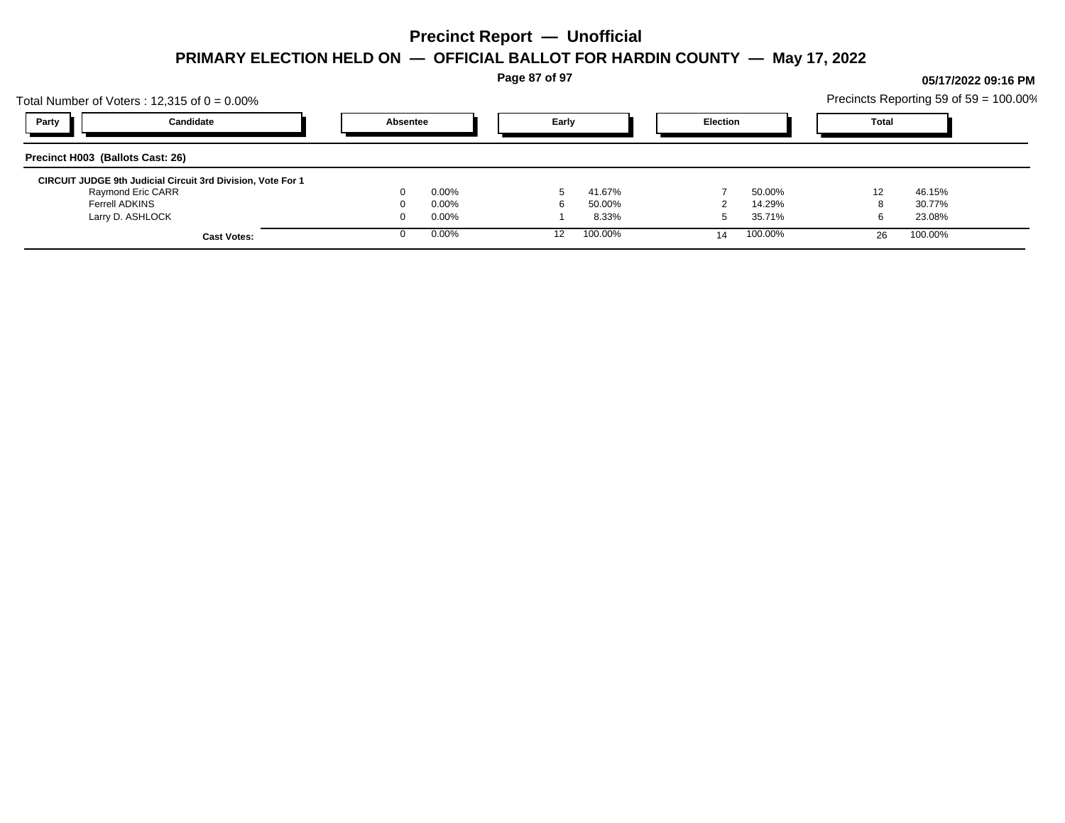# Precinct Report — Unofficial

## PRIMARY ELECTION HELD ON — OFFICIAL BALLOT FOR HARDIN COUNTY — May 17, 2022

**05/17/2022 09:16 PM**

Total Number of Voters : 12,315 of 0 = 0.00%

Precincts Reporting 59 of 59 = 100.00%

### Precinct H003 (Ballots Cast: 26)

**CIRCUIT JUDGE 9th Judicial Circuit 3rd Division, Vote For 1**

| Party | Candidate | Absentee | | Early | | Election | | Total | |
|---|---|---|---|---|---|---|---|---|---|
| | Raymond Eric CARR | 0 | 0.00% | 5 | 41.67% | 7 | 50.00% | 12 | 46.15% |
| | Ferrell ADKINS | 0 | 0.00% | 6 | 50.00% | 2 | 14.29% | 8 | 30.77% |
| | Larry D. ASHLOCK | 0 | 0.00% | 1 | 8.33% | 5 | 35.71% | 6 | 23.08% |
| | **Cast Votes:** | 0 | 0.00% | 12 | 100.00% | 14 | 100.00% | 26 | 100.00% |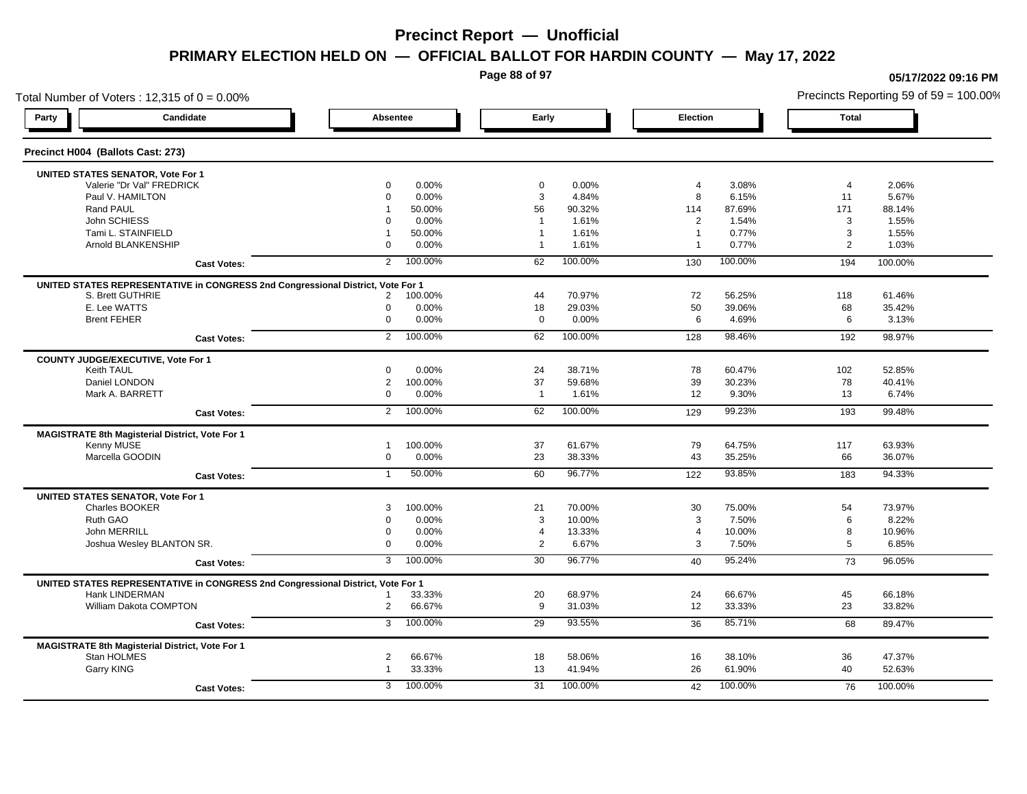# Precinct Report — Unofficial

## PRIMARY ELECTION HELD ON — OFFICIAL BALLOT FOR HARDIN COUNTY — May 17, 2022

05/17/2022 09:16 PM

Total Number of Voters : 12,315 of 0 = 0.00%

Precincts Reporting 59 of 59 = 100.00%

### Precinct H004 (Ballots Cast: 273)

| Party | Candidate | Absentee | | Early | | Election | | Total | |
|---|---|---|---|---|---|---|---|---|---|
| | **UNITED STATES SENATOR, Vote For 1** | | | | | | | | |
| | Valerie "Dr Val" FREDRICK | 0 | 0.00% | 0 | 0.00% | 4 | 3.08% | 4 | 2.06% |
| | Paul V. HAMILTON | 0 | 0.00% | 3 | 4.84% | 8 | 6.15% | 11 | 5.67% |
| | Rand PAUL | 1 | 50.00% | 56 | 90.32% | 114 | 87.69% | 171 | 88.14% |
| | John SCHIESS | 0 | 0.00% | 1 | 1.61% | 2 | 1.54% | 3 | 1.55% |
| | Tami L. STAINFIELD | 1 | 50.00% | 1 | 1.61% | 1 | 0.77% | 3 | 1.55% |
| | Arnold BLANKENSHIP | 0 | 0.00% | 1 | 1.61% | 1 | 0.77% | 2 | 1.03% |
| | **Cast Votes:** | 2 | 100.00% | 62 | 100.00% | 130 | 100.00% | 194 | 100.00% |
| | **UNITED STATES REPRESENTATIVE in CONGRESS 2nd Congressional District, Vote For 1** | | | | | | | | |
| | S. Brett GUTHRIE | 2 | 100.00% | 44 | 70.97% | 72 | 56.25% | 118 | 61.46% |
| | E. Lee WATTS | 0 | 0.00% | 18 | 29.03% | 50 | 39.06% | 68 | 35.42% |
| | Brent FEHER | 0 | 0.00% | 0 | 0.00% | 6 | 4.69% | 6 | 3.13% |
| | **Cast Votes:** | 2 | 100.00% | 62 | 100.00% | 128 | 98.46% | 192 | 98.97% |
| | **COUNTY JUDGE/EXECUTIVE, Vote For 1** | | | | | | | | |
| | Keith TAUL | 0 | 0.00% | 24 | 38.71% | 78 | 60.47% | 102 | 52.85% |
| | Daniel LONDON | 2 | 100.00% | 37 | 59.68% | 39 | 30.23% | 78 | 40.41% |
| | Mark A. BARRETT | 0 | 0.00% | 1 | 1.61% | 12 | 9.30% | 13 | 6.74% |
| | **Cast Votes:** | 2 | 100.00% | 62 | 100.00% | 129 | 99.23% | 193 | 99.48% |
| | **MAGISTRATE 8th Magisterial District, Vote For 1** | | | | | | | | |
| | Kenny MUSE | 1 | 100.00% | 37 | 61.67% | 79 | 64.75% | 117 | 63.93% |
| | Marcella GOODIN | 0 | 0.00% | 23 | 38.33% | 43 | 35.25% | 66 | 36.07% |
| | **Cast Votes:** | 1 | 50.00% | 60 | 96.77% | 122 | 93.85% | 183 | 94.33% |
| | **UNITED STATES SENATOR, Vote For 1** | | | | | | | | |
| | Charles BOOKER | 3 | 100.00% | 21 | 70.00% | 30 | 75.00% | 54 | 73.97% |
| | Ruth GAO | 0 | 0.00% | 3 | 10.00% | 3 | 7.50% | 6 | 8.22% |
| | John MERRILL | 0 | 0.00% | 4 | 13.33% | 4 | 10.00% | 8 | 10.96% |
| | Joshua Wesley BLANTON SR. | 0 | 0.00% | 2 | 6.67% | 3 | 7.50% | 5 | 6.85% |
| | **Cast Votes:** | 3 | 100.00% | 30 | 96.77% | 40 | 95.24% | 73 | 96.05% |
| | **UNITED STATES REPRESENTATIVE in CONGRESS 2nd Congressional District, Vote For 1** | | | | | | | | |
| | Hank LINDERMAN | 1 | 33.33% | 20 | 68.97% | 24 | 66.67% | 45 | 66.18% |
| | William Dakota COMPTON | 2 | 66.67% | 9 | 31.03% | 12 | 33.33% | 23 | 33.82% |
| | **Cast Votes:** | 3 | 100.00% | 29 | 93.55% | 36 | 85.71% | 68 | 89.47% |
| | **MAGISTRATE 8th Magisterial District, Vote For 1** | | | | | | | | |
| | Stan HOLMES | 2 | 66.67% | 18 | 58.06% | 16 | 38.10% | 36 | 47.37% |
| | Garry KING | 1 | 33.33% | 13 | 41.94% | 26 | 61.90% | 40 | 52.63% |
| | **Cast Votes:** | 3 | 100.00% | 31 | 100.00% | 42 | 100.00% | 76 | 100.00% |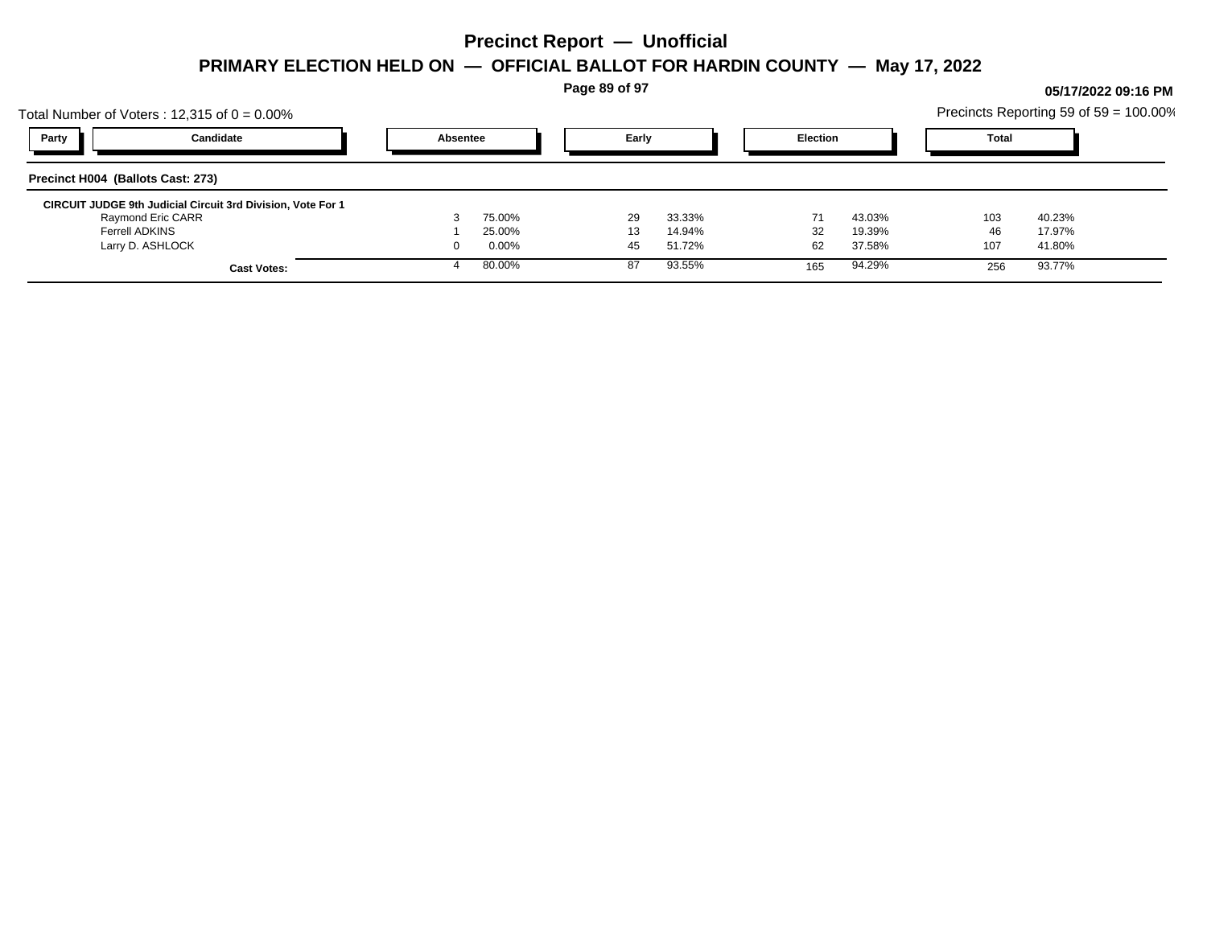# Precinct Report — Unofficial

## PRIMARY ELECTION HELD ON — OFFICIAL BALLOT FOR HARDIN COUNTY — May 17, 2022

**05/17/2022 09:16 PM**

Total Number of Voters : 12,315 of 0 = 0.00%

Precincts Reporting 59 of 59 = 100.00%

| Party | Candidate | Absentee | | Early | | Election | | Total | |
|---|---|---|---|---|---|---|---|---|---|
| **Precinct H004 (Ballots Cast: 273)** | | | | | | | | | |
| **CIRCUIT JUDGE 9th Judicial Circuit 3rd Division, Vote For 1** | | | | | | | | | |
| | Raymond Eric CARR | 3 | 75.00% | 29 | 33.33% | 71 | 43.03% | 103 | 40.23% |
| | Ferrell ADKINS | 1 | 25.00% | 13 | 14.94% | 32 | 19.39% | 46 | 17.97% |
| | Larry D. ASHLOCK | 0 | 0.00% | 45 | 51.72% | 62 | 37.58% | 107 | 41.80% |
| | **Cast Votes:** | 4 | 80.00% | 87 | 93.55% | 165 | 94.29% | 256 | 93.77% |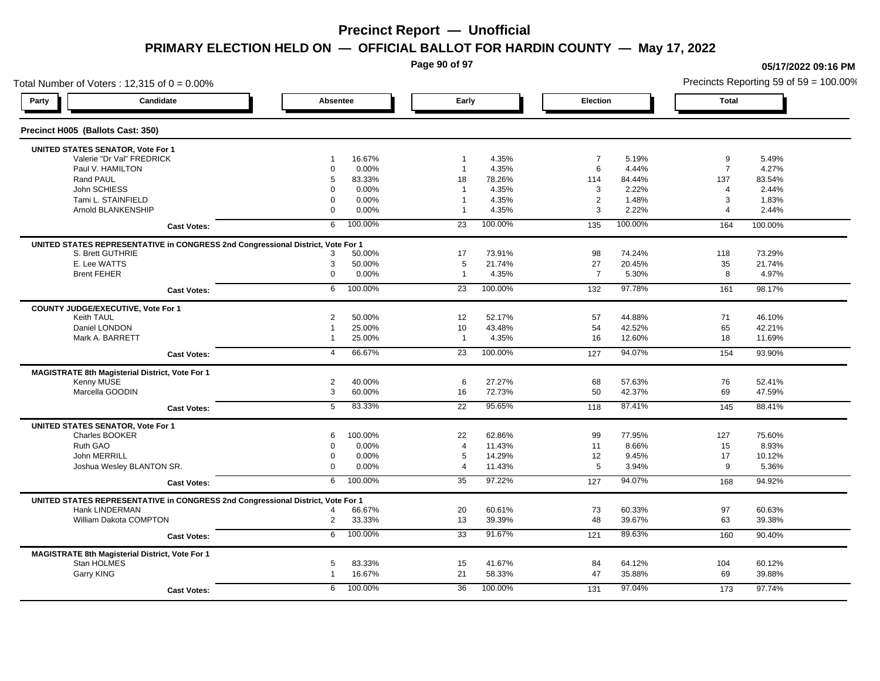# Precinct Report — Unofficial

## PRIMARY ELECTION HELD ON — OFFICIAL BALLOT FOR HARDIN COUNTY — May 17, 2022

05/17/2022 09:16 PM

Total Number of Voters : 12,315 of 0 = 0.00%

Precincts Reporting 59 of 59 = 100.00%

### Precinct H005 (Ballots Cast: 350)

| Party | Candidate | Absentee | | Early | | Election | | Total | |
|---|---|---|---|---|---|---|---|---|---|
| **UNITED STATES SENATOR, Vote For 1** | | | | | | | | | |
| | Valerie "Dr Val" FREDRICK | 1 | 16.67% | 1 | 4.35% | 7 | 5.19% | 9 | 5.49% |
| | Paul V. HAMILTON | 0 | 0.00% | 1 | 4.35% | 6 | 4.44% | 7 | 4.27% |
| | Rand PAUL | 5 | 83.33% | 18 | 78.26% | 114 | 84.44% | 137 | 83.54% |
| | John SCHIESS | 0 | 0.00% | 1 | 4.35% | 3 | 2.22% | 4 | 2.44% |
| | Tami L. STAINFIELD | 0 | 0.00% | 1 | 4.35% | 2 | 1.48% | 3 | 1.83% |
| | Arnold BLANKENSHIP | 0 | 0.00% | 1 | 4.35% | 3 | 2.22% | 4 | 2.44% |
| | **Cast Votes:** | 6 | 100.00% | 23 | 100.00% | 135 | 100.00% | 164 | 100.00% |
| **UNITED STATES REPRESENTATIVE in CONGRESS 2nd Congressional District, Vote For 1** | | | | | | | | | |
| | S. Brett GUTHRIE | 3 | 50.00% | 17 | 73.91% | 98 | 74.24% | 118 | 73.29% |
| | E. Lee WATTS | 3 | 50.00% | 5 | 21.74% | 27 | 20.45% | 35 | 21.74% |
| | Brent FEHER | 0 | 0.00% | 1 | 4.35% | 7 | 5.30% | 8 | 4.97% |
| | **Cast Votes:** | 6 | 100.00% | 23 | 100.00% | 132 | 97.78% | 161 | 98.17% |
| **COUNTY JUDGE/EXECUTIVE, Vote For 1** | | | | | | | | | |
| | Keith TAUL | 2 | 50.00% | 12 | 52.17% | 57 | 44.88% | 71 | 46.10% |
| | Daniel LONDON | 1 | 25.00% | 10 | 43.48% | 54 | 42.52% | 65 | 42.21% |
| | Mark A. BARRETT | 1 | 25.00% | 1 | 4.35% | 16 | 12.60% | 18 | 11.69% |
| | **Cast Votes:** | 4 | 66.67% | 23 | 100.00% | 127 | 94.07% | 154 | 93.90% |
| **MAGISTRATE 8th Magisterial District, Vote For 1** | | | | | | | | | |
| | Kenny MUSE | 2 | 40.00% | 6 | 27.27% | 68 | 57.63% | 76 | 52.41% |
| | Marcella GOODIN | 3 | 60.00% | 16 | 72.73% | 50 | 42.37% | 69 | 47.59% |
| | **Cast Votes:** | 5 | 83.33% | 22 | 95.65% | 118 | 87.41% | 145 | 88.41% |
| **UNITED STATES SENATOR, Vote For 1** | | | | | | | | | |
| | Charles BOOKER | 6 | 100.00% | 22 | 62.86% | 99 | 77.95% | 127 | 75.60% |
| | Ruth GAO | 0 | 0.00% | 4 | 11.43% | 11 | 8.66% | 15 | 8.93% |
| | John MERRILL | 0 | 0.00% | 5 | 14.29% | 12 | 9.45% | 17 | 10.12% |
| | Joshua Wesley BLANTON SR. | 0 | 0.00% | 4 | 11.43% | 5 | 3.94% | 9 | 5.36% |
| | **Cast Votes:** | 6 | 100.00% | 35 | 97.22% | 127 | 94.07% | 168 | 94.92% |
| **UNITED STATES REPRESENTATIVE in CONGRESS 2nd Congressional District, Vote For 1** | | | | | | | | | |
| | Hank LINDERMAN | 4 | 66.67% | 20 | 60.61% | 73 | 60.33% | 97 | 60.63% |
| | William Dakota COMPTON | 2 | 33.33% | 13 | 39.39% | 48 | 39.67% | 63 | 39.38% |
| | **Cast Votes:** | 6 | 100.00% | 33 | 91.67% | 121 | 89.63% | 160 | 90.40% |
| **MAGISTRATE 8th Magisterial District, Vote For 1** | | | | | | | | | |
| | Stan HOLMES | 5 | 83.33% | 15 | 41.67% | 84 | 64.12% | 104 | 60.12% |
| | Garry KING | 1 | 16.67% | 21 | 58.33% | 47 | 35.88% | 69 | 39.88% |
| | **Cast Votes:** | 6 | 100.00% | 36 | 100.00% | 131 | 97.04% | 173 | 97.74% |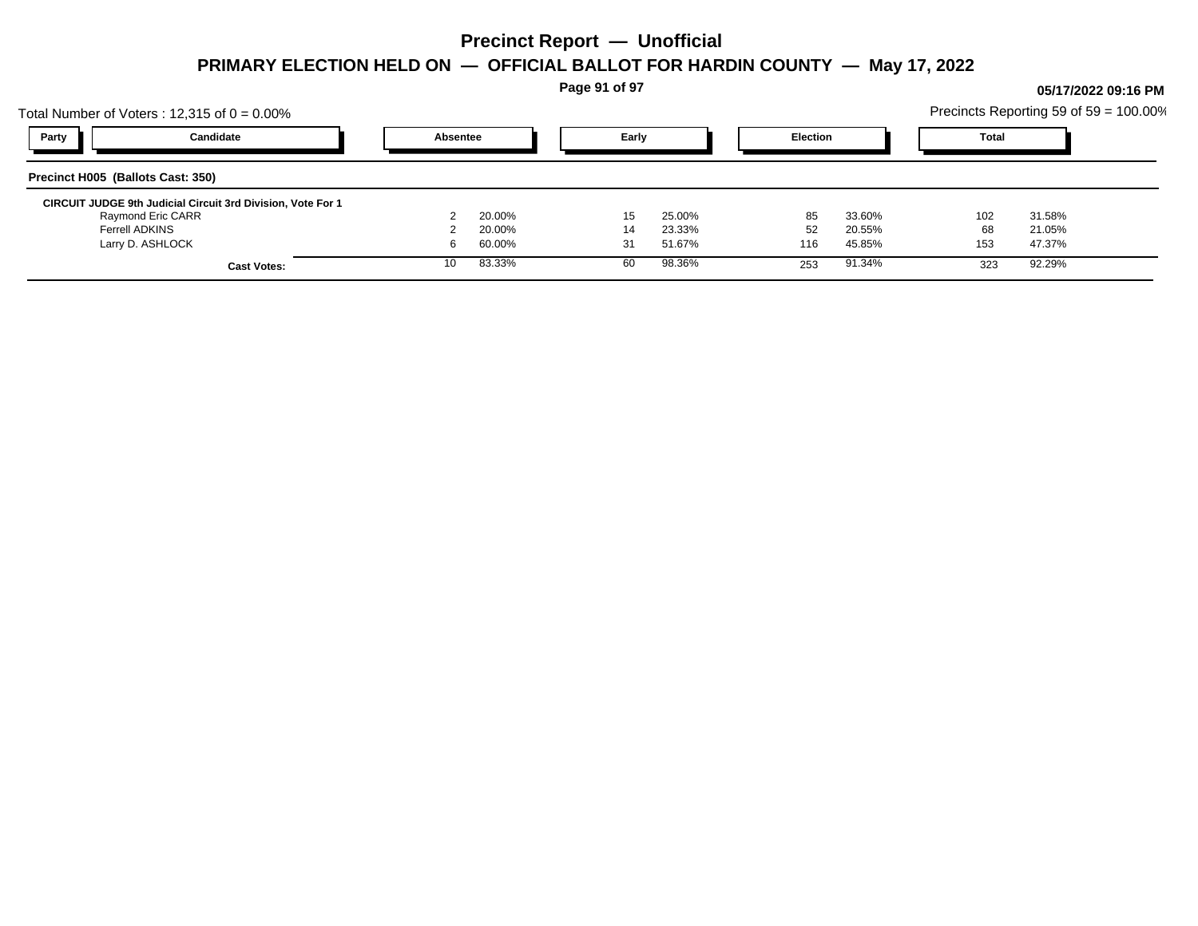# Precinct Report — Unofficial

## PRIMARY ELECTION HELD ON — OFFICIAL BALLOT FOR HARDIN COUNTY — May 17, 2022

05/17/2022 09:16 PM

Total Number of Voters : 12,315 of 0 = 0.00%

Precincts Reporting 59 of 59 = 100.00%

| Party | Candidate | Absentee | | Early | | Election | | Total | |
|---|---|---|---|---|---|---|---|---|---|
| **Precinct H005 (Ballots Cast: 350)** | | | | | | | | | |
| **CIRCUIT JUDGE 9th Judicial Circuit 3rd Division, Vote For 1** | | | | | | | | | |
| | Raymond Eric CARR | 2 | 20.00% | 15 | 25.00% | 85 | 33.60% | 102 | 31.58% |
| | Ferrell ADKINS | 2 | 20.00% | 14 | 23.33% | 52 | 20.55% | 68 | 21.05% |
| | Larry D. ASHLOCK | 6 | 60.00% | 31 | 51.67% | 116 | 45.85% | 153 | 47.37% |
| | **Cast Votes:** | 10 | 83.33% | 60 | 98.36% | 253 | 91.34% | 323 | 92.29% |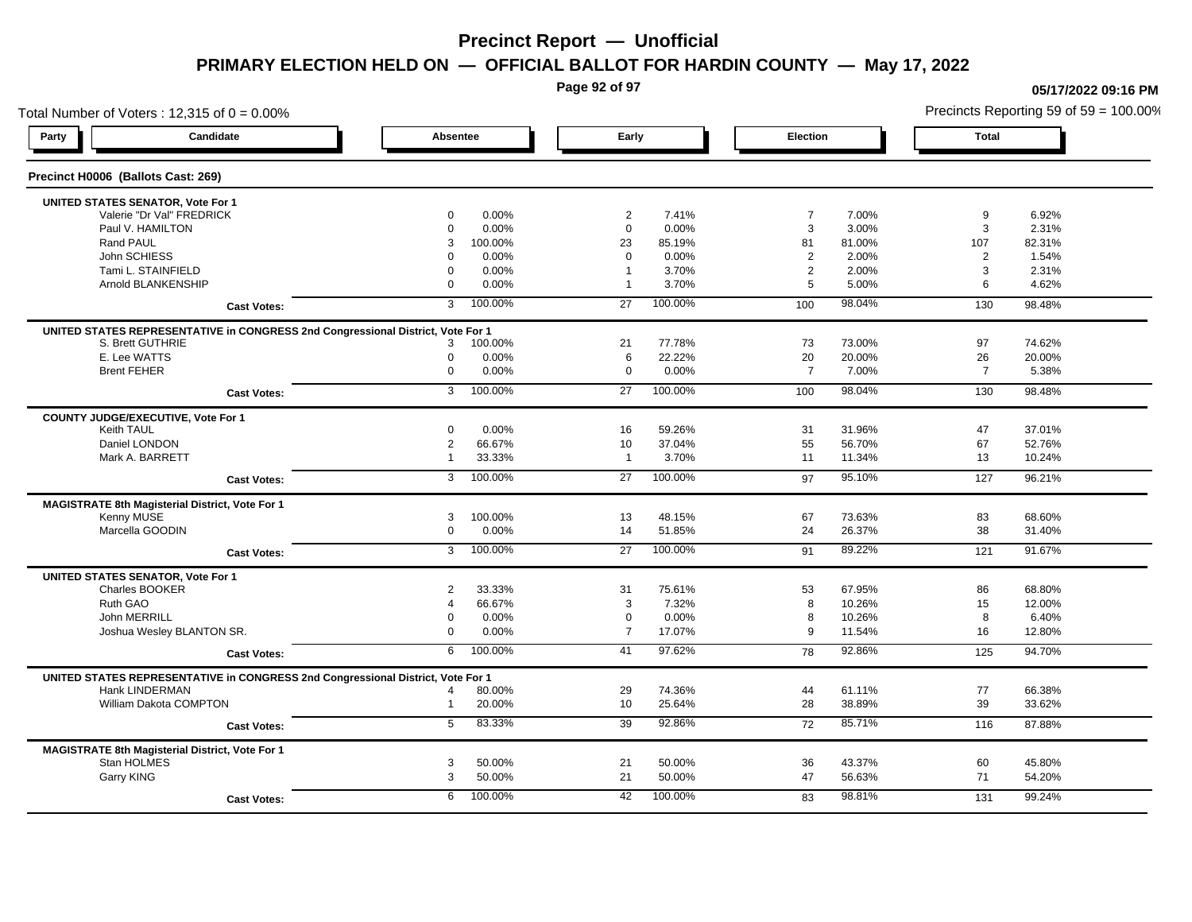# Precinct Report — Unofficial

## PRIMARY ELECTION HELD ON — OFFICIAL BALLOT FOR HARDIN COUNTY — May 17, 2022

05/17/2022 09:16 PM

Total Number of Voters : 12,315 of 0 = 0.00%

Precincts Reporting 59 of 59 = 100.00%

### Precinct H0006 (Ballots Cast: 269)

| Party | Candidate | Absentee | | Early | | Election | | Total | |
|---|---|---|---|---|---|---|---|---|---|
| **UNITED STATES SENATOR, Vote For 1** | | | | | | | | | |
| | Valerie "Dr Val" FREDRICK | 0 | 0.00% | 2 | 7.41% | 7 | 7.00% | 9 | 6.92% |
| | Paul V. HAMILTON | 0 | 0.00% | 0 | 0.00% | 3 | 3.00% | 3 | 2.31% |
| | Rand PAUL | 3 | 100.00% | 23 | 85.19% | 81 | 81.00% | 107 | 82.31% |
| | John SCHIESS | 0 | 0.00% | 0 | 0.00% | 2 | 2.00% | 2 | 1.54% |
| | Tami L. STAINFIELD | 0 | 0.00% | 1 | 3.70% | 2 | 2.00% | 3 | 2.31% |
| | Arnold BLANKENSHIP | 0 | 0.00% | 1 | 3.70% | 5 | 5.00% | 6 | 4.62% |
| | **Cast Votes:** | 3 | 100.00% | 27 | 100.00% | 100 | 98.04% | 130 | 98.48% |
| **UNITED STATES REPRESENTATIVE in CONGRESS 2nd Congressional District, Vote For 1** | | | | | | | | | |
| | S. Brett GUTHRIE | 3 | 100.00% | 21 | 77.78% | 73 | 73.00% | 97 | 74.62% |
| | E. Lee WATTS | 0 | 0.00% | 6 | 22.22% | 20 | 20.00% | 26 | 20.00% |
| | Brent FEHER | 0 | 0.00% | 0 | 0.00% | 7 | 7.00% | 7 | 5.38% |
| | **Cast Votes:** | 3 | 100.00% | 27 | 100.00% | 100 | 98.04% | 130 | 98.48% |
| **COUNTY JUDGE/EXECUTIVE, Vote For 1** | | | | | | | | | |
| | Keith TAUL | 0 | 0.00% | 16 | 59.26% | 31 | 31.96% | 47 | 37.01% |
| | Daniel LONDON | 2 | 66.67% | 10 | 37.04% | 55 | 56.70% | 67 | 52.76% |
| | Mark A. BARRETT | 1 | 33.33% | 1 | 3.70% | 11 | 11.34% | 13 | 10.24% |
| | **Cast Votes:** | 3 | 100.00% | 27 | 100.00% | 97 | 95.10% | 127 | 96.21% |
| **MAGISTRATE 8th Magisterial District, Vote For 1** | | | | | | | | | |
| | Kenny MUSE | 3 | 100.00% | 13 | 48.15% | 67 | 73.63% | 83 | 68.60% |
| | Marcella GOODIN | 0 | 0.00% | 14 | 51.85% | 24 | 26.37% | 38 | 31.40% |
| | **Cast Votes:** | 3 | 100.00% | 27 | 100.00% | 91 | 89.22% | 121 | 91.67% |
| **UNITED STATES SENATOR, Vote For 1** | | | | | | | | | |
| | Charles BOOKER | 2 | 33.33% | 31 | 75.61% | 53 | 67.95% | 86 | 68.80% |
| | Ruth GAO | 4 | 66.67% | 3 | 7.32% | 8 | 10.26% | 15 | 12.00% |
| | John MERRILL | 0 | 0.00% | 0 | 0.00% | 8 | 10.26% | 8 | 6.40% |
| | Joshua Wesley BLANTON SR. | 0 | 0.00% | 7 | 17.07% | 9 | 11.54% | 16 | 12.80% |
| | **Cast Votes:** | 6 | 100.00% | 41 | 97.62% | 78 | 92.86% | 125 | 94.70% |
| **UNITED STATES REPRESENTATIVE in CONGRESS 2nd Congressional District, Vote For 1** | | | | | | | | | |
| | Hank LINDERMAN | 4 | 80.00% | 29 | 74.36% | 44 | 61.11% | 77 | 66.38% |
| | William Dakota COMPTON | 1 | 20.00% | 10 | 25.64% | 28 | 38.89% | 39 | 33.62% |
| | **Cast Votes:** | 5 | 83.33% | 39 | 92.86% | 72 | 85.71% | 116 | 87.88% |
| **MAGISTRATE 8th Magisterial District, Vote For 1** | | | | | | | | | |
| | Stan HOLMES | 3 | 50.00% | 21 | 50.00% | 36 | 43.37% | 60 | 45.80% |
| | Garry KING | 3 | 50.00% | 21 | 50.00% | 47 | 56.63% | 71 | 54.20% |
| | **Cast Votes:** | 6 | 100.00% | 42 | 100.00% | 83 | 98.81% | 131 | 99.24% |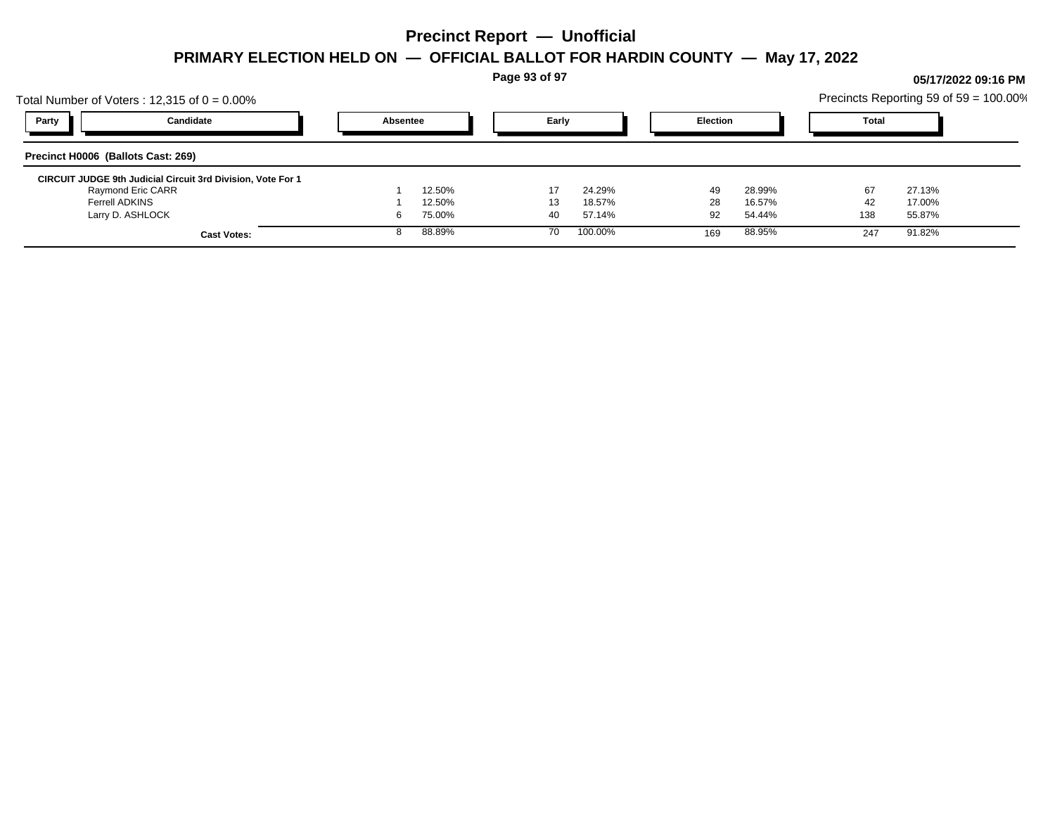# Precinct Report — Unofficial

## PRIMARY ELECTION HELD ON — OFFICIAL BALLOT FOR HARDIN COUNTY — May 17, 2022

**05/17/2022 09:16 PM**

Total Number of Voters : 12,315 of 0 = 0.00%

Precincts Reporting 59 of 59 = 100.00%

| Party | Candidate | Absentee | | Early | | Election | | Total | |
|---|---|---|---|---|---|---|---|---|---|
| **Precinct H0006 (Ballots Cast: 269)** | | | | | | | | | |
| **CIRCUIT JUDGE 9th Judicial Circuit 3rd Division, Vote For 1** | | | | | | | | | |
| | Raymond Eric CARR | 1 | 12.50% | 17 | 24.29% | 49 | 28.99% | 67 | 27.13% |
| | Ferrell ADKINS | 1 | 12.50% | 13 | 18.57% | 28 | 16.57% | 42 | 17.00% |
| | Larry D. ASHLOCK | 6 | 75.00% | 40 | 57.14% | 92 | 54.44% | 138 | 55.87% |
| | **Cast Votes:** | 8 | 88.89% | 70 | 100.00% | 169 | 88.95% | 247 | 91.82% |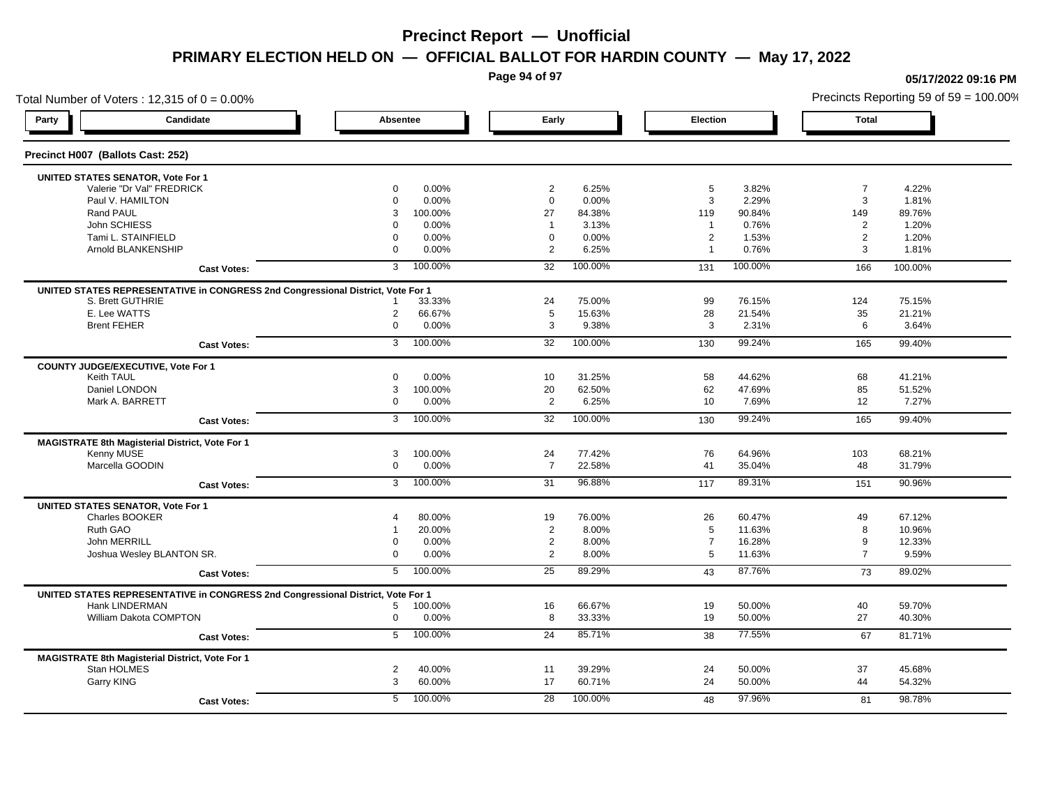# Precinct Report — Unofficial

## PRIMARY ELECTION HELD ON — OFFICIAL BALLOT FOR HARDIN COUNTY — May 17, 2022

05/17/2022 09:16 PM

Total Number of Voters : 12,315 of 0 = 0.00%

Precincts Reporting 59 of 59 = 100.00%

### Precinct H007 (Ballots Cast: 252)

| Party | Candidate | Absentee | | Early | | Election | | Total | |
|---|---|---|---|---|---|---|---|---|---|
| | **UNITED STATES SENATOR, Vote For 1** | | | | | | | | |
| | Valerie "Dr Val" FREDRICK | 0 | 0.00% | 2 | 6.25% | 5 | 3.82% | 7 | 4.22% |
| | Paul V. HAMILTON | 0 | 0.00% | 0 | 0.00% | 3 | 2.29% | 3 | 1.81% |
| | Rand PAUL | 3 | 100.00% | 27 | 84.38% | 119 | 90.84% | 149 | 89.76% |
| | John SCHIESS | 0 | 0.00% | 1 | 3.13% | 1 | 0.76% | 2 | 1.20% |
| | Tami L. STAINFIELD | 0 | 0.00% | 0 | 0.00% | 2 | 1.53% | 2 | 1.20% |
| | Arnold BLANKENSHIP | 0 | 0.00% | 2 | 6.25% | 1 | 0.76% | 3 | 1.81% |
| | **Cast Votes:** | 3 | 100.00% | 32 | 100.00% | 131 | 100.00% | 166 | 100.00% |
| | **UNITED STATES REPRESENTATIVE in CONGRESS 2nd Congressional District, Vote For 1** | | | | | | | | |
| | S. Brett GUTHRIE | 1 | 33.33% | 24 | 75.00% | 99 | 76.15% | 124 | 75.15% |
| | E. Lee WATTS | 2 | 66.67% | 5 | 15.63% | 28 | 21.54% | 35 | 21.21% |
| | Brent FEHER | 0 | 0.00% | 3 | 9.38% | 3 | 2.31% | 6 | 3.64% |
| | **Cast Votes:** | 3 | 100.00% | 32 | 100.00% | 130 | 99.24% | 165 | 99.40% |
| | **COUNTY JUDGE/EXECUTIVE, Vote For 1** | | | | | | | | |
| | Keith TAUL | 0 | 0.00% | 10 | 31.25% | 58 | 44.62% | 68 | 41.21% |
| | Daniel LONDON | 3 | 100.00% | 20 | 62.50% | 62 | 47.69% | 85 | 51.52% |
| | Mark A. BARRETT | 0 | 0.00% | 2 | 6.25% | 10 | 7.69% | 12 | 7.27% |
| | **Cast Votes:** | 3 | 100.00% | 32 | 100.00% | 130 | 99.24% | 165 | 99.40% |
| | **MAGISTRATE 8th Magisterial District, Vote For 1** | | | | | | | | |
| | Kenny MUSE | 3 | 100.00% | 24 | 77.42% | 76 | 64.96% | 103 | 68.21% |
| | Marcella GOODIN | 0 | 0.00% | 7 | 22.58% | 41 | 35.04% | 48 | 31.79% |
| | **Cast Votes:** | 3 | 100.00% | 31 | 96.88% | 117 | 89.31% | 151 | 90.96% |
| | **UNITED STATES SENATOR, Vote For 1** | | | | | | | | |
| | Charles BOOKER | 4 | 80.00% | 19 | 76.00% | 26 | 60.47% | 49 | 67.12% |
| | Ruth GAO | 1 | 20.00% | 2 | 8.00% | 5 | 11.63% | 8 | 10.96% |
| | John MERRILL | 0 | 0.00% | 2 | 8.00% | 7 | 16.28% | 9 | 12.33% |
| | Joshua Wesley BLANTON SR. | 0 | 0.00% | 2 | 8.00% | 5 | 11.63% | 7 | 9.59% |
| | **Cast Votes:** | 5 | 100.00% | 25 | 89.29% | 43 | 87.76% | 73 | 89.02% |
| | **UNITED STATES REPRESENTATIVE in CONGRESS 2nd Congressional District, Vote For 1** | | | | | | | | |
| | Hank LINDERMAN | 5 | 100.00% | 16 | 66.67% | 19 | 50.00% | 40 | 59.70% |
| | William Dakota COMPTON | 0 | 0.00% | 8 | 33.33% | 19 | 50.00% | 27 | 40.30% |
| | **Cast Votes:** | 5 | 100.00% | 24 | 85.71% | 38 | 77.55% | 67 | 81.71% |
| | **MAGISTRATE 8th Magisterial District, Vote For 1** | | | | | | | | |
| | Stan HOLMES | 2 | 40.00% | 11 | 39.29% | 24 | 50.00% | 37 | 45.68% |
| | Garry KING | 3 | 60.00% | 17 | 60.71% | 24 | 50.00% | 44 | 54.32% |
| | **Cast Votes:** | 5 | 100.00% | 28 | 100.00% | 48 | 97.96% | 81 | 98.78% |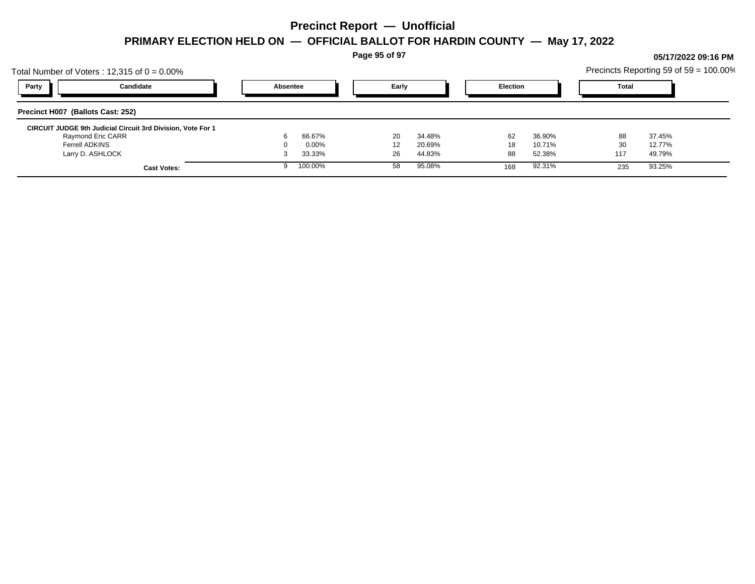# Precinct Report — Unofficial

## PRIMARY ELECTION HELD ON — OFFICIAL BALLOT FOR HARDIN COUNTY — May 17, 2022

**05/17/2022 09:16 PM**

Total Number of Voters : 12,315 of 0 = 0.00%

Precincts Reporting 59 of 59 = 100.00%

### Precinct H007 (Ballots Cast: 252)

**CIRCUIT JUDGE 9th Judicial Circuit 3rd Division, Vote For 1**

| Party | Candidate | Absentee | | Early | | Election | | Total | |
|---|---|---|---|---|---|---|---|---|---|
| | Raymond Eric CARR | 6 | 66.67% | 20 | 34.48% | 62 | 36.90% | 88 | 37.45% |
| | Ferrell ADKINS | 0 | 0.00% | 12 | 20.69% | 18 | 10.71% | 30 | 12.77% |
| | Larry D. ASHLOCK | 3 | 33.33% | 26 | 44.83% | 88 | 52.38% | 117 | 49.79% |
| | **Cast Votes:** | 9 | 100.00% | 58 | 95.08% | 168 | 92.31% | 235 | 93.25% |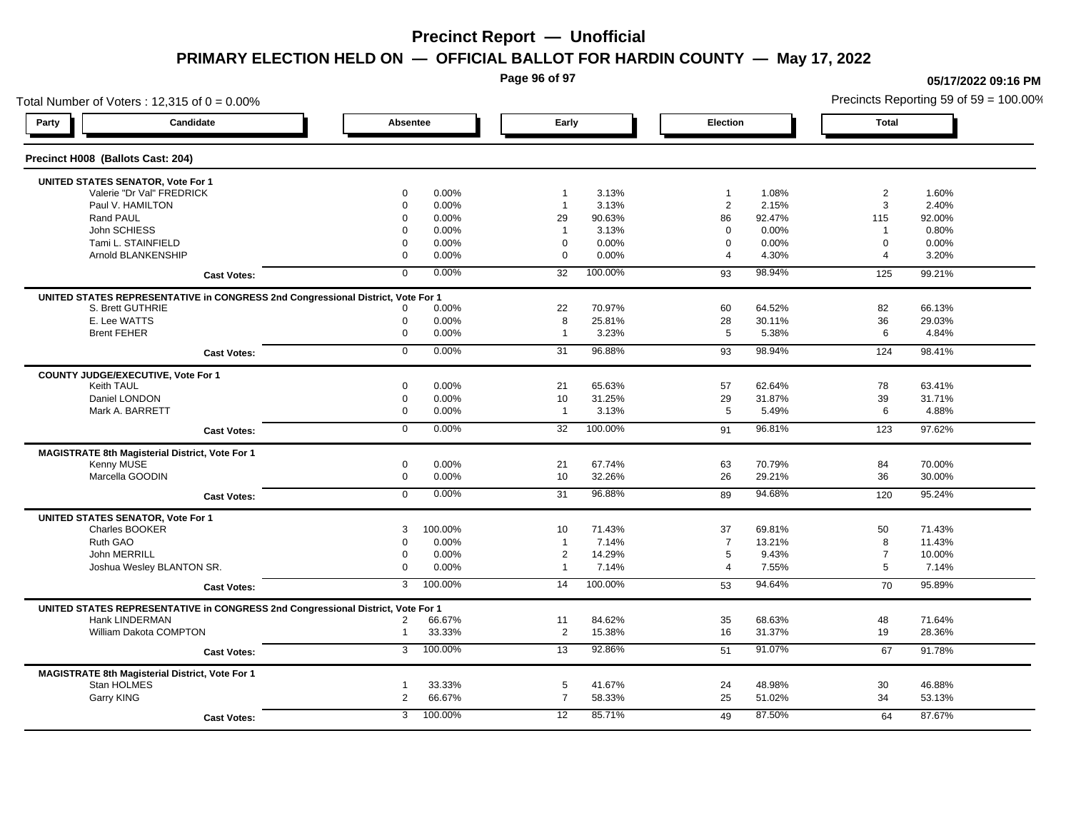# Precinct Report — Unofficial

## PRIMARY ELECTION HELD ON — OFFICIAL BALLOT FOR HARDIN COUNTY — May 17, 2022

05/17/2022 09:16 PM

Total Number of Voters : 12,315 of 0 = 0.00%

Precincts Reporting 59 of 59 = 100.00%

### Precinct H008 (Ballots Cast: 204)

| Party | Candidate | Absentee | | Early | | Election | | Total | |
|---|---|---|---|---|---|---|---|---|---|
| **UNITED STATES SENATOR, Vote For 1** | | | | | | | | | |
| | Valerie "Dr Val" FREDRICK | 0 | 0.00% | 1 | 3.13% | 1 | 1.08% | 2 | 1.60% |
| | Paul V. HAMILTON | 0 | 0.00% | 1 | 3.13% | 2 | 2.15% | 3 | 2.40% |
| | Rand PAUL | 0 | 0.00% | 29 | 90.63% | 86 | 92.47% | 115 | 92.00% |
| | John SCHIESS | 0 | 0.00% | 1 | 3.13% | 0 | 0.00% | 1 | 0.80% |
| | Tami L. STAINFIELD | 0 | 0.00% | 0 | 0.00% | 0 | 0.00% | 0 | 0.00% |
| | Arnold BLANKENSHIP | 0 | 0.00% | 0 | 0.00% | 4 | 4.30% | 4 | 3.20% |
| | **Cast Votes:** | 0 | 0.00% | 32 | 100.00% | 93 | 98.94% | 125 | 99.21% |
| **UNITED STATES REPRESENTATIVE in CONGRESS 2nd Congressional District, Vote For 1** | | | | | | | | | |
| | S. Brett GUTHRIE | 0 | 0.00% | 22 | 70.97% | 60 | 64.52% | 82 | 66.13% |
| | E. Lee WATTS | 0 | 0.00% | 8 | 25.81% | 28 | 30.11% | 36 | 29.03% |
| | Brent FEHER | 0 | 0.00% | 1 | 3.23% | 5 | 5.38% | 6 | 4.84% |
| | **Cast Votes:** | 0 | 0.00% | 31 | 96.88% | 93 | 98.94% | 124 | 98.41% |
| **COUNTY JUDGE/EXECUTIVE, Vote For 1** | | | | | | | | | |
| | Keith TAUL | 0 | 0.00% | 21 | 65.63% | 57 | 62.64% | 78 | 63.41% |
| | Daniel LONDON | 0 | 0.00% | 10 | 31.25% | 29 | 31.87% | 39 | 31.71% |
| | Mark A. BARRETT | 0 | 0.00% | 1 | 3.13% | 5 | 5.49% | 6 | 4.88% |
| | **Cast Votes:** | 0 | 0.00% | 32 | 100.00% | 91 | 96.81% | 123 | 97.62% |
| **MAGISTRATE 8th Magisterial District, Vote For 1** | | | | | | | | | |
| | Kenny MUSE | 0 | 0.00% | 21 | 67.74% | 63 | 70.79% | 84 | 70.00% |
| | Marcella GOODIN | 0 | 0.00% | 10 | 32.26% | 26 | 29.21% | 36 | 30.00% |
| | **Cast Votes:** | 0 | 0.00% | 31 | 96.88% | 89 | 94.68% | 120 | 95.24% |
| **UNITED STATES SENATOR, Vote For 1** | | | | | | | | | |
| | Charles BOOKER | 3 | 100.00% | 10 | 71.43% | 37 | 69.81% | 50 | 71.43% |
| | Ruth GAO | 0 | 0.00% | 1 | 7.14% | 7 | 13.21% | 8 | 11.43% |
| | John MERRILL | 0 | 0.00% | 2 | 14.29% | 5 | 9.43% | 7 | 10.00% |
| | Joshua Wesley BLANTON SR. | 0 | 0.00% | 1 | 7.14% | 4 | 7.55% | 5 | 7.14% |
| | **Cast Votes:** | 3 | 100.00% | 14 | 100.00% | 53 | 94.64% | 70 | 95.89% |
| **UNITED STATES REPRESENTATIVE in CONGRESS 2nd Congressional District, Vote For 1** | | | | | | | | | |
| | Hank LINDERMAN | 2 | 66.67% | 11 | 84.62% | 35 | 68.63% | 48 | 71.64% |
| | William Dakota COMPTON | 1 | 33.33% | 2 | 15.38% | 16 | 31.37% | 19 | 28.36% |
| | **Cast Votes:** | 3 | 100.00% | 13 | 92.86% | 51 | 91.07% | 67 | 91.78% |
| **MAGISTRATE 8th Magisterial District, Vote For 1** | | | | | | | | | |
| | Stan HOLMES | 1 | 33.33% | 5 | 41.67% | 24 | 48.98% | 30 | 46.88% |
| | Garry KING | 2 | 66.67% | 7 | 58.33% | 25 | 51.02% | 34 | 53.13% |
| | **Cast Votes:** | 3 | 100.00% | 12 | 85.71% | 49 | 87.50% | 64 | 87.67% |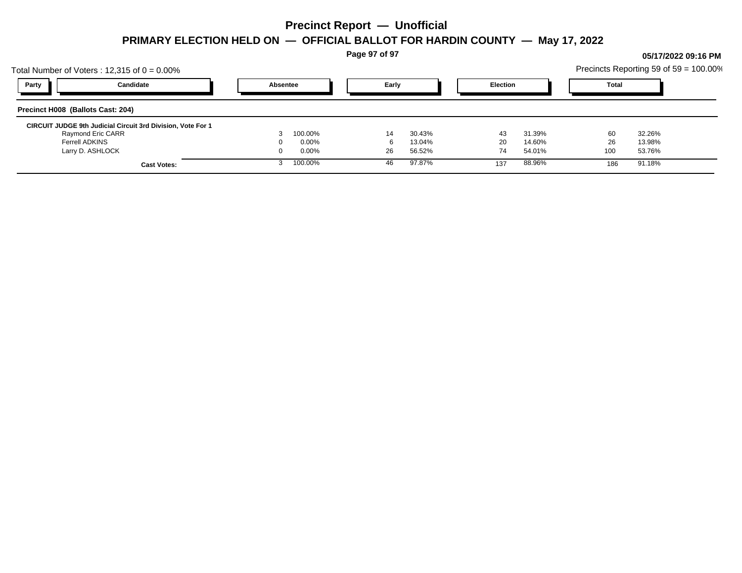# Precinct Report — Unofficial

## PRIMARY ELECTION HELD ON — OFFICIAL BALLOT FOR HARDIN COUNTY — May 17, 2022

**05/17/2022 09:16 PM**

Total Number of Voters : 12,315 of 0 = 0.00%

Precincts Reporting 59 of 59 = 100.00%

| Party | Candidate | Absentee | | Early | | Election | | Total | |
|---|---|---|---|---|---|---|---|---|---|
| **Precinct H008 (Ballots Cast: 204)** | | | | | | | | | |
| | **CIRCUIT JUDGE 9th Judicial Circuit 3rd Division, Vote For 1** | | | | | | | | |
| | Raymond Eric CARR | 3 | 100.00% | 14 | 30.43% | 43 | 31.39% | 60 | 32.26% |
| | Ferrell ADKINS | 0 | 0.00% | 6 | 13.04% | 20 | 14.60% | 26 | 13.98% |
| | Larry D. ASHLOCK | 0 | 0.00% | 26 | 56.52% | 74 | 54.01% | 100 | 53.76% |
| | **Cast Votes:** | 3 | 100.00% | 46 | 97.87% | 137 | 88.96% | 186 | 91.18% |